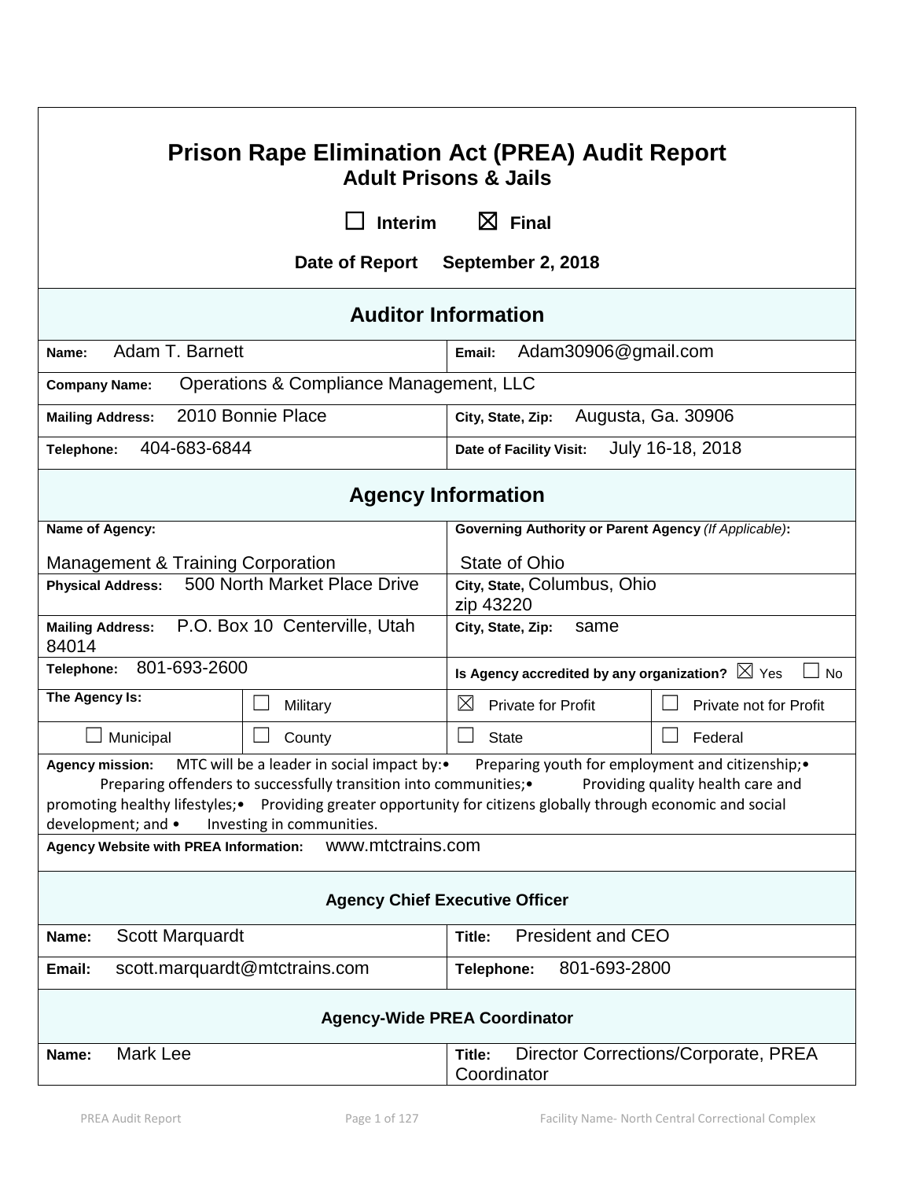# Prison Rape Elimination Act (PREA) Audit Report
## Adult Prisons & Jails

☐ Interim ☒ Final

**Date of Report** September 2, 2018

## Auditor Information

| | |
|---|---|
| **Name:** Adam T. Barnett | **Email:** Adam30906@gmail.com |
| **Company Name:** Operations & Compliance Management, LLC | |
| **Mailing Address:** 2010 Bonnie Place | **City, State, Zip:** Augusta, Ga. 30906 |
| **Telephone:** 404-683-6844 | **Date of Facility Visit:** July 16-18, 2018 |

## Agency Information

| | | | |
|---|---|---|---|
| **Name of Agency:** Management & Training Corporation | | **Governing Authority or Parent Agency** *(If Applicable)***:** State of Ohio | |
| **Physical Address:** 500 North Market Place Drive | | **City, State,** Columbus, Ohio zip 43220 | |
| **Mailing Address:** P.O. Box 10 Centerville, Utah 84014 | | **City, State, Zip:** same | |
| **Telephone:** 801-693-2600 | | **Is Agency accredited by any organization?** ☒ Yes ☐ No | |
| **The Agency Is:** | ☐ Military | ☒ Private for Profit | ☐ Private not for Profit |
| ☐ Municipal | ☐ County | ☐ State | ☐ Federal |

**Agency mission:** MTC will be a leader in social impact by:• Preparing youth for employment and citizenship;• Preparing offenders to successfully transition into communities;• Providing quality health care and promoting healthy lifestyles;• Providing greater opportunity for citizens globally through economic and social development; and • Investing in communities.

**Agency Website with PREA Information:** www.mtctrains.com

### Agency Chief Executive Officer

| | |
|---|---|
| **Name:** Scott Marquardt | **Title:** President and CEO |
| **Email:** scott.marquardt@mtctrains.com | **Telephone:** 801-693-2800 |

### Agency-Wide PREA Coordinator

| | |
|---|---|
| **Name:** Mark Lee | **Title:** Director Corrections/Corporate, PREA Coordinator |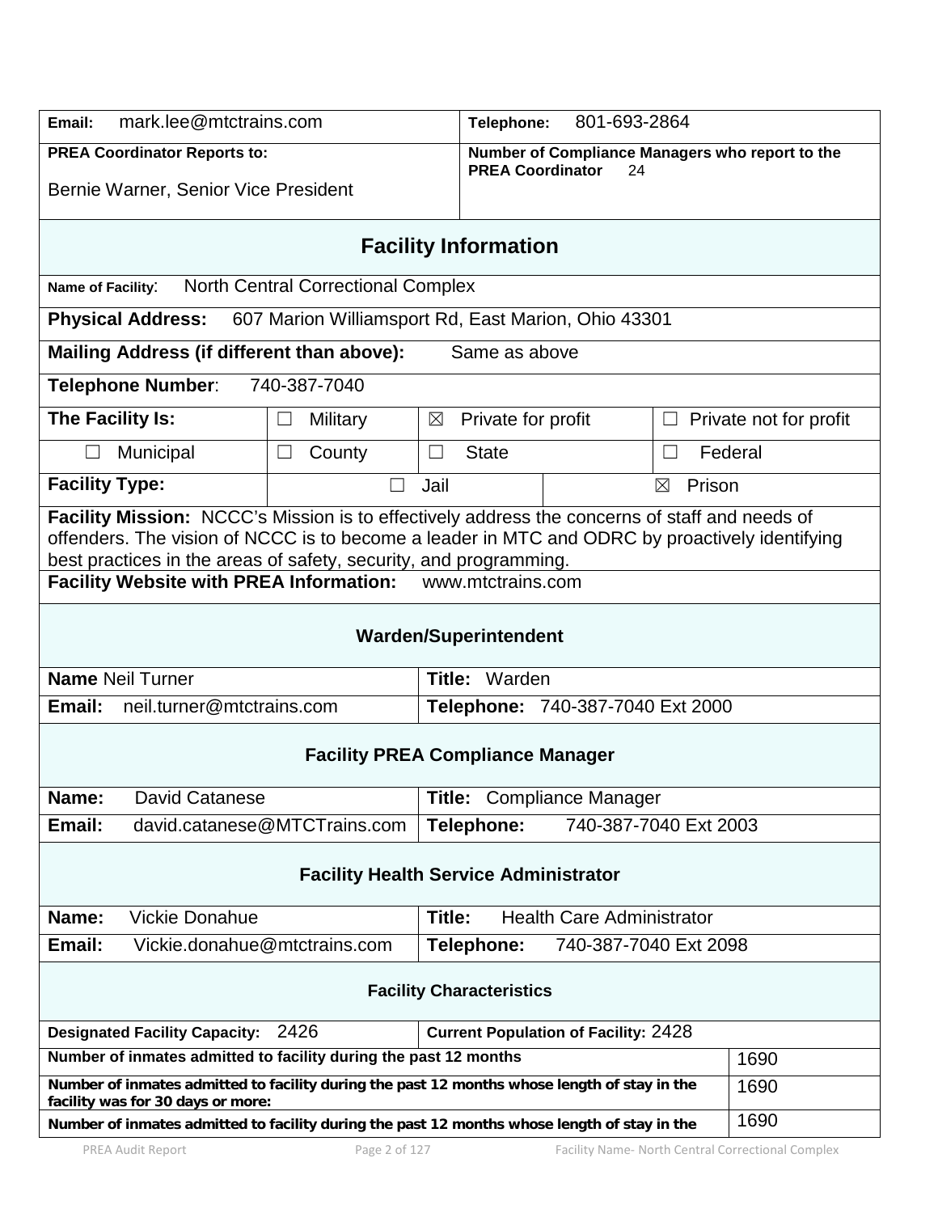| | |
|---|---|
| **Email:** mark.lee@mtctrains.com | **Telephone:** 801-693-2864 |
| **PREA Coordinator Reports to:** Bernie Warner, Senior Vice President | **Number of Compliance Managers who report to the PREA Coordinator** 24 |

## Facility Information

| | | | |
|---|---|---|---|
| **Name of Facility**: North Central Correctional Complex | | | |
| **Physical Address:** 607 Marion Williamsport Rd, East Marion, Ohio 43301 | | | |
| **Mailing Address (if different than above):** Same as above | | | |
| **Telephone Number**: 740-387-7040 | | | |
| **The Facility Is:** | ☐ Military | ☒ Private for profit | ☐ Private not for profit |
| ☐ Municipal | ☐ County | ☐ State | ☐ Federal |
| **Facility Type:** | ☐ Jail | | ☒ Prison |

**Facility Mission:** NCCC's Mission is to effectively address the concerns of staff and needs of offenders. The vision of NCCC is to become a leader in MTC and ODRC by proactively identifying best practices in the areas of safety, security, and programming.

**Facility Website with PREA Information:** www.mtctrains.com

### Warden/Superintendent

| | |
|---|---|
| **Name** Neil Turner | **Title:** Warden |
| **Email:** neil.turner@mtctrains.com | **Telephone:** 740-387-7040 Ext 2000 |

### Facility PREA Compliance Manager

| | |
|---|---|
| **Name:** David Catanese | **Title:** Compliance Manager |
| **Email:** david.catanese@MTCTrains.com | **Telephone:** 740-387-7040 Ext 2003 |

### Facility Health Service Administrator

| | |
|---|---|
| **Name:** Vickie Donahue | **Title:** Health Care Administrator |
| **Email:** Vickie.donahue@mtctrains.com | **Telephone:** 740-387-7040 Ext 2098 |

### Facility Characteristics

| | |
|---|---|
| **Designated Facility Capacity:** 2426 | **Current Population of Facility:** 2428 |
| **Number of inmates admitted to facility during the past 12 months** | 1690 |
| **Number of inmates admitted to facility during the past 12 months whose length of stay in the facility was for 30 days or more:** | 1690 |
| **Number of inmates admitted to facility during the past 12 months whose length of stay in the** | 1690 |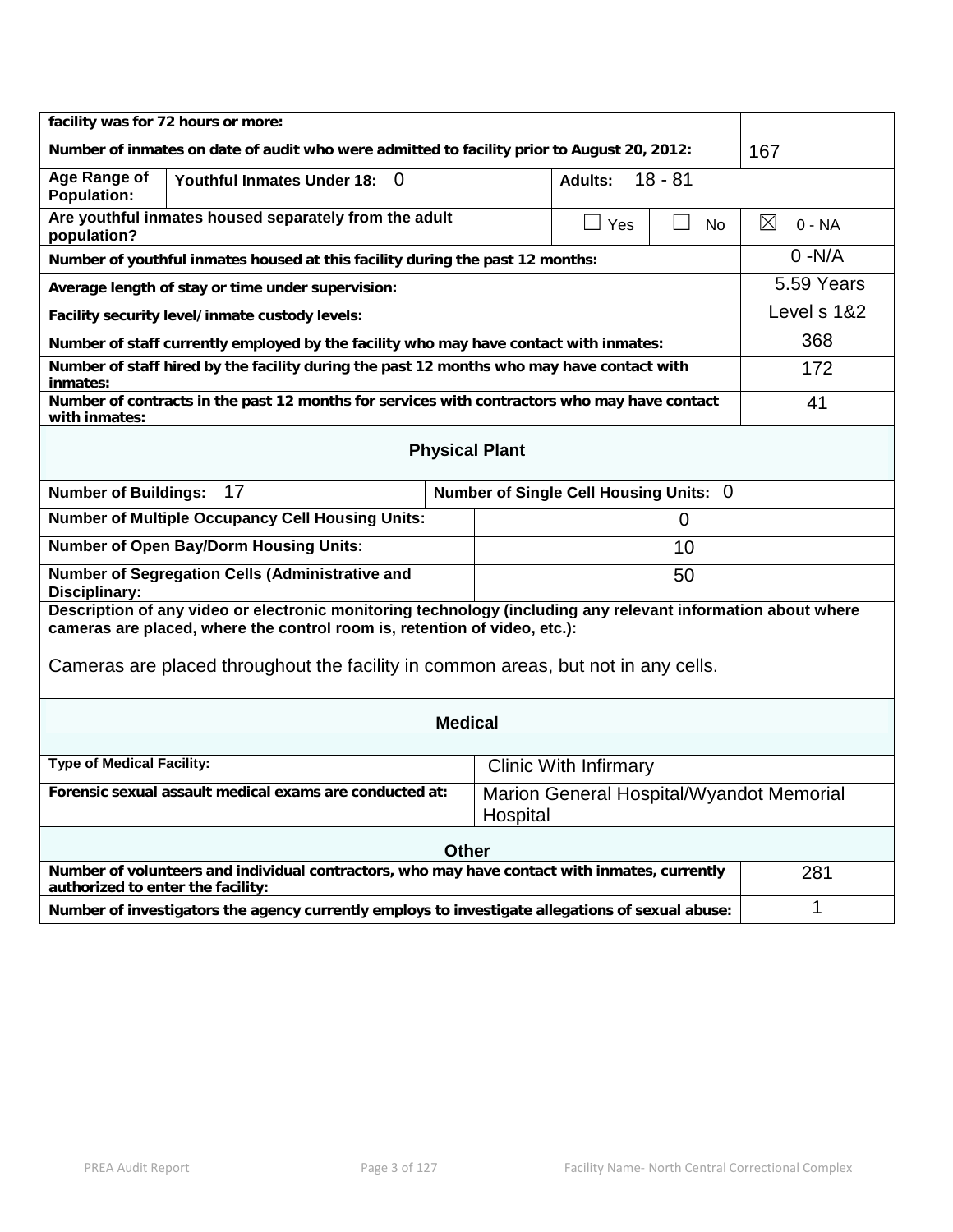| facility was for 72 hours or more: | | | | |
|---|---|---|---|---|
| **Number of inmates on date of audit who were admitted to facility prior to August 20, 2012:** | | | | 167 |
| **Age Range of Population:** | **Youthful Inmates Under 18:** 0 | **Adults:** 18 - 81 | | |
| **Are youthful inmates housed separately from the adult population?** | | ☐ Yes | ☐ No | ☒ 0 - NA |
| **Number of youthful inmates housed at this facility during the past 12 months:** | | | | 0 -N/A |
| **Average length of stay or time under supervision:** | | | | 5.59 Years |
| **Facility security level/inmate custody levels:** | | | | Level s 1&2 |
| **Number of staff currently employed by the facility who may have contact with inmates:** | | | | 368 |
| **Number of staff hired by the facility during the past 12 months who may have contact with inmates:** | | | | 172 |
| **Number of contracts in the past 12 months for services with contractors who may have contact with inmates:** | | | | 41 |

## Physical Plant

| **Number of Buildings:** 17 | **Number of Single Cell Housing Units:** 0 |
|---|---|
| **Number of Multiple Occupancy Cell Housing Units:** | 0 |
| **Number of Open Bay/Dorm Housing Units:** | 10 |
| **Number of Segregation Cells (Administrative and Disciplinary:** | 50 |

**Description of any video or electronic monitoring technology (including any relevant information about where cameras are placed, where the control room is, retention of video, etc.):**

Cameras are placed throughout the facility in common areas, but not in any cells.

## Medical

| **Type of Medical Facility:** | Clinic With Infirmary |
|---|---|
| **Forensic sexual assault medical exams are conducted at:** | Marion General Hospital/Wyandot Memorial Hospital |

## Other

| **Number of volunteers and individual contractors, who may have contact with inmates, currently authorized to enter the facility:** | 281 |
|---|---|
| **Number of investigators the agency currently employs to investigate allegations of sexual abuse:** | 1 |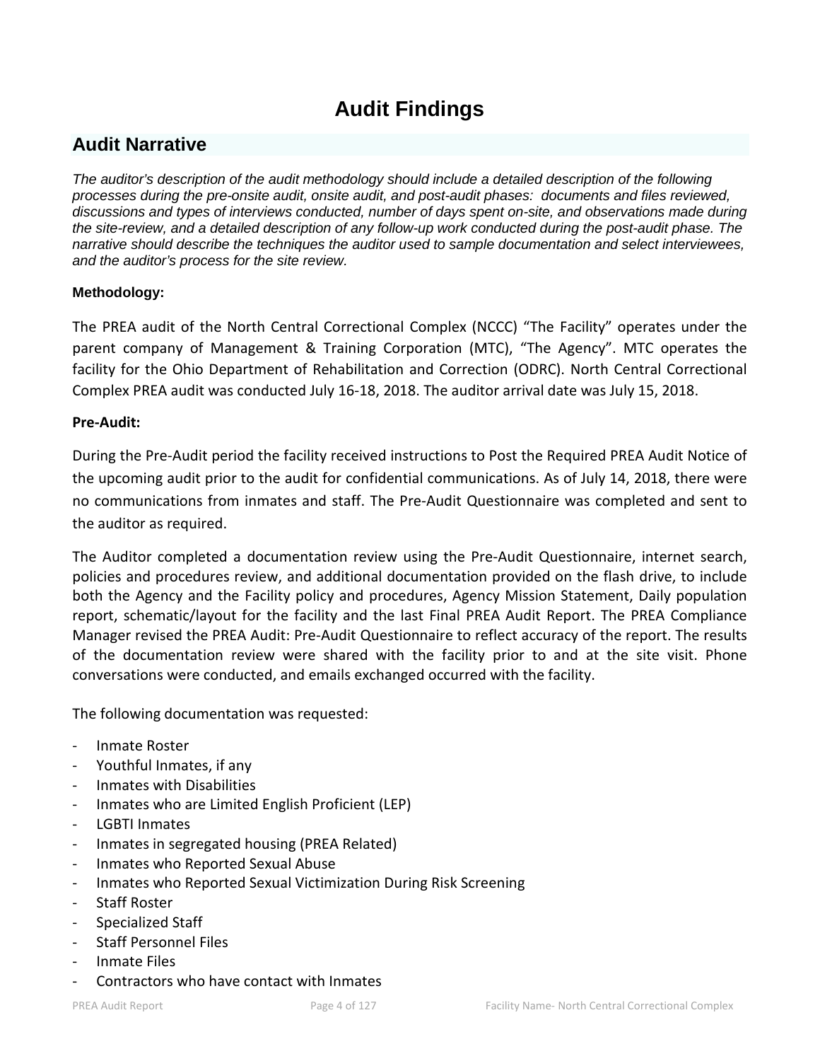# Audit Findings

## Audit Narrative

*The auditor's description of the audit methodology should include a detailed description of the following processes during the pre-onsite audit, onsite audit, and post-audit phases: documents and files reviewed, discussions and types of interviews conducted, number of days spent on-site, and observations made during the site-review, and a detailed description of any follow-up work conducted during the post-audit phase. The narrative should describe the techniques the auditor used to sample documentation and select interviewees, and the auditor's process for the site review.*

**Methodology:**

The PREA audit of the North Central Correctional Complex (NCCC) "The Facility" operates under the parent company of Management & Training Corporation (MTC), "The Agency". MTC operates the facility for the Ohio Department of Rehabilitation and Correction (ODRC). North Central Correctional Complex PREA audit was conducted July 16-18, 2018. The auditor arrival date was July 15, 2018.

**Pre-Audit:**

During the Pre-Audit period the facility received instructions to Post the Required PREA Audit Notice of the upcoming audit prior to the audit for confidential communications. As of July 14, 2018, there were no communications from inmates and staff. The Pre-Audit Questionnaire was completed and sent to the auditor as required.

The Auditor completed a documentation review using the Pre-Audit Questionnaire, internet search, policies and procedures review, and additional documentation provided on the flash drive, to include both the Agency and the Facility policy and procedures, Agency Mission Statement, Daily population report, schematic/layout for the facility and the last Final PREA Audit Report. The PREA Compliance Manager revised the PREA Audit: Pre-Audit Questionnaire to reflect accuracy of the report. The results of the documentation review were shared with the facility prior to and at the site visit. Phone conversations were conducted, and emails exchanged occurred with the facility.

The following documentation was requested:

- Inmate Roster
- Youthful Inmates, if any
- Inmates with Disabilities
- Inmates who are Limited English Proficient (LEP)
- LGBTI Inmates
- Inmates in segregated housing (PREA Related)
- Inmates who Reported Sexual Abuse
- Inmates who Reported Sexual Victimization During Risk Screening
- Staff Roster
- Specialized Staff
- Staff Personnel Files
- Inmate Files
- Contractors who have contact with Inmates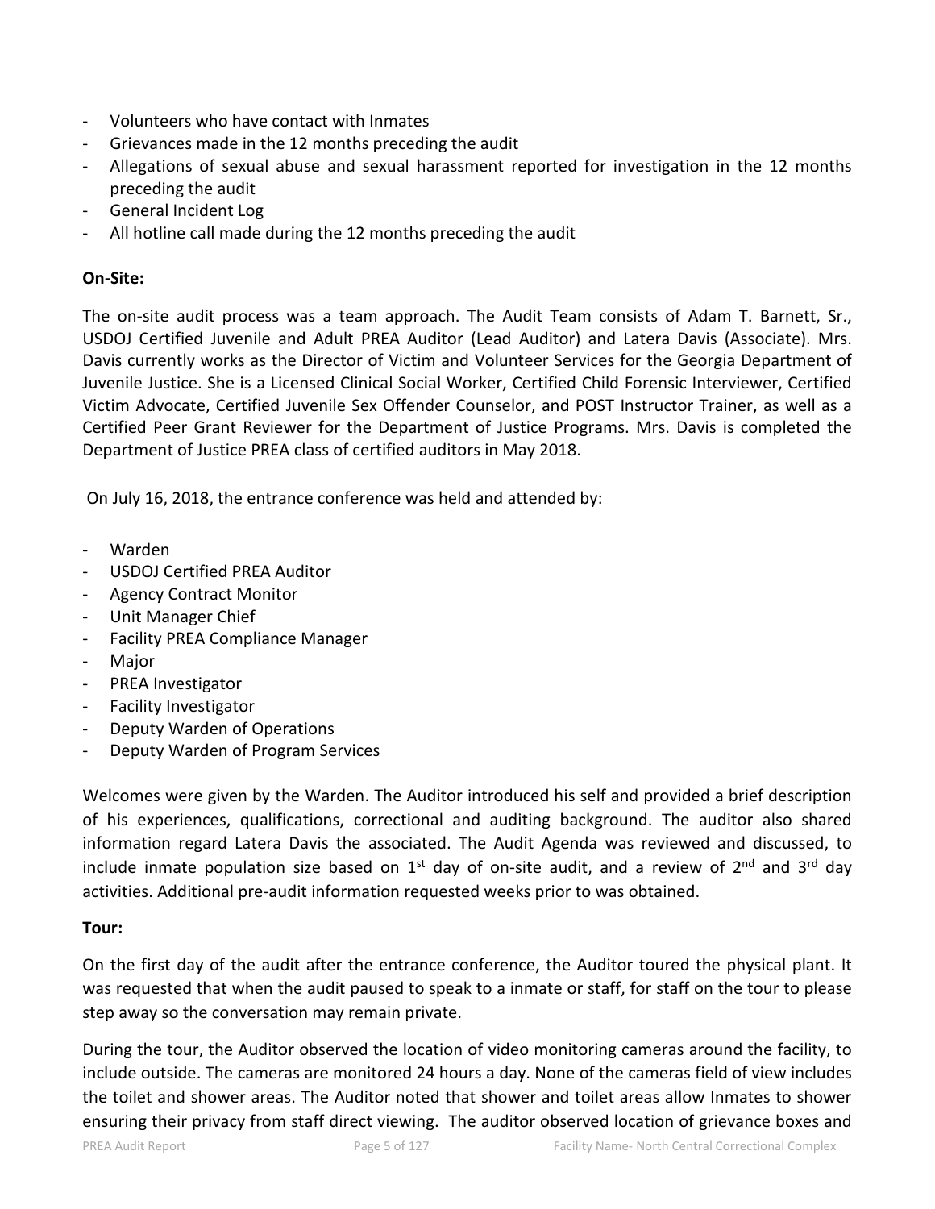- Volunteers who have contact with Inmates
- Grievances made in the 12 months preceding the audit
- Allegations of sexual abuse and sexual harassment reported for investigation in the 12 months preceding the audit
- General Incident Log
- All hotline call made during the 12 months preceding the audit

**On-Site:**

The on-site audit process was a team approach. The Audit Team consists of Adam T. Barnett, Sr., USDOJ Certified Juvenile and Adult PREA Auditor (Lead Auditor) and Latera Davis (Associate). Mrs. Davis currently works as the Director of Victim and Volunteer Services for the Georgia Department of Juvenile Justice. She is a Licensed Clinical Social Worker, Certified Child Forensic Interviewer, Certified Victim Advocate, Certified Juvenile Sex Offender Counselor, and POST Instructor Trainer, as well as a Certified Peer Grant Reviewer for the Department of Justice Programs. Mrs. Davis is completed the Department of Justice PREA class of certified auditors in May 2018.

On July 16, 2018, the entrance conference was held and attended by:

- Warden
- USDOJ Certified PREA Auditor
- Agency Contract Monitor
- Unit Manager Chief
- Facility PREA Compliance Manager
- Major
- PREA Investigator
- Facility Investigator
- Deputy Warden of Operations
- Deputy Warden of Program Services

Welcomes were given by the Warden. The Auditor introduced his self and provided a brief description of his experiences, qualifications, correctional and auditing background. The auditor also shared information regard Latera Davis the associated. The Audit Agenda was reviewed and discussed, to include inmate population size based on 1st day of on-site audit, and a review of 2nd and 3rd day activities. Additional pre-audit information requested weeks prior to was obtained.

**Tour:**

On the first day of the audit after the entrance conference, the Auditor toured the physical plant. It was requested that when the audit paused to speak to a inmate or staff, for staff on the tour to please step away so the conversation may remain private.

During the tour, the Auditor observed the location of video monitoring cameras around the facility, to include outside. The cameras are monitored 24 hours a day. None of the cameras field of view includes the toilet and shower areas. The Auditor noted that shower and toilet areas allow Inmates to shower ensuring their privacy from staff direct viewing. The auditor observed location of grievance boxes and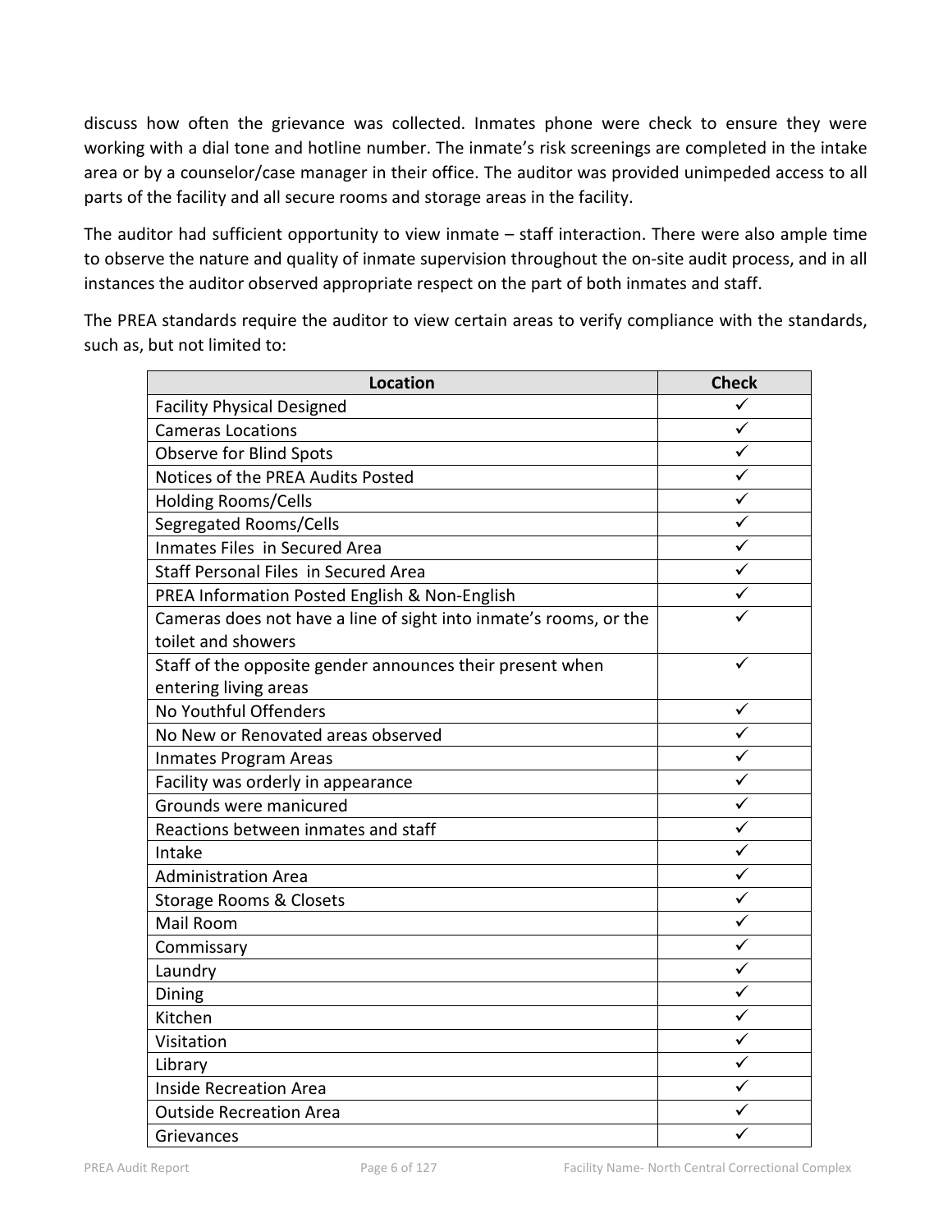discuss how often the grievance was collected. Inmates phone were check to ensure they were working with a dial tone and hotline number. The inmate's risk screenings are completed in the intake area or by a counselor/case manager in their office. The auditor was provided unimpeded access to all parts of the facility and all secure rooms and storage areas in the facility.

The auditor had sufficient opportunity to view inmate – staff interaction. There were also ample time to observe the nature and quality of inmate supervision throughout the on-site audit process, and in all instances the auditor observed appropriate respect on the part of both inmates and staff.

The PREA standards require the auditor to view certain areas to verify compliance with the standards, such as, but not limited to:

| Location | Check |
|---|---|
| Facility Physical Designed | ✓ |
| Cameras Locations | ✓ |
| Observe for Blind Spots | ✓ |
| Notices of the PREA Audits Posted | ✓ |
| Holding Rooms/Cells | ✓ |
| Segregated Rooms/Cells | ✓ |
| Inmates Files in Secured Area | ✓ |
| Staff Personal Files in Secured Area | ✓ |
| PREA Information Posted English & Non-English | ✓ |
| Cameras does not have a line of sight into inmate's rooms, or the toilet and showers | ✓ |
| Staff of the opposite gender announces their present when entering living areas | ✓ |
| No Youthful Offenders | ✓ |
| No New or Renovated areas observed | ✓ |
| Inmates Program Areas | ✓ |
| Facility was orderly in appearance | ✓ |
| Grounds were manicured | ✓ |
| Reactions between inmates and staff | ✓ |
| Intake | ✓ |
| Administration Area | ✓ |
| Storage Rooms & Closets | ✓ |
| Mail Room | ✓ |
| Commissary | ✓ |
| Laundry | ✓ |
| Dining | ✓ |
| Kitchen | ✓ |
| Visitation | ✓ |
| Library | ✓ |
| Inside Recreation Area | ✓ |
| Outside Recreation Area | ✓ |
| Grievances | ✓ |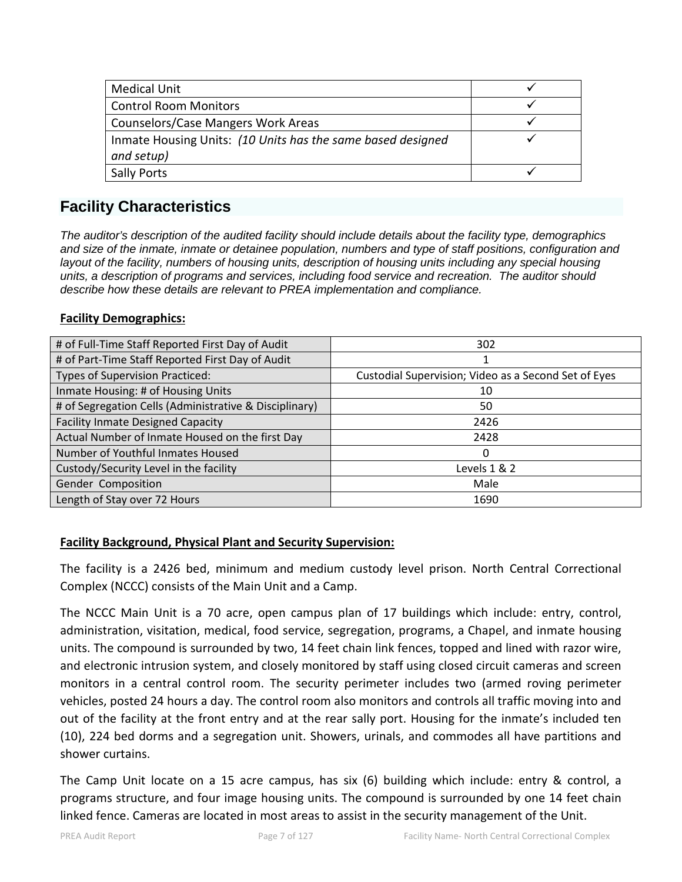| Medical Unit | ✓ |
|---|---|
| Control Room Monitors | ✓ |
| Counselors/Case Mangers Work Areas | ✓ |
| Inmate Housing Units: *(10 Units has the same based designed and setup)* | ✓ |
| Sally Ports | ✓ |

## Facility Characteristics

*The auditor's description of the audited facility should include details about the facility type, demographics and size of the inmate, inmate or detainee population, numbers and type of staff positions, configuration and layout of the facility, numbers of housing units, description of housing units including any special housing units, a description of programs and services, including food service and recreation. The auditor should describe how these details are relevant to PREA implementation and compliance.*

**Facility Demographics:**

| # of Full-Time Staff Reported First Day of Audit | 302 |
|---|---|
| # of Part-Time Staff Reported First Day of Audit | 1 |
| Types of Supervision Practiced: | Custodial Supervision; Video as a Second Set of Eyes |
| Inmate Housing: # of Housing Units | 10 |
| # of Segregation Cells (Administrative & Disciplinary) | 50 |
| Facility Inmate Designed Capacity | 2426 |
| Actual Number of Inmate Housed on the first Day | 2428 |
| Number of Youthful Inmates Housed | 0 |
| Custody/Security Level in the facility | Levels 1 & 2 |
| Gender Composition | Male |
| Length of Stay over 72 Hours | 1690 |

**Facility Background, Physical Plant and Security Supervision:**

The facility is a 2426 bed, minimum and medium custody level prison. North Central Correctional Complex (NCCC) consists of the Main Unit and a Camp.

The NCCC Main Unit is a 70 acre, open campus plan of 17 buildings which include: entry, control, administration, visitation, medical, food service, segregation, programs, a Chapel, and inmate housing units. The compound is surrounded by two, 14 feet chain link fences, topped and lined with razor wire, and electronic intrusion system, and closely monitored by staff using closed circuit cameras and screen monitors in a central control room. The security perimeter includes two (armed roving perimeter vehicles, posted 24 hours a day. The control room also monitors and controls all traffic moving into and out of the facility at the front entry and at the rear sally port. Housing for the inmate's included ten (10), 224 bed dorms and a segregation unit. Showers, urinals, and commodes all have partitions and shower curtains.

The Camp Unit locate on a 15 acre campus, has six (6) building which include: entry & control, a programs structure, and four image housing units. The compound is surrounded by one 14 feet chain linked fence. Cameras are located in most areas to assist in the security management of the Unit.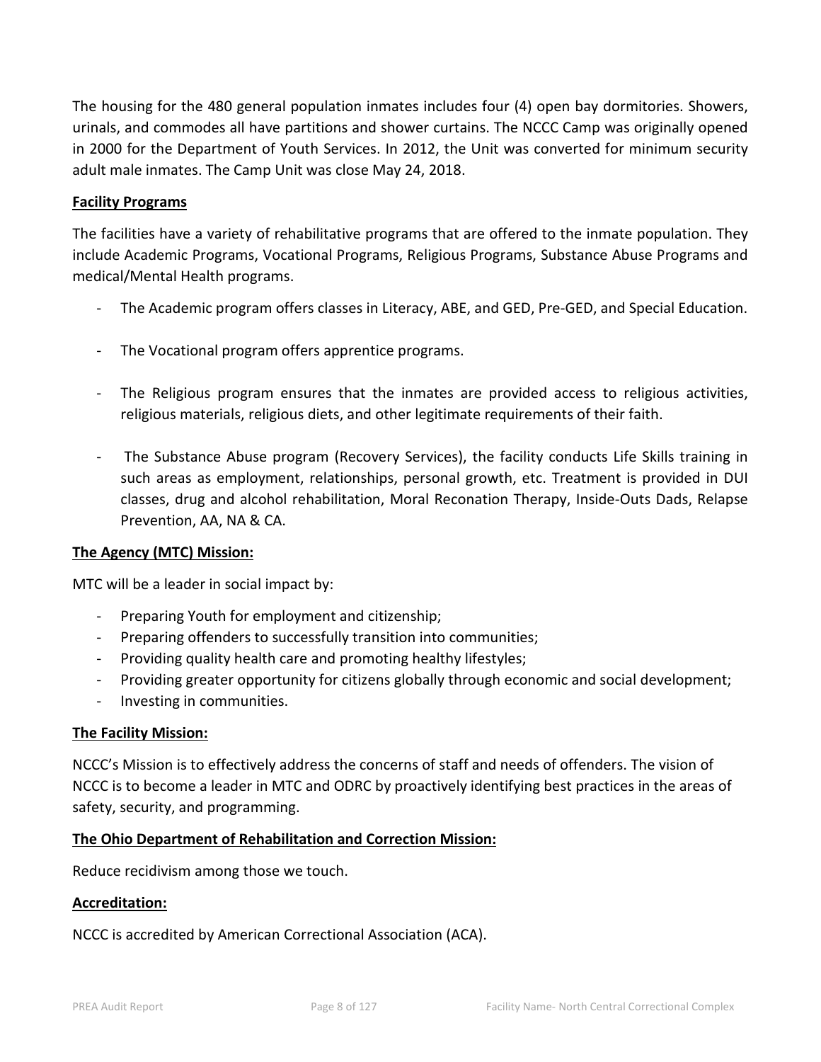The housing for the 480 general population inmates includes four (4) open bay dormitories. Showers, urinals, and commodes all have partitions and shower curtains. The NCCC Camp was originally opened in 2000 for the Department of Youth Services. In 2012, the Unit was converted for minimum security adult male inmates. The Camp Unit was close May 24, 2018.

**Facility Programs**

The facilities have a variety of rehabilitative programs that are offered to the inmate population. They include Academic Programs, Vocational Programs, Religious Programs, Substance Abuse Programs and medical/Mental Health programs.

- The Academic program offers classes in Literacy, ABE, and GED, Pre-GED, and Special Education.
- The Vocational program offers apprentice programs.
- The Religious program ensures that the inmates are provided access to religious activities, religious materials, religious diets, and other legitimate requirements of their faith.
- The Substance Abuse program (Recovery Services), the facility conducts Life Skills training in such areas as employment, relationships, personal growth, etc. Treatment is provided in DUI classes, drug and alcohol rehabilitation, Moral Reconation Therapy, Inside-Outs Dads, Relapse Prevention, AA, NA & CA.

**The Agency (MTC) Mission:**

MTC will be a leader in social impact by:

- Preparing Youth for employment and citizenship;
- Preparing offenders to successfully transition into communities;
- Providing quality health care and promoting healthy lifestyles;
- Providing greater opportunity for citizens globally through economic and social development;
- Investing in communities.

**The Facility Mission:**

NCCC's Mission is to effectively address the concerns of staff and needs of offenders. The vision of NCCC is to become a leader in MTC and ODRC by proactively identifying best practices in the areas of safety, security, and programming.

**The Ohio Department of Rehabilitation and Correction Mission:**

Reduce recidivism among those we touch.

**Accreditation:**

NCCC is accredited by American Correctional Association (ACA).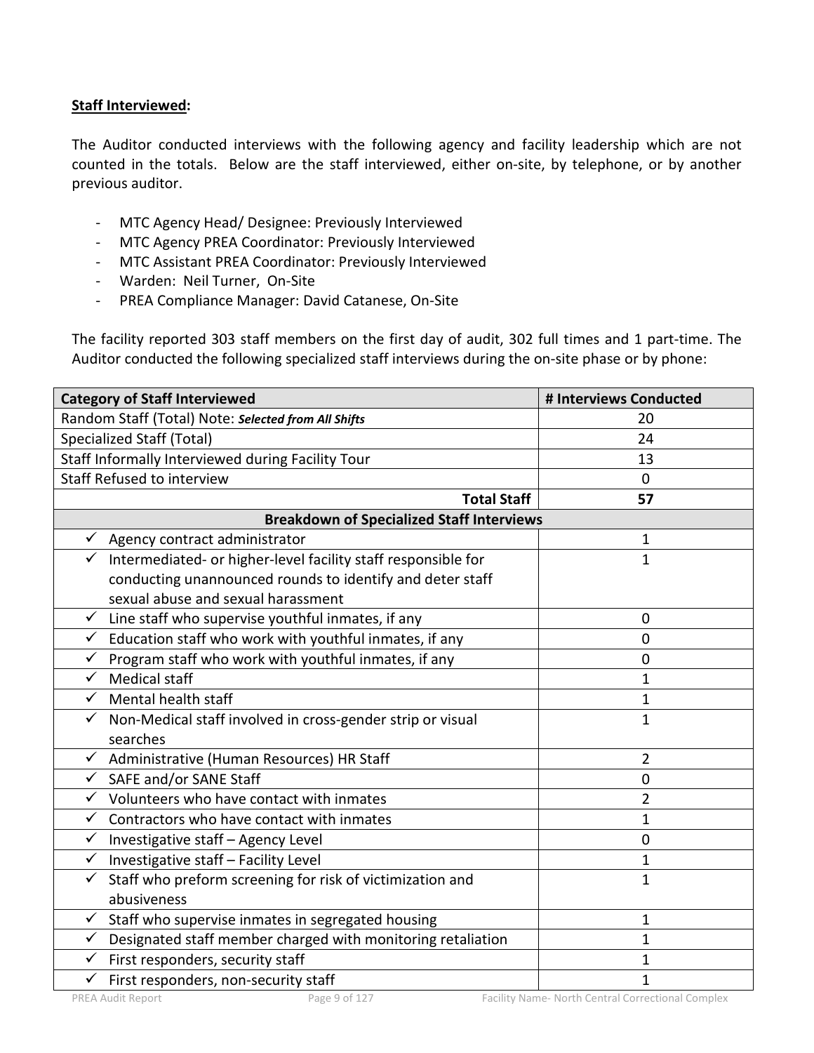**Staff Interviewed:**

The Auditor conducted interviews with the following agency and facility leadership which are not counted in the totals. Below are the staff interviewed, either on-site, by telephone, or by another previous auditor.

- MTC Agency Head/ Designee: Previously Interviewed
- MTC Agency PREA Coordinator: Previously Interviewed
- MTC Assistant PREA Coordinator: Previously Interviewed
- Warden: Neil Turner, On-Site
- PREA Compliance Manager: David Catanese, On-Site

The facility reported 303 staff members on the first day of audit, 302 full times and 1 part-time. The Auditor conducted the following specialized staff interviews during the on-site phase or by phone:

| Category of Staff Interviewed | # Interviews Conducted |
|---|---|
| Random Staff (Total) Note: ***Selected from All Shifts*** | 20 |
| Specialized Staff (Total) | 24 |
| Staff Informally Interviewed during Facility Tour | 13 |
| Staff Refused to interview | 0 |
| **Total Staff** | **57** |
| **Breakdown of Specialized Staff Interviews** | |
| ✓ Agency contract administrator | 1 |
| ✓ Intermediated- or higher-level facility staff responsible for conducting unannounced rounds to identify and deter staff sexual abuse and sexual harassment | 1 |
| ✓ Line staff who supervise youthful inmates, if any | 0 |
| ✓ Education staff who work with youthful inmates, if any | 0 |
| ✓ Program staff who work with youthful inmates, if any | 0 |
| ✓ Medical staff | 1 |
| ✓ Mental health staff | 1 |
| ✓ Non-Medical staff involved in cross-gender strip or visual searches | 1 |
| ✓ Administrative (Human Resources) HR Staff | 2 |
| ✓ SAFE and/or SANE Staff | 0 |
| ✓ Volunteers who have contact with inmates | 2 |
| ✓ Contractors who have contact with inmates | 1 |
| ✓ Investigative staff – Agency Level | 0 |
| ✓ Investigative staff – Facility Level | 1 |
| ✓ Staff who preform screening for risk of victimization and abusiveness | 1 |
| ✓ Staff who supervise inmates in segregated housing | 1 |
| ✓ Designated staff member charged with monitoring retaliation | 1 |
| ✓ First responders, security staff | 1 |
| ✓ First responders, non-security staff | 1 |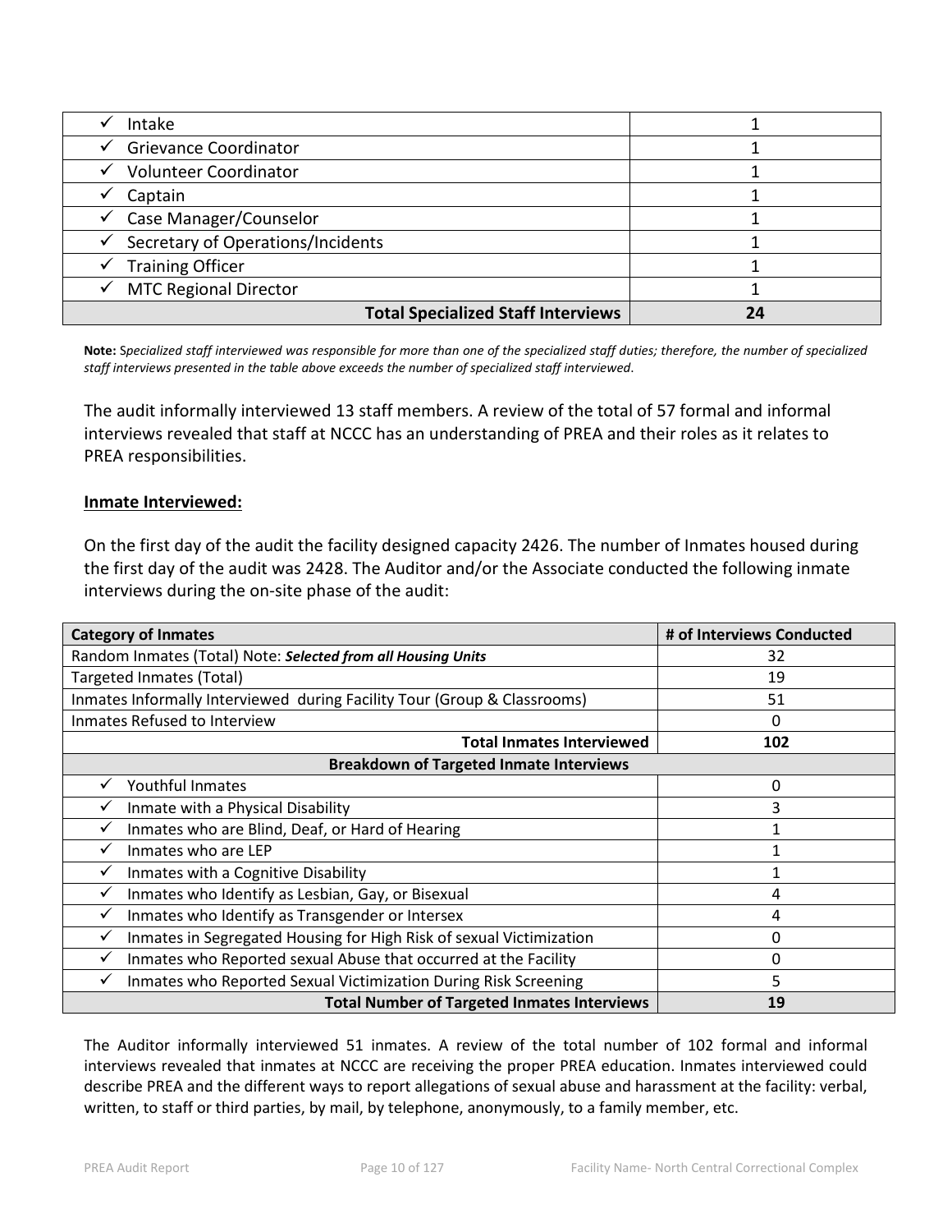| | |
|---|---|
| ✓ Intake | 1 |
| ✓ Grievance Coordinator | 1 |
| ✓ Volunteer Coordinator | 1 |
| ✓ Captain | 1 |
| ✓ Case Manager/Counselor | 1 |
| ✓ Secretary of Operations/Incidents | 1 |
| ✓ Training Officer | 1 |
| ✓ MTC Regional Director | 1 |
| **Total Specialized Staff Interviews** | **24** |

**Note:** *Specialized staff interviewed was responsible for more than one of the specialized staff duties; therefore, the number of specialized staff interviews presented in the table above exceeds the number of specialized staff interviewed.*

The audit informally interviewed 13 staff members. A review of the total of 57 formal and informal interviews revealed that staff at NCCC has an understanding of PREA and their roles as it relates to PREA responsibilities.

**Inmate Interviewed:**

On the first day of the audit the facility designed capacity 2426. The number of Inmates housed during the first day of the audit was 2428. The Auditor and/or the Associate conducted the following inmate interviews during the on-site phase of the audit:

| Category of Inmates | # of Interviews Conducted |
|---|---|
| Random Inmates (Total) Note: ***Selected from all Housing Units*** | 32 |
| Targeted Inmates (Total) | 19 |
| Inmates Informally Interviewed during Facility Tour (Group & Classrooms) | 51 |
| Inmates Refused to Interview | 0 |
| **Total Inmates Interviewed** | **102** |
| **Breakdown of Targeted Inmate Interviews** | |
| ✓ Youthful Inmates | 0 |
| ✓ Inmate with a Physical Disability | 3 |
| ✓ Inmates who are Blind, Deaf, or Hard of Hearing | 1 |
| ✓ Inmates who are LEP | 1 |
| ✓ Inmates with a Cognitive Disability | 1 |
| ✓ Inmates who Identify as Lesbian, Gay, or Bisexual | 4 |
| ✓ Inmates who Identify as Transgender or Intersex | 4 |
| ✓ Inmates in Segregated Housing for High Risk of sexual Victimization | 0 |
| ✓ Inmates who Reported sexual Abuse that occurred at the Facility | 0 |
| ✓ Inmates who Reported Sexual Victimization During Risk Screening | 5 |
| **Total Number of Targeted Inmates Interviews** | **19** |

The Auditor informally interviewed 51 inmates. A review of the total number of 102 formal and informal interviews revealed that inmates at NCCC are receiving the proper PREA education. Inmates interviewed could describe PREA and the different ways to report allegations of sexual abuse and harassment at the facility: verbal, written, to staff or third parties, by mail, by telephone, anonymously, to a family member, etc.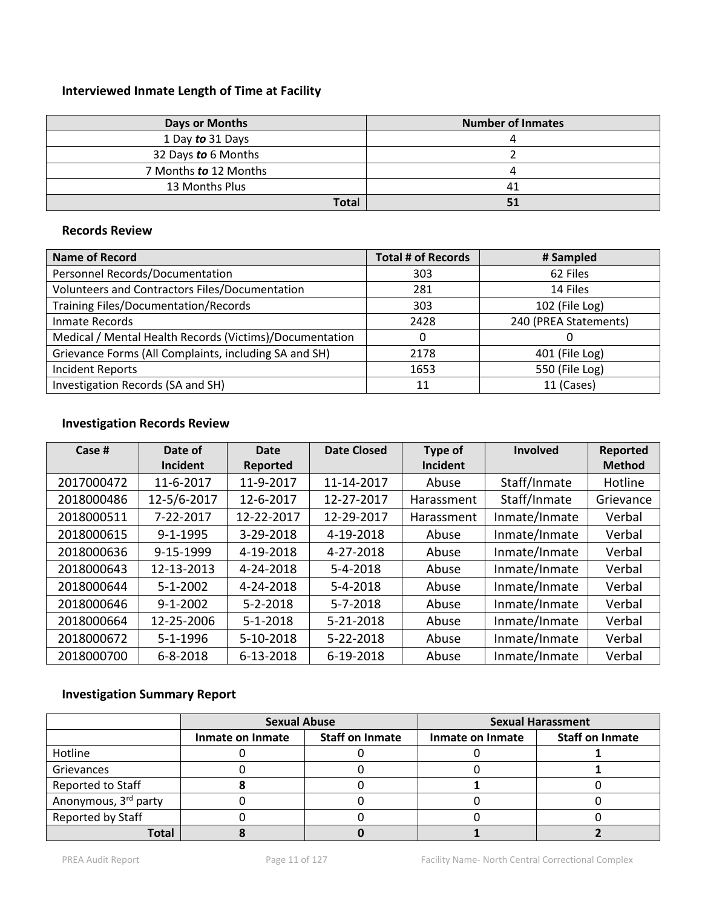### Interviewed Inmate Length of Time at Facility

| Days or Months | Number of Inmates |
|---|---|
| 1 Day ***to*** 31 Days | 4 |
| 32 Days ***to*** 6 Months | 2 |
| 7 Months ***to*** 12 Months | 4 |
| 13 Months Plus | 41 |
| **Total** | **51** |

### Records Review

| Name of Record | Total # of Records | # Sampled |
|---|---|---|
| Personnel Records/Documentation | 303 | 62 Files |
| Volunteers and Contractors Files/Documentation | 281 | 14 Files |
| Training Files/Documentation/Records | 303 | 102 (File Log) |
| Inmate Records | 2428 | 240 (PREA Statements) |
| Medical / Mental Health Records (Victims)/Documentation | 0 | 0 |
| Grievance Forms (All Complaints, including SA and SH) | 2178 | 401 (File Log) |
| Incident Reports | 1653 | 550 (File Log) |
| Investigation Records (SA and SH) | 11 | 11 (Cases) |

### Investigation Records Review

| Case # | Date of Incident | Date Reported | Date Closed | Type of Incident | Involved | Reported Method |
|---|---|---|---|---|---|---|
| 2017000472 | 11-6-2017 | 11-9-2017 | 11-14-2017 | Abuse | Staff/Inmate | Hotline |
| 2018000486 | 12-5/6-2017 | 12-6-2017 | 12-27-2017 | Harassment | Staff/Inmate | Grievance |
| 2018000511 | 7-22-2017 | 12-22-2017 | 12-29-2017 | Harassment | Inmate/Inmate | Verbal |
| 2018000615 | 9-1-1995 | 3-29-2018 | 4-19-2018 | Abuse | Inmate/Inmate | Verbal |
| 2018000636 | 9-15-1999 | 4-19-2018 | 4-27-2018 | Abuse | Inmate/Inmate | Verbal |
| 2018000643 | 12-13-2013 | 4-24-2018 | 5-4-2018 | Abuse | Inmate/Inmate | Verbal |
| 2018000644 | 5-1-2002 | 4-24-2018 | 5-4-2018 | Abuse | Inmate/Inmate | Verbal |
| 2018000646 | 9-1-2002 | 5-2-2018 | 5-7-2018 | Abuse | Inmate/Inmate | Verbal |
| 2018000664 | 12-25-2006 | 5-1-2018 | 5-21-2018 | Abuse | Inmate/Inmate | Verbal |
| 2018000672 | 5-1-1996 | 5-10-2018 | 5-22-2018 | Abuse | Inmate/Inmate | Verbal |
| 2018000700 | 6-8-2018 | 6-13-2018 | 6-19-2018 | Abuse | Inmate/Inmate | Verbal |

### Investigation Summary Report

| | Sexual Abuse | | Sexual Harassment | |
|---|---|---|---|---|
| | Inmate on Inmate | Staff on Inmate | Inmate on Inmate | Staff on Inmate |
| Hotline | 0 | 0 | 0 | **1** |
| Grievances | 0 | 0 | 0 | **1** |
| Reported to Staff | **8** | 0 | **1** | 0 |
| Anonymous, 3rd party | 0 | 0 | 0 | 0 |
| Reported by Staff | 0 | 0 | 0 | 0 |
| **Total** | **8** | **0** | **1** | **2** |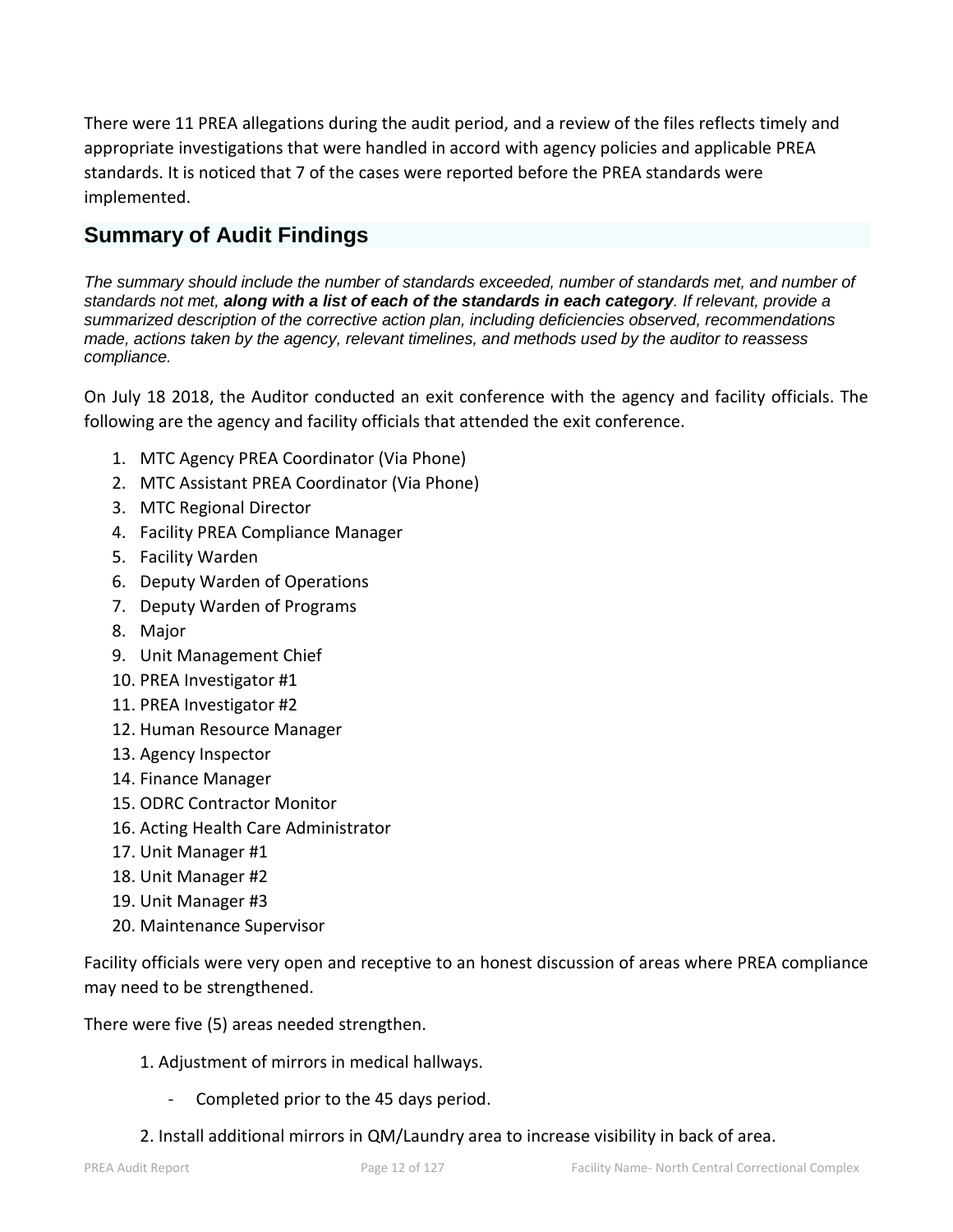There were 11 PREA allegations during the audit period, and a review of the files reflects timely and appropriate investigations that were handled in accord with agency policies and applicable PREA standards. It is noticed that 7 of the cases were reported before the PREA standards were implemented.

## Summary of Audit Findings

*The summary should include the number of standards exceeded, number of standards met, and number of standards not met, **along with a list of each of the standards in each category**. If relevant, provide a summarized description of the corrective action plan, including deficiencies observed, recommendations made, actions taken by the agency, relevant timelines, and methods used by the auditor to reassess compliance.*

On July 18 2018, the Auditor conducted an exit conference with the agency and facility officials. The following are the agency and facility officials that attended the exit conference.

1. MTC Agency PREA Coordinator (Via Phone)
2. MTC Assistant PREA Coordinator (Via Phone)
3. MTC Regional Director
4. Facility PREA Compliance Manager
5. Facility Warden
6. Deputy Warden of Operations
7. Deputy Warden of Programs
8. Major
9. Unit Management Chief
10. PREA Investigator #1
11. PREA Investigator #2
12. Human Resource Manager
13. Agency Inspector
14. Finance Manager
15. ODRC Contractor Monitor
16. Acting Health Care Administrator
17. Unit Manager #1
18. Unit Manager #2
19. Unit Manager #3
20. Maintenance Supervisor

Facility officials were very open and receptive to an honest discussion of areas where PREA compliance may need to be strengthened.

There were five (5) areas needed strengthen.

1. Adjustment of mirrors in medical hallways.
    - Completed prior to the 45 days period.
2. Install additional mirrors in QM/Laundry area to increase visibility in back of area.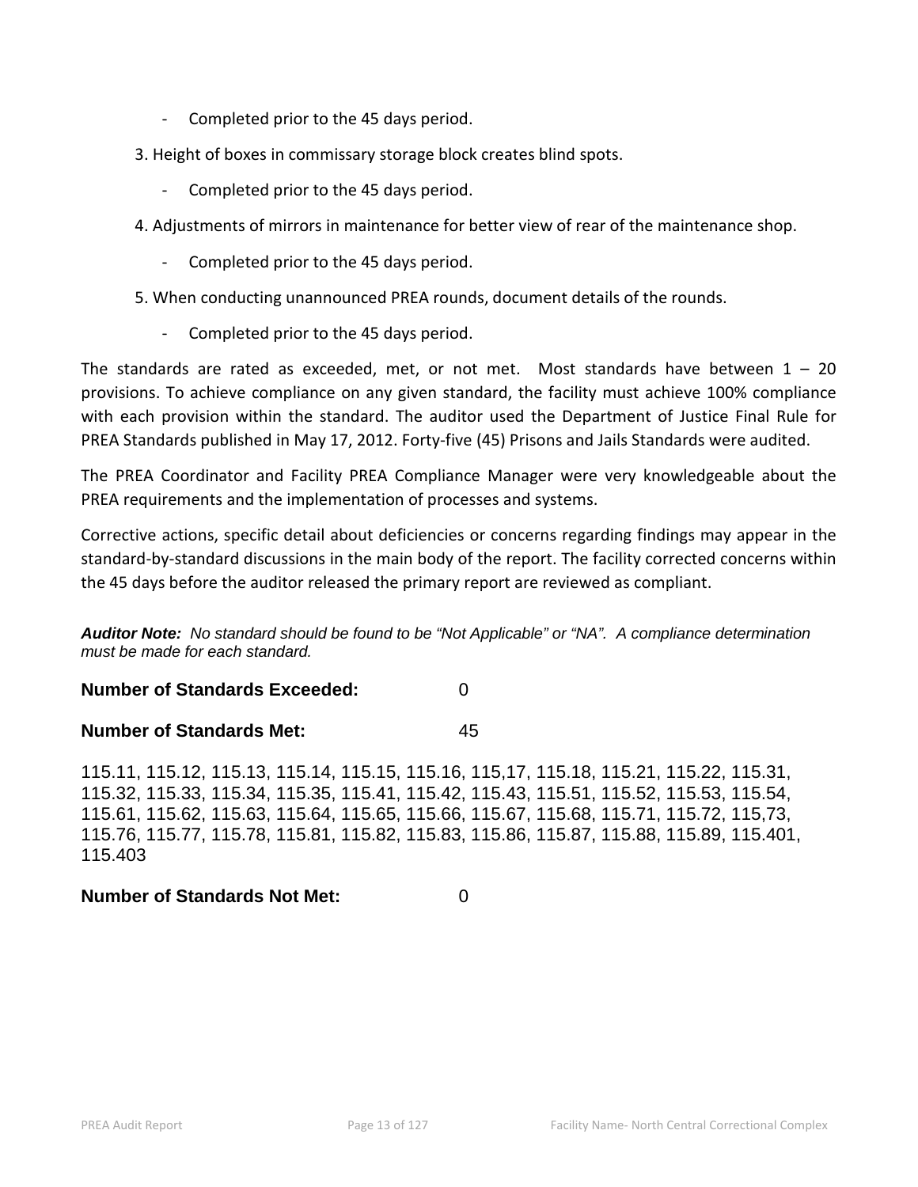- Completed prior to the 45 days period.

3. Height of boxes in commissary storage block creates blind spots.

   - Completed prior to the 45 days period.

4. Adjustments of mirrors in maintenance for better view of rear of the maintenance shop.

   - Completed prior to the 45 days period.

5. When conducting unannounced PREA rounds, document details of the rounds.

   - Completed prior to the 45 days period.

The standards are rated as exceeded, met, or not met. Most standards have between 1 – 20 provisions. To achieve compliance on any given standard, the facility must achieve 100% compliance with each provision within the standard. The auditor used the Department of Justice Final Rule for PREA Standards published in May 17, 2012. Forty-five (45) Prisons and Jails Standards were audited.

The PREA Coordinator and Facility PREA Compliance Manager were very knowledgeable about the PREA requirements and the implementation of processes and systems.

Corrective actions, specific detail about deficiencies or concerns regarding findings may appear in the standard-by-standard discussions in the main body of the report. The facility corrected concerns within the 45 days before the auditor released the primary report are reviewed as compliant.

***Auditor Note:*** *No standard should be found to be "Not Applicable" or "NA". A compliance determination must be made for each standard.*

**Number of Standards Exceeded:** 0

**Number of Standards Met:** 45

115.11, 115.12, 115.13, 115.14, 115.15, 115.16, 115,17, 115.18, 115.21, 115.22, 115.31, 115.32, 115.33, 115.34, 115.35, 115.41, 115.42, 115.43, 115.51, 115.52, 115.53, 115.54, 115.61, 115.62, 115.63, 115.64, 115.65, 115.66, 115.67, 115.68, 115.71, 115.72, 115,73, 115.76, 115.77, 115.78, 115.81, 115.82, 115.83, 115.86, 115.87, 115.88, 115.89, 115.401, 115.403

**Number of Standards Not Met:** 0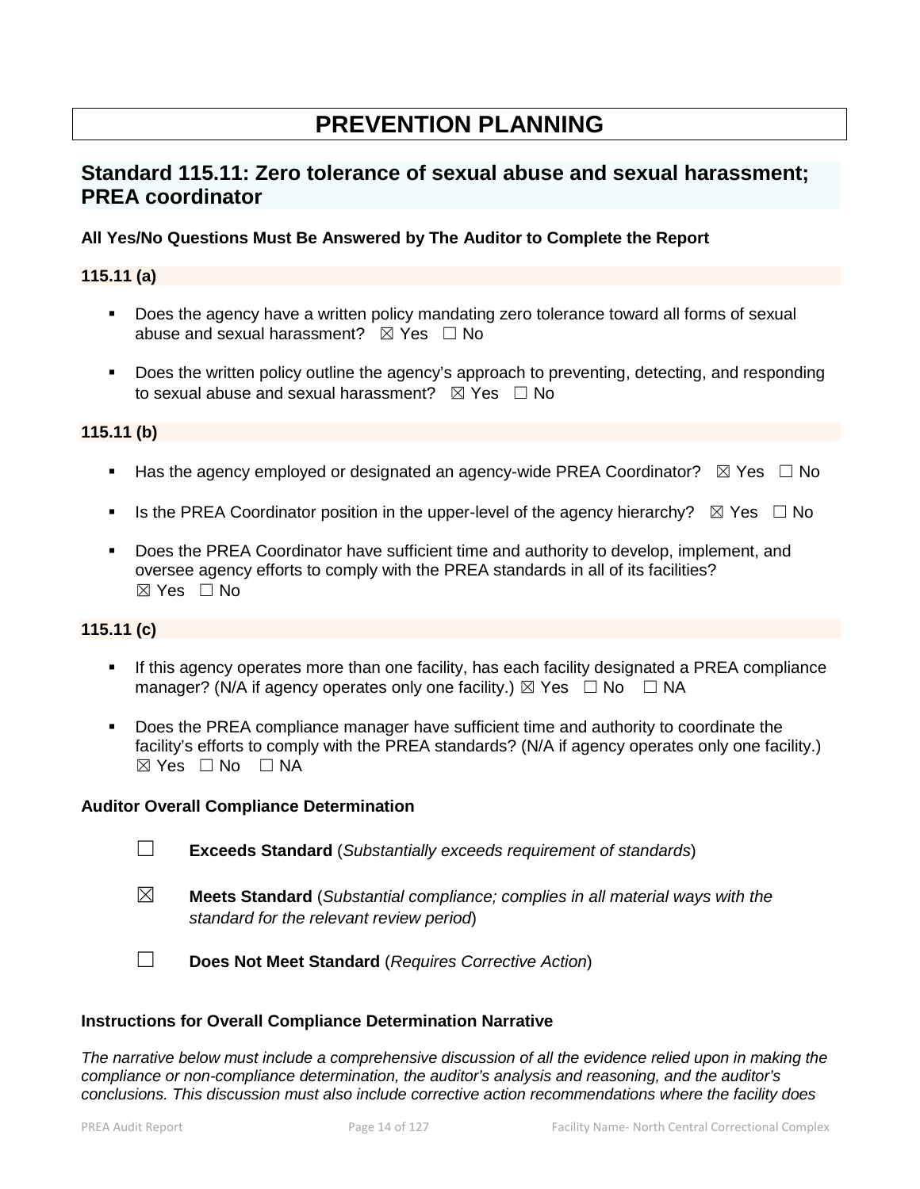# PREVENTION PLANNING

## Standard 115.11: Zero tolerance of sexual abuse and sexual harassment; PREA coordinator

**All Yes/No Questions Must Be Answered by The Auditor to Complete the Report**

**115.11 (a)**

- Does the agency have a written policy mandating zero tolerance toward all forms of sexual abuse and sexual harassment? ☒ Yes ☐ No

- Does the written policy outline the agency's approach to preventing, detecting, and responding to sexual abuse and sexual harassment? ☒ Yes ☐ No

**115.11 (b)**

- Has the agency employed or designated an agency-wide PREA Coordinator? ☒ Yes ☐ No

- Is the PREA Coordinator position in the upper-level of the agency hierarchy? ☒ Yes ☐ No

- Does the PREA Coordinator have sufficient time and authority to develop, implement, and oversee agency efforts to comply with the PREA standards in all of its facilities? ☒ Yes ☐ No

**115.11 (c)**

- If this agency operates more than one facility, has each facility designated a PREA compliance manager? (N/A if agency operates only one facility.) ☒ Yes ☐ No ☐ NA

- Does the PREA compliance manager have sufficient time and authority to coordinate the facility's efforts to comply with the PREA standards? (N/A if agency operates only one facility.) ☒ Yes ☐ No ☐ NA

**Auditor Overall Compliance Determination**

☐ **Exceeds Standard** (*Substantially exceeds requirement of standards*)

☒ **Meets Standard** (*Substantial compliance; complies in all material ways with the standard for the relevant review period*)

☐ **Does Not Meet Standard** (*Requires Corrective Action*)

**Instructions for Overall Compliance Determination Narrative**

*The narrative below must include a comprehensive discussion of all the evidence relied upon in making the compliance or non-compliance determination, the auditor's analysis and reasoning, and the auditor's conclusions. This discussion must also include corrective action recommendations where the facility does*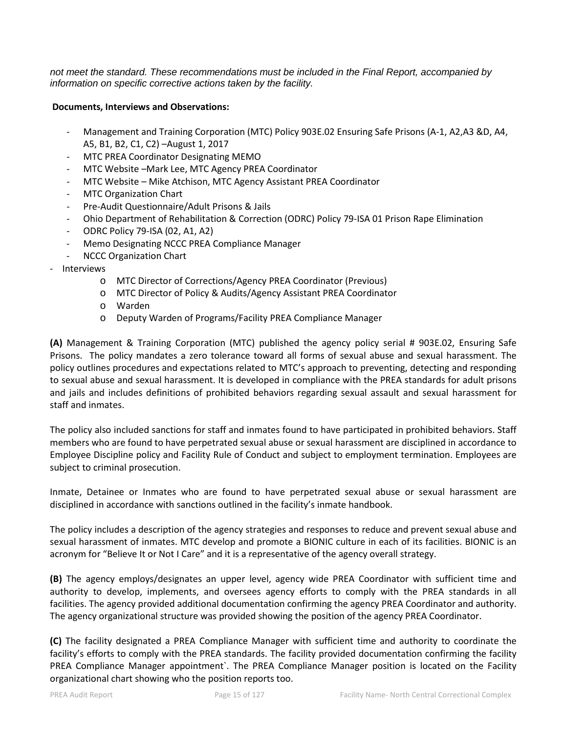*not meet the standard. These recommendations must be included in the Final Report, accompanied by information on specific corrective actions taken by the facility.*

**Documents, Interviews and Observations:**

- Management and Training Corporation (MTC) Policy 903E.02 Ensuring Safe Prisons (A-1, A2,A3 &D, A4, A5, B1, B2, C1, C2) –August 1, 2017
- MTC PREA Coordinator Designating MEMO
- MTC Website –Mark Lee, MTC Agency PREA Coordinator
- MTC Website – Mike Atchison, MTC Agency Assistant PREA Coordinator
- MTC Organization Chart
- Pre-Audit Questionnaire/Adult Prisons & Jails
- Ohio Department of Rehabilitation & Correction (ODRC) Policy 79-ISA 01 Prison Rape Elimination
- ODRC Policy 79-ISA (02, A1, A2)
- Memo Designating NCCC PREA Compliance Manager
- NCCC Organization Chart
- Interviews
    - MTC Director of Corrections/Agency PREA Coordinator (Previous)
    - MTC Director of Policy & Audits/Agency Assistant PREA Coordinator
    - Warden
    - Deputy Warden of Programs/Facility PREA Compliance Manager

**(A)** Management & Training Corporation (MTC) published the agency policy serial # 903E.02, Ensuring Safe Prisons. The policy mandates a zero tolerance toward all forms of sexual abuse and sexual harassment. The policy outlines procedures and expectations related to MTC's approach to preventing, detecting and responding to sexual abuse and sexual harassment. It is developed in compliance with the PREA standards for adult prisons and jails and includes definitions of prohibited behaviors regarding sexual assault and sexual harassment for staff and inmates.

The policy also included sanctions for staff and inmates found to have participated in prohibited behaviors. Staff members who are found to have perpetrated sexual abuse or sexual harassment are disciplined in accordance to Employee Discipline policy and Facility Rule of Conduct and subject to employment termination. Employees are subject to criminal prosecution.

Inmate, Detainee or Inmates who are found to have perpetrated sexual abuse or sexual harassment are disciplined in accordance with sanctions outlined in the facility's inmate handbook.

The policy includes a description of the agency strategies and responses to reduce and prevent sexual abuse and sexual harassment of inmates. MTC develop and promote a BIONIC culture in each of its facilities. BIONIC is an acronym for "Believe It or Not I Care" and it is a representative of the agency overall strategy.

**(B)** The agency employs/designates an upper level, agency wide PREA Coordinator with sufficient time and authority to develop, implements, and oversees agency efforts to comply with the PREA standards in all facilities. The agency provided additional documentation confirming the agency PREA Coordinator and authority. The agency organizational structure was provided showing the position of the agency PREA Coordinator.

**(C)** The facility designated a PREA Compliance Manager with sufficient time and authority to coordinate the facility's efforts to comply with the PREA standards. The facility provided documentation confirming the facility PREA Compliance Manager appointment`. The PREA Compliance Manager position is located on the Facility organizational chart showing who the position reports too.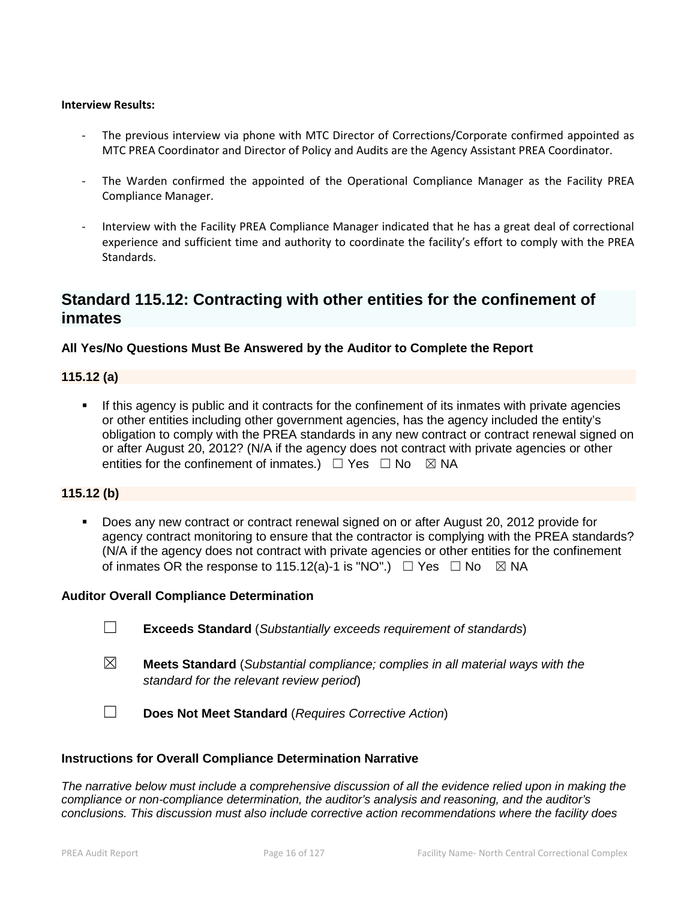**Interview Results:**

- The previous interview via phone with MTC Director of Corrections/Corporate confirmed appointed as MTC PREA Coordinator and Director of Policy and Audits are the Agency Assistant PREA Coordinator.
- The Warden confirmed the appointed of the Operational Compliance Manager as the Facility PREA Compliance Manager.
- Interview with the Facility PREA Compliance Manager indicated that he has a great deal of correctional experience and sufficient time and authority to coordinate the facility's effort to comply with the PREA Standards.

## Standard 115.12: Contracting with other entities for the confinement of inmates

**All Yes/No Questions Must Be Answered by the Auditor to Complete the Report**

### 115.12 (a)

- If this agency is public and it contracts for the confinement of its inmates with private agencies or other entities including other government agencies, has the agency included the entity's obligation to comply with the PREA standards in any new contract or contract renewal signed on or after August 20, 2012? (N/A if the agency does not contract with private agencies or other entities for the confinement of inmates.) ☐ Yes ☐ No ☒ NA

### 115.12 (b)

- Does any new contract or contract renewal signed on or after August 20, 2012 provide for agency contract monitoring to ensure that the contractor is complying with the PREA standards? (N/A if the agency does not contract with private agencies or other entities for the confinement of inmates OR the response to 115.12(a)-1 is "NO".) ☐ Yes ☐ No ☒ NA

**Auditor Overall Compliance Determination**

☐ **Exceeds Standard** (*Substantially exceeds requirement of standards*)

☒ **Meets Standard** (*Substantial compliance; complies in all material ways with the standard for the relevant review period*)

☐ **Does Not Meet Standard** (*Requires Corrective Action*)

**Instructions for Overall Compliance Determination Narrative**

*The narrative below must include a comprehensive discussion of all the evidence relied upon in making the compliance or non-compliance determination, the auditor's analysis and reasoning, and the auditor's conclusions. This discussion must also include corrective action recommendations where the facility does*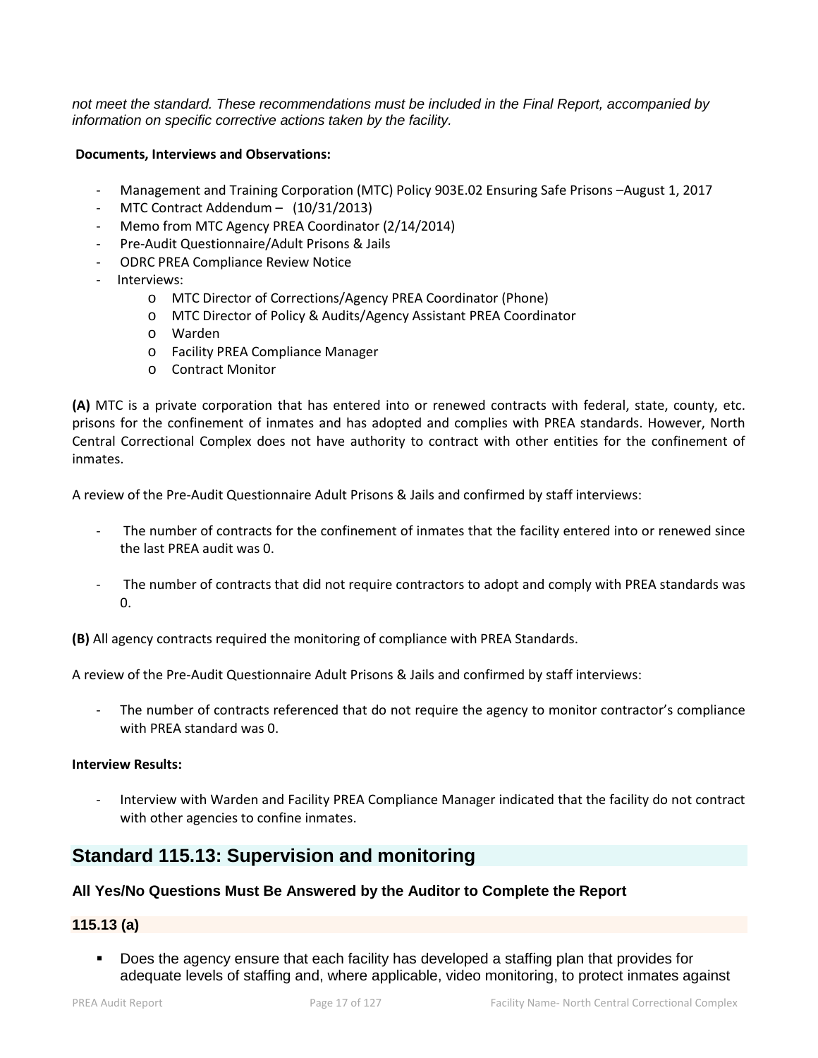*not meet the standard. These recommendations must be included in the Final Report, accompanied by information on specific corrective actions taken by the facility.*

**Documents, Interviews and Observations:**

- Management and Training Corporation (MTC) Policy 903E.02 Ensuring Safe Prisons –August 1, 2017
- MTC Contract Addendum – (10/31/2013)
- Memo from MTC Agency PREA Coordinator (2/14/2014)
- Pre-Audit Questionnaire/Adult Prisons & Jails
- ODRC PREA Compliance Review Notice
- Interviews:
    - MTC Director of Corrections/Agency PREA Coordinator (Phone)
    - MTC Director of Policy & Audits/Agency Assistant PREA Coordinator
    - Warden
    - Facility PREA Compliance Manager
    - Contract Monitor

**(A)** MTC is a private corporation that has entered into or renewed contracts with federal, state, county, etc. prisons for the confinement of inmates and has adopted and complies with PREA standards. However, North Central Correctional Complex does not have authority to contract with other entities for the confinement of inmates.

A review of the Pre-Audit Questionnaire Adult Prisons & Jails and confirmed by staff interviews:

- The number of contracts for the confinement of inmates that the facility entered into or renewed since the last PREA audit was 0.
- The number of contracts that did not require contractors to adopt and comply with PREA standards was 0.

**(B)** All agency contracts required the monitoring of compliance with PREA Standards.

A review of the Pre-Audit Questionnaire Adult Prisons & Jails and confirmed by staff interviews:

- The number of contracts referenced that do not require the agency to monitor contractor's compliance with PREA standard was 0.

**Interview Results:**

- Interview with Warden and Facility PREA Compliance Manager indicated that the facility do not contract with other agencies to confine inmates.

## Standard 115.13: Supervision and monitoring

### All Yes/No Questions Must Be Answered by the Auditor to Complete the Report

#### 115.13 (a)

- Does the agency ensure that each facility has developed a staffing plan that provides for adequate levels of staffing and, where applicable, video monitoring, to protect inmates against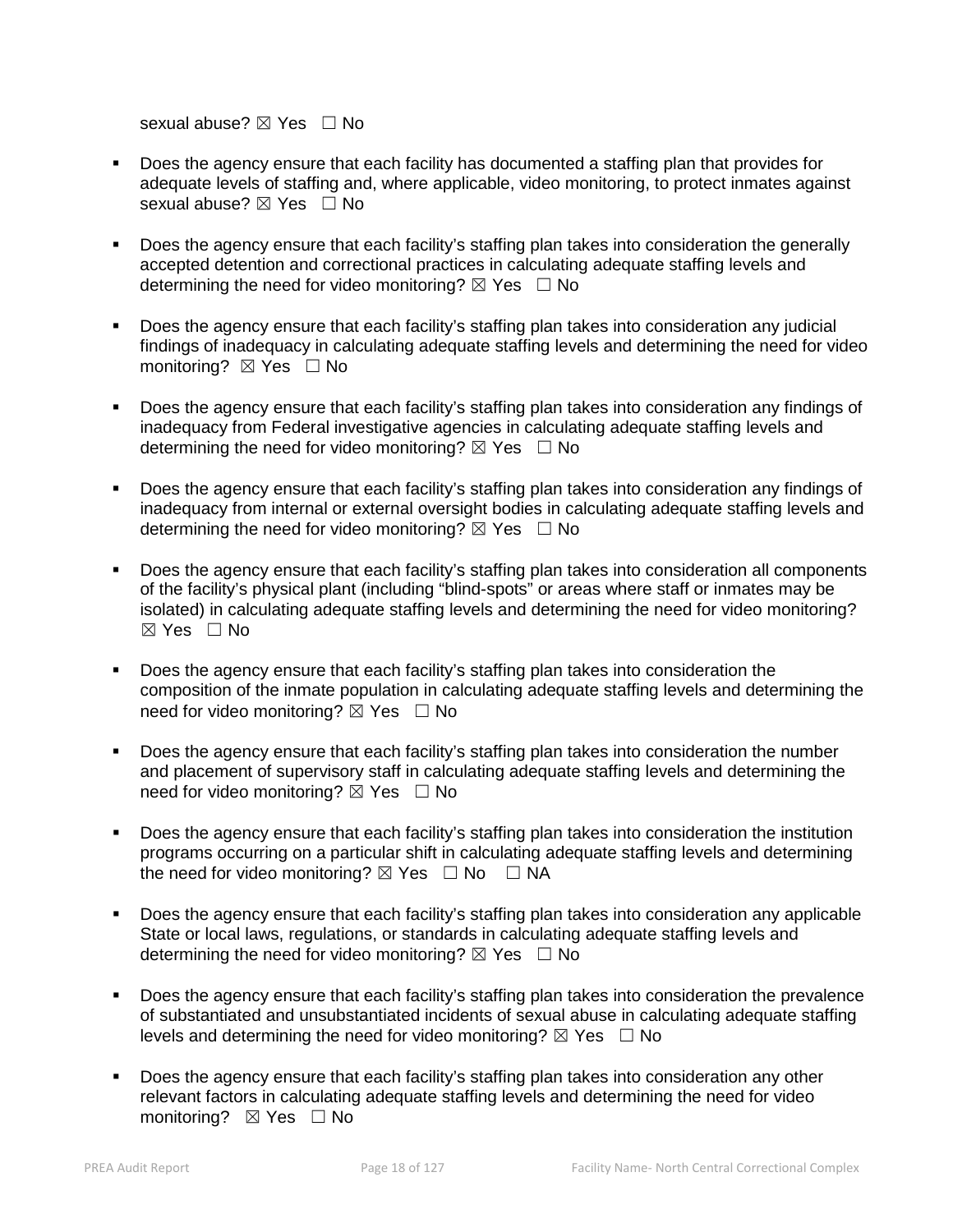sexual abuse? ☒ Yes ☐ No

- Does the agency ensure that each facility has documented a staffing plan that provides for adequate levels of staffing and, where applicable, video monitoring, to protect inmates against sexual abuse? ☒ Yes ☐ No

- Does the agency ensure that each facility's staffing plan takes into consideration the generally accepted detention and correctional practices in calculating adequate staffing levels and determining the need for video monitoring? ☒ Yes ☐ No

- Does the agency ensure that each facility's staffing plan takes into consideration any judicial findings of inadequacy in calculating adequate staffing levels and determining the need for video monitoring? ☒ Yes ☐ No

- Does the agency ensure that each facility's staffing plan takes into consideration any findings of inadequacy from Federal investigative agencies in calculating adequate staffing levels and determining the need for video monitoring? ☒ Yes ☐ No

- Does the agency ensure that each facility's staffing plan takes into consideration any findings of inadequacy from internal or external oversight bodies in calculating adequate staffing levels and determining the need for video monitoring? ☒ Yes ☐ No

- Does the agency ensure that each facility's staffing plan takes into consideration all components of the facility's physical plant (including "blind-spots" or areas where staff or inmates may be isolated) in calculating adequate staffing levels and determining the need for video monitoring? ☒ Yes ☐ No

- Does the agency ensure that each facility's staffing plan takes into consideration the composition of the inmate population in calculating adequate staffing levels and determining the need for video monitoring? ☒ Yes ☐ No

- Does the agency ensure that each facility's staffing plan takes into consideration the number and placement of supervisory staff in calculating adequate staffing levels and determining the need for video monitoring? ☒ Yes ☐ No

- Does the agency ensure that each facility's staffing plan takes into consideration the institution programs occurring on a particular shift in calculating adequate staffing levels and determining the need for video monitoring? ☒ Yes ☐ No ☐ NA

- Does the agency ensure that each facility's staffing plan takes into consideration any applicable State or local laws, regulations, or standards in calculating adequate staffing levels and determining the need for video monitoring? ☒ Yes ☐ No

- Does the agency ensure that each facility's staffing plan takes into consideration the prevalence of substantiated and unsubstantiated incidents of sexual abuse in calculating adequate staffing levels and determining the need for video monitoring? ☒ Yes ☐ No

- Does the agency ensure that each facility's staffing plan takes into consideration any other relevant factors in calculating adequate staffing levels and determining the need for video monitoring? ☒ Yes ☐ No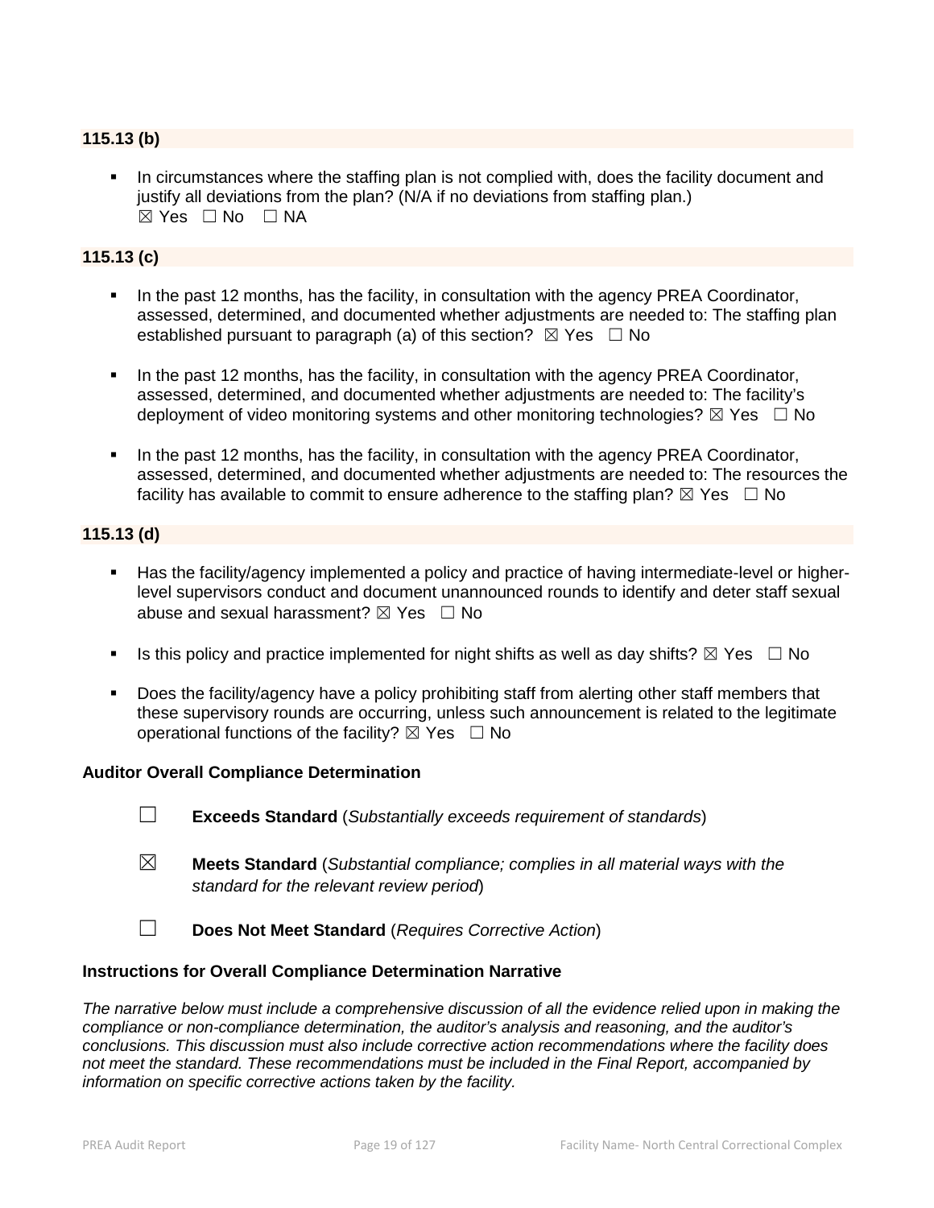**115.13 (b)**

- In circumstances where the staffing plan is not complied with, does the facility document and justify all deviations from the plan? (N/A if no deviations from staffing plan.)
  ☒ Yes ☐ No ☐ NA

**115.13 (c)**

- In the past 12 months, has the facility, in consultation with the agency PREA Coordinator, assessed, determined, and documented whether adjustments are needed to: The staffing plan established pursuant to paragraph (a) of this section? ☒ Yes ☐ No

- In the past 12 months, has the facility, in consultation with the agency PREA Coordinator, assessed, determined, and documented whether adjustments are needed to: The facility's deployment of video monitoring systems and other monitoring technologies? ☒ Yes ☐ No

- In the past 12 months, has the facility, in consultation with the agency PREA Coordinator, assessed, determined, and documented whether adjustments are needed to: The resources the facility has available to commit to ensure adherence to the staffing plan? ☒ Yes ☐ No

**115.13 (d)**

- Has the facility/agency implemented a policy and practice of having intermediate-level or higher-level supervisors conduct and document unannounced rounds to identify and deter staff sexual abuse and sexual harassment? ☒ Yes ☐ No

- Is this policy and practice implemented for night shifts as well as day shifts? ☒ Yes ☐ No

- Does the facility/agency have a policy prohibiting staff from alerting other staff members that these supervisory rounds are occurring, unless such announcement is related to the legitimate operational functions of the facility? ☒ Yes ☐ No

**Auditor Overall Compliance Determination**

☐ **Exceeds Standard** (*Substantially exceeds requirement of standards*)

☒ **Meets Standard** (*Substantial compliance; complies in all material ways with the standard for the relevant review period*)

☐ **Does Not Meet Standard** (*Requires Corrective Action*)

**Instructions for Overall Compliance Determination Narrative**

*The narrative below must include a comprehensive discussion of all the evidence relied upon in making the compliance or non-compliance determination, the auditor's analysis and reasoning, and the auditor's conclusions. This discussion must also include corrective action recommendations where the facility does not meet the standard. These recommendations must be included in the Final Report, accompanied by information on specific corrective actions taken by the facility.*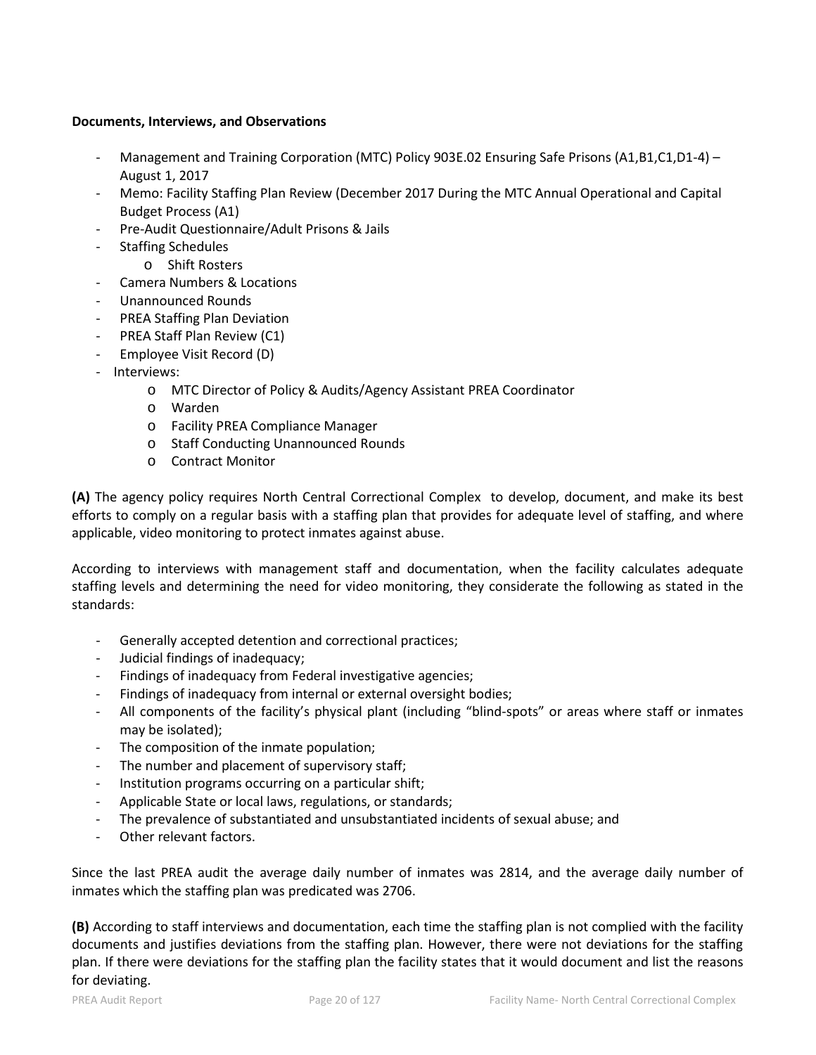**Documents, Interviews, and Observations**

- Management and Training Corporation (MTC) Policy 903E.02 Ensuring Safe Prisons (A1,B1,C1,D1-4) – August 1, 2017
- Memo: Facility Staffing Plan Review (December 2017 During the MTC Annual Operational and Capital Budget Process (A1)
- Pre-Audit Questionnaire/Adult Prisons & Jails
- Staffing Schedules
    - Shift Rosters
- Camera Numbers & Locations
- Unannounced Rounds
- PREA Staffing Plan Deviation
- PREA Staff Plan Review (C1)
- Employee Visit Record (D)
- Interviews:
    - MTC Director of Policy & Audits/Agency Assistant PREA Coordinator
    - Warden
    - Facility PREA Compliance Manager
    - Staff Conducting Unannounced Rounds
    - Contract Monitor

**(A)** The agency policy requires North Central Correctional Complex to develop, document, and make its best efforts to comply on a regular basis with a staffing plan that provides for adequate level of staffing, and where applicable, video monitoring to protect inmates against abuse.

According to interviews with management staff and documentation, when the facility calculates adequate staffing levels and determining the need for video monitoring, they considerate the following as stated in the standards:

- Generally accepted detention and correctional practices;
- Judicial findings of inadequacy;
- Findings of inadequacy from Federal investigative agencies;
- Findings of inadequacy from internal or external oversight bodies;
- All components of the facility's physical plant (including "blind-spots" or areas where staff or inmates may be isolated);
- The composition of the inmate population;
- The number and placement of supervisory staff;
- Institution programs occurring on a particular shift;
- Applicable State or local laws, regulations, or standards;
- The prevalence of substantiated and unsubstantiated incidents of sexual abuse; and
- Other relevant factors.

Since the last PREA audit the average daily number of inmates was 2814, and the average daily number of inmates which the staffing plan was predicated was 2706.

**(B)** According to staff interviews and documentation, each time the staffing plan is not complied with the facility documents and justifies deviations from the staffing plan. However, there were not deviations for the staffing plan. If there were deviations for the staffing plan the facility states that it would document and list the reasons for deviating.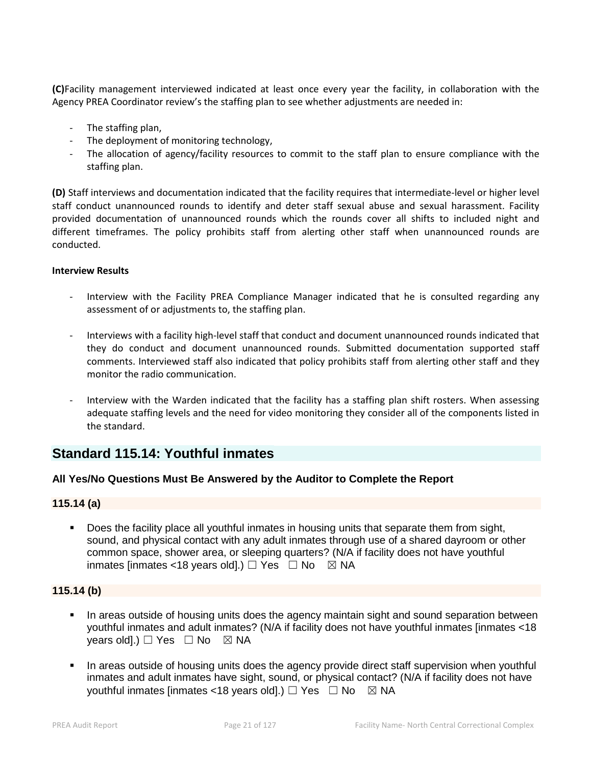**(C)** Facility management interviewed indicated at least once every year the facility, in collaboration with the Agency PREA Coordinator review's the staffing plan to see whether adjustments are needed in:

- The staffing plan,
- The deployment of monitoring technology,
- The allocation of agency/facility resources to commit to the staff plan to ensure compliance with the staffing plan.

**(D)** Staff interviews and documentation indicated that the facility requires that intermediate-level or higher level staff conduct unannounced rounds to identify and deter staff sexual abuse and sexual harassment. Facility provided documentation of unannounced rounds which the rounds cover all shifts to included night and different timeframes. The policy prohibits staff from alerting other staff when unannounced rounds are conducted.

**Interview Results**

- Interview with the Facility PREA Compliance Manager indicated that he is consulted regarding any assessment of or adjustments to, the staffing plan.
- Interviews with a facility high-level staff that conduct and document unannounced rounds indicated that they do conduct and document unannounced rounds. Submitted documentation supported staff comments. Interviewed staff also indicated that policy prohibits staff from alerting other staff and they monitor the radio communication.
- Interview with the Warden indicated that the facility has a staffing plan shift rosters. When assessing adequate staffing levels and the need for video monitoring they consider all of the components listed in the standard.

## Standard 115.14: Youthful inmates

### All Yes/No Questions Must Be Answered by the Auditor to Complete the Report

#### 115.14 (a)

- Does the facility place all youthful inmates in housing units that separate them from sight, sound, and physical contact with any adult inmates through use of a shared dayroom or other common space, shower area, or sleeping quarters? (N/A if facility does not have youthful inmates [inmates <18 years old].) ☐ Yes ☐ No ☒ NA

#### 115.14 (b)

- In areas outside of housing units does the agency maintain sight and sound separation between youthful inmates and adult inmates? (N/A if facility does not have youthful inmates [inmates <18 years old].) ☐ Yes ☐ No ☒ NA
- In areas outside of housing units does the agency provide direct staff supervision when youthful inmates and adult inmates have sight, sound, or physical contact? (N/A if facility does not have youthful inmates [inmates <18 years old].) ☐ Yes ☐ No ☒ NA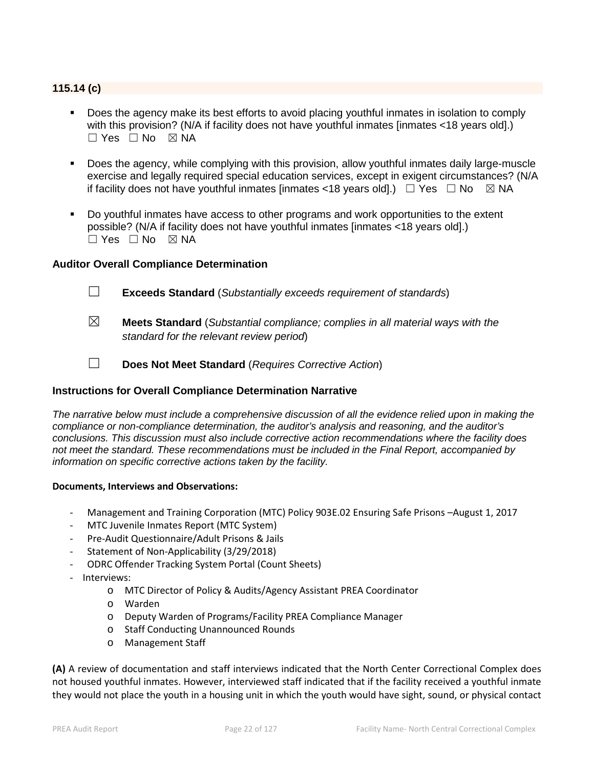**115.14 (c)**

- Does the agency make its best efforts to avoid placing youthful inmates in isolation to comply with this provision? (N/A if facility does not have youthful inmates [inmates <18 years old].)
☐ Yes ☐ No ☒ NA

- Does the agency, while complying with this provision, allow youthful inmates daily large-muscle exercise and legally required special education services, except in exigent circumstances? (N/A if facility does not have youthful inmates [inmates <18 years old].) ☐ Yes ☐ No ☒ NA

- Do youthful inmates have access to other programs and work opportunities to the extent possible? (N/A if facility does not have youthful inmates [inmates <18 years old].)
☐ Yes ☐ No ☒ NA

**Auditor Overall Compliance Determination**

☐ **Exceeds Standard** (*Substantially exceeds requirement of standards*)

☒ **Meets Standard** (*Substantial compliance; complies in all material ways with the standard for the relevant review period*)

☐ **Does Not Meet Standard** (*Requires Corrective Action*)

**Instructions for Overall Compliance Determination Narrative**

*The narrative below must include a comprehensive discussion of all the evidence relied upon in making the compliance or non-compliance determination, the auditor's analysis and reasoning, and the auditor's conclusions. This discussion must also include corrective action recommendations where the facility does not meet the standard. These recommendations must be included in the Final Report, accompanied by information on specific corrective actions taken by the facility.*

**Documents, Interviews and Observations:**

- Management and Training Corporation (MTC) Policy 903E.02 Ensuring Safe Prisons –August 1, 2017
- MTC Juvenile Inmates Report (MTC System)
- Pre-Audit Questionnaire/Adult Prisons & Jails
- Statement of Non-Applicability (3/29/2018)
- ODRC Offender Tracking System Portal (Count Sheets)
- Interviews:
  - MTC Director of Policy & Audits/Agency Assistant PREA Coordinator
  - Warden
  - Deputy Warden of Programs/Facility PREA Compliance Manager
  - Staff Conducting Unannounced Rounds
  - Management Staff

**(A)** A review of documentation and staff interviews indicated that the North Center Correctional Complex does not housed youthful inmates. However, interviewed staff indicated that if the facility received a youthful inmate they would not place the youth in a housing unit in which the youth would have sight, sound, or physical contact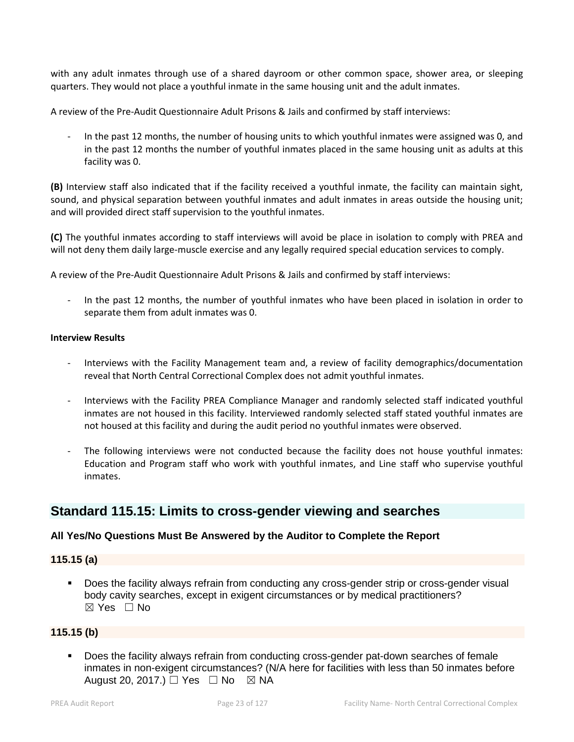with any adult inmates through use of a shared dayroom or other common space, shower area, or sleeping quarters. They would not place a youthful inmate in the same housing unit and the adult inmates.

A review of the Pre-Audit Questionnaire Adult Prisons & Jails and confirmed by staff interviews:

- In the past 12 months, the number of housing units to which youthful inmates were assigned was 0, and in the past 12 months the number of youthful inmates placed in the same housing unit as adults at this facility was 0.

**(B)** Interview staff also indicated that if the facility received a youthful inmate, the facility can maintain sight, sound, and physical separation between youthful inmates and adult inmates in areas outside the housing unit; and will provided direct staff supervision to the youthful inmates.

**(C)** The youthful inmates according to staff interviews will avoid be place in isolation to comply with PREA and will not deny them daily large-muscle exercise and any legally required special education services to comply.

A review of the Pre-Audit Questionnaire Adult Prisons & Jails and confirmed by staff interviews:

- In the past 12 months, the number of youthful inmates who have been placed in isolation in order to separate them from adult inmates was 0.

**Interview Results**

- Interviews with the Facility Management team and, a review of facility demographics/documentation reveal that North Central Correctional Complex does not admit youthful inmates.

- Interviews with the Facility PREA Compliance Manager and randomly selected staff indicated youthful inmates are not housed in this facility. Interviewed randomly selected staff stated youthful inmates are not housed at this facility and during the audit period no youthful inmates were observed.

- The following interviews were not conducted because the facility does not house youthful inmates: Education and Program staff who work with youthful inmates, and Line staff who supervise youthful inmates.

## Standard 115.15: Limits to cross-gender viewing and searches

### All Yes/No Questions Must Be Answered by the Auditor to Complete the Report

### 115.15 (a)

- Does the facility always refrain from conducting any cross-gender strip or cross-gender visual body cavity searches, except in exigent circumstances or by medical practitioners? ☒ Yes ☐ No

### 115.15 (b)

- Does the facility always refrain from conducting cross-gender pat-down searches of female inmates in non-exigent circumstances? (N/A here for facilities with less than 50 inmates before August 20, 2017.) ☐ Yes ☐ No ☒ NA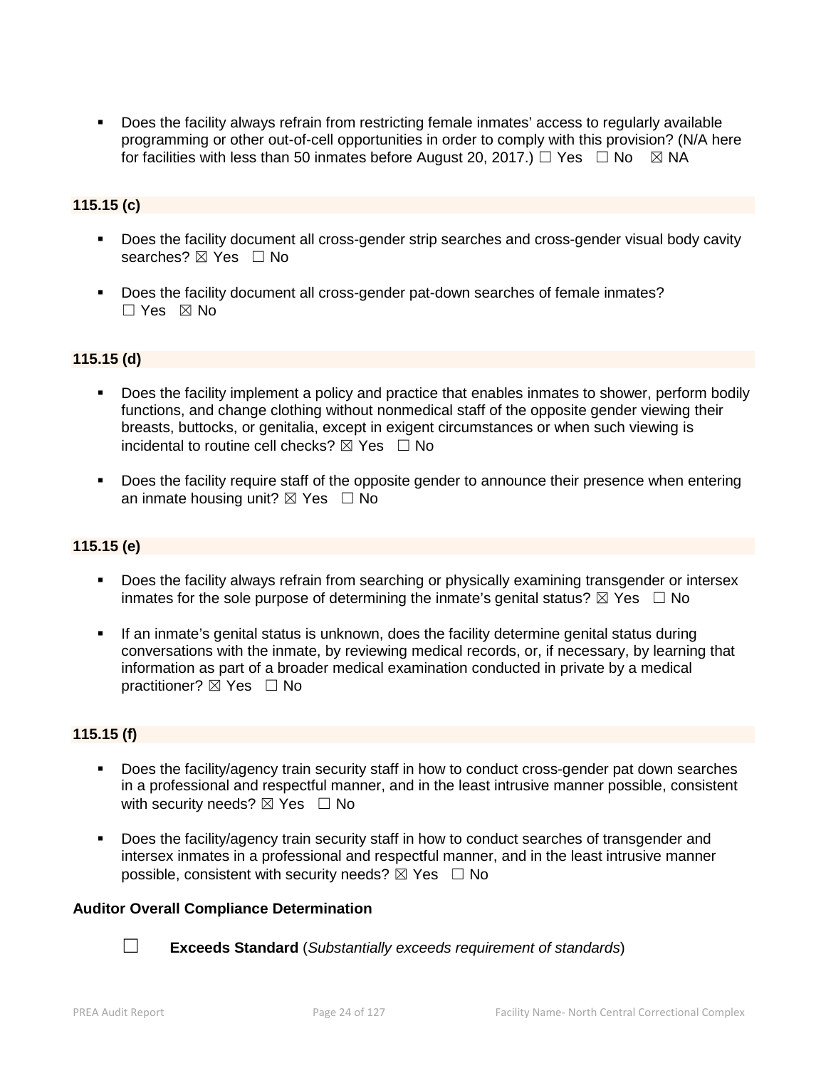- Does the facility always refrain from restricting female inmates' access to regularly available programming or other out-of-cell opportunities in order to comply with this provision? (N/A here for facilities with less than 50 inmates before August 20, 2017.) ☐ Yes ☐ No ☒ NA

**115.15 (c)**

- Does the facility document all cross-gender strip searches and cross-gender visual body cavity searches? ☒ Yes ☐ No
- Does the facility document all cross-gender pat-down searches of female inmates? ☐ Yes ☒ No

**115.15 (d)**

- Does the facility implement a policy and practice that enables inmates to shower, perform bodily functions, and change clothing without nonmedical staff of the opposite gender viewing their breasts, buttocks, or genitalia, except in exigent circumstances or when such viewing is incidental to routine cell checks? ☒ Yes ☐ No
- Does the facility require staff of the opposite gender to announce their presence when entering an inmate housing unit? ☒ Yes ☐ No

**115.15 (e)**

- Does the facility always refrain from searching or physically examining transgender or intersex inmates for the sole purpose of determining the inmate's genital status? ☒ Yes ☐ No
- If an inmate's genital status is unknown, does the facility determine genital status during conversations with the inmate, by reviewing medical records, or, if necessary, by learning that information as part of a broader medical examination conducted in private by a medical practitioner? ☒ Yes ☐ No

**115.15 (f)**

- Does the facility/agency train security staff in how to conduct cross-gender pat down searches in a professional and respectful manner, and in the least intrusive manner possible, consistent with security needs? ☒ Yes ☐ No
- Does the facility/agency train security staff in how to conduct searches of transgender and intersex inmates in a professional and respectful manner, and in the least intrusive manner possible, consistent with security needs? ☒ Yes ☐ No

**Auditor Overall Compliance Determination**

☐ **Exceeds Standard** (*Substantially exceeds requirement of standards*)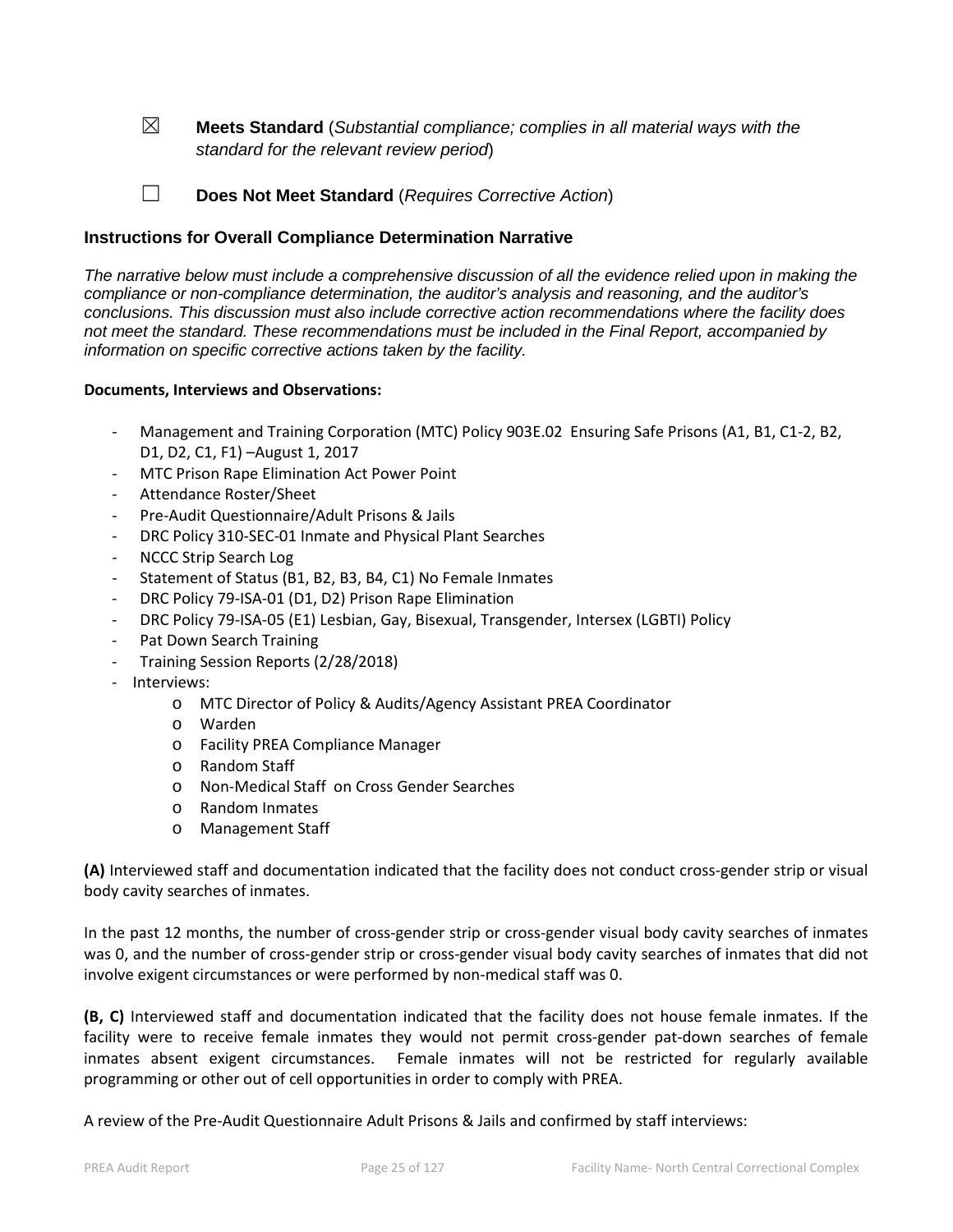☒ **Meets Standard** (*Substantial compliance; complies in all material ways with the standard for the relevant review period*)

☐ **Does Not Meet Standard** (*Requires Corrective Action*)

### Instructions for Overall Compliance Determination Narrative

*The narrative below must include a comprehensive discussion of all the evidence relied upon in making the compliance or non-compliance determination, the auditor's analysis and reasoning, and the auditor's conclusions. This discussion must also include corrective action recommendations where the facility does not meet the standard. These recommendations must be included in the Final Report, accompanied by information on specific corrective actions taken by the facility.*

**Documents, Interviews and Observations:**

- Management and Training Corporation (MTC) Policy 903E.02 Ensuring Safe Prisons (A1, B1, C1-2, B2, D1, D2, C1, F1) –August 1, 2017
- MTC Prison Rape Elimination Act Power Point
- Attendance Roster/Sheet
- Pre-Audit Questionnaire/Adult Prisons & Jails
- DRC Policy 310-SEC-01 Inmate and Physical Plant Searches
- NCCC Strip Search Log
- Statement of Status (B1, B2, B3, B4, C1) No Female Inmates
- DRC Policy 79-ISA-01 (D1, D2) Prison Rape Elimination
- DRC Policy 79-ISA-05 (E1) Lesbian, Gay, Bisexual, Transgender, Intersex (LGBTI) Policy
- Pat Down Search Training
- Training Session Reports (2/28/2018)
- Interviews:
  - MTC Director of Policy & Audits/Agency Assistant PREA Coordinator
  - Warden
  - Facility PREA Compliance Manager
  - Random Staff
  - Non-Medical Staff on Cross Gender Searches
  - Random Inmates
  - Management Staff

**(A)** Interviewed staff and documentation indicated that the facility does not conduct cross-gender strip or visual body cavity searches of inmates.

In the past 12 months, the number of cross-gender strip or cross-gender visual body cavity searches of inmates was 0, and the number of cross-gender strip or cross-gender visual body cavity searches of inmates that did not involve exigent circumstances or were performed by non-medical staff was 0.

**(B, C)** Interviewed staff and documentation indicated that the facility does not house female inmates. If the facility were to receive female inmates they would not permit cross-gender pat-down searches of female inmates absent exigent circumstances. Female inmates will not be restricted for regularly available programming or other out of cell opportunities in order to comply with PREA.

A review of the Pre-Audit Questionnaire Adult Prisons & Jails and confirmed by staff interviews: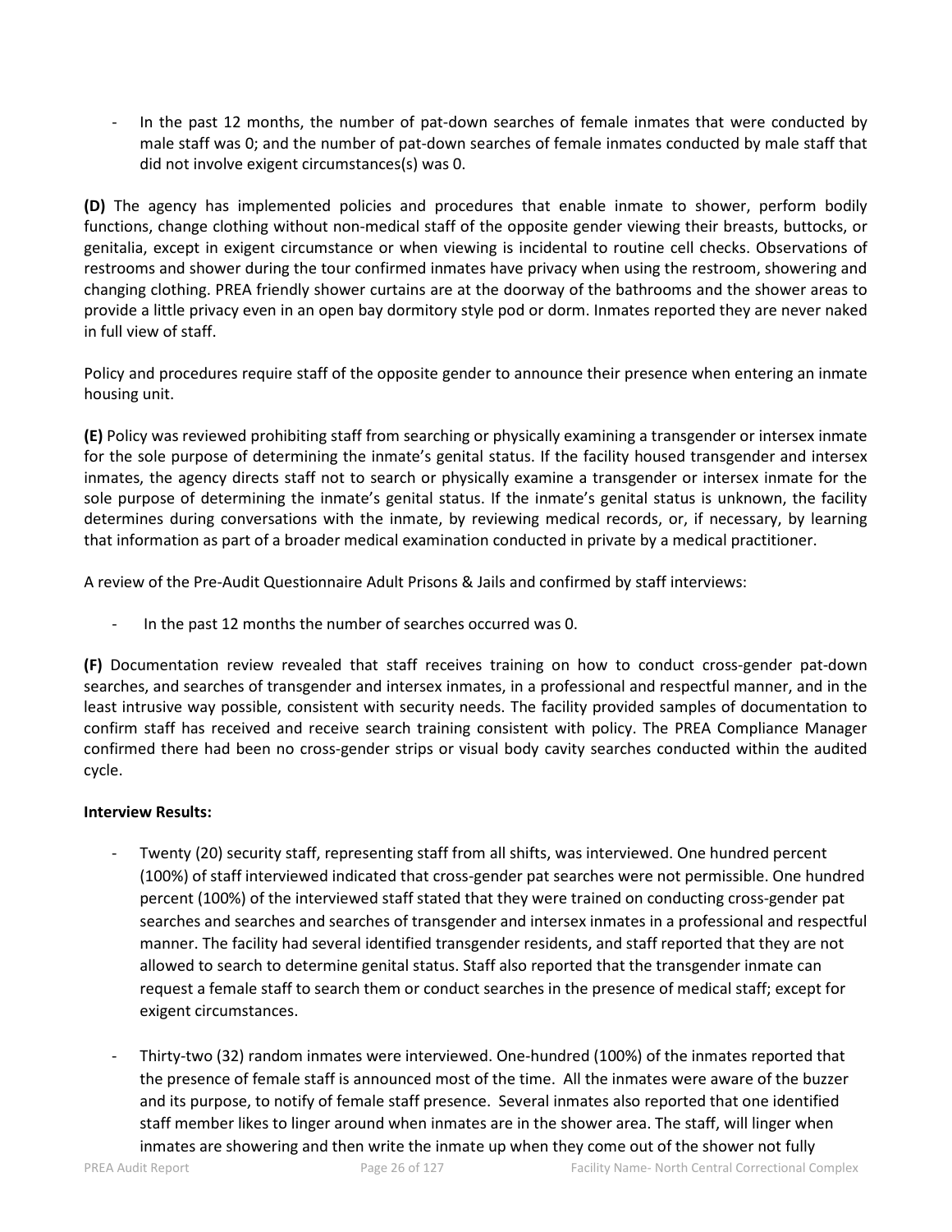- In the past 12 months, the number of pat-down searches of female inmates that were conducted by male staff was 0; and the number of pat-down searches of female inmates conducted by male staff that did not involve exigent circumstances(s) was 0.

**(D)** The agency has implemented policies and procedures that enable inmate to shower, perform bodily functions, change clothing without non-medical staff of the opposite gender viewing their breasts, buttocks, or genitalia, except in exigent circumstance or when viewing is incidental to routine cell checks. Observations of restrooms and shower during the tour confirmed inmates have privacy when using the restroom, showering and changing clothing. PREA friendly shower curtains are at the doorway of the bathrooms and the shower areas to provide a little privacy even in an open bay dormitory style pod or dorm. Inmates reported they are never naked in full view of staff.

Policy and procedures require staff of the opposite gender to announce their presence when entering an inmate housing unit.

**(E)** Policy was reviewed prohibiting staff from searching or physically examining a transgender or intersex inmate for the sole purpose of determining the inmate's genital status. If the facility housed transgender and intersex inmates, the agency directs staff not to search or physically examine a transgender or intersex inmate for the sole purpose of determining the inmate's genital status. If the inmate's genital status is unknown, the facility determines during conversations with the inmate, by reviewing medical records, or, if necessary, by learning that information as part of a broader medical examination conducted in private by a medical practitioner.

A review of the Pre-Audit Questionnaire Adult Prisons & Jails and confirmed by staff interviews:

- In the past 12 months the number of searches occurred was 0.

**(F)** Documentation review revealed that staff receives training on how to conduct cross-gender pat-down searches, and searches of transgender and intersex inmates, in a professional and respectful manner, and in the least intrusive way possible, consistent with security needs. The facility provided samples of documentation to confirm staff has received and receive search training consistent with policy. The PREA Compliance Manager confirmed there had been no cross-gender strips or visual body cavity searches conducted within the audited cycle.

**Interview Results:**

- Twenty (20) security staff, representing staff from all shifts, was interviewed. One hundred percent (100%) of staff interviewed indicated that cross-gender pat searches were not permissible. One hundred percent (100%) of the interviewed staff stated that they were trained on conducting cross-gender pat searches and searches and searches of transgender and intersex inmates in a professional and respectful manner. The facility had several identified transgender residents, and staff reported that they are not allowed to search to determine genital status. Staff also reported that the transgender inmate can request a female staff to search them or conduct searches in the presence of medical staff; except for exigent circumstances.

- Thirty-two (32) random inmates were interviewed. One-hundred (100%) of the inmates reported that the presence of female staff is announced most of the time. All the inmates were aware of the buzzer and its purpose, to notify of female staff presence. Several inmates also reported that one identified staff member likes to linger around when inmates are in the shower area. The staff, will linger when inmates are showering and then write the inmate up when they come out of the shower not fully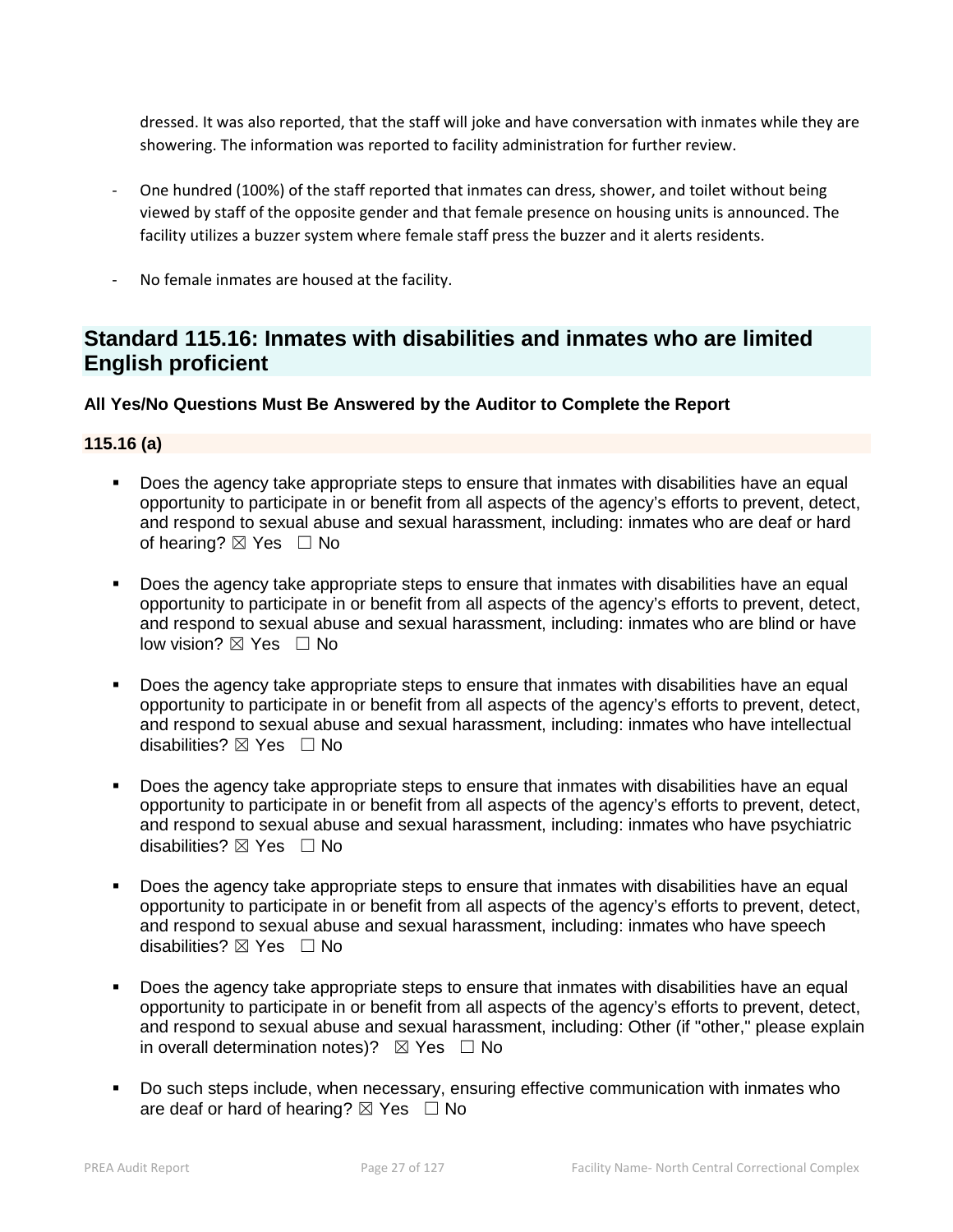dressed. It was also reported, that the staff will joke and have conversation with inmates while they are showering. The information was reported to facility administration for further review.

- One hundred (100%) of the staff reported that inmates can dress, shower, and toilet without being viewed by staff of the opposite gender and that female presence on housing units is announced. The facility utilizes a buzzer system where female staff press the buzzer and it alerts residents.
- No female inmates are housed at the facility.

## Standard 115.16: Inmates with disabilities and inmates who are limited English proficient

### All Yes/No Questions Must Be Answered by the Auditor to Complete the Report

#### 115.16 (a)

- Does the agency take appropriate steps to ensure that inmates with disabilities have an equal opportunity to participate in or benefit from all aspects of the agency's efforts to prevent, detect, and respond to sexual abuse and sexual harassment, including: inmates who are deaf or hard of hearing? ☒ Yes ☐ No
- Does the agency take appropriate steps to ensure that inmates with disabilities have an equal opportunity to participate in or benefit from all aspects of the agency's efforts to prevent, detect, and respond to sexual abuse and sexual harassment, including: inmates who are blind or have low vision? ☒ Yes ☐ No
- Does the agency take appropriate steps to ensure that inmates with disabilities have an equal opportunity to participate in or benefit from all aspects of the agency's efforts to prevent, detect, and respond to sexual abuse and sexual harassment, including: inmates who have intellectual disabilities? ☒ Yes ☐ No
- Does the agency take appropriate steps to ensure that inmates with disabilities have an equal opportunity to participate in or benefit from all aspects of the agency's efforts to prevent, detect, and respond to sexual abuse and sexual harassment, including: inmates who have psychiatric disabilities? ☒ Yes ☐ No
- Does the agency take appropriate steps to ensure that inmates with disabilities have an equal opportunity to participate in or benefit from all aspects of the agency's efforts to prevent, detect, and respond to sexual abuse and sexual harassment, including: inmates who have speech disabilities? ☒ Yes ☐ No
- Does the agency take appropriate steps to ensure that inmates with disabilities have an equal opportunity to participate in or benefit from all aspects of the agency's efforts to prevent, detect, and respond to sexual abuse and sexual harassment, including: Other (if "other," please explain in overall determination notes)? ☒ Yes ☐ No
- Do such steps include, when necessary, ensuring effective communication with inmates who are deaf or hard of hearing? ☒ Yes ☐ No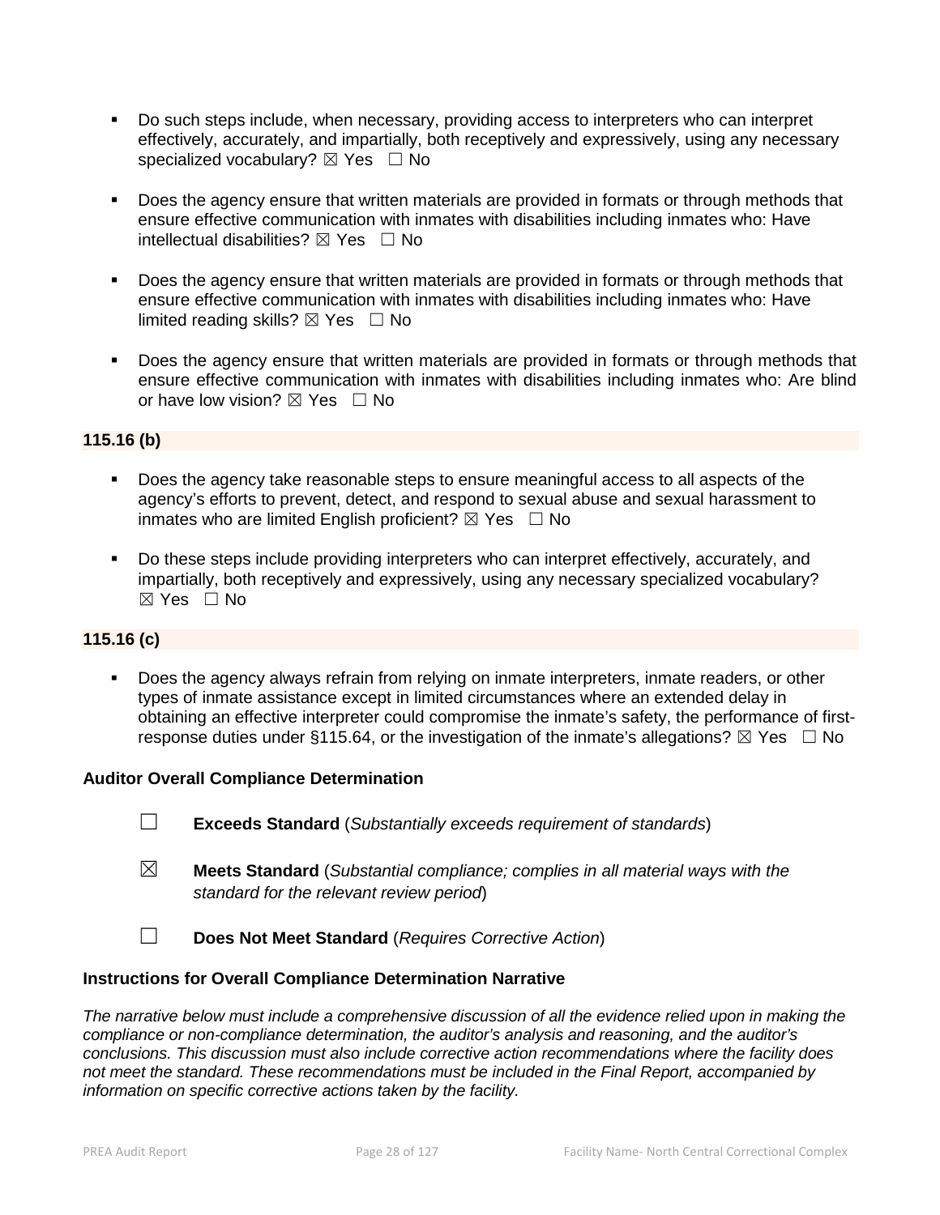- Do such steps include, when necessary, providing access to interpreters who can interpret effectively, accurately, and impartially, both receptively and expressively, using any necessary specialized vocabulary? ☒ Yes ☐ No

- Does the agency ensure that written materials are provided in formats or through methods that ensure effective communication with inmates with disabilities including inmates who: Have intellectual disabilities? ☒ Yes ☐ No

- Does the agency ensure that written materials are provided in formats or through methods that ensure effective communication with inmates with disabilities including inmates who: Have limited reading skills? ☒ Yes ☐ No

- Does the agency ensure that written materials are provided in formats or through methods that ensure effective communication with inmates with disabilities including inmates who: Are blind or have low vision? ☒ Yes ☐ No

**115.16 (b)**

- Does the agency take reasonable steps to ensure meaningful access to all aspects of the agency's efforts to prevent, detect, and respond to sexual abuse and sexual harassment to inmates who are limited English proficient? ☒ Yes ☐ No

- Do these steps include providing interpreters who can interpret effectively, accurately, and impartially, both receptively and expressively, using any necessary specialized vocabulary? ☒ Yes ☐ No

**115.16 (c)**

- Does the agency always refrain from relying on inmate interpreters, inmate readers, or other types of inmate assistance except in limited circumstances where an extended delay in obtaining an effective interpreter could compromise the inmate's safety, the performance of first-response duties under §115.64, or the investigation of the inmate's allegations? ☒ Yes ☐ No

**Auditor Overall Compliance Determination**

☐ **Exceeds Standard** (*Substantially exceeds requirement of standards*)

☒ **Meets Standard** (*Substantial compliance; complies in all material ways with the standard for the relevant review period*)

☐ **Does Not Meet Standard** (*Requires Corrective Action*)

**Instructions for Overall Compliance Determination Narrative**

*The narrative below must include a comprehensive discussion of all the evidence relied upon in making the compliance or non-compliance determination, the auditor's analysis and reasoning, and the auditor's conclusions. This discussion must also include corrective action recommendations where the facility does not meet the standard. These recommendations must be included in the Final Report, accompanied by information on specific corrective actions taken by the facility.*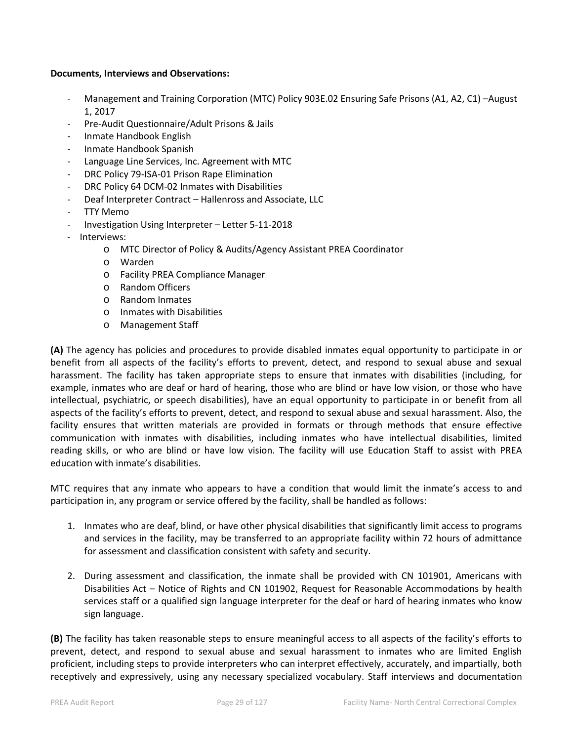**Documents, Interviews and Observations:**

- Management and Training Corporation (MTC) Policy 903E.02 Ensuring Safe Prisons (A1, A2, C1) –August 1, 2017
- Pre-Audit Questionnaire/Adult Prisons & Jails
- Inmate Handbook English
- Inmate Handbook Spanish
- Language Line Services, Inc. Agreement with MTC
- DRC Policy 79-ISA-01 Prison Rape Elimination
- DRC Policy 64 DCM-02 Inmates with Disabilities
- Deaf Interpreter Contract – Hallenross and Associate, LLC
- TTY Memo
- Investigation Using Interpreter – Letter 5-11-2018
- Interviews:
    - MTC Director of Policy & Audits/Agency Assistant PREA Coordinator
    - Warden
    - Facility PREA Compliance Manager
    - Random Officers
    - Random Inmates
    - Inmates with Disabilities
    - Management Staff

**(A)** The agency has policies and procedures to provide disabled inmates equal opportunity to participate in or benefit from all aspects of the facility's efforts to prevent, detect, and respond to sexual abuse and sexual harassment. The facility has taken appropriate steps to ensure that inmates with disabilities (including, for example, inmates who are deaf or hard of hearing, those who are blind or have low vision, or those who have intellectual, psychiatric, or speech disabilities), have an equal opportunity to participate in or benefit from all aspects of the facility's efforts to prevent, detect, and respond to sexual abuse and sexual harassment. Also, the facility ensures that written materials are provided in formats or through methods that ensure effective communication with inmates with disabilities, including inmates who have intellectual disabilities, limited reading skills, or who are blind or have low vision. The facility will use Education Staff to assist with PREA education with inmate's disabilities.

MTC requires that any inmate who appears to have a condition that would limit the inmate's access to and participation in, any program or service offered by the facility, shall be handled as follows:

1. Inmates who are deaf, blind, or have other physical disabilities that significantly limit access to programs and services in the facility, may be transferred to an appropriate facility within 72 hours of admittance for assessment and classification consistent with safety and security.

2. During assessment and classification, the inmate shall be provided with CN 101901, Americans with Disabilities Act – Notice of Rights and CN 101902, Request for Reasonable Accommodations by health services staff or a qualified sign language interpreter for the deaf or hard of hearing inmates who know sign language.

**(B)** The facility has taken reasonable steps to ensure meaningful access to all aspects of the facility's efforts to prevent, detect, and respond to sexual abuse and sexual harassment to inmates who are limited English proficient, including steps to provide interpreters who can interpret effectively, accurately, and impartially, both receptively and expressively, using any necessary specialized vocabulary. Staff interviews and documentation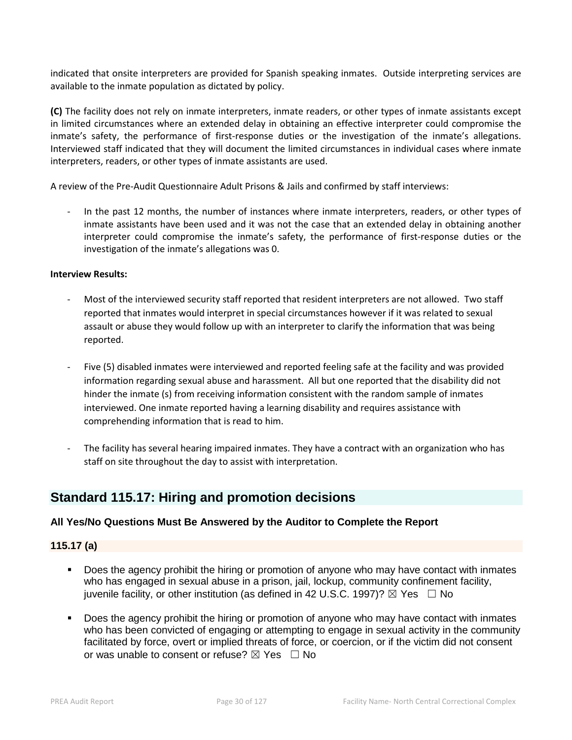indicated that onsite interpreters are provided for Spanish speaking inmates. Outside interpreting services are available to the inmate population as dictated by policy.

**(C)** The facility does not rely on inmate interpreters, inmate readers, or other types of inmate assistants except in limited circumstances where an extended delay in obtaining an effective interpreter could compromise the inmate's safety, the performance of first-response duties or the investigation of the inmate's allegations. Interviewed staff indicated that they will document the limited circumstances in individual cases where inmate interpreters, readers, or other types of inmate assistants are used.

A review of the Pre-Audit Questionnaire Adult Prisons & Jails and confirmed by staff interviews:

- In the past 12 months, the number of instances where inmate interpreters, readers, or other types of inmate assistants have been used and it was not the case that an extended delay in obtaining another interpreter could compromise the inmate's safety, the performance of first-response duties or the investigation of the inmate's allegations was 0.

**Interview Results:**

- Most of the interviewed security staff reported that resident interpreters are not allowed. Two staff reported that inmates would interpret in special circumstances however if it was related to sexual assault or abuse they would follow up with an interpreter to clarify the information that was being reported.

- Five (5) disabled inmates were interviewed and reported feeling safe at the facility and was provided information regarding sexual abuse and harassment. All but one reported that the disability did not hinder the inmate (s) from receiving information consistent with the random sample of inmates interviewed. One inmate reported having a learning disability and requires assistance with comprehending information that is read to him.

- The facility has several hearing impaired inmates. They have a contract with an organization who has staff on site throughout the day to assist with interpretation.

## Standard 115.17: Hiring and promotion decisions

### All Yes/No Questions Must Be Answered by the Auditor to Complete the Report

### 115.17 (a)

- Does the agency prohibit the hiring or promotion of anyone who may have contact with inmates who has engaged in sexual abuse in a prison, jail, lockup, community confinement facility, juvenile facility, or other institution (as defined in 42 U.S.C. 1997)? ☒ Yes ☐ No

- Does the agency prohibit the hiring or promotion of anyone who may have contact with inmates who has been convicted of engaging or attempting to engage in sexual activity in the community facilitated by force, overt or implied threats of force, or coercion, or if the victim did not consent or was unable to consent or refuse? ☒ Yes ☐ No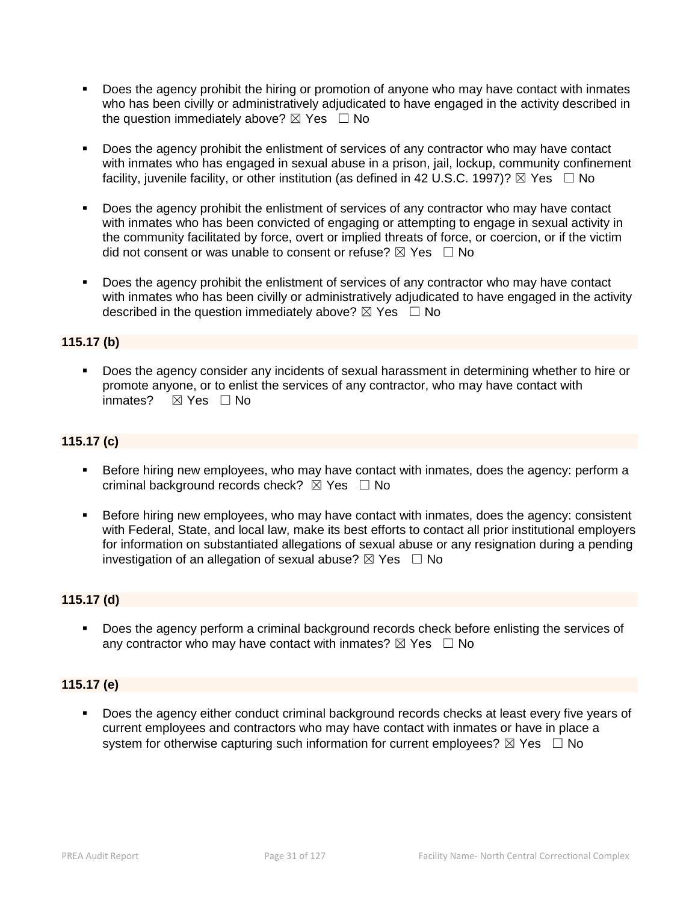- Does the agency prohibit the hiring or promotion of anyone who may have contact with inmates who has been civilly or administratively adjudicated to have engaged in the activity described in the question immediately above? ☒ Yes ☐ No

- Does the agency prohibit the enlistment of services of any contractor who may have contact with inmates who has engaged in sexual abuse in a prison, jail, lockup, community confinement facility, juvenile facility, or other institution (as defined in 42 U.S.C. 1997)? ☒ Yes ☐ No

- Does the agency prohibit the enlistment of services of any contractor who may have contact with inmates who has been convicted of engaging or attempting to engage in sexual activity in the community facilitated by force, overt or implied threats of force, or coercion, or if the victim did not consent or was unable to consent or refuse? ☒ Yes ☐ No

- Does the agency prohibit the enlistment of services of any contractor who may have contact with inmates who has been civilly or administratively adjudicated to have engaged in the activity described in the question immediately above? ☒ Yes ☐ No

**115.17 (b)**

- Does the agency consider any incidents of sexual harassment in determining whether to hire or promote anyone, or to enlist the services of any contractor, who may have contact with inmates? ☒ Yes ☐ No

**115.17 (c)**

- Before hiring new employees, who may have contact with inmates, does the agency: perform a criminal background records check? ☒ Yes ☐ No

- Before hiring new employees, who may have contact with inmates, does the agency: consistent with Federal, State, and local law, make its best efforts to contact all prior institutional employers for information on substantiated allegations of sexual abuse or any resignation during a pending investigation of an allegation of sexual abuse? ☒ Yes ☐ No

**115.17 (d)**

- Does the agency perform a criminal background records check before enlisting the services of any contractor who may have contact with inmates? ☒ Yes ☐ No

**115.17 (e)**

- Does the agency either conduct criminal background records checks at least every five years of current employees and contractors who may have contact with inmates or have in place a system for otherwise capturing such information for current employees? ☒ Yes ☐ No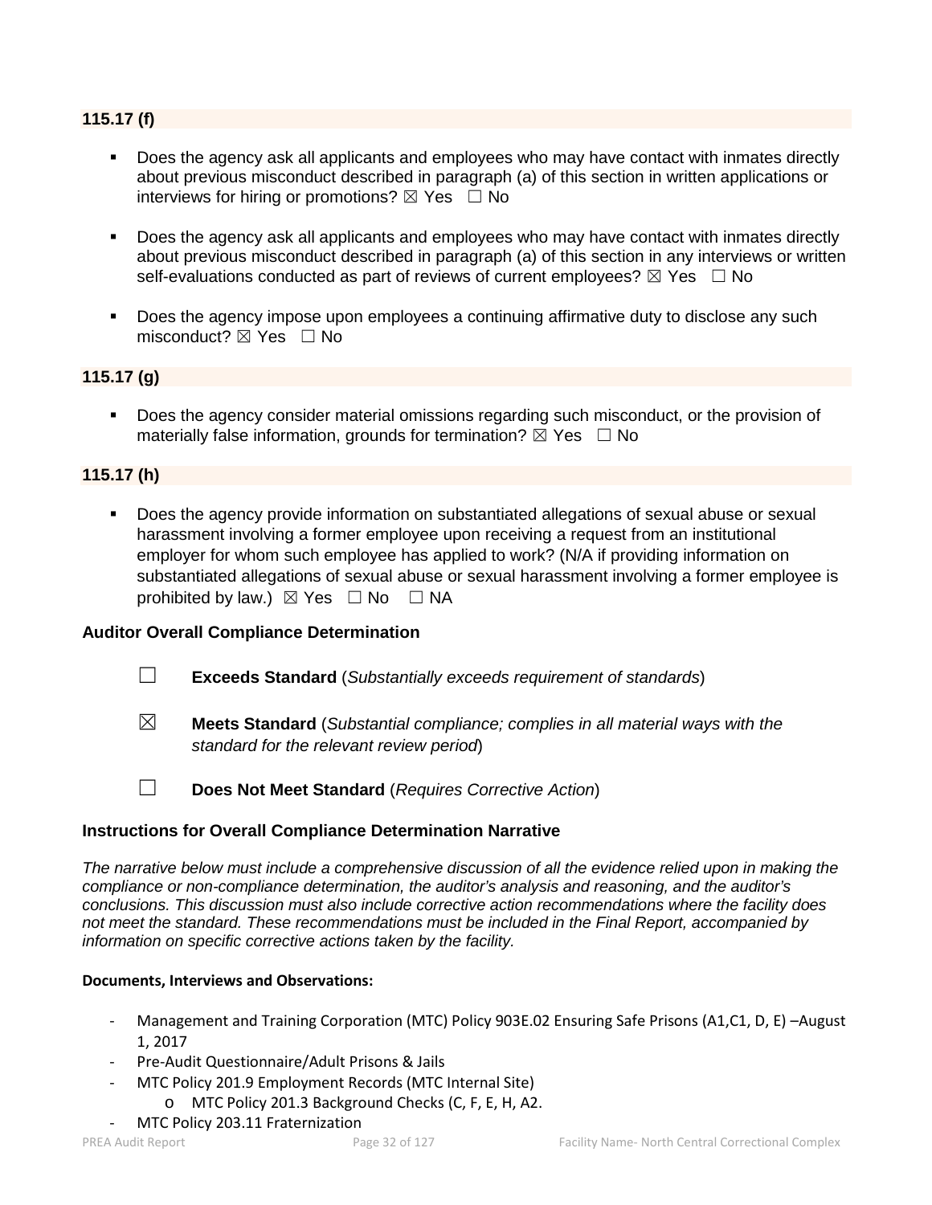**115.17 (f)**

- Does the agency ask all applicants and employees who may have contact with inmates directly about previous misconduct described in paragraph (a) of this section in written applications or interviews for hiring or promotions? ☒ Yes ☐ No
- Does the agency ask all applicants and employees who may have contact with inmates directly about previous misconduct described in paragraph (a) of this section in any interviews or written self-evaluations conducted as part of reviews of current employees? ☒ Yes ☐ No
- Does the agency impose upon employees a continuing affirmative duty to disclose any such misconduct? ☒ Yes ☐ No

**115.17 (g)**

- Does the agency consider material omissions regarding such misconduct, or the provision of materially false information, grounds for termination? ☒ Yes ☐ No

**115.17 (h)**

- Does the agency provide information on substantiated allegations of sexual abuse or sexual harassment involving a former employee upon receiving a request from an institutional employer for whom such employee has applied to work? (N/A if providing information on substantiated allegations of sexual abuse or sexual harassment involving a former employee is prohibited by law.) ☒ Yes ☐ No ☐ NA

**Auditor Overall Compliance Determination**

☐ **Exceeds Standard** (*Substantially exceeds requirement of standards*)

☒ **Meets Standard** (*Substantial compliance; complies in all material ways with the standard for the relevant review period*)

☐ **Does Not Meet Standard** (*Requires Corrective Action*)

**Instructions for Overall Compliance Determination Narrative**

*The narrative below must include a comprehensive discussion of all the evidence relied upon in making the compliance or non-compliance determination, the auditor's analysis and reasoning, and the auditor's conclusions. This discussion must also include corrective action recommendations where the facility does not meet the standard. These recommendations must be included in the Final Report, accompanied by information on specific corrective actions taken by the facility.*

**Documents, Interviews and Observations:**

- Management and Training Corporation (MTC) Policy 903E.02 Ensuring Safe Prisons (A1,C1, D, E) –August 1, 2017
- Pre-Audit Questionnaire/Adult Prisons & Jails
- MTC Policy 201.9 Employment Records (MTC Internal Site)
  - MTC Policy 201.3 Background Checks (C, F, E, H, A2.
- MTC Policy 203.11 Fraternization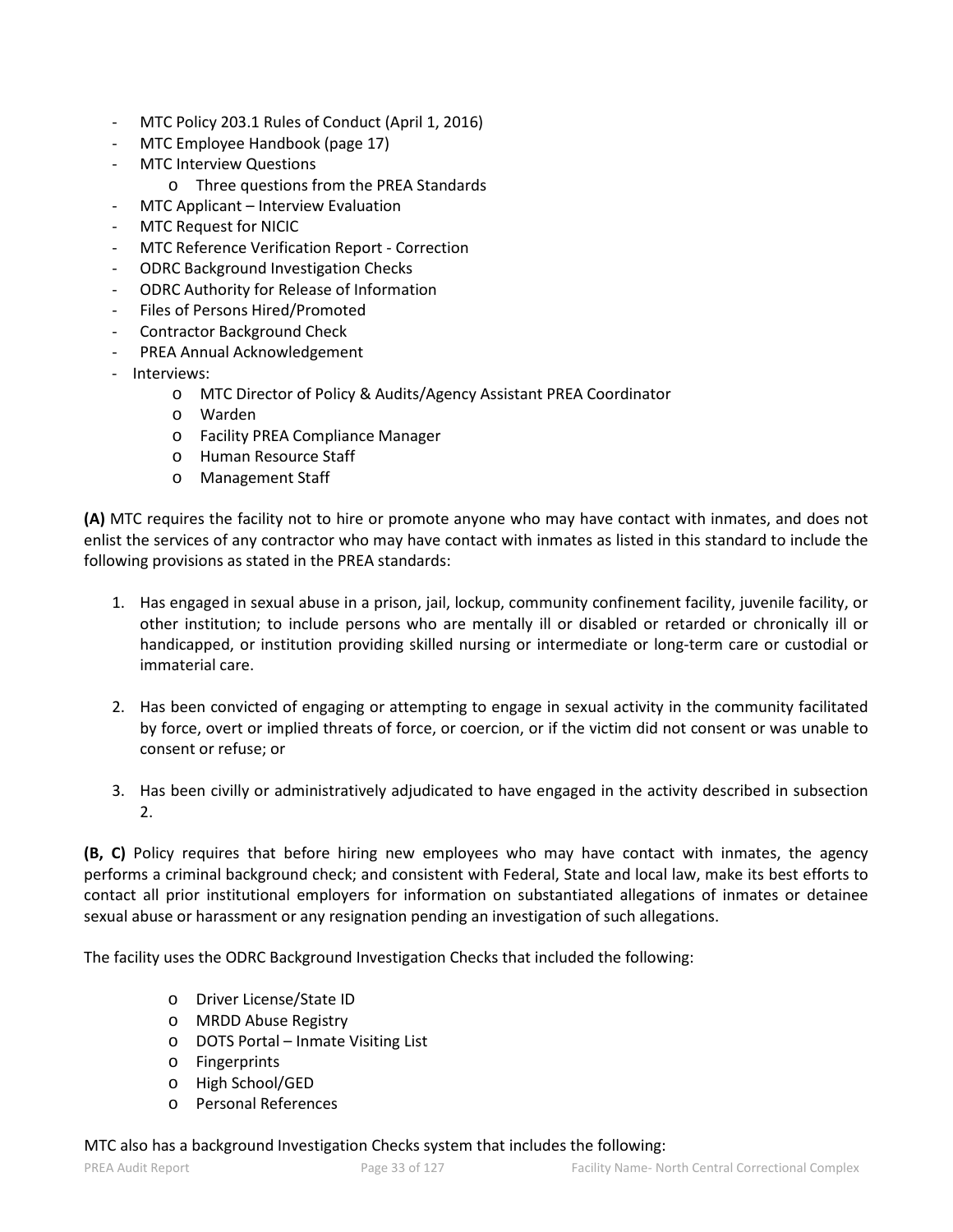- MTC Policy 203.1 Rules of Conduct (April 1, 2016)
- MTC Employee Handbook (page 17)
- MTC Interview Questions
    - Three questions from the PREA Standards
- MTC Applicant – Interview Evaluation
- MTC Request for NICIC
- MTC Reference Verification Report - Correction
- ODRC Background Investigation Checks
- ODRC Authority for Release of Information
- Files of Persons Hired/Promoted
- Contractor Background Check
- PREA Annual Acknowledgement
- Interviews:
    - MTC Director of Policy & Audits/Agency Assistant PREA Coordinator
    - Warden
    - Facility PREA Compliance Manager
    - Human Resource Staff
    - Management Staff

**(A)** MTC requires the facility not to hire or promote anyone who may have contact with inmates, and does not enlist the services of any contractor who may have contact with inmates as listed in this standard to include the following provisions as stated in the PREA standards:

1. Has engaged in sexual abuse in a prison, jail, lockup, community confinement facility, juvenile facility, or other institution; to include persons who are mentally ill or disabled or retarded or chronically ill or handicapped, or institution providing skilled nursing or intermediate or long-term care or custodial or immaterial care.

2. Has been convicted of engaging or attempting to engage in sexual activity in the community facilitated by force, overt or implied threats of force, or coercion, or if the victim did not consent or was unable to consent or refuse; or

3. Has been civilly or administratively adjudicated to have engaged in the activity described in subsection 2.

**(B, C)** Policy requires that before hiring new employees who may have contact with inmates, the agency performs a criminal background check; and consistent with Federal, State and local law, make its best efforts to contact all prior institutional employers for information on substantiated allegations of inmates or detainee sexual abuse or harassment or any resignation pending an investigation of such allegations.

The facility uses the ODRC Background Investigation Checks that included the following:

- Driver License/State ID
- MRDD Abuse Registry
- DOTS Portal – Inmate Visiting List
- Fingerprints
- High School/GED
- Personal References

MTC also has a background Investigation Checks system that includes the following: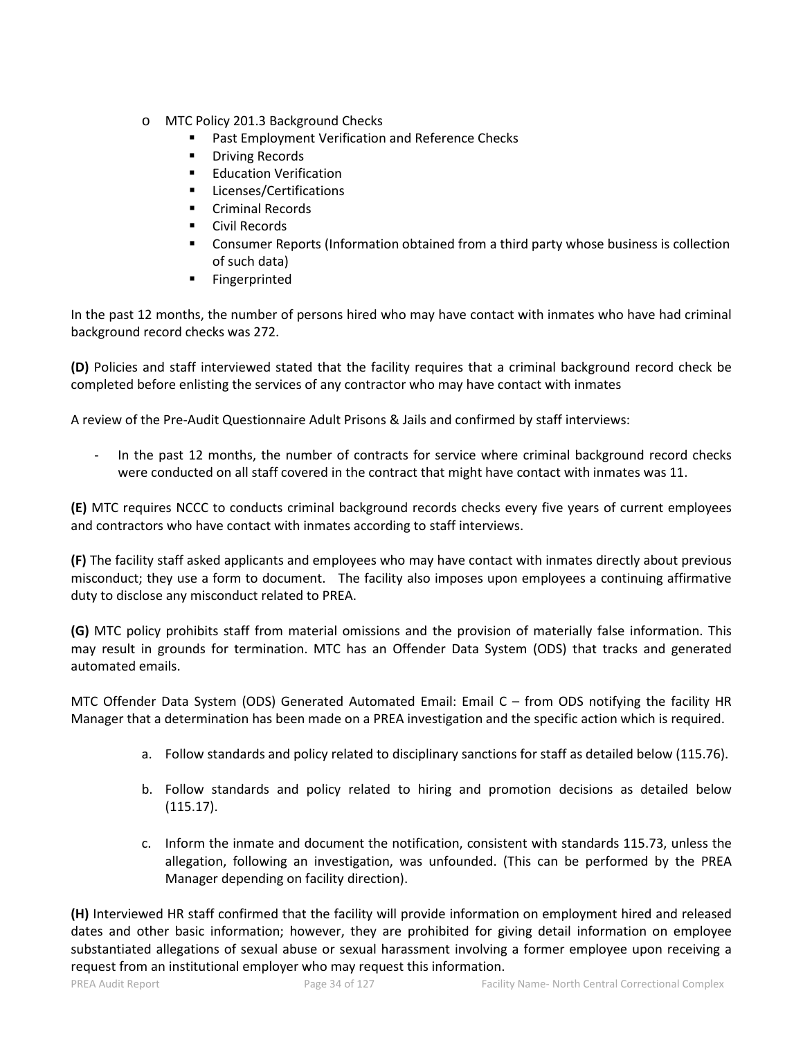- MTC Policy 201.3 Background Checks
    - Past Employment Verification and Reference Checks
    - Driving Records
    - Education Verification
    - Licenses/Certifications
    - Criminal Records
    - Civil Records
    - Consumer Reports (Information obtained from a third party whose business is collection of such data)
    - Fingerprinted

In the past 12 months, the number of persons hired who may have contact with inmates who have had criminal background record checks was 272.

**(D)** Policies and staff interviewed stated that the facility requires that a criminal background record check be completed before enlisting the services of any contractor who may have contact with inmates

A review of the Pre-Audit Questionnaire Adult Prisons & Jails and confirmed by staff interviews:

- In the past 12 months, the number of contracts for service where criminal background record checks were conducted on all staff covered in the contract that might have contact with inmates was 11.

**(E)** MTC requires NCCC to conducts criminal background records checks every five years of current employees and contractors who have contact with inmates according to staff interviews.

**(F)** The facility staff asked applicants and employees who may have contact with inmates directly about previous misconduct; they use a form to document. The facility also imposes upon employees a continuing affirmative duty to disclose any misconduct related to PREA.

**(G)** MTC policy prohibits staff from material omissions and the provision of materially false information. This may result in grounds for termination. MTC has an Offender Data System (ODS) that tracks and generated automated emails.

MTC Offender Data System (ODS) Generated Automated Email: Email C – from ODS notifying the facility HR Manager that a determination has been made on a PREA investigation and the specific action which is required.

a. Follow standards and policy related to disciplinary sanctions for staff as detailed below (115.76).

b. Follow standards and policy related to hiring and promotion decisions as detailed below (115.17).

c. Inform the inmate and document the notification, consistent with standards 115.73, unless the allegation, following an investigation, was unfounded. (This can be performed by the PREA Manager depending on facility direction).

**(H)** Interviewed HR staff confirmed that the facility will provide information on employment hired and released dates and other basic information; however, they are prohibited for giving detail information on employee substantiated allegations of sexual abuse or sexual harassment involving a former employee upon receiving a request from an institutional employer who may request this information.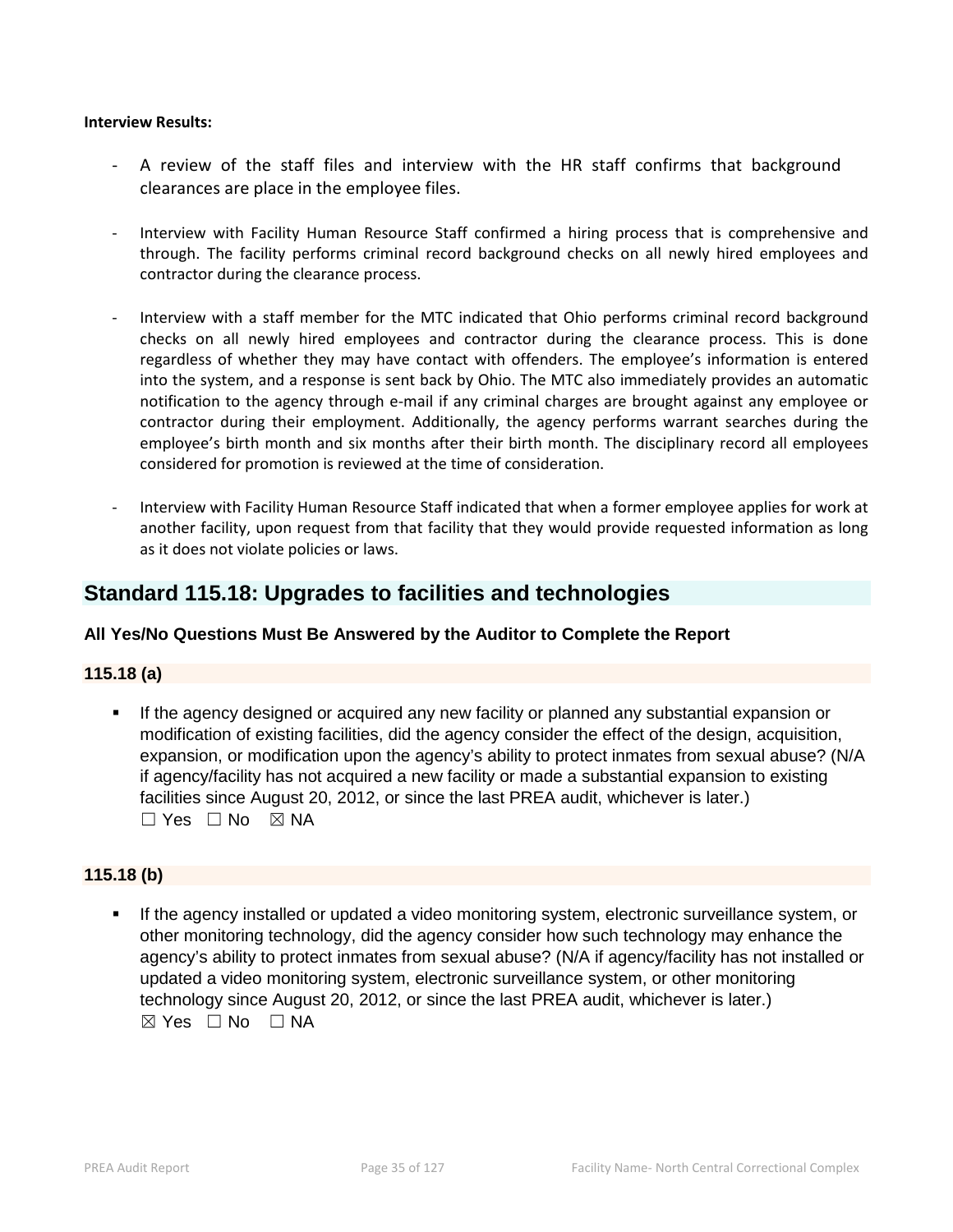**Interview Results:**

- A review of the staff files and interview with the HR staff confirms that background clearances are place in the employee files.

- Interview with Facility Human Resource Staff confirmed a hiring process that is comprehensive and through. The facility performs criminal record background checks on all newly hired employees and contractor during the clearance process.

- Interview with a staff member for the MTC indicated that Ohio performs criminal record background checks on all newly hired employees and contractor during the clearance process. This is done regardless of whether they may have contact with offenders. The employee's information is entered into the system, and a response is sent back by Ohio. The MTC also immediately provides an automatic notification to the agency through e-mail if any criminal charges are brought against any employee or contractor during their employment. Additionally, the agency performs warrant searches during the employee's birth month and six months after their birth month. The disciplinary record all employees considered for promotion is reviewed at the time of consideration.

- Interview with Facility Human Resource Staff indicated that when a former employee applies for work at another facility, upon request from that facility that they would provide requested information as long as it does not violate policies or laws.

## Standard 115.18: Upgrades to facilities and technologies

**All Yes/No Questions Must Be Answered by the Auditor to Complete the Report**

**115.18 (a)**

- If the agency designed or acquired any new facility or planned any substantial expansion or modification of existing facilities, did the agency consider the effect of the design, acquisition, expansion, or modification upon the agency's ability to protect inmates from sexual abuse? (N/A if agency/facility has not acquired a new facility or made a substantial expansion to existing facilities since August 20, 2012, or since the last PREA audit, whichever is later.)
  ☐ Yes ☐ No ☒ NA

**115.18 (b)**

- If the agency installed or updated a video monitoring system, electronic surveillance system, or other monitoring technology, did the agency consider how such technology may enhance the agency's ability to protect inmates from sexual abuse? (N/A if agency/facility has not installed or updated a video monitoring system, electronic surveillance system, or other monitoring technology since August 20, 2012, or since the last PREA audit, whichever is later.)
  ☒ Yes ☐ No ☐ NA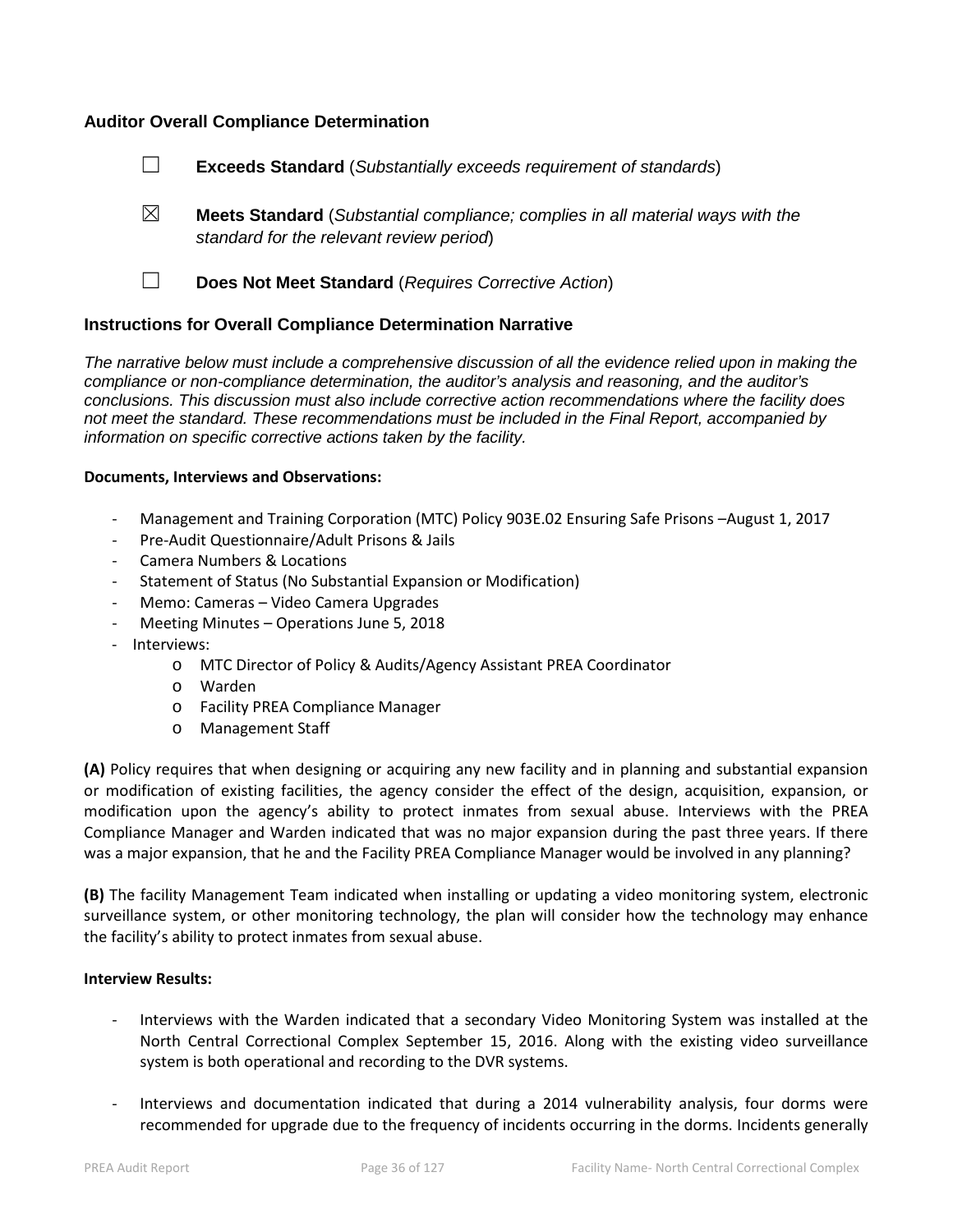### Auditor Overall Compliance Determination

☐ **Exceeds Standard** (*Substantially exceeds requirement of standards*)

☒ **Meets Standard** (*Substantial compliance; complies in all material ways with the standard for the relevant review period*)

☐ **Does Not Meet Standard** (*Requires Corrective Action*)

### Instructions for Overall Compliance Determination Narrative

*The narrative below must include a comprehensive discussion of all the evidence relied upon in making the compliance or non-compliance determination, the auditor's analysis and reasoning, and the auditor's conclusions. This discussion must also include corrective action recommendations where the facility does not meet the standard. These recommendations must be included in the Final Report, accompanied by information on specific corrective actions taken by the facility.*

**Documents, Interviews and Observations:**

- Management and Training Corporation (MTC) Policy 903E.02 Ensuring Safe Prisons –August 1, 2017
- Pre-Audit Questionnaire/Adult Prisons & Jails
- Camera Numbers & Locations
- Statement of Status (No Substantial Expansion or Modification)
- Memo: Cameras – Video Camera Upgrades
- Meeting Minutes – Operations June 5, 2018
- Interviews:
  - MTC Director of Policy & Audits/Agency Assistant PREA Coordinator
  - Warden
  - Facility PREA Compliance Manager
  - Management Staff

**(A)** Policy requires that when designing or acquiring any new facility and in planning and substantial expansion or modification of existing facilities, the agency consider the effect of the design, acquisition, expansion, or modification upon the agency's ability to protect inmates from sexual abuse. Interviews with the PREA Compliance Manager and Warden indicated that was no major expansion during the past three years. If there was a major expansion, that he and the Facility PREA Compliance Manager would be involved in any planning?

**(B)** The facility Management Team indicated when installing or updating a video monitoring system, electronic surveillance system, or other monitoring technology, the plan will consider how the technology may enhance the facility's ability to protect inmates from sexual abuse.

**Interview Results:**

- Interviews with the Warden indicated that a secondary Video Monitoring System was installed at the North Central Correctional Complex September 15, 2016. Along with the existing video surveillance system is both operational and recording to the DVR systems.
- Interviews and documentation indicated that during a 2014 vulnerability analysis, four dorms were recommended for upgrade due to the frequency of incidents occurring in the dorms. Incidents generally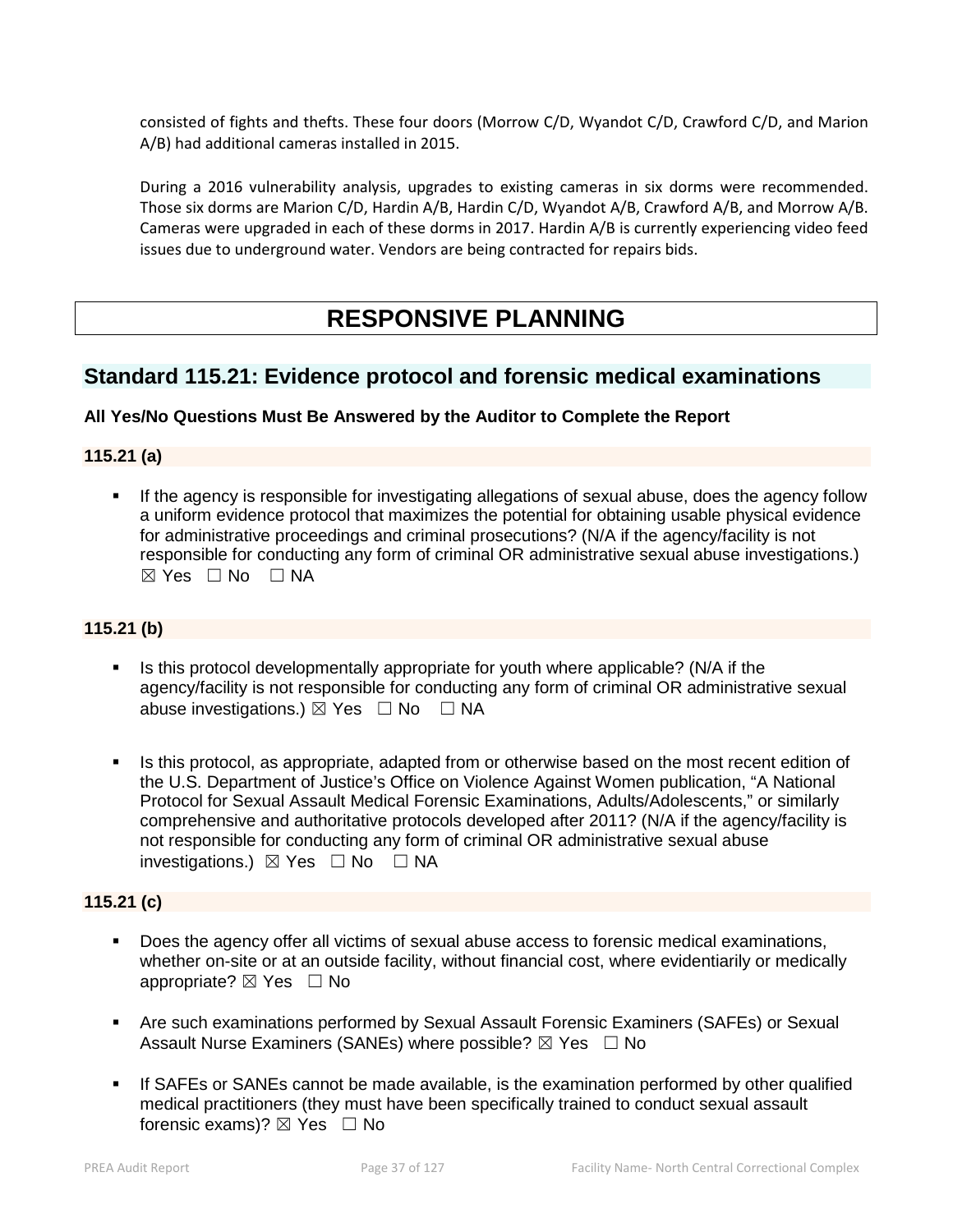consisted of fights and thefts. These four doors (Morrow C/D, Wyandot C/D, Crawford C/D, and Marion A/B) had additional cameras installed in 2015.

During a 2016 vulnerability analysis, upgrades to existing cameras in six dorms were recommended. Those six dorms are Marion C/D, Hardin A/B, Hardin C/D, Wyandot A/B, Crawford A/B, and Morrow A/B. Cameras were upgraded in each of these dorms in 2017. Hardin A/B is currently experiencing video feed issues due to underground water. Vendors are being contracted for repairs bids.

# RESPONSIVE PLANNING

## Standard 115.21: Evidence protocol and forensic medical examinations

**All Yes/No Questions Must Be Answered by the Auditor to Complete the Report**

**115.21 (a)**

- If the agency is responsible for investigating allegations of sexual abuse, does the agency follow a uniform evidence protocol that maximizes the potential for obtaining usable physical evidence for administrative proceedings and criminal prosecutions? (N/A if the agency/facility is not responsible for conducting any form of criminal OR administrative sexual abuse investigations.) ☒ Yes ☐ No ☐ NA

**115.21 (b)**

- Is this protocol developmentally appropriate for youth where applicable? (N/A if the agency/facility is not responsible for conducting any form of criminal OR administrative sexual abuse investigations.) ☒ Yes ☐ No ☐ NA
- Is this protocol, as appropriate, adapted from or otherwise based on the most recent edition of the U.S. Department of Justice's Office on Violence Against Women publication, "A National Protocol for Sexual Assault Medical Forensic Examinations, Adults/Adolescents," or similarly comprehensive and authoritative protocols developed after 2011? (N/A if the agency/facility is not responsible for conducting any form of criminal OR administrative sexual abuse investigations.) ☒ Yes ☐ No ☐ NA

**115.21 (c)**

- Does the agency offer all victims of sexual abuse access to forensic medical examinations, whether on-site or at an outside facility, without financial cost, where evidentiarily or medically appropriate? ☒ Yes ☐ No
- Are such examinations performed by Sexual Assault Forensic Examiners (SAFEs) or Sexual Assault Nurse Examiners (SANEs) where possible? ☒ Yes ☐ No
- If SAFEs or SANEs cannot be made available, is the examination performed by other qualified medical practitioners (they must have been specifically trained to conduct sexual assault forensic exams)? ☒ Yes ☐ No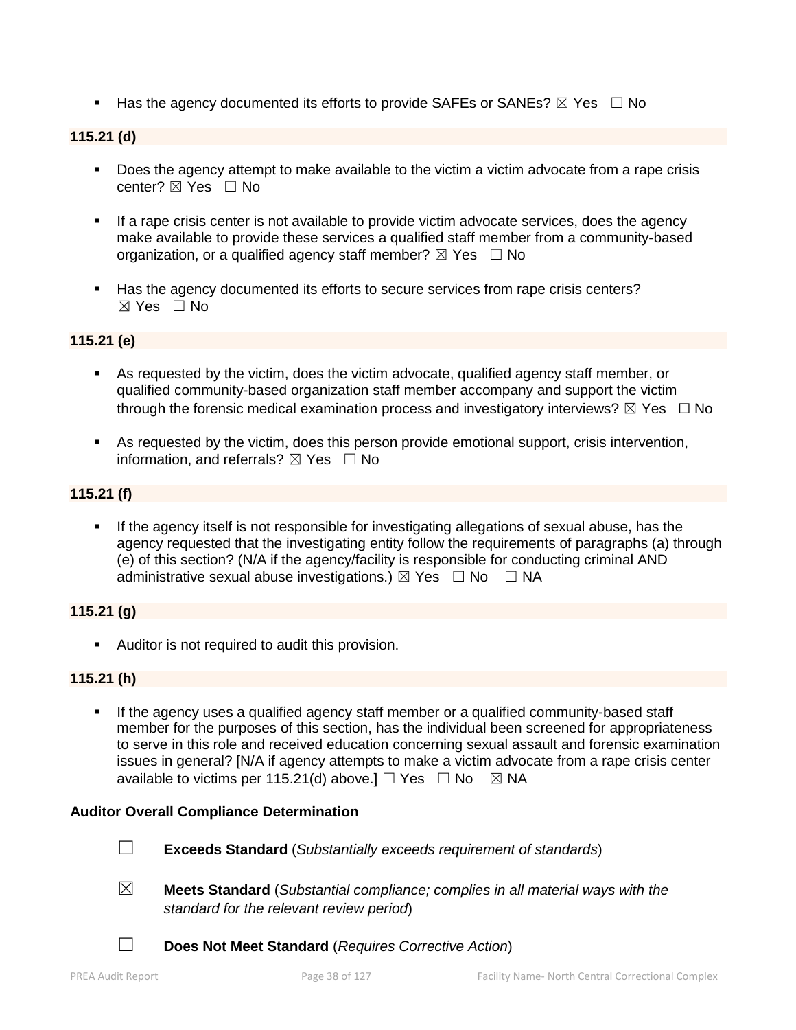- Has the agency documented its efforts to provide SAFEs or SANEs? ☒ Yes ☐ No

**115.21 (d)**

- Does the agency attempt to make available to the victim a victim advocate from a rape crisis center? ☒ Yes ☐ No
- If a rape crisis center is not available to provide victim advocate services, does the agency make available to provide these services a qualified staff member from a community-based organization, or a qualified agency staff member? ☒ Yes ☐ No
- Has the agency documented its efforts to secure services from rape crisis centers? ☒ Yes ☐ No

**115.21 (e)**

- As requested by the victim, does the victim advocate, qualified agency staff member, or qualified community-based organization staff member accompany and support the victim through the forensic medical examination process and investigatory interviews? ☒ Yes ☐ No
- As requested by the victim, does this person provide emotional support, crisis intervention, information, and referrals? ☒ Yes ☐ No

**115.21 (f)**

- If the agency itself is not responsible for investigating allegations of sexual abuse, has the agency requested that the investigating entity follow the requirements of paragraphs (a) through (e) of this section? (N/A if the agency/facility is responsible for conducting criminal AND administrative sexual abuse investigations.) ☒ Yes ☐ No ☐ NA

**115.21 (g)**

- Auditor is not required to audit this provision.

**115.21 (h)**

- If the agency uses a qualified agency staff member or a qualified community-based staff member for the purposes of this section, has the individual been screened for appropriateness to serve in this role and received education concerning sexual assault and forensic examination issues in general? [N/A if agency attempts to make a victim advocate from a rape crisis center available to victims per 115.21(d) above.] ☐ Yes ☐ No ☒ NA

**Auditor Overall Compliance Determination**

☐ **Exceeds Standard** (*Substantially exceeds requirement of standards*)

☒ **Meets Standard** (*Substantial compliance; complies in all material ways with the standard for the relevant review period*)

☐ **Does Not Meet Standard** (*Requires Corrective Action*)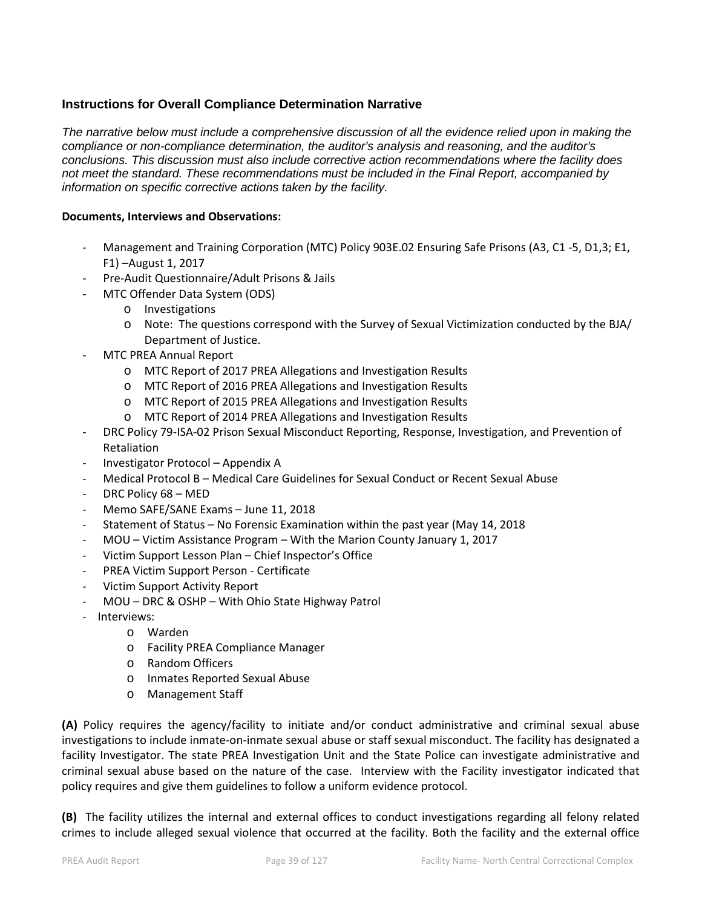### Instructions for Overall Compliance Determination Narrative

*The narrative below must include a comprehensive discussion of all the evidence relied upon in making the compliance or non-compliance determination, the auditor's analysis and reasoning, and the auditor's conclusions. This discussion must also include corrective action recommendations where the facility does not meet the standard. These recommendations must be included in the Final Report, accompanied by information on specific corrective actions taken by the facility.*

**Documents, Interviews and Observations:**

- Management and Training Corporation (MTC) Policy 903E.02 Ensuring Safe Prisons (A3, C1 -5, D1,3; E1, F1) –August 1, 2017
- Pre-Audit Questionnaire/Adult Prisons & Jails
- MTC Offender Data System (ODS)
    - Investigations
    - Note: The questions correspond with the Survey of Sexual Victimization conducted by the BJA/ Department of Justice.
- MTC PREA Annual Report
    - MTC Report of 2017 PREA Allegations and Investigation Results
    - MTC Report of 2016 PREA Allegations and Investigation Results
    - MTC Report of 2015 PREA Allegations and Investigation Results
    - MTC Report of 2014 PREA Allegations and Investigation Results
- DRC Policy 79-ISA-02 Prison Sexual Misconduct Reporting, Response, Investigation, and Prevention of Retaliation
- Investigator Protocol – Appendix A
- Medical Protocol B – Medical Care Guidelines for Sexual Conduct or Recent Sexual Abuse
- DRC Policy 68 – MED
- Memo SAFE/SANE Exams – June 11, 2018
- Statement of Status – No Forensic Examination within the past year (May 14, 2018
- MOU – Victim Assistance Program – With the Marion County January 1, 2017
- Victim Support Lesson Plan – Chief Inspector's Office
- PREA Victim Support Person - Certificate
- Victim Support Activity Report
- MOU – DRC & OSHP – With Ohio State Highway Patrol
- Interviews:
    - Warden
    - Facility PREA Compliance Manager
    - Random Officers
    - Inmates Reported Sexual Abuse
    - Management Staff

**(A)** Policy requires the agency/facility to initiate and/or conduct administrative and criminal sexual abuse investigations to include inmate-on-inmate sexual abuse or staff sexual misconduct. The facility has designated a facility Investigator. The state PREA Investigation Unit and the State Police can investigate administrative and criminal sexual abuse based on the nature of the case. Interview with the Facility investigator indicated that policy requires and give them guidelines to follow a uniform evidence protocol.

**(B)** The facility utilizes the internal and external offices to conduct investigations regarding all felony related crimes to include alleged sexual violence that occurred at the facility. Both the facility and the external office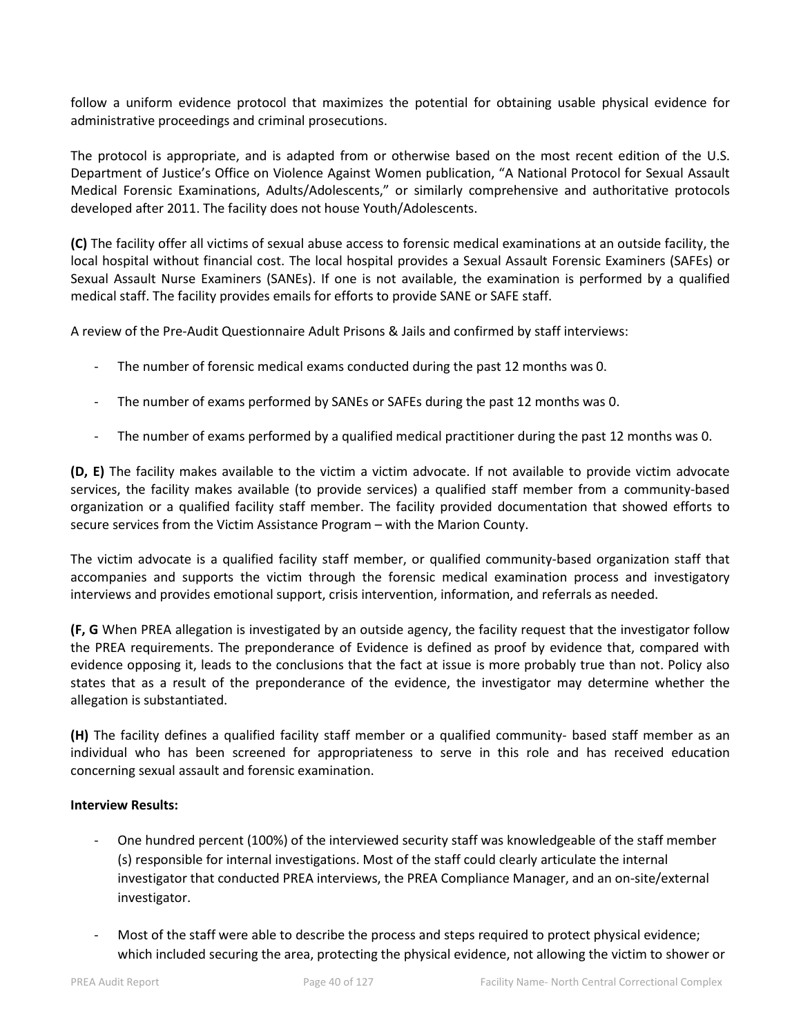follow a uniform evidence protocol that maximizes the potential for obtaining usable physical evidence for administrative proceedings and criminal prosecutions.

The protocol is appropriate, and is adapted from or otherwise based on the most recent edition of the U.S. Department of Justice's Office on Violence Against Women publication, "A National Protocol for Sexual Assault Medical Forensic Examinations, Adults/Adolescents," or similarly comprehensive and authoritative protocols developed after 2011. The facility does not house Youth/Adolescents.

**(C)** The facility offer all victims of sexual abuse access to forensic medical examinations at an outside facility, the local hospital without financial cost. The local hospital provides a Sexual Assault Forensic Examiners (SAFEs) or Sexual Assault Nurse Examiners (SANEs). If one is not available, the examination is performed by a qualified medical staff. The facility provides emails for efforts to provide SANE or SAFE staff.

A review of the Pre-Audit Questionnaire Adult Prisons & Jails and confirmed by staff interviews:

- The number of forensic medical exams conducted during the past 12 months was 0.
- The number of exams performed by SANEs or SAFEs during the past 12 months was 0.
- The number of exams performed by a qualified medical practitioner during the past 12 months was 0.

**(D, E)** The facility makes available to the victim a victim advocate. If not available to provide victim advocate services, the facility makes available (to provide services) a qualified staff member from a community-based organization or a qualified facility staff member. The facility provided documentation that showed efforts to secure services from the Victim Assistance Program – with the Marion County.

The victim advocate is a qualified facility staff member, or qualified community-based organization staff that accompanies and supports the victim through the forensic medical examination process and investigatory interviews and provides emotional support, crisis intervention, information, and referrals as needed.

**(F, G** When PREA allegation is investigated by an outside agency, the facility request that the investigator follow the PREA requirements. The preponderance of Evidence is defined as proof by evidence that, compared with evidence opposing it, leads to the conclusions that the fact at issue is more probably true than not. Policy also states that as a result of the preponderance of the evidence, the investigator may determine whether the allegation is substantiated.

**(H)** The facility defines a qualified facility staff member or a qualified community- based staff member as an individual who has been screened for appropriateness to serve in this role and has received education concerning sexual assault and forensic examination.

**Interview Results:**

- One hundred percent (100%) of the interviewed security staff was knowledgeable of the staff member (s) responsible for internal investigations. Most of the staff could clearly articulate the internal investigator that conducted PREA interviews, the PREA Compliance Manager, and an on-site/external investigator.
- Most of the staff were able to describe the process and steps required to protect physical evidence; which included securing the area, protecting the physical evidence, not allowing the victim to shower or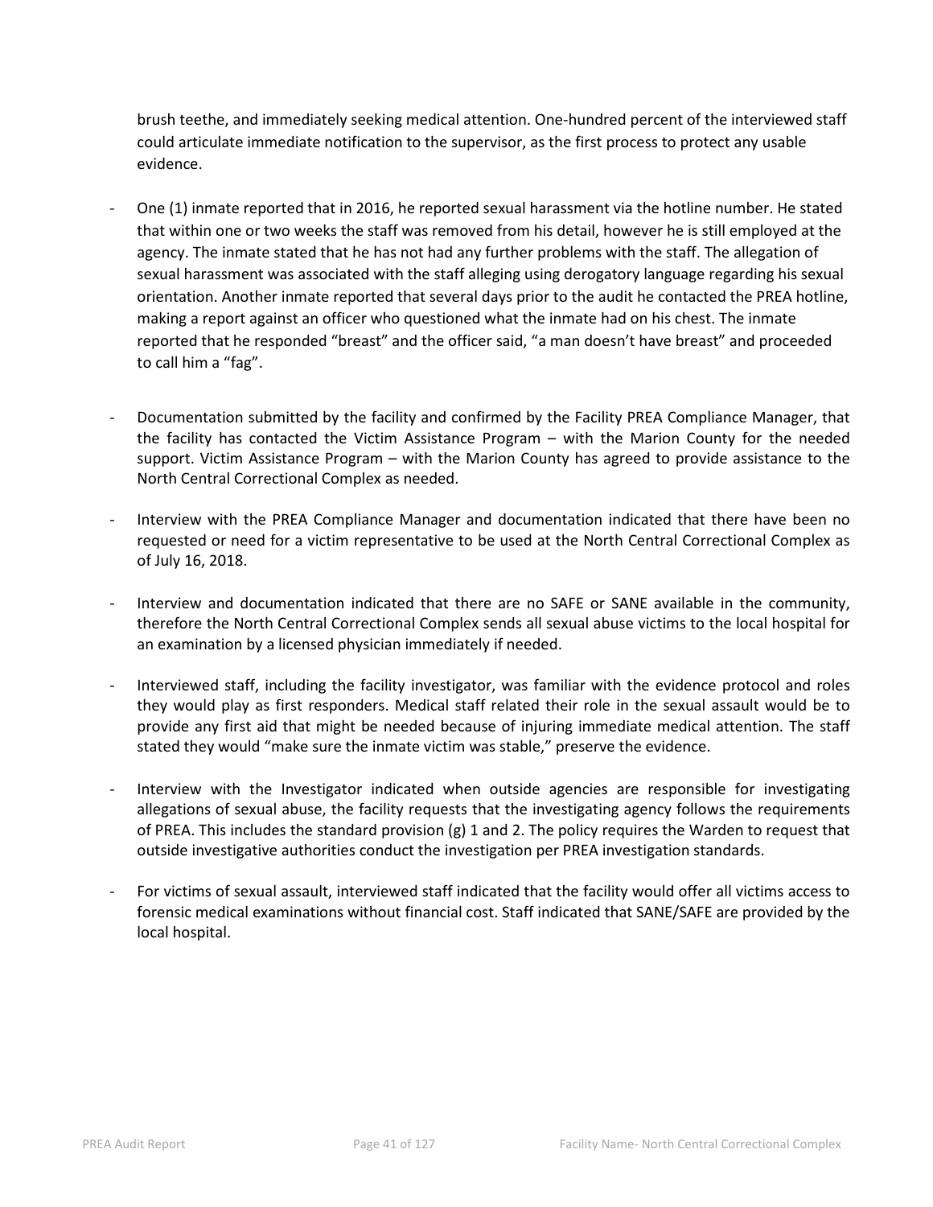brush teethe, and immediately seeking medical attention. One-hundred percent of the interviewed staff could articulate immediate notification to the supervisor, as the first process to protect any usable evidence.

- One (1) inmate reported that in 2016, he reported sexual harassment via the hotline number. He stated that within one or two weeks the staff was removed from his detail, however he is still employed at the agency. The inmate stated that he has not had any further problems with the staff. The allegation of sexual harassment was associated with the staff alleging using derogatory language regarding his sexual orientation. Another inmate reported that several days prior to the audit he contacted the PREA hotline, making a report against an officer who questioned what the inmate had on his chest. The inmate reported that he responded "breast" and the officer said, "a man doesn't have breast" and proceeded to call him a "fag".

- Documentation submitted by the facility and confirmed by the Facility PREA Compliance Manager, that the facility has contacted the Victim Assistance Program – with the Marion County for the needed support. Victim Assistance Program – with the Marion County has agreed to provide assistance to the North Central Correctional Complex as needed.

- Interview with the PREA Compliance Manager and documentation indicated that there have been no requested or need for a victim representative to be used at the North Central Correctional Complex as of July 16, 2018.

- Interview and documentation indicated that there are no SAFE or SANE available in the community, therefore the North Central Correctional Complex sends all sexual abuse victims to the local hospital for an examination by a licensed physician immediately if needed.

- Interviewed staff, including the facility investigator, was familiar with the evidence protocol and roles they would play as first responders. Medical staff related their role in the sexual assault would be to provide any first aid that might be needed because of injuring immediate medical attention. The staff stated they would "make sure the inmate victim was stable," preserve the evidence.

- Interview with the Investigator indicated when outside agencies are responsible for investigating allegations of sexual abuse, the facility requests that the investigating agency follows the requirements of PREA. This includes the standard provision (g) 1 and 2. The policy requires the Warden to request that outside investigative authorities conduct the investigation per PREA investigation standards.

- For victims of sexual assault, interviewed staff indicated that the facility would offer all victims access to forensic medical examinations without financial cost. Staff indicated that SANE/SAFE are provided by the local hospital.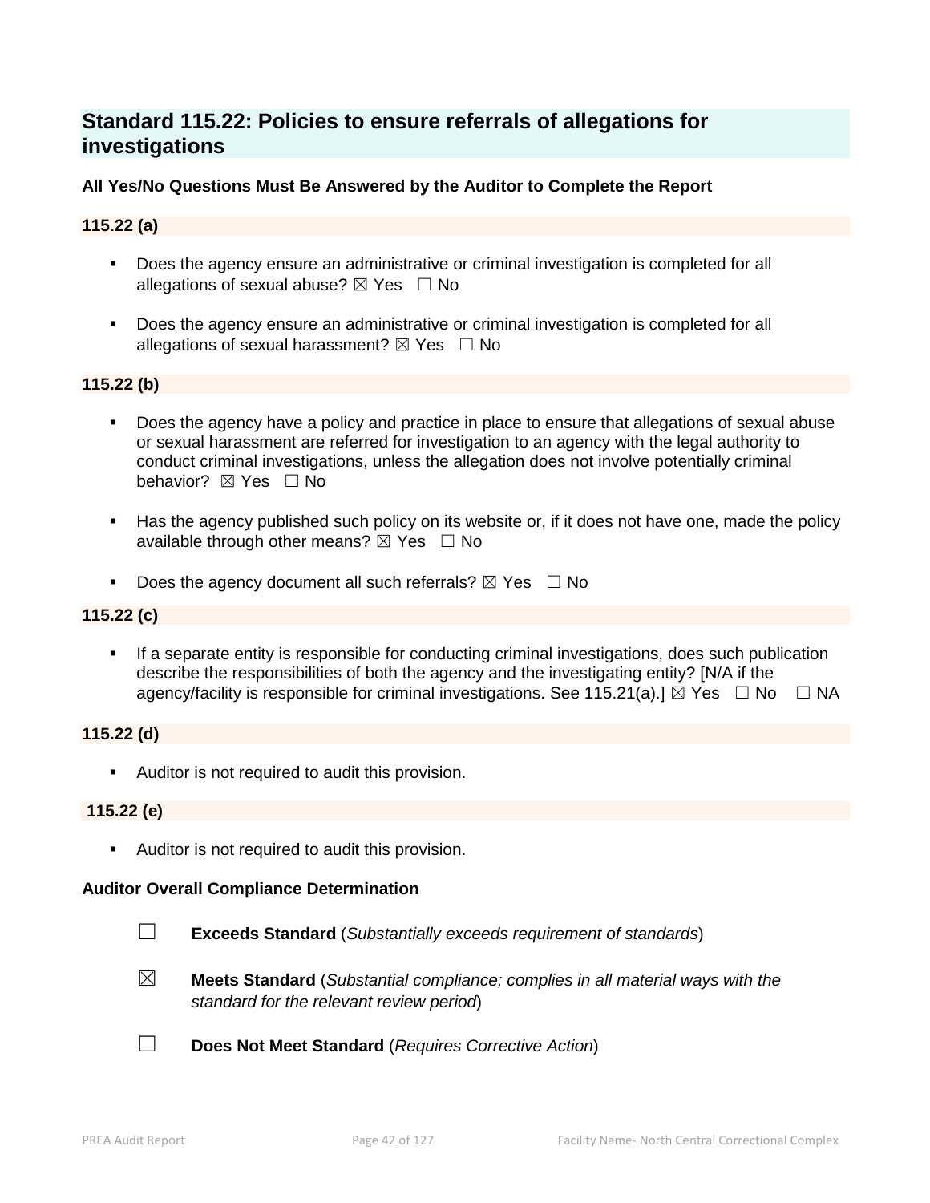## Standard 115.22: Policies to ensure referrals of allegations for investigations

**All Yes/No Questions Must Be Answered by the Auditor to Complete the Report**

**115.22 (a)**

- Does the agency ensure an administrative or criminal investigation is completed for all allegations of sexual abuse? ☒ Yes ☐ No
- Does the agency ensure an administrative or criminal investigation is completed for all allegations of sexual harassment? ☒ Yes ☐ No

**115.22 (b)**

- Does the agency have a policy and practice in place to ensure that allegations of sexual abuse or sexual harassment are referred for investigation to an agency with the legal authority to conduct criminal investigations, unless the allegation does not involve potentially criminal behavior? ☒ Yes ☐ No
- Has the agency published such policy on its website or, if it does not have one, made the policy available through other means? ☒ Yes ☐ No
- Does the agency document all such referrals? ☒ Yes ☐ No

**115.22 (c)**

- If a separate entity is responsible for conducting criminal investigations, does such publication describe the responsibilities of both the agency and the investigating entity? [N/A if the agency/facility is responsible for criminal investigations. See 115.21(a).] ☒ Yes ☐ No ☐ NA

**115.22 (d)**

- Auditor is not required to audit this provision.

**115.22 (e)**

- Auditor is not required to audit this provision.

**Auditor Overall Compliance Determination**

☐ **Exceeds Standard** (*Substantially exceeds requirement of standards*)

☒ **Meets Standard** (*Substantial compliance; complies in all material ways with the standard for the relevant review period*)

☐ **Does Not Meet Standard** (*Requires Corrective Action*)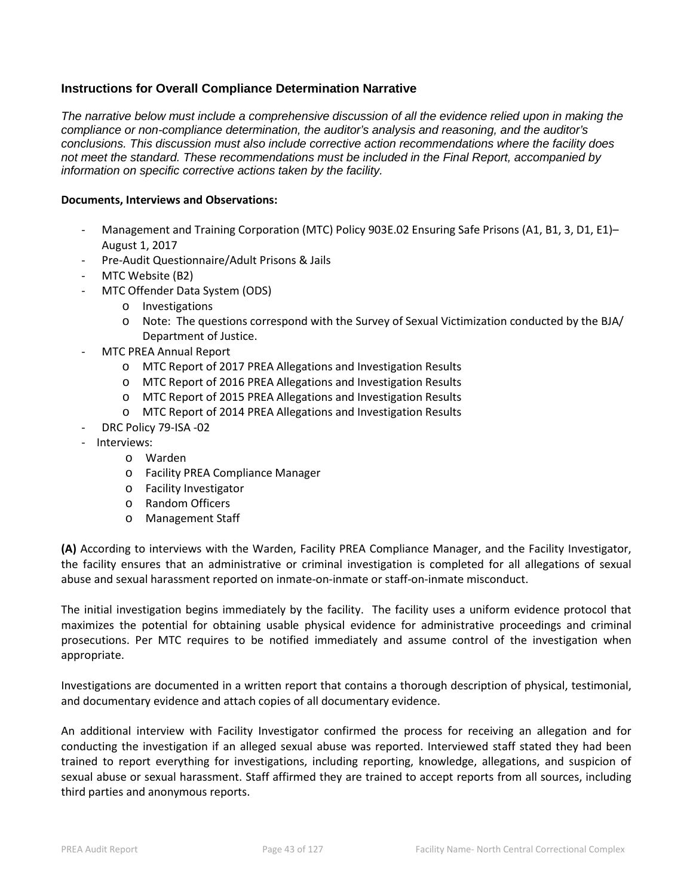### Instructions for Overall Compliance Determination Narrative

*The narrative below must include a comprehensive discussion of all the evidence relied upon in making the compliance or non-compliance determination, the auditor's analysis and reasoning, and the auditor's conclusions. This discussion must also include corrective action recommendations where the facility does not meet the standard. These recommendations must be included in the Final Report, accompanied by information on specific corrective actions taken by the facility.*

**Documents, Interviews and Observations:**

- Management and Training Corporation (MTC) Policy 903E.02 Ensuring Safe Prisons (A1, B1, 3, D1, E1)– August 1, 2017
- Pre-Audit Questionnaire/Adult Prisons & Jails
- MTC Website (B2)
- MTC Offender Data System (ODS)
  - Investigations
  - Note: The questions correspond with the Survey of Sexual Victimization conducted by the BJA/ Department of Justice.
- MTC PREA Annual Report
  - MTC Report of 2017 PREA Allegations and Investigation Results
  - MTC Report of 2016 PREA Allegations and Investigation Results
  - MTC Report of 2015 PREA Allegations and Investigation Results
  - MTC Report of 2014 PREA Allegations and Investigation Results
- DRC Policy 79-ISA -02
- Interviews:
  - Warden
  - Facility PREA Compliance Manager
  - Facility Investigator
  - Random Officers
  - Management Staff

**(A)** According to interviews with the Warden, Facility PREA Compliance Manager, and the Facility Investigator, the facility ensures that an administrative or criminal investigation is completed for all allegations of sexual abuse and sexual harassment reported on inmate-on-inmate or staff-on-inmate misconduct.

The initial investigation begins immediately by the facility. The facility uses a uniform evidence protocol that maximizes the potential for obtaining usable physical evidence for administrative proceedings and criminal prosecutions. Per MTC requires to be notified immediately and assume control of the investigation when appropriate.

Investigations are documented in a written report that contains a thorough description of physical, testimonial, and documentary evidence and attach copies of all documentary evidence.

An additional interview with Facility Investigator confirmed the process for receiving an allegation and for conducting the investigation if an alleged sexual abuse was reported. Interviewed staff stated they had been trained to report everything for investigations, including reporting, knowledge, allegations, and suspicion of sexual abuse or sexual harassment. Staff affirmed they are trained to accept reports from all sources, including third parties and anonymous reports.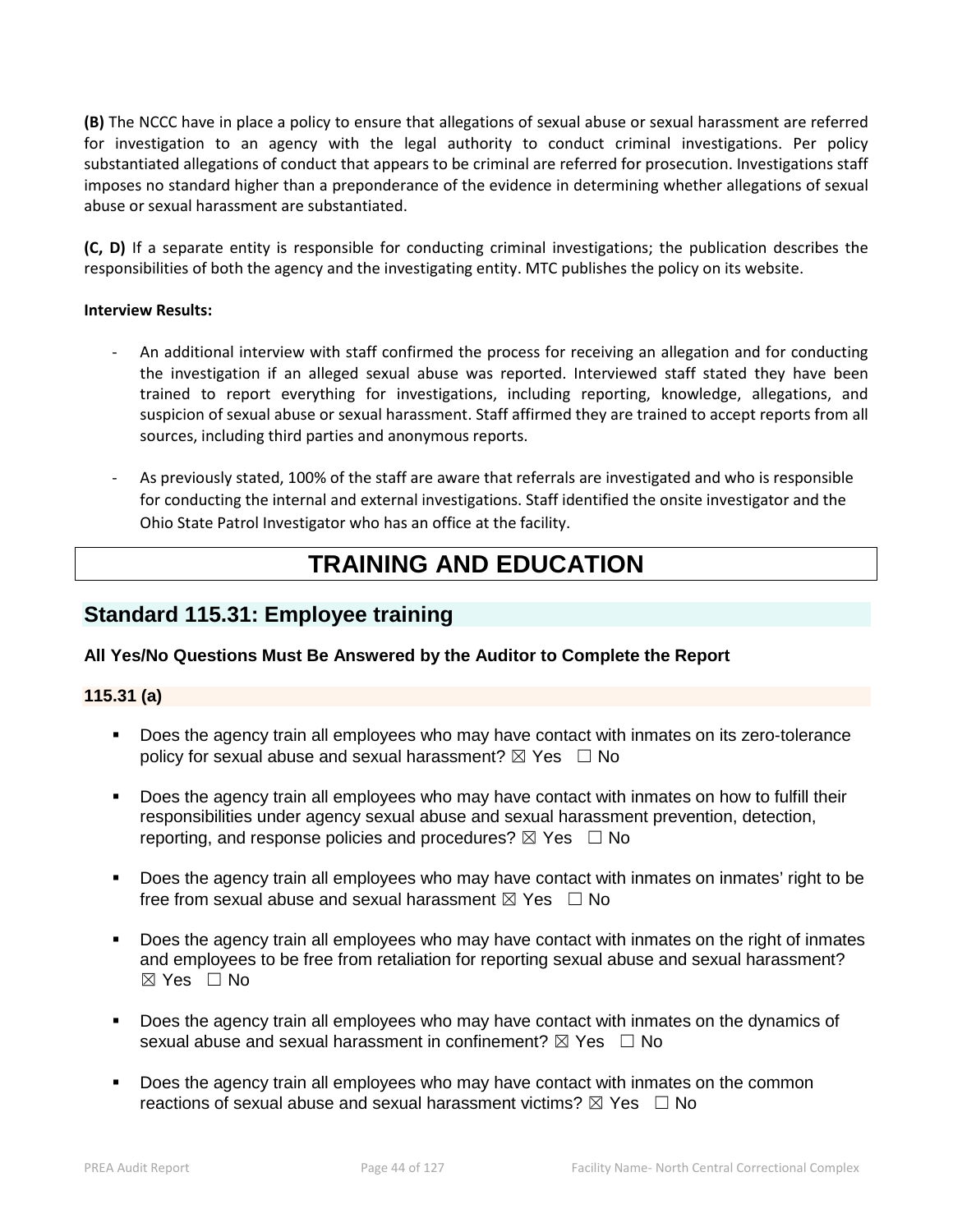**(B)** The NCCC have in place a policy to ensure that allegations of sexual abuse or sexual harassment are referred for investigation to an agency with the legal authority to conduct criminal investigations. Per policy substantiated allegations of conduct that appears to be criminal are referred for prosecution. Investigations staff imposes no standard higher than a preponderance of the evidence in determining whether allegations of sexual abuse or sexual harassment are substantiated.

**(C, D)** If a separate entity is responsible for conducting criminal investigations; the publication describes the responsibilities of both the agency and the investigating entity. MTC publishes the policy on its website.

**Interview Results:**

- An additional interview with staff confirmed the process for receiving an allegation and for conducting the investigation if an alleged sexual abuse was reported. Interviewed staff stated they have been trained to report everything for investigations, including reporting, knowledge, allegations, and suspicion of sexual abuse or sexual harassment. Staff affirmed they are trained to accept reports from all sources, including third parties and anonymous reports.

- As previously stated, 100% of the staff are aware that referrals are investigated and who is responsible for conducting the internal and external investigations. Staff identified the onsite investigator and the Ohio State Patrol Investigator who has an office at the facility.

# TRAINING AND EDUCATION

## Standard 115.31: Employee training

**All Yes/No Questions Must Be Answered by the Auditor to Complete the Report**

### 115.31 (a)

- Does the agency train all employees who may have contact with inmates on its zero-tolerance policy for sexual abuse and sexual harassment? ☒ Yes ☐ No

- Does the agency train all employees who may have contact with inmates on how to fulfill their responsibilities under agency sexual abuse and sexual harassment prevention, detection, reporting, and response policies and procedures? ☒ Yes ☐ No

- Does the agency train all employees who may have contact with inmates on inmates' right to be free from sexual abuse and sexual harassment ☒ Yes ☐ No

- Does the agency train all employees who may have contact with inmates on the right of inmates and employees to be free from retaliation for reporting sexual abuse and sexual harassment? ☒ Yes ☐ No

- Does the agency train all employees who may have contact with inmates on the dynamics of sexual abuse and sexual harassment in confinement? ☒ Yes ☐ No

- Does the agency train all employees who may have contact with inmates on the common reactions of sexual abuse and sexual harassment victims? ☒ Yes ☐ No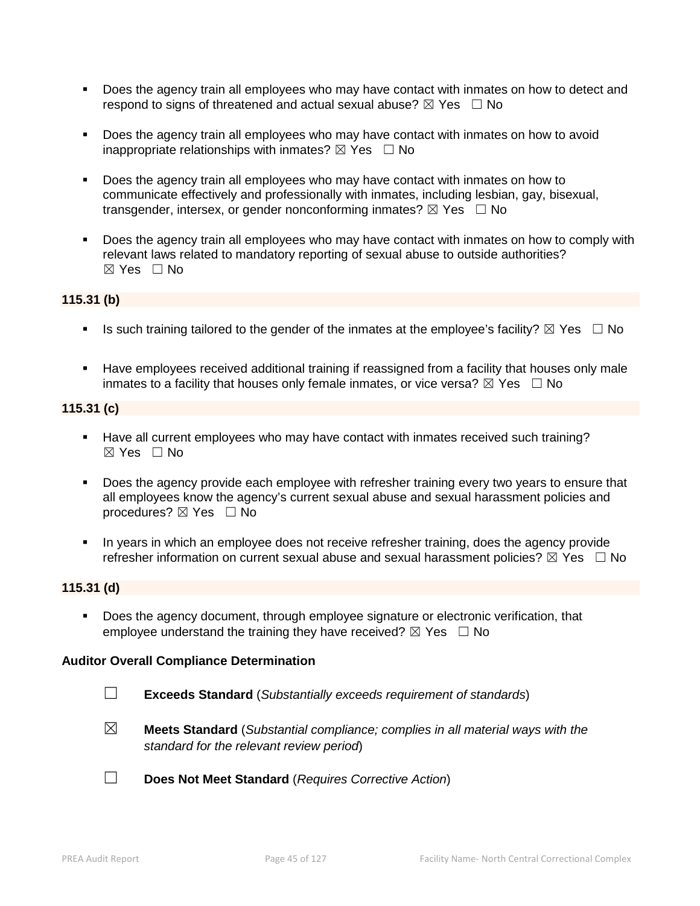- Does the agency train all employees who may have contact with inmates on how to detect and respond to signs of threatened and actual sexual abuse? ☒ Yes ☐ No

- Does the agency train all employees who may have contact with inmates on how to avoid inappropriate relationships with inmates? ☒ Yes ☐ No

- Does the agency train all employees who may have contact with inmates on how to communicate effectively and professionally with inmates, including lesbian, gay, bisexual, transgender, intersex, or gender nonconforming inmates? ☒ Yes ☐ No

- Does the agency train all employees who may have contact with inmates on how to comply with relevant laws related to mandatory reporting of sexual abuse to outside authorities? ☒ Yes ☐ No

**115.31 (b)**

- Is such training tailored to the gender of the inmates at the employee's facility? ☒ Yes ☐ No

- Have employees received additional training if reassigned from a facility that houses only male inmates to a facility that houses only female inmates, or vice versa? ☒ Yes ☐ No

**115.31 (c)**

- Have all current employees who may have contact with inmates received such training? ☒ Yes ☐ No

- Does the agency provide each employee with refresher training every two years to ensure that all employees know the agency's current sexual abuse and sexual harassment policies and procedures? ☒ Yes ☐ No

- In years in which an employee does not receive refresher training, does the agency provide refresher information on current sexual abuse and sexual harassment policies? ☒ Yes ☐ No

**115.31 (d)**

- Does the agency document, through employee signature or electronic verification, that employee understand the training they have received? ☒ Yes ☐ No

**Auditor Overall Compliance Determination**

☐ **Exceeds Standard** (*Substantially exceeds requirement of standards*)

☒ **Meets Standard** (*Substantial compliance; complies in all material ways with the standard for the relevant review period*)

☐ **Does Not Meet Standard** (*Requires Corrective Action*)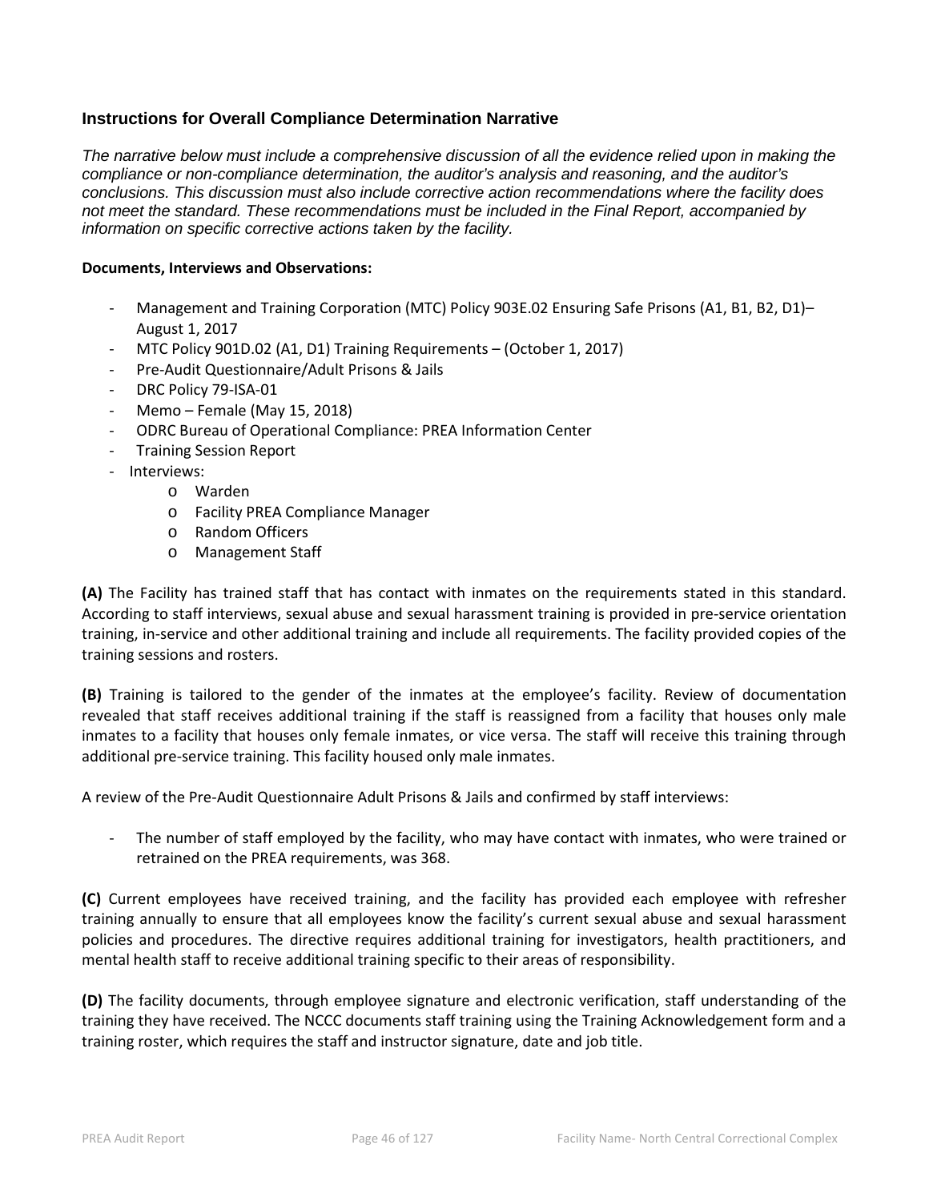### Instructions for Overall Compliance Determination Narrative

*The narrative below must include a comprehensive discussion of all the evidence relied upon in making the compliance or non-compliance determination, the auditor's analysis and reasoning, and the auditor's conclusions. This discussion must also include corrective action recommendations where the facility does not meet the standard. These recommendations must be included in the Final Report, accompanied by information on specific corrective actions taken by the facility.*

**Documents, Interviews and Observations:**

- Management and Training Corporation (MTC) Policy 903E.02 Ensuring Safe Prisons (A1, B1, B2, D1)– August 1, 2017
- MTC Policy 901D.02 (A1, D1) Training Requirements – (October 1, 2017)
- Pre-Audit Questionnaire/Adult Prisons & Jails
- DRC Policy 79-ISA-01
- Memo – Female (May 15, 2018)
- ODRC Bureau of Operational Compliance: PREA Information Center
- Training Session Report
- Interviews:
  - Warden
  - Facility PREA Compliance Manager
  - Random Officers
  - Management Staff

**(A)** The Facility has trained staff that has contact with inmates on the requirements stated in this standard. According to staff interviews, sexual abuse and sexual harassment training is provided in pre-service orientation training, in-service and other additional training and include all requirements. The facility provided copies of the training sessions and rosters.

**(B)** Training is tailored to the gender of the inmates at the employee's facility. Review of documentation revealed that staff receives additional training if the staff is reassigned from a facility that houses only male inmates to a facility that houses only female inmates, or vice versa. The staff will receive this training through additional pre-service training. This facility housed only male inmates.

A review of the Pre-Audit Questionnaire Adult Prisons & Jails and confirmed by staff interviews:

- The number of staff employed by the facility, who may have contact with inmates, who were trained or retrained on the PREA requirements, was 368.

**(C)** Current employees have received training, and the facility has provided each employee with refresher training annually to ensure that all employees know the facility's current sexual abuse and sexual harassment policies and procedures. The directive requires additional training for investigators, health practitioners, and mental health staff to receive additional training specific to their areas of responsibility.

**(D)** The facility documents, through employee signature and electronic verification, staff understanding of the training they have received. The NCCC documents staff training using the Training Acknowledgement form and a training roster, which requires the staff and instructor signature, date and job title.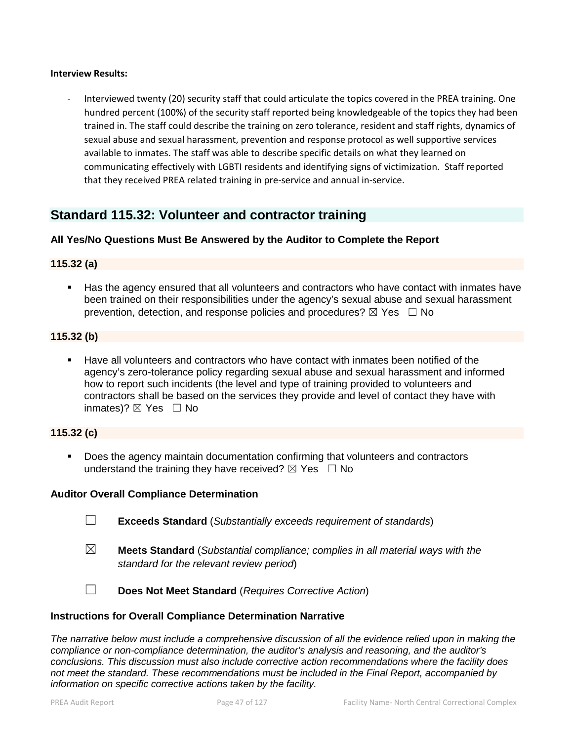**Interview Results:**

- Interviewed twenty (20) security staff that could articulate the topics covered in the PREA training. One hundred percent (100%) of the security staff reported being knowledgeable of the topics they had been trained in. The staff could describe the training on zero tolerance, resident and staff rights, dynamics of sexual abuse and sexual harassment, prevention and response protocol as well supportive services available to inmates. The staff was able to describe specific details on what they learned on communicating effectively with LGBTI residents and identifying signs of victimization. Staff reported that they received PREA related training in pre-service and annual in-service.

## Standard 115.32: Volunteer and contractor training

### All Yes/No Questions Must Be Answered by the Auditor to Complete the Report

#### 115.32 (a)

- Has the agency ensured that all volunteers and contractors who have contact with inmates have been trained on their responsibilities under the agency's sexual abuse and sexual harassment prevention, detection, and response policies and procedures? ☒ Yes ☐ No

#### 115.32 (b)

- Have all volunteers and contractors who have contact with inmates been notified of the agency's zero-tolerance policy regarding sexual abuse and sexual harassment and informed how to report such incidents (the level and type of training provided to volunteers and contractors shall be based on the services they provide and level of contact they have with inmates)? ☒ Yes ☐ No

#### 115.32 (c)

- Does the agency maintain documentation confirming that volunteers and contractors understand the training they have received? ☒ Yes ☐ No

### Auditor Overall Compliance Determination

☐ **Exceeds Standard** (*Substantially exceeds requirement of standards*)

☒ **Meets Standard** (*Substantial compliance; complies in all material ways with the standard for the relevant review period*)

☐ **Does Not Meet Standard** (*Requires Corrective Action*)

### Instructions for Overall Compliance Determination Narrative

*The narrative below must include a comprehensive discussion of all the evidence relied upon in making the compliance or non-compliance determination, the auditor's analysis and reasoning, and the auditor's conclusions. This discussion must also include corrective action recommendations where the facility does not meet the standard. These recommendations must be included in the Final Report, accompanied by information on specific corrective actions taken by the facility.*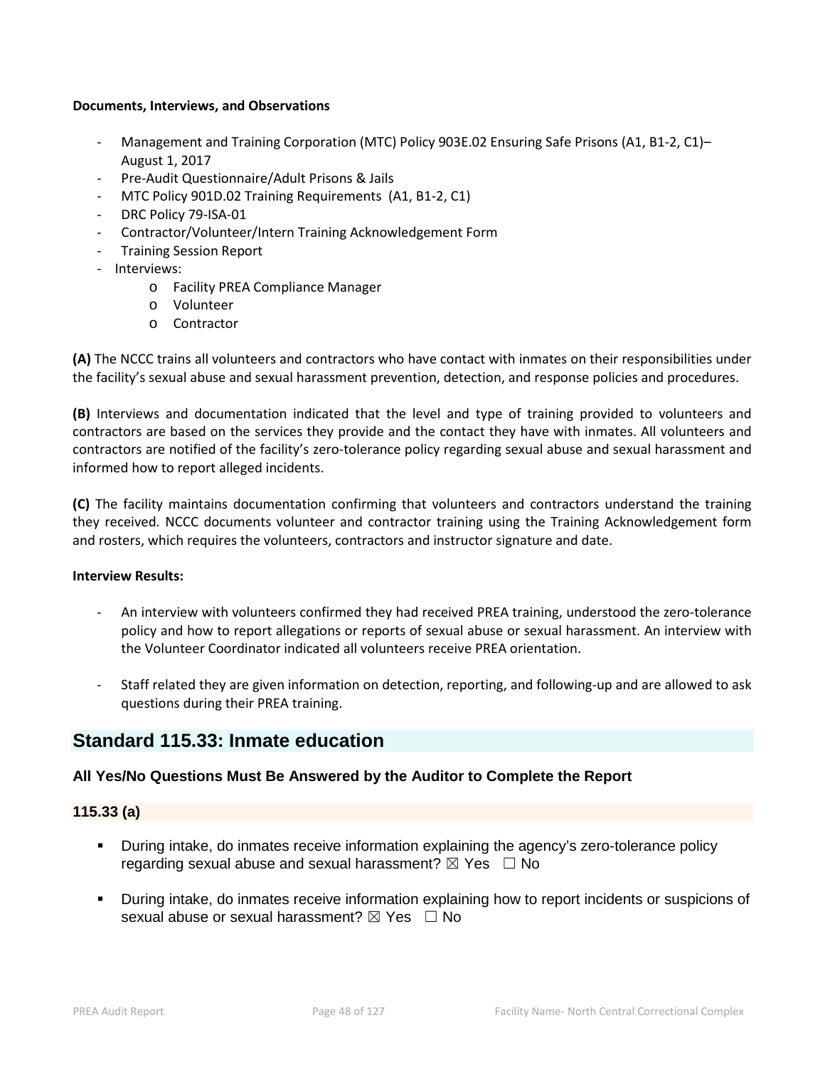**Documents, Interviews, and Observations**

- Management and Training Corporation (MTC) Policy 903E.02 Ensuring Safe Prisons (A1, B1-2, C1)– August 1, 2017
- Pre-Audit Questionnaire/Adult Prisons & Jails
- MTC Policy 901D.02 Training Requirements (A1, B1-2, C1)
- DRC Policy 79-ISA-01
- Contractor/Volunteer/Intern Training Acknowledgement Form
- Training Session Report
- Interviews:
  - Facility PREA Compliance Manager
  - Volunteer
  - Contractor

**(A)** The NCCC trains all volunteers and contractors who have contact with inmates on their responsibilities under the facility's sexual abuse and sexual harassment prevention, detection, and response policies and procedures.

**(B)** Interviews and documentation indicated that the level and type of training provided to volunteers and contractors are based on the services they provide and the contact they have with inmates. All volunteers and contractors are notified of the facility's zero-tolerance policy regarding sexual abuse and sexual harassment and informed how to report alleged incidents.

**(C)** The facility maintains documentation confirming that volunteers and contractors understand the training they received. NCCC documents volunteer and contractor training using the Training Acknowledgement form and rosters, which requires the volunteers, contractors and instructor signature and date.

**Interview Results:**

- An interview with volunteers confirmed they had received PREA training, understood the zero-tolerance policy and how to report allegations or reports of sexual abuse or sexual harassment. An interview with the Volunteer Coordinator indicated all volunteers receive PREA orientation.

- Staff related they are given information on detection, reporting, and following-up and are allowed to ask questions during their PREA training.

## Standard 115.33: Inmate education

### All Yes/No Questions Must Be Answered by the Auditor to Complete the Report

### 115.33 (a)

- During intake, do inmates receive information explaining the agency's zero-tolerance policy regarding sexual abuse and sexual harassment? ☒ Yes ☐ No

- During intake, do inmates receive information explaining how to report incidents or suspicions of sexual abuse or sexual harassment? ☒ Yes ☐ No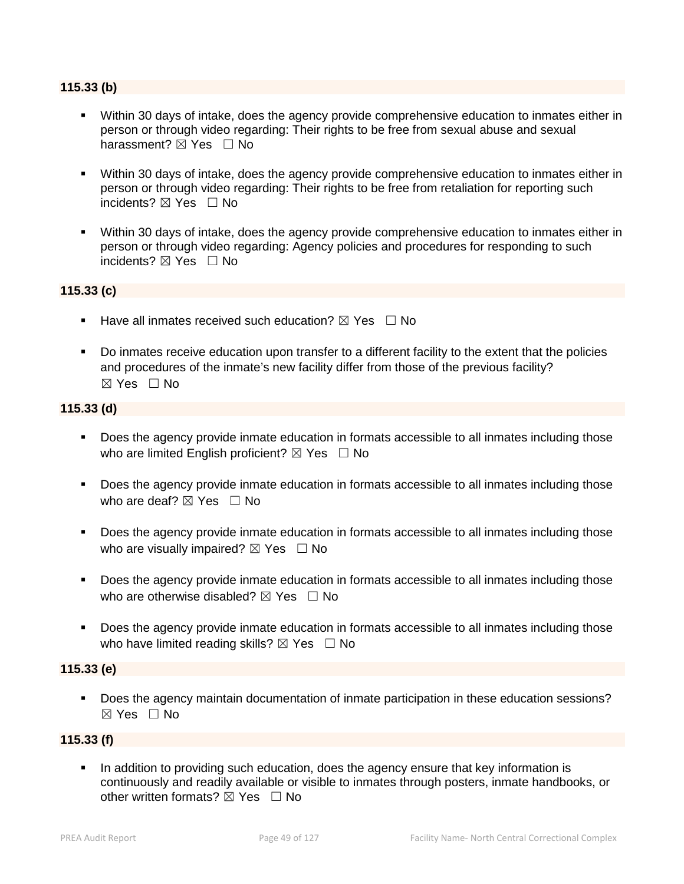**115.33 (b)**

- Within 30 days of intake, does the agency provide comprehensive education to inmates either in person or through video regarding: Their rights to be free from sexual abuse and sexual harassment? ☒ Yes ☐ No
- Within 30 days of intake, does the agency provide comprehensive education to inmates either in person or through video regarding: Their rights to be free from retaliation for reporting such incidents? ☒ Yes ☐ No
- Within 30 days of intake, does the agency provide comprehensive education to inmates either in person or through video regarding: Agency policies and procedures for responding to such incidents? ☒ Yes ☐ No

**115.33 (c)**

- Have all inmates received such education? ☒ Yes ☐ No
- Do inmates receive education upon transfer to a different facility to the extent that the policies and procedures of the inmate's new facility differ from those of the previous facility? ☒ Yes ☐ No

**115.33 (d)**

- Does the agency provide inmate education in formats accessible to all inmates including those who are limited English proficient? ☒ Yes ☐ No
- Does the agency provide inmate education in formats accessible to all inmates including those who are deaf? ☒ Yes ☐ No
- Does the agency provide inmate education in formats accessible to all inmates including those who are visually impaired? ☒ Yes ☐ No
- Does the agency provide inmate education in formats accessible to all inmates including those who are otherwise disabled? ☒ Yes ☐ No
- Does the agency provide inmate education in formats accessible to all inmates including those who have limited reading skills? ☒ Yes ☐ No

**115.33 (e)**

- Does the agency maintain documentation of inmate participation in these education sessions? ☒ Yes ☐ No

**115.33 (f)**

- In addition to providing such education, does the agency ensure that key information is continuously and readily available or visible to inmates through posters, inmate handbooks, or other written formats? ☒ Yes ☐ No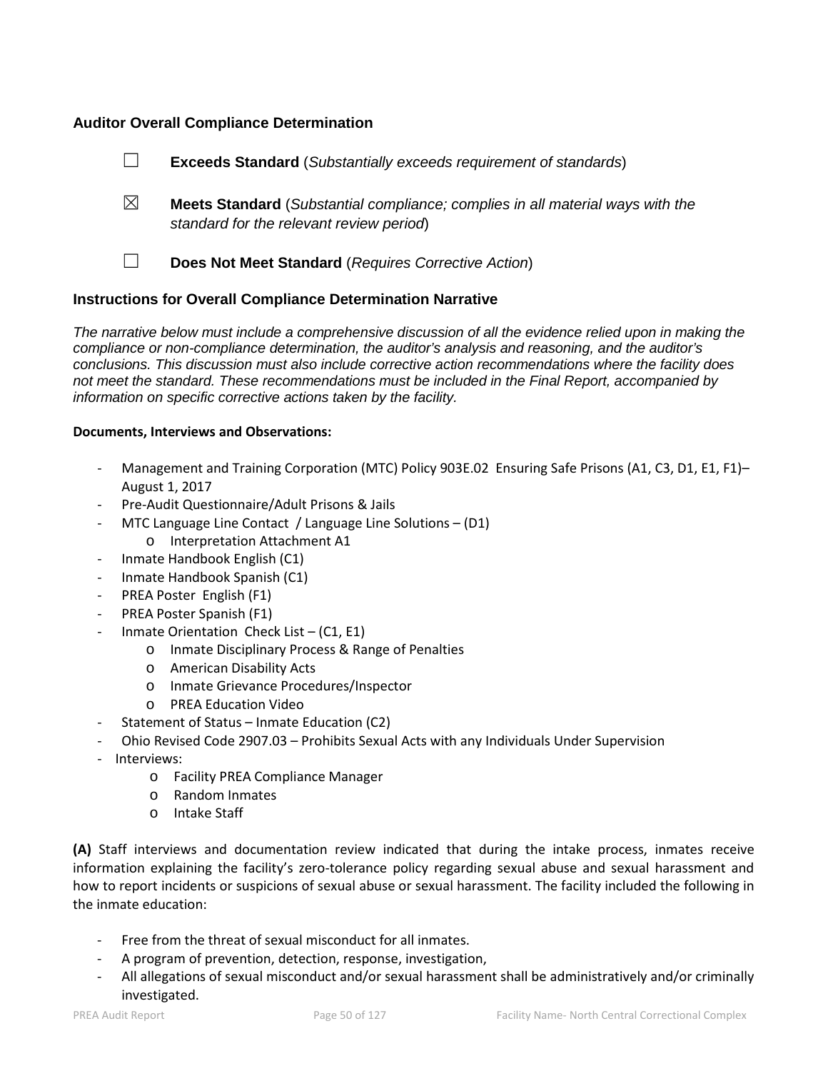### Auditor Overall Compliance Determination

☐ **Exceeds Standard** (*Substantially exceeds requirement of standards*)

☒ **Meets Standard** (*Substantial compliance; complies in all material ways with the standard for the relevant review period*)

☐ **Does Not Meet Standard** (*Requires Corrective Action*)

### Instructions for Overall Compliance Determination Narrative

*The narrative below must include a comprehensive discussion of all the evidence relied upon in making the compliance or non-compliance determination, the auditor's analysis and reasoning, and the auditor's conclusions. This discussion must also include corrective action recommendations where the facility does not meet the standard. These recommendations must be included in the Final Report, accompanied by information on specific corrective actions taken by the facility.*

**Documents, Interviews and Observations:**

- Management and Training Corporation (MTC) Policy 903E.02 Ensuring Safe Prisons (A1, C3, D1, E1, F1)– August 1, 2017
- Pre-Audit Questionnaire/Adult Prisons & Jails
- MTC Language Line Contact / Language Line Solutions – (D1)
  - Interpretation Attachment A1
- Inmate Handbook English (C1)
- Inmate Handbook Spanish (C1)
- PREA Poster English (F1)
- PREA Poster Spanish (F1)
- Inmate Orientation Check List – (C1, E1)
  - Inmate Disciplinary Process & Range of Penalties
  - American Disability Acts
  - Inmate Grievance Procedures/Inspector
  - PREA Education Video
- Statement of Status – Inmate Education (C2)
- Ohio Revised Code 2907.03 – Prohibits Sexual Acts with any Individuals Under Supervision
- Interviews:
  - Facility PREA Compliance Manager
  - Random Inmates
  - Intake Staff

**(A)** Staff interviews and documentation review indicated that during the intake process, inmates receive information explaining the facility's zero-tolerance policy regarding sexual abuse and sexual harassment and how to report incidents or suspicions of sexual abuse or sexual harassment. The facility included the following in the inmate education:

- Free from the threat of sexual misconduct for all inmates.
- A program of prevention, detection, response, investigation,
- All allegations of sexual misconduct and/or sexual harassment shall be administratively and/or criminally investigated.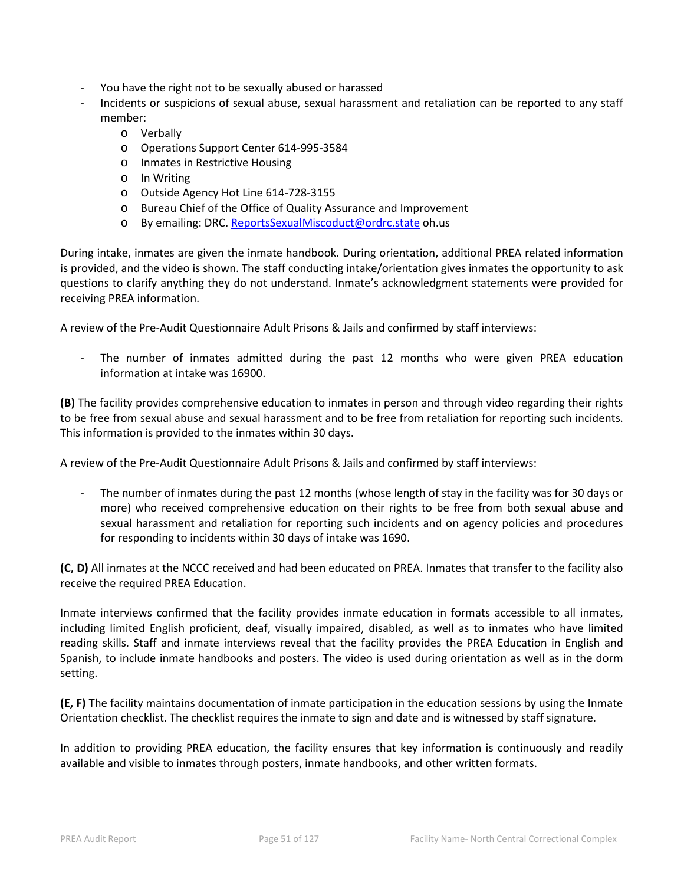- You have the right not to be sexually abused or harassed
- Incidents or suspicions of sexual abuse, sexual harassment and retaliation can be reported to any staff member:
  - Verbally
  - Operations Support Center 614-995-3584
  - Inmates in Restrictive Housing
  - In Writing
  - Outside Agency Hot Line 614-728-3155
  - Bureau Chief of the Office of Quality Assurance and Improvement
  - By emailing: DRC. ReportsSexualMiscoduct@ordrc.state oh.us

During intake, inmates are given the inmate handbook. During orientation, additional PREA related information is provided, and the video is shown. The staff conducting intake/orientation gives inmates the opportunity to ask questions to clarify anything they do not understand. Inmate's acknowledgment statements were provided for receiving PREA information.

A review of the Pre-Audit Questionnaire Adult Prisons & Jails and confirmed by staff interviews:

- The number of inmates admitted during the past 12 months who were given PREA education information at intake was 16900.

**(B)** The facility provides comprehensive education to inmates in person and through video regarding their rights to be free from sexual abuse and sexual harassment and to be free from retaliation for reporting such incidents. This information is provided to the inmates within 30 days.

A review of the Pre-Audit Questionnaire Adult Prisons & Jails and confirmed by staff interviews:

- The number of inmates during the past 12 months (whose length of stay in the facility was for 30 days or more) who received comprehensive education on their rights to be free from both sexual abuse and sexual harassment and retaliation for reporting such incidents and on agency policies and procedures for responding to incidents within 30 days of intake was 1690.

**(C, D)** All inmates at the NCCC received and had been educated on PREA. Inmates that transfer to the facility also receive the required PREA Education.

Inmate interviews confirmed that the facility provides inmate education in formats accessible to all inmates, including limited English proficient, deaf, visually impaired, disabled, as well as to inmates who have limited reading skills. Staff and inmate interviews reveal that the facility provides the PREA Education in English and Spanish, to include inmate handbooks and posters. The video is used during orientation as well as in the dorm setting.

**(E, F)** The facility maintains documentation of inmate participation in the education sessions by using the Inmate Orientation checklist. The checklist requires the inmate to sign and date and is witnessed by staff signature.

In addition to providing PREA education, the facility ensures that key information is continuously and readily available and visible to inmates through posters, inmate handbooks, and other written formats.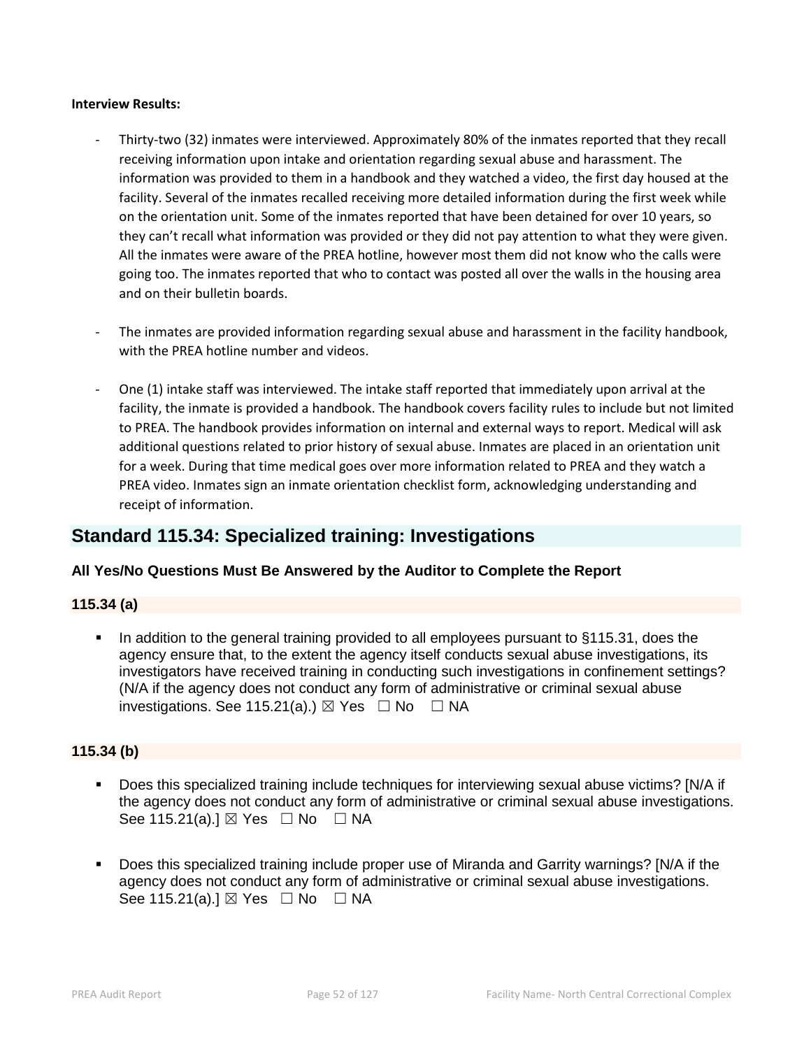**Interview Results:**

- Thirty-two (32) inmates were interviewed. Approximately 80% of the inmates reported that they recall receiving information upon intake and orientation regarding sexual abuse and harassment. The information was provided to them in a handbook and they watched a video, the first day housed at the facility. Several of the inmates recalled receiving more detailed information during the first week while on the orientation unit. Some of the inmates reported that have been detained for over 10 years, so they can't recall what information was provided or they did not pay attention to what they were given. All the inmates were aware of the PREA hotline, however most them did not know who the calls were going too. The inmates reported that who to contact was posted all over the walls in the housing area and on their bulletin boards.

- The inmates are provided information regarding sexual abuse and harassment in the facility handbook, with the PREA hotline number and videos.

- One (1) intake staff was interviewed. The intake staff reported that immediately upon arrival at the facility, the inmate is provided a handbook. The handbook covers facility rules to include but not limited to PREA. The handbook provides information on internal and external ways to report. Medical will ask additional questions related to prior history of sexual abuse. Inmates are placed in an orientation unit for a week. During that time medical goes over more information related to PREA and they watch a PREA video. Inmates sign an inmate orientation checklist form, acknowledging understanding and receipt of information.

## Standard 115.34: Specialized training: Investigations

**All Yes/No Questions Must Be Answered by the Auditor to Complete the Report**

**115.34 (a)**

- In addition to the general training provided to all employees pursuant to §115.31, does the agency ensure that, to the extent the agency itself conducts sexual abuse investigations, its investigators have received training in conducting such investigations in confinement settings? (N/A if the agency does not conduct any form of administrative or criminal sexual abuse investigations. See 115.21(a).) ☒ Yes ☐ No ☐ NA

**115.34 (b)**

- Does this specialized training include techniques for interviewing sexual abuse victims? [N/A if the agency does not conduct any form of administrative or criminal sexual abuse investigations. See 115.21(a).] ☒ Yes ☐ No ☐ NA

- Does this specialized training include proper use of Miranda and Garrity warnings? [N/A if the agency does not conduct any form of administrative or criminal sexual abuse investigations. See 115.21(a).] ☒ Yes ☐ No ☐ NA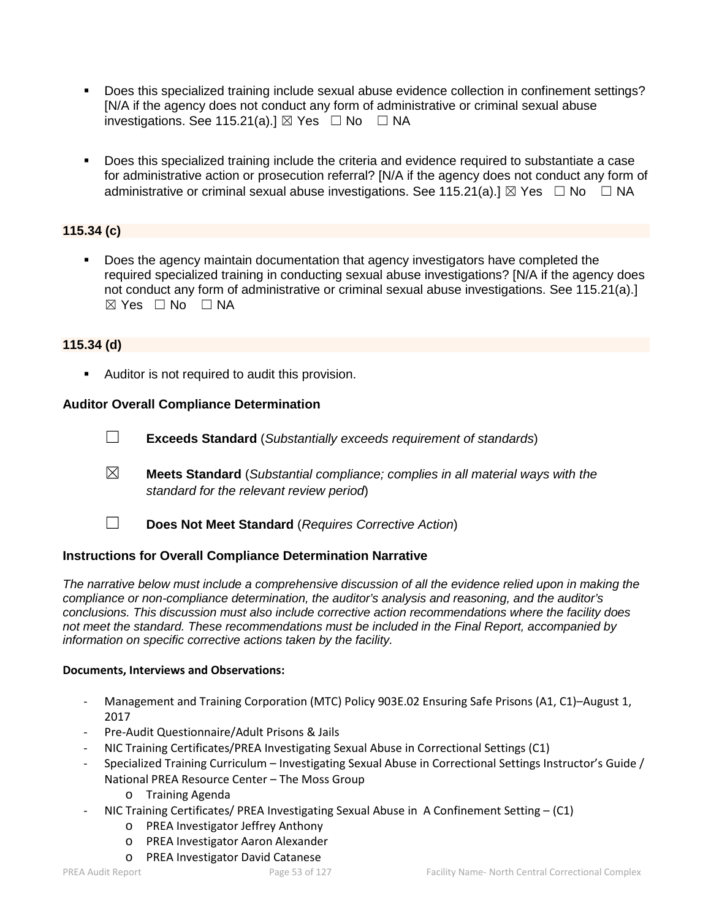- Does this specialized training include sexual abuse evidence collection in confinement settings? [N/A if the agency does not conduct any form of administrative or criminal sexual abuse investigations. See 115.21(a).] ☒ Yes ☐ No ☐ NA

- Does this specialized training include the criteria and evidence required to substantiate a case for administrative action or prosecution referral? [N/A if the agency does not conduct any form of administrative or criminal sexual abuse investigations. See 115.21(a).] ☒ Yes ☐ No ☐ NA

### 115.34 (c)

- Does the agency maintain documentation that agency investigators have completed the required specialized training in conducting sexual abuse investigations? [N/A if the agency does not conduct any form of administrative or criminal sexual abuse investigations. See 115.21(a).] ☒ Yes ☐ No ☐ NA

### 115.34 (d)

- Auditor is not required to audit this provision.

### Auditor Overall Compliance Determination

☐ **Exceeds Standard** (*Substantially exceeds requirement of standards*)

☒ **Meets Standard** (*Substantial compliance; complies in all material ways with the standard for the relevant review period*)

☐ **Does Not Meet Standard** (*Requires Corrective Action*)

### Instructions for Overall Compliance Determination Narrative

*The narrative below must include a comprehensive discussion of all the evidence relied upon in making the compliance or non-compliance determination, the auditor's analysis and reasoning, and the auditor's conclusions. This discussion must also include corrective action recommendations where the facility does not meet the standard. These recommendations must be included in the Final Report, accompanied by information on specific corrective actions taken by the facility.*

**Documents, Interviews and Observations:**

- Management and Training Corporation (MTC) Policy 903E.02 Ensuring Safe Prisons (A1, C1)–August 1, 2017
- Pre-Audit Questionnaire/Adult Prisons & Jails
- NIC Training Certificates/PREA Investigating Sexual Abuse in Correctional Settings (C1)
- Specialized Training Curriculum – Investigating Sexual Abuse in Correctional Settings Instructor's Guide / National PREA Resource Center – The Moss Group
  - Training Agenda
- NIC Training Certificates/ PREA Investigating Sexual Abuse in A Confinement Setting – (C1)
  - PREA Investigator Jeffrey Anthony
  - PREA Investigator Aaron Alexander
  - PREA Investigator David Catanese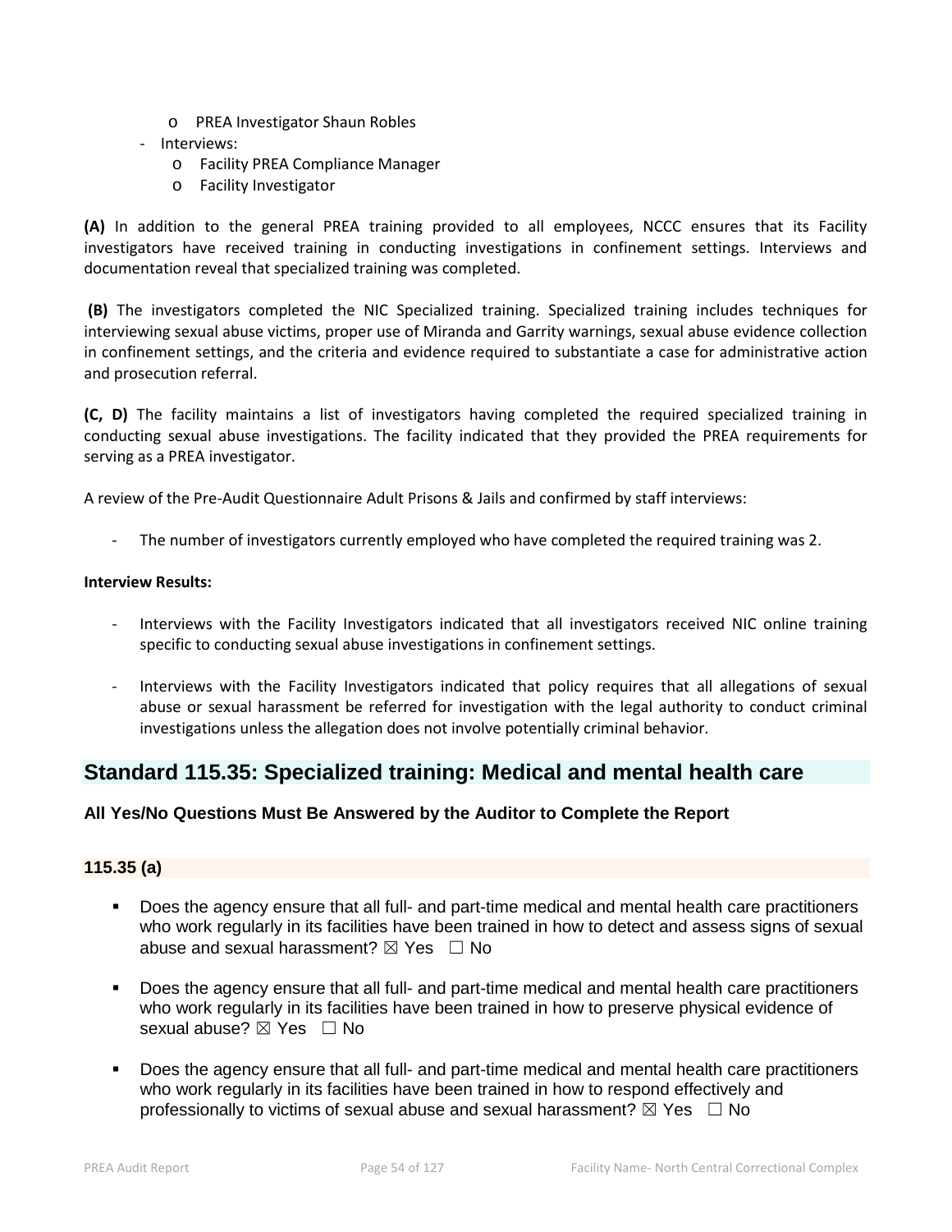- o PREA Investigator Shaun Robles
- Interviews:
  - o Facility PREA Compliance Manager
  - o Facility Investigator

**(A)** In addition to the general PREA training provided to all employees, NCCC ensures that its Facility investigators have received training in conducting investigations in confinement settings. Interviews and documentation reveal that specialized training was completed.

**(B)** The investigators completed the NIC Specialized training. Specialized training includes techniques for interviewing sexual abuse victims, proper use of Miranda and Garrity warnings, sexual abuse evidence collection in confinement settings, and the criteria and evidence required to substantiate a case for administrative action and prosecution referral.

**(C, D)** The facility maintains a list of investigators having completed the required specialized training in conducting sexual abuse investigations. The facility indicated that they provided the PREA requirements for serving as a PREA investigator.

A review of the Pre-Audit Questionnaire Adult Prisons & Jails and confirmed by staff interviews:

- The number of investigators currently employed who have completed the required training was 2.

**Interview Results:**

- Interviews with the Facility Investigators indicated that all investigators received NIC online training specific to conducting sexual abuse investigations in confinement settings.
- Interviews with the Facility Investigators indicated that policy requires that all allegations of sexual abuse or sexual harassment be referred for investigation with the legal authority to conduct criminal investigations unless the allegation does not involve potentially criminal behavior.

## Standard 115.35: Specialized training: Medical and mental health care

**All Yes/No Questions Must Be Answered by the Auditor to Complete the Report**

### 115.35 (a)

- Does the agency ensure that all full- and part-time medical and mental health care practitioners who work regularly in its facilities have been trained in how to detect and assess signs of sexual abuse and sexual harassment? ☒ Yes ☐ No
- Does the agency ensure that all full- and part-time medical and mental health care practitioners who work regularly in its facilities have been trained in how to preserve physical evidence of sexual abuse? ☒ Yes ☐ No
- Does the agency ensure that all full- and part-time medical and mental health care practitioners who work regularly in its facilities have been trained in how to respond effectively and professionally to victims of sexual abuse and sexual harassment? ☒ Yes ☐ No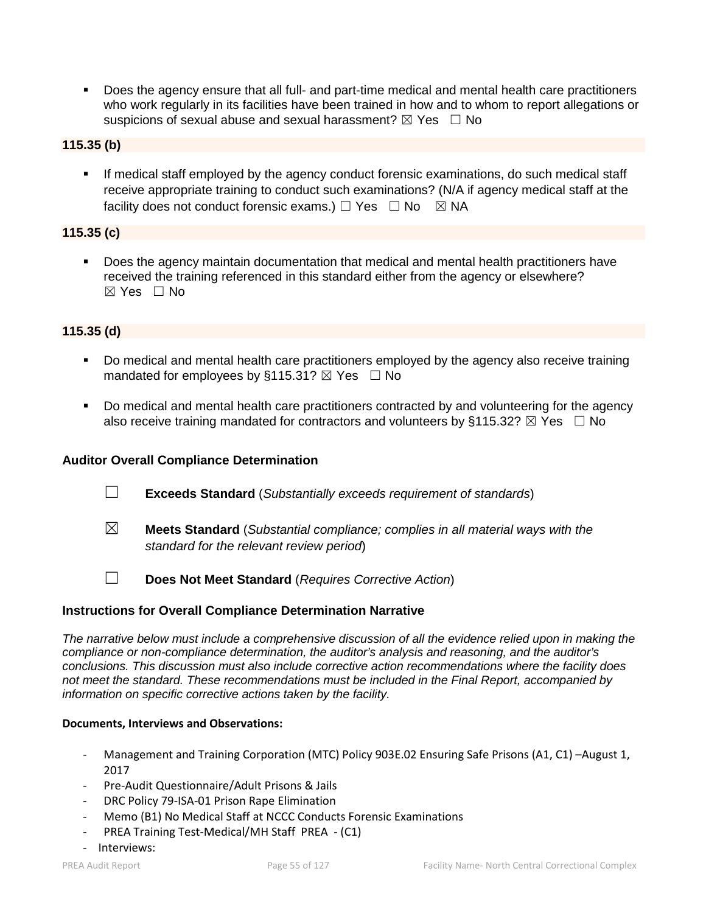- Does the agency ensure that all full- and part-time medical and mental health care practitioners who work regularly in its facilities have been trained in how and to whom to report allegations or suspicions of sexual abuse and sexual harassment? ☒ Yes ☐ No

**115.35 (b)**

- If medical staff employed by the agency conduct forensic examinations, do such medical staff receive appropriate training to conduct such examinations? (N/A if agency medical staff at the facility does not conduct forensic exams.) ☐ Yes ☐ No ☒ NA

**115.35 (c)**

- Does the agency maintain documentation that medical and mental health practitioners have received the training referenced in this standard either from the agency or elsewhere? ☒ Yes ☐ No

**115.35 (d)**

- Do medical and mental health care practitioners employed by the agency also receive training mandated for employees by §115.31? ☒ Yes ☐ No
- Do medical and mental health care practitioners contracted by and volunteering for the agency also receive training mandated for contractors and volunteers by §115.32? ☒ Yes ☐ No

**Auditor Overall Compliance Determination**

☐ **Exceeds Standard** (*Substantially exceeds requirement of standards*)

☒ **Meets Standard** (*Substantial compliance; complies in all material ways with the standard for the relevant review period*)

☐ **Does Not Meet Standard** (*Requires Corrective Action*)

**Instructions for Overall Compliance Determination Narrative**

*The narrative below must include a comprehensive discussion of all the evidence relied upon in making the compliance or non-compliance determination, the auditor's analysis and reasoning, and the auditor's conclusions. This discussion must also include corrective action recommendations where the facility does not meet the standard. These recommendations must be included in the Final Report, accompanied by information on specific corrective actions taken by the facility.*

**Documents, Interviews and Observations:**

- Management and Training Corporation (MTC) Policy 903E.02 Ensuring Safe Prisons (A1, C1) –August 1, 2017
- Pre-Audit Questionnaire/Adult Prisons & Jails
- DRC Policy 79-ISA-01 Prison Rape Elimination
- Memo (B1) No Medical Staff at NCCC Conducts Forensic Examinations
- PREA Training Test-Medical/MH Staff PREA - (C1)
- Interviews: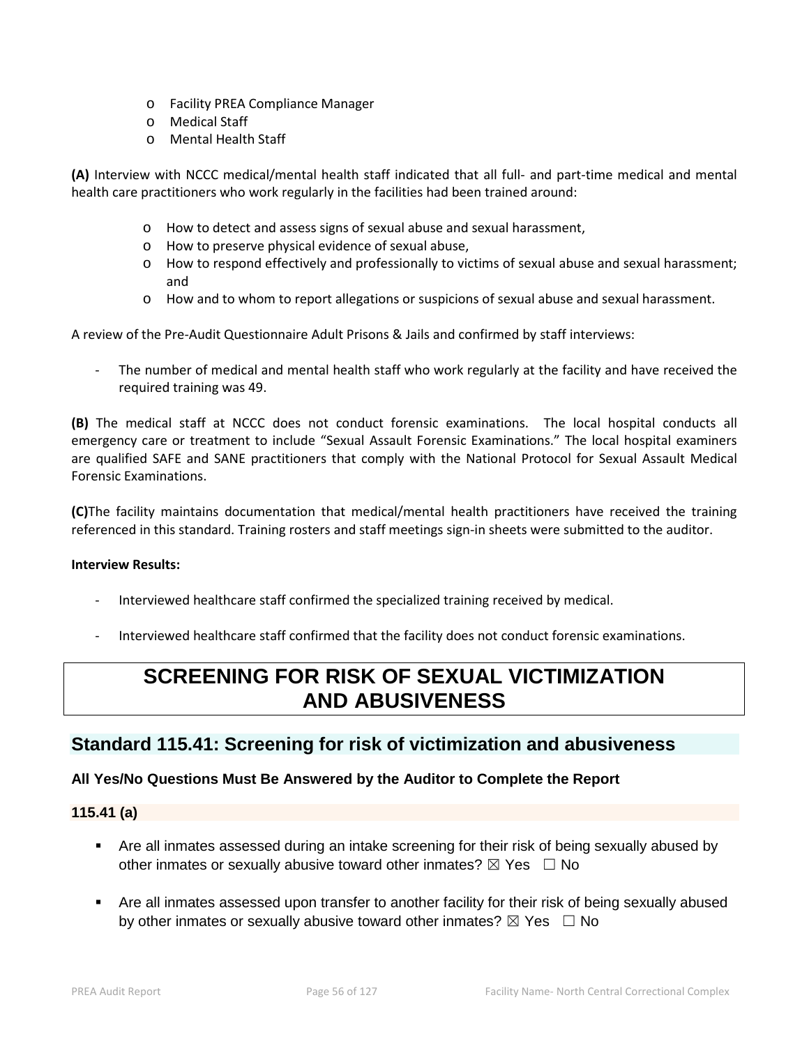- Facility PREA Compliance Manager
- Medical Staff
- Mental Health Staff

**(A)** Interview with NCCC medical/mental health staff indicated that all full- and part-time medical and mental health care practitioners who work regularly in the facilities had been trained around:

- How to detect and assess signs of sexual abuse and sexual harassment,
- How to preserve physical evidence of sexual abuse,
- How to respond effectively and professionally to victims of sexual abuse and sexual harassment; and
- How and to whom to report allegations or suspicions of sexual abuse and sexual harassment.

A review of the Pre-Audit Questionnaire Adult Prisons & Jails and confirmed by staff interviews:

- The number of medical and mental health staff who work regularly at the facility and have received the required training was 49.

**(B)** The medical staff at NCCC does not conduct forensic examinations. The local hospital conducts all emergency care or treatment to include "Sexual Assault Forensic Examinations." The local hospital examiners are qualified SAFE and SANE practitioners that comply with the National Protocol for Sexual Assault Medical Forensic Examinations.

**(C)**The facility maintains documentation that medical/mental health practitioners have received the training referenced in this standard. Training rosters and staff meetings sign-in sheets were submitted to the auditor.

**Interview Results:**

- Interviewed healthcare staff confirmed the specialized training received by medical.
- Interviewed healthcare staff confirmed that the facility does not conduct forensic examinations.

# SCREENING FOR RISK OF SEXUAL VICTIMIZATION AND ABUSIVENESS

## Standard 115.41: Screening for risk of victimization and abusiveness

**All Yes/No Questions Must Be Answered by the Auditor to Complete the Report**

### 115.41 (a)

- Are all inmates assessed during an intake screening for their risk of being sexually abused by other inmates or sexually abusive toward other inmates? ☒ Yes ☐ No
- Are all inmates assessed upon transfer to another facility for their risk of being sexually abused by other inmates or sexually abusive toward other inmates? ☒ Yes ☐ No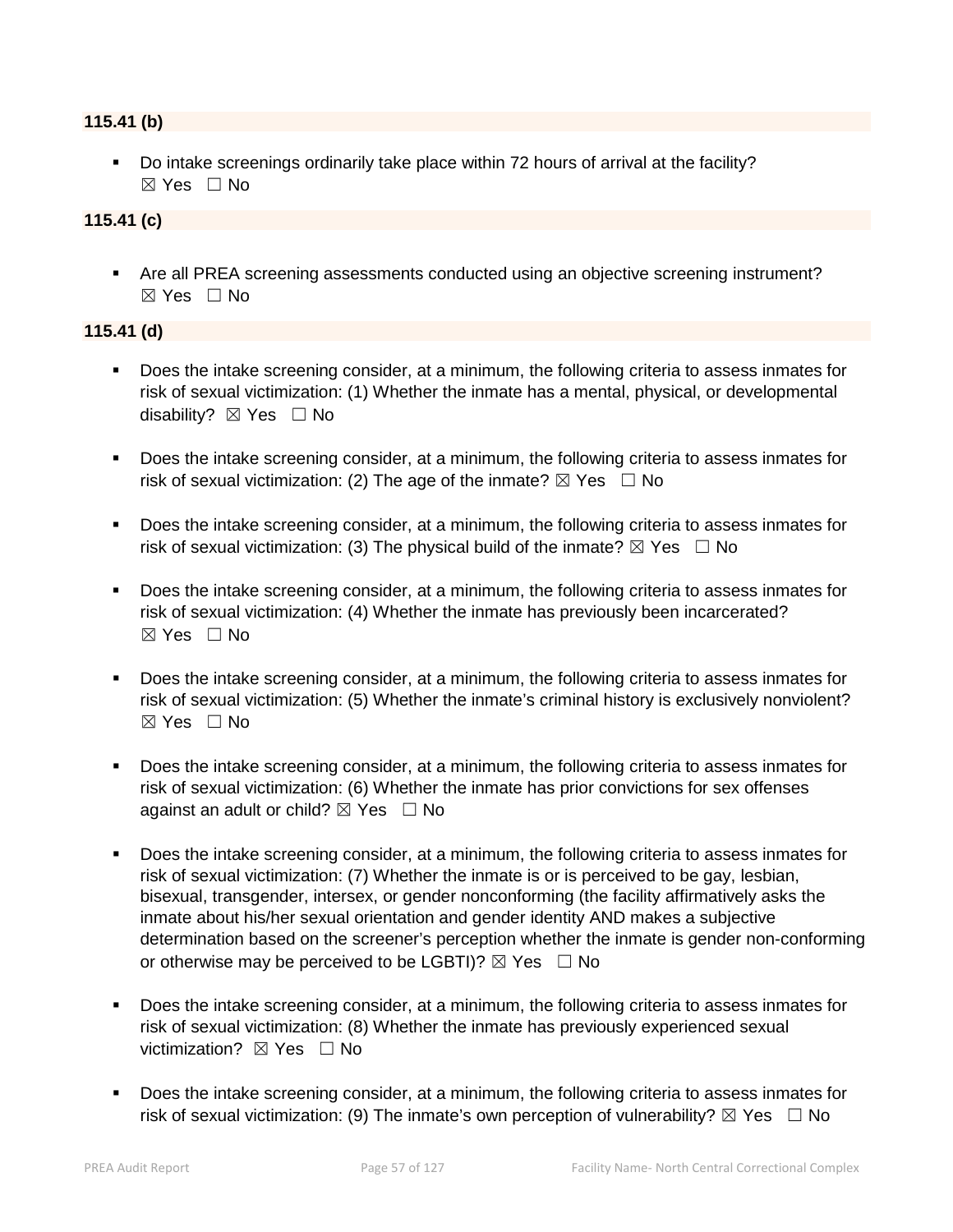**115.41 (b)**

- Do intake screenings ordinarily take place within 72 hours of arrival at the facility? ☒ Yes ☐ No

**115.41 (c)**

- Are all PREA screening assessments conducted using an objective screening instrument? ☒ Yes ☐ No

**115.41 (d)**

- Does the intake screening consider, at a minimum, the following criteria to assess inmates for risk of sexual victimization: (1) Whether the inmate has a mental, physical, or developmental disability? ☒ Yes ☐ No

- Does the intake screening consider, at a minimum, the following criteria to assess inmates for risk of sexual victimization: (2) The age of the inmate? ☒ Yes ☐ No

- Does the intake screening consider, at a minimum, the following criteria to assess inmates for risk of sexual victimization: (3) The physical build of the inmate? ☒ Yes ☐ No

- Does the intake screening consider, at a minimum, the following criteria to assess inmates for risk of sexual victimization: (4) Whether the inmate has previously been incarcerated? ☒ Yes ☐ No

- Does the intake screening consider, at a minimum, the following criteria to assess inmates for risk of sexual victimization: (5) Whether the inmate's criminal history is exclusively nonviolent? ☒ Yes ☐ No

- Does the intake screening consider, at a minimum, the following criteria to assess inmates for risk of sexual victimization: (6) Whether the inmate has prior convictions for sex offenses against an adult or child? ☒ Yes ☐ No

- Does the intake screening consider, at a minimum, the following criteria to assess inmates for risk of sexual victimization: (7) Whether the inmate is or is perceived to be gay, lesbian, bisexual, transgender, intersex, or gender nonconforming (the facility affirmatively asks the inmate about his/her sexual orientation and gender identity AND makes a subjective determination based on the screener's perception whether the inmate is gender non-conforming or otherwise may be perceived to be LGBTI)? ☒ Yes ☐ No

- Does the intake screening consider, at a minimum, the following criteria to assess inmates for risk of sexual victimization: (8) Whether the inmate has previously experienced sexual victimization? ☒ Yes ☐ No

- Does the intake screening consider, at a minimum, the following criteria to assess inmates for risk of sexual victimization: (9) The inmate's own perception of vulnerability? ☒ Yes ☐ No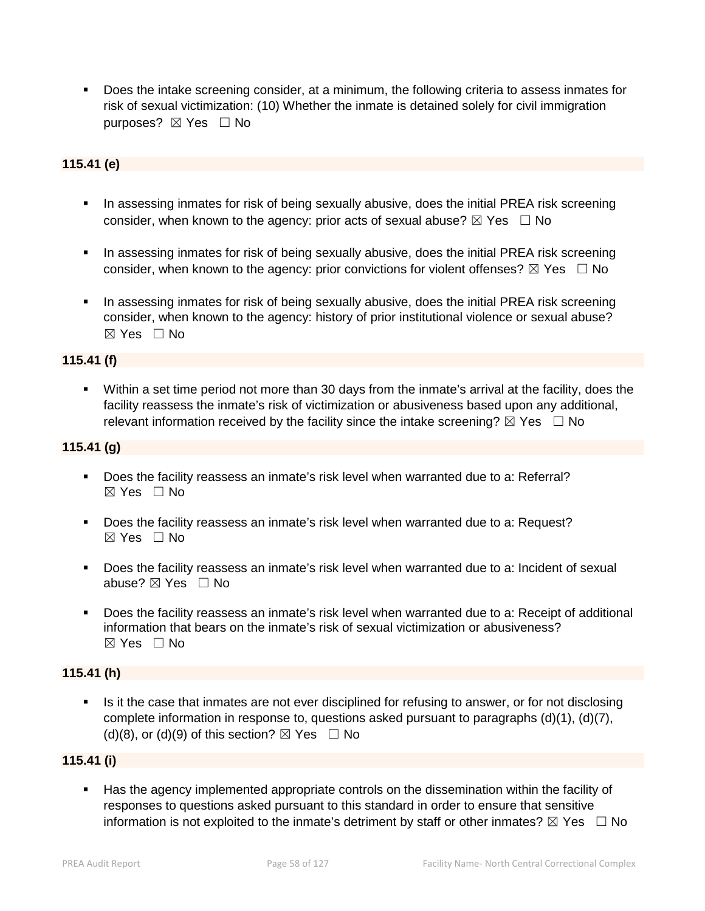- Does the intake screening consider, at a minimum, the following criteria to assess inmates for risk of sexual victimization: (10) Whether the inmate is detained solely for civil immigration purposes? ☒ Yes ☐ No

**115.41 (e)**

- In assessing inmates for risk of being sexually abusive, does the initial PREA risk screening consider, when known to the agency: prior acts of sexual abuse? ☒ Yes ☐ No
- In assessing inmates for risk of being sexually abusive, does the initial PREA risk screening consider, when known to the agency: prior convictions for violent offenses? ☒ Yes ☐ No
- In assessing inmates for risk of being sexually abusive, does the initial PREA risk screening consider, when known to the agency: history of prior institutional violence or sexual abuse? ☒ Yes ☐ No

**115.41 (f)**

- Within a set time period not more than 30 days from the inmate's arrival at the facility, does the facility reassess the inmate's risk of victimization or abusiveness based upon any additional, relevant information received by the facility since the intake screening? ☒ Yes ☐ No

**115.41 (g)**

- Does the facility reassess an inmate's risk level when warranted due to a: Referral? ☒ Yes ☐ No
- Does the facility reassess an inmate's risk level when warranted due to a: Request? ☒ Yes ☐ No
- Does the facility reassess an inmate's risk level when warranted due to a: Incident of sexual abuse? ☒ Yes ☐ No
- Does the facility reassess an inmate's risk level when warranted due to a: Receipt of additional information that bears on the inmate's risk of sexual victimization or abusiveness? ☒ Yes ☐ No

**115.41 (h)**

- Is it the case that inmates are not ever disciplined for refusing to answer, or for not disclosing complete information in response to, questions asked pursuant to paragraphs (d)(1), (d)(7), (d)(8), or (d)(9) of this section? ☒ Yes ☐ No

**115.41 (i)**

- Has the agency implemented appropriate controls on the dissemination within the facility of responses to questions asked pursuant to this standard in order to ensure that sensitive information is not exploited to the inmate's detriment by staff or other inmates? ☒ Yes ☐ No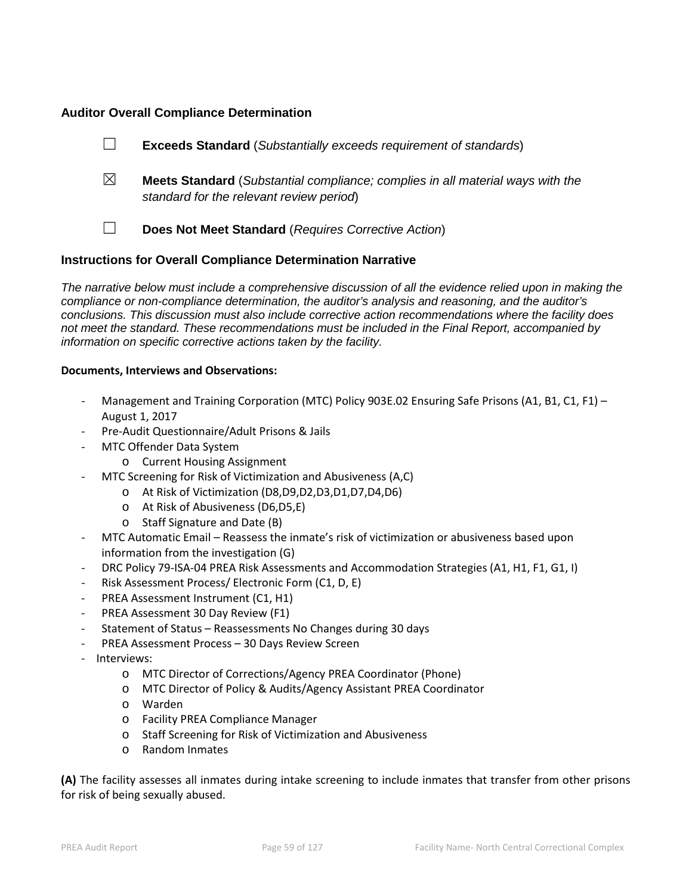### Auditor Overall Compliance Determination

☐ **Exceeds Standard** (*Substantially exceeds requirement of standards*)

☒ **Meets Standard** (*Substantial compliance; complies in all material ways with the standard for the relevant review period*)

☐ **Does Not Meet Standard** (*Requires Corrective Action*)

### Instructions for Overall Compliance Determination Narrative

*The narrative below must include a comprehensive discussion of all the evidence relied upon in making the compliance or non-compliance determination, the auditor's analysis and reasoning, and the auditor's conclusions. This discussion must also include corrective action recommendations where the facility does not meet the standard. These recommendations must be included in the Final Report, accompanied by information on specific corrective actions taken by the facility.*

**Documents, Interviews and Observations:**

- Management and Training Corporation (MTC) Policy 903E.02 Ensuring Safe Prisons (A1, B1, C1, F1) – August 1, 2017
- Pre-Audit Questionnaire/Adult Prisons & Jails
- MTC Offender Data System
  - Current Housing Assignment
- MTC Screening for Risk of Victimization and Abusiveness (A,C)
  - At Risk of Victimization (D8,D9,D2,D3,D1,D7,D4,D6)
  - At Risk of Abusiveness (D6,D5,E)
  - Staff Signature and Date (B)
- MTC Automatic Email – Reassess the inmate's risk of victimization or abusiveness based upon information from the investigation (G)
- DRC Policy 79-ISA-04 PREA Risk Assessments and Accommodation Strategies (A1, H1, F1, G1, I)
- Risk Assessment Process/ Electronic Form (C1, D, E)
- PREA Assessment Instrument (C1, H1)
- PREA Assessment 30 Day Review (F1)
- Statement of Status – Reassessments No Changes during 30 days
- PREA Assessment Process – 30 Days Review Screen
- Interviews:
  - MTC Director of Corrections/Agency PREA Coordinator (Phone)
  - MTC Director of Policy & Audits/Agency Assistant PREA Coordinator
  - Warden
  - Facility PREA Compliance Manager
  - Staff Screening for Risk of Victimization and Abusiveness
  - Random Inmates

**(A)** The facility assesses all inmates during intake screening to include inmates that transfer from other prisons for risk of being sexually abused.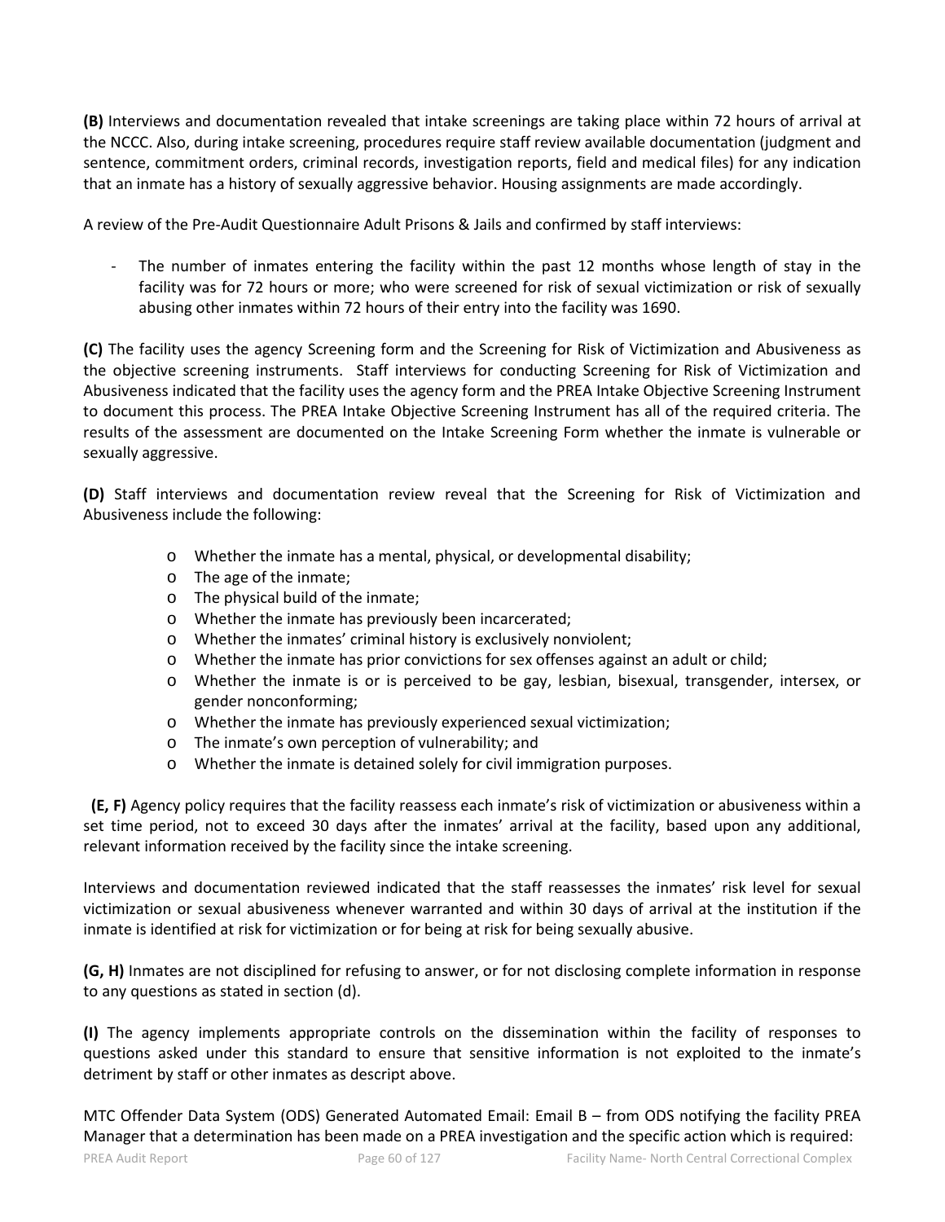**(B)** Interviews and documentation revealed that intake screenings are taking place within 72 hours of arrival at the NCCC. Also, during intake screening, procedures require staff review available documentation (judgment and sentence, commitment orders, criminal records, investigation reports, field and medical files) for any indication that an inmate has a history of sexually aggressive behavior. Housing assignments are made accordingly.

A review of the Pre-Audit Questionnaire Adult Prisons & Jails and confirmed by staff interviews:

- The number of inmates entering the facility within the past 12 months whose length of stay in the facility was for 72 hours or more; who were screened for risk of sexual victimization or risk of sexually abusing other inmates within 72 hours of their entry into the facility was 1690.

**(C)** The facility uses the agency Screening form and the Screening for Risk of Victimization and Abusiveness as the objective screening instruments. Staff interviews for conducting Screening for Risk of Victimization and Abusiveness indicated that the facility uses the agency form and the PREA Intake Objective Screening Instrument to document this process. The PREA Intake Objective Screening Instrument has all of the required criteria. The results of the assessment are documented on the Intake Screening Form whether the inmate is vulnerable or sexually aggressive.

**(D)** Staff interviews and documentation review reveal that the Screening for Risk of Victimization and Abusiveness include the following:

- Whether the inmate has a mental, physical, or developmental disability;
- The age of the inmate;
- The physical build of the inmate;
- Whether the inmate has previously been incarcerated;
- Whether the inmates' criminal history is exclusively nonviolent;
- Whether the inmate has prior convictions for sex offenses against an adult or child;
- Whether the inmate is or is perceived to be gay, lesbian, bisexual, transgender, intersex, or gender nonconforming;
- Whether the inmate has previously experienced sexual victimization;
- The inmate's own perception of vulnerability; and
- Whether the inmate is detained solely for civil immigration purposes.

**(E, F)** Agency policy requires that the facility reassess each inmate's risk of victimization or abusiveness within a set time period, not to exceed 30 days after the inmates' arrival at the facility, based upon any additional, relevant information received by the facility since the intake screening.

Interviews and documentation reviewed indicated that the staff reassesses the inmates' risk level for sexual victimization or sexual abusiveness whenever warranted and within 30 days of arrival at the institution if the inmate is identified at risk for victimization or for being at risk for being sexually abusive.

**(G, H)** Inmates are not disciplined for refusing to answer, or for not disclosing complete information in response to any questions as stated in section (d).

**(I)** The agency implements appropriate controls on the dissemination within the facility of responses to questions asked under this standard to ensure that sensitive information is not exploited to the inmate's detriment by staff or other inmates as descript above.

MTC Offender Data System (ODS) Generated Automated Email: Email B – from ODS notifying the facility PREA Manager that a determination has been made on a PREA investigation and the specific action which is required: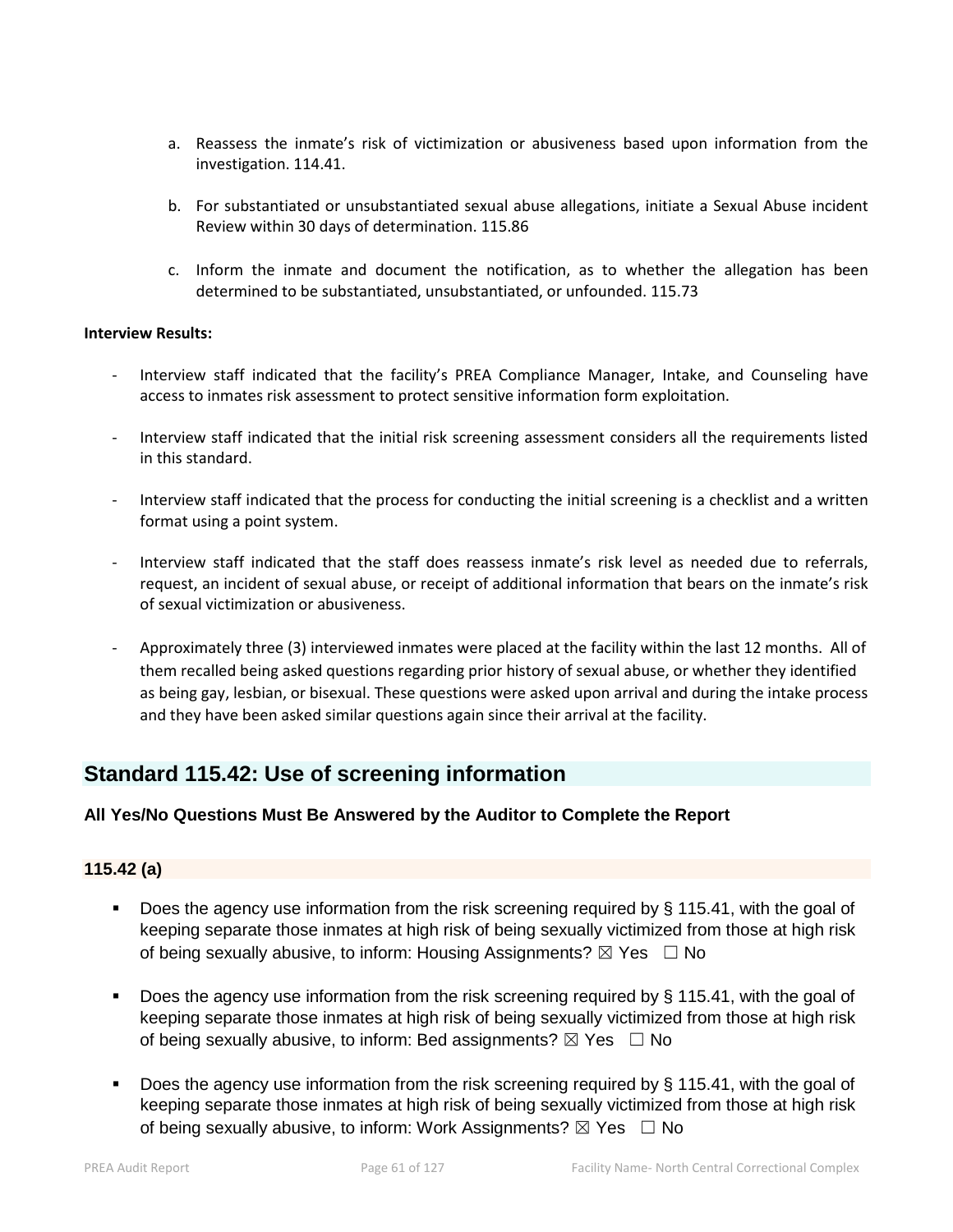a. Reassess the inmate's risk of victimization or abusiveness based upon information from the investigation. 114.41.

b. For substantiated or unsubstantiated sexual abuse allegations, initiate a Sexual Abuse incident Review within 30 days of determination. 115.86

c. Inform the inmate and document the notification, as to whether the allegation has been determined to be substantiated, unsubstantiated, or unfounded. 115.73

**Interview Results:**

- Interview staff indicated that the facility's PREA Compliance Manager, Intake, and Counseling have access to inmates risk assessment to protect sensitive information form exploitation.
- Interview staff indicated that the initial risk screening assessment considers all the requirements listed in this standard.
- Interview staff indicated that the process for conducting the initial screening is a checklist and a written format using a point system.
- Interview staff indicated that the staff does reassess inmate's risk level as needed due to referrals, request, an incident of sexual abuse, or receipt of additional information that bears on the inmate's risk of sexual victimization or abusiveness.
- Approximately three (3) interviewed inmates were placed at the facility within the last 12 months. All of them recalled being asked questions regarding prior history of sexual abuse, or whether they identified as being gay, lesbian, or bisexual. These questions were asked upon arrival and during the intake process and they have been asked similar questions again since their arrival at the facility.

## Standard 115.42: Use of screening information

**All Yes/No Questions Must Be Answered by the Auditor to Complete the Report**

### 115.42 (a)

- Does the agency use information from the risk screening required by § 115.41, with the goal of keeping separate those inmates at high risk of being sexually victimized from those at high risk of being sexually abusive, to inform: Housing Assignments? ☒ Yes ☐ No
- Does the agency use information from the risk screening required by § 115.41, with the goal of keeping separate those inmates at high risk of being sexually victimized from those at high risk of being sexually abusive, to inform: Bed assignments? ☒ Yes ☐ No
- Does the agency use information from the risk screening required by § 115.41, with the goal of keeping separate those inmates at high risk of being sexually victimized from those at high risk of being sexually abusive, to inform: Work Assignments? ☒ Yes ☐ No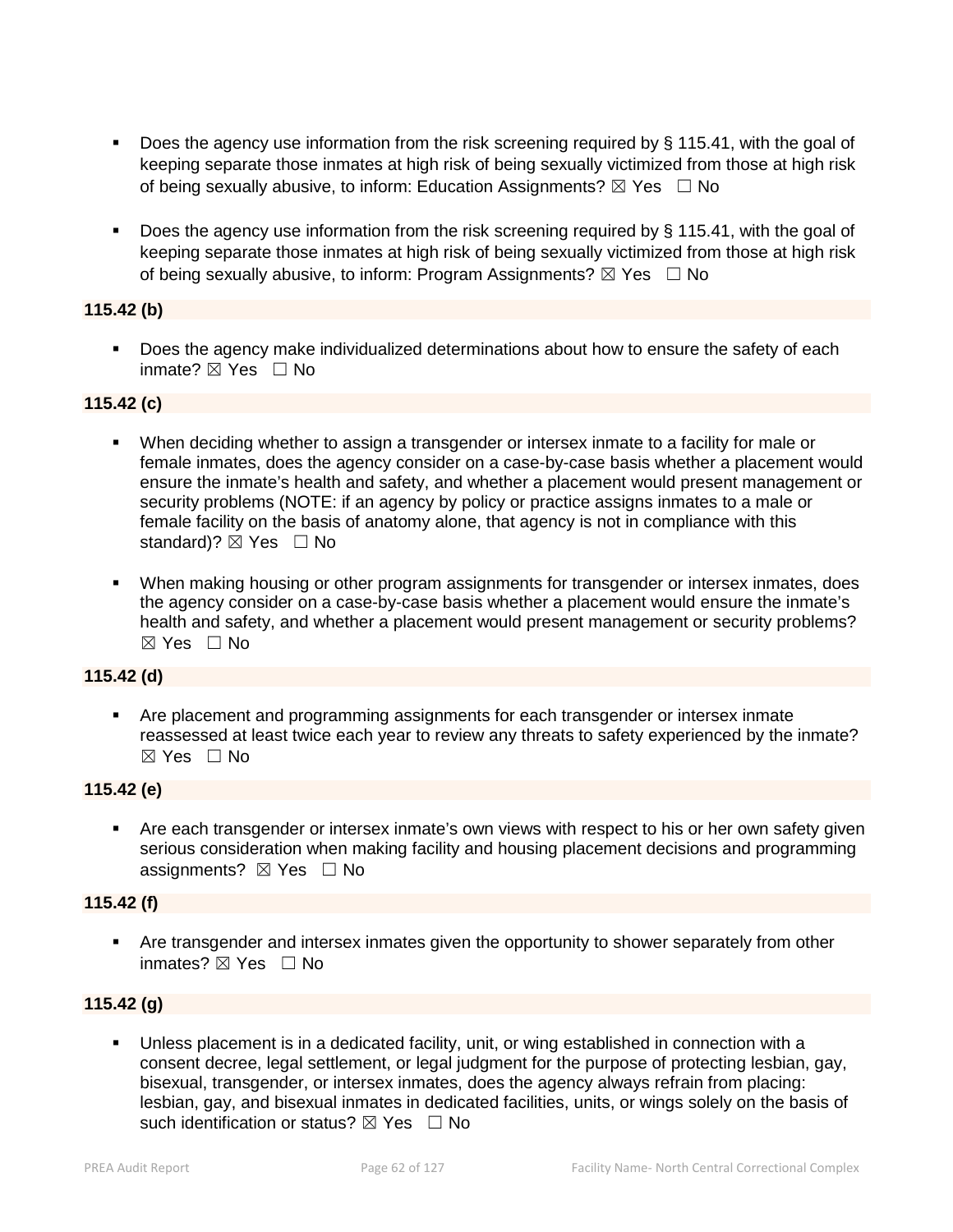- Does the agency use information from the risk screening required by § 115.41, with the goal of keeping separate those inmates at high risk of being sexually victimized from those at high risk of being sexually abusive, to inform: Education Assignments? ☒ Yes ☐ No

- Does the agency use information from the risk screening required by § 115.41, with the goal of keeping separate those inmates at high risk of being sexually victimized from those at high risk of being sexually abusive, to inform: Program Assignments? ☒ Yes ☐ No

**115.42 (b)**

- Does the agency make individualized determinations about how to ensure the safety of each inmate? ☒ Yes ☐ No

**115.42 (c)**

- When deciding whether to assign a transgender or intersex inmate to a facility for male or female inmates, does the agency consider on a case-by-case basis whether a placement would ensure the inmate's health and safety, and whether a placement would present management or security problems (NOTE: if an agency by policy or practice assigns inmates to a male or female facility on the basis of anatomy alone, that agency is not in compliance with this standard)? ☒ Yes ☐ No

- When making housing or other program assignments for transgender or intersex inmates, does the agency consider on a case-by-case basis whether a placement would ensure the inmate's health and safety, and whether a placement would present management or security problems? ☒ Yes ☐ No

**115.42 (d)**

- Are placement and programming assignments for each transgender or intersex inmate reassessed at least twice each year to review any threats to safety experienced by the inmate? ☒ Yes ☐ No

**115.42 (e)**

- Are each transgender or intersex inmate's own views with respect to his or her own safety given serious consideration when making facility and housing placement decisions and programming assignments? ☒ Yes ☐ No

**115.42 (f)**

- Are transgender and intersex inmates given the opportunity to shower separately from other inmates? ☒ Yes ☐ No

**115.42 (g)**

- Unless placement is in a dedicated facility, unit, or wing established in connection with a consent decree, legal settlement, or legal judgment for the purpose of protecting lesbian, gay, bisexual, transgender, or intersex inmates, does the agency always refrain from placing: lesbian, gay, and bisexual inmates in dedicated facilities, units, or wings solely on the basis of such identification or status? ☒ Yes ☐ No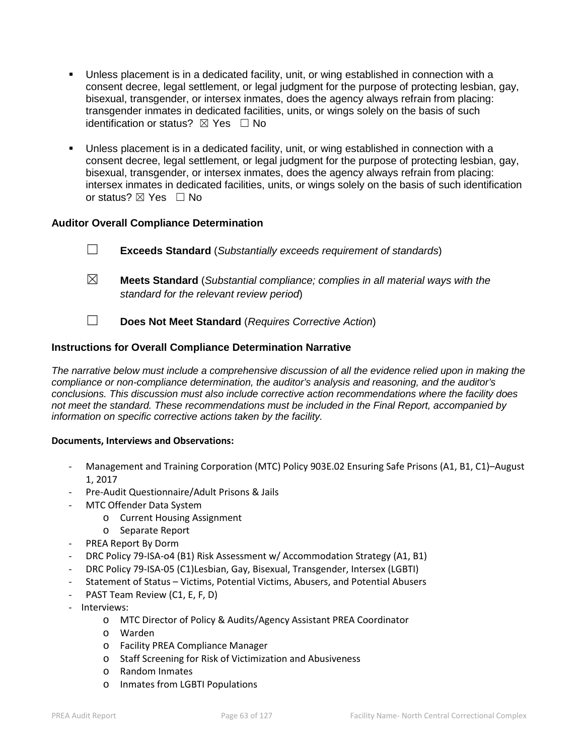- Unless placement is in a dedicated facility, unit, or wing established in connection with a consent decree, legal settlement, or legal judgment for the purpose of protecting lesbian, gay, bisexual, transgender, or intersex inmates, does the agency always refrain from placing: transgender inmates in dedicated facilities, units, or wings solely on the basis of such identification or status? ☒ Yes ☐ No

- Unless placement is in a dedicated facility, unit, or wing established in connection with a consent decree, legal settlement, or legal judgment for the purpose of protecting lesbian, gay, bisexual, transgender, or intersex inmates, does the agency always refrain from placing: intersex inmates in dedicated facilities, units, or wings solely on the basis of such identification or status? ☒ Yes ☐ No

### Auditor Overall Compliance Determination

☐ **Exceeds Standard** (*Substantially exceeds requirement of standards*)

☒ **Meets Standard** (*Substantial compliance; complies in all material ways with the standard for the relevant review period*)

☐ **Does Not Meet Standard** (*Requires Corrective Action*)

### Instructions for Overall Compliance Determination Narrative

*The narrative below must include a comprehensive discussion of all the evidence relied upon in making the compliance or non-compliance determination, the auditor's analysis and reasoning, and the auditor's conclusions. This discussion must also include corrective action recommendations where the facility does not meet the standard. These recommendations must be included in the Final Report, accompanied by information on specific corrective actions taken by the facility.*

**Documents, Interviews and Observations:**

- Management and Training Corporation (MTC) Policy 903E.02 Ensuring Safe Prisons (A1, B1, C1)–August 1, 2017
- Pre-Audit Questionnaire/Adult Prisons & Jails
- MTC Offender Data System
  - Current Housing Assignment
  - Separate Report
- PREA Report By Dorm
- DRC Policy 79-ISA-o4 (B1) Risk Assessment w/ Accommodation Strategy (A1, B1)
- DRC Policy 79-ISA-05 (C1)Lesbian, Gay, Bisexual, Transgender, Intersex (LGBTI)
- Statement of Status – Victims, Potential Victims, Abusers, and Potential Abusers
- PAST Team Review (C1, E, F, D)
- Interviews:
  - MTC Director of Policy & Audits/Agency Assistant PREA Coordinator
  - Warden
  - Facility PREA Compliance Manager
  - Staff Screening for Risk of Victimization and Abusiveness
  - Random Inmates
  - Inmates from LGBTI Populations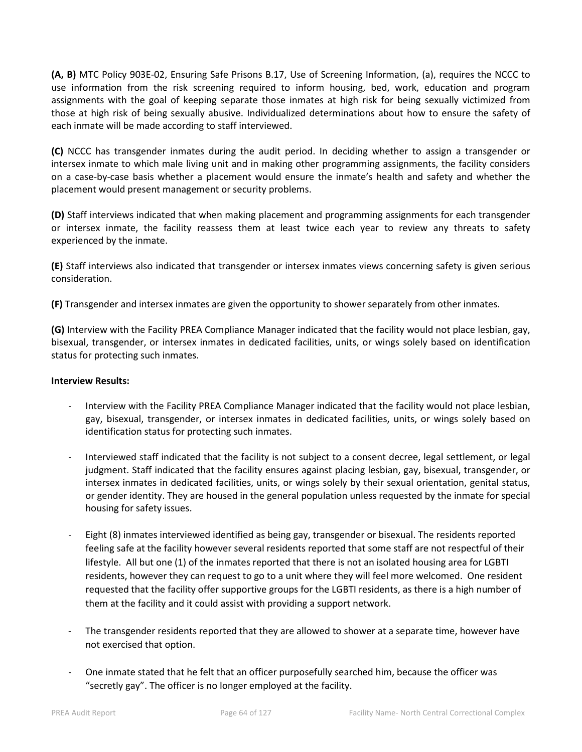**(A, B)** MTC Policy 903E-02, Ensuring Safe Prisons B.17, Use of Screening Information, (a), requires the NCCC to use information from the risk screening required to inform housing, bed, work, education and program assignments with the goal of keeping separate those inmates at high risk for being sexually victimized from those at high risk of being sexually abusive. Individualized determinations about how to ensure the safety of each inmate will be made according to staff interviewed.

**(C)** NCCC has transgender inmates during the audit period. In deciding whether to assign a transgender or intersex inmate to which male living unit and in making other programming assignments, the facility considers on a case-by-case basis whether a placement would ensure the inmate's health and safety and whether the placement would present management or security problems.

**(D)** Staff interviews indicated that when making placement and programming assignments for each transgender or intersex inmate, the facility reassess them at least twice each year to review any threats to safety experienced by the inmate.

**(E)** Staff interviews also indicated that transgender or intersex inmates views concerning safety is given serious consideration.

**(F)** Transgender and intersex inmates are given the opportunity to shower separately from other inmates.

**(G)** Interview with the Facility PREA Compliance Manager indicated that the facility would not place lesbian, gay, bisexual, transgender, or intersex inmates in dedicated facilities, units, or wings solely based on identification status for protecting such inmates.

**Interview Results:**

- Interview with the Facility PREA Compliance Manager indicated that the facility would not place lesbian, gay, bisexual, transgender, or intersex inmates in dedicated facilities, units, or wings solely based on identification status for protecting such inmates.

- Interviewed staff indicated that the facility is not subject to a consent decree, legal settlement, or legal judgment. Staff indicated that the facility ensures against placing lesbian, gay, bisexual, transgender, or intersex inmates in dedicated facilities, units, or wings solely by their sexual orientation, genital status, or gender identity. They are housed in the general population unless requested by the inmate for special housing for safety issues.

- Eight (8) inmates interviewed identified as being gay, transgender or bisexual. The residents reported feeling safe at the facility however several residents reported that some staff are not respectful of their lifestyle. All but one (1) of the inmates reported that there is not an isolated housing area for LGBTI residents, however they can request to go to a unit where they will feel more welcomed. One resident requested that the facility offer supportive groups for the LGBTI residents, as there is a high number of them at the facility and it could assist with providing a support network.

- The transgender residents reported that they are allowed to shower at a separate time, however have not exercised that option.

- One inmate stated that he felt that an officer purposefully searched him, because the officer was "secretly gay". The officer is no longer employed at the facility.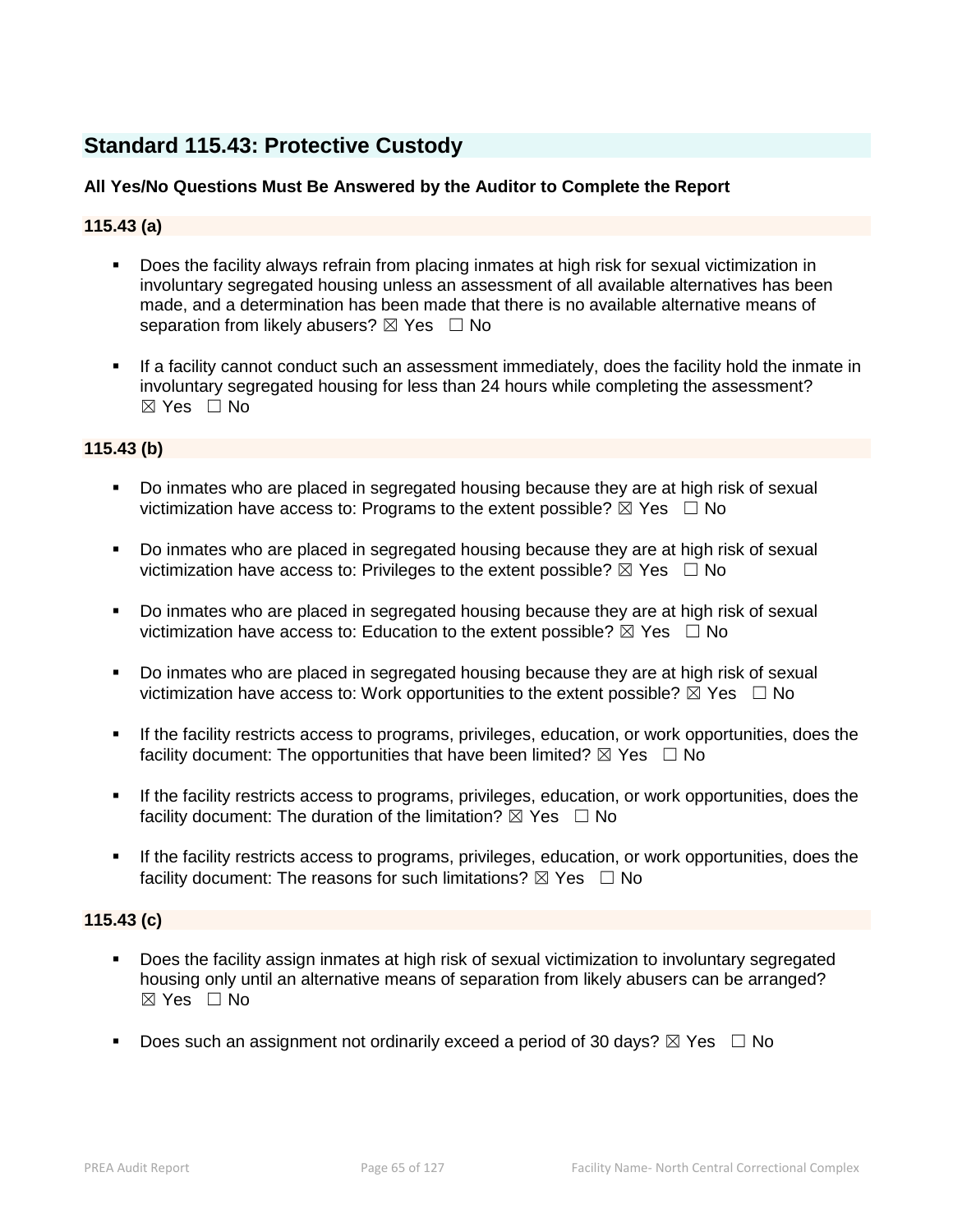## Standard 115.43: Protective Custody

**All Yes/No Questions Must Be Answered by the Auditor to Complete the Report**

### 115.43 (a)

- Does the facility always refrain from placing inmates at high risk for sexual victimization in involuntary segregated housing unless an assessment of all available alternatives has been made, and a determination has been made that there is no available alternative means of separation from likely abusers? ☒ Yes ☐ No
- If a facility cannot conduct such an assessment immediately, does the facility hold the inmate in involuntary segregated housing for less than 24 hours while completing the assessment? ☒ Yes ☐ No

### 115.43 (b)

- Do inmates who are placed in segregated housing because they are at high risk of sexual victimization have access to: Programs to the extent possible? ☒ Yes ☐ No
- Do inmates who are placed in segregated housing because they are at high risk of sexual victimization have access to: Privileges to the extent possible? ☒ Yes ☐ No
- Do inmates who are placed in segregated housing because they are at high risk of sexual victimization have access to: Education to the extent possible? ☒ Yes ☐ No
- Do inmates who are placed in segregated housing because they are at high risk of sexual victimization have access to: Work opportunities to the extent possible? ☒ Yes ☐ No
- If the facility restricts access to programs, privileges, education, or work opportunities, does the facility document: The opportunities that have been limited? ☒ Yes ☐ No
- If the facility restricts access to programs, privileges, education, or work opportunities, does the facility document: The duration of the limitation? ☒ Yes ☐ No
- If the facility restricts access to programs, privileges, education, or work opportunities, does the facility document: The reasons for such limitations? ☒ Yes ☐ No

### 115.43 (c)

- Does the facility assign inmates at high risk of sexual victimization to involuntary segregated housing only until an alternative means of separation from likely abusers can be arranged? ☒ Yes ☐ No
- Does such an assignment not ordinarily exceed a period of 30 days? ☒ Yes ☐ No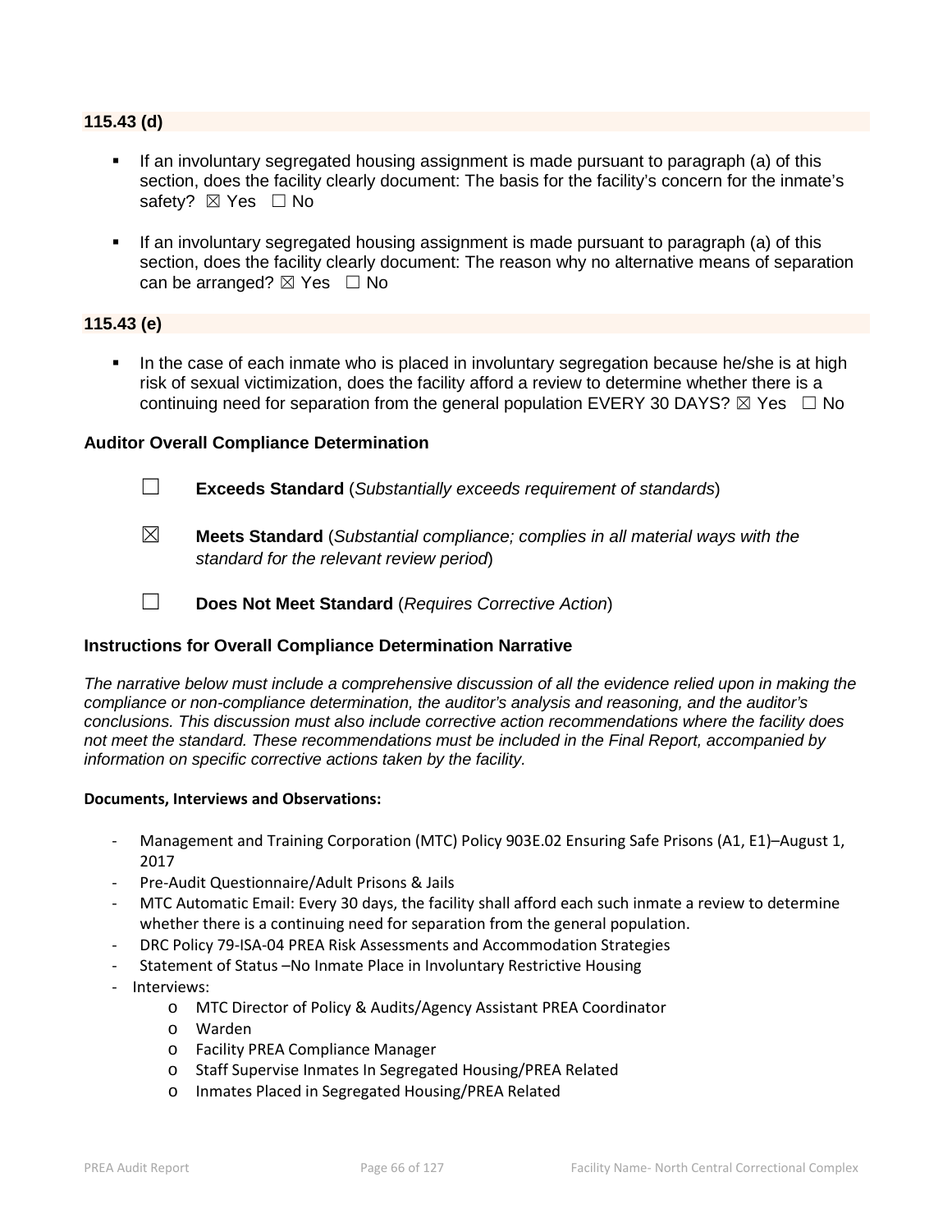### 115.43 (d)

- If an involuntary segregated housing assignment is made pursuant to paragraph (a) of this section, does the facility clearly document: The basis for the facility's concern for the inmate's safety? ☒ Yes ☐ No
- If an involuntary segregated housing assignment is made pursuant to paragraph (a) of this section, does the facility clearly document: The reason why no alternative means of separation can be arranged? ☒ Yes ☐ No

### 115.43 (e)

- In the case of each inmate who is placed in involuntary segregation because he/she is at high risk of sexual victimization, does the facility afford a review to determine whether there is a continuing need for separation from the general population EVERY 30 DAYS? ☒ Yes ☐ No

### Auditor Overall Compliance Determination

☐ **Exceeds Standard** (*Substantially exceeds requirement of standards*)

☒ **Meets Standard** (*Substantial compliance; complies in all material ways with the standard for the relevant review period*)

☐ **Does Not Meet Standard** (*Requires Corrective Action*)

### Instructions for Overall Compliance Determination Narrative

*The narrative below must include a comprehensive discussion of all the evidence relied upon in making the compliance or non-compliance determination, the auditor's analysis and reasoning, and the auditor's conclusions. This discussion must also include corrective action recommendations where the facility does not meet the standard. These recommendations must be included in the Final Report, accompanied by information on specific corrective actions taken by the facility.*

**Documents, Interviews and Observations:**

- Management and Training Corporation (MTC) Policy 903E.02 Ensuring Safe Prisons (A1, E1)–August 1, 2017
- Pre-Audit Questionnaire/Adult Prisons & Jails
- MTC Automatic Email: Every 30 days, the facility shall afford each such inmate a review to determine whether there is a continuing need for separation from the general population.
- DRC Policy 79-ISA-04 PREA Risk Assessments and Accommodation Strategies
- Statement of Status –No Inmate Place in Involuntary Restrictive Housing
- Interviews:
    - MTC Director of Policy & Audits/Agency Assistant PREA Coordinator
    - Warden
    - Facility PREA Compliance Manager
    - Staff Supervise Inmates In Segregated Housing/PREA Related
    - Inmates Placed in Segregated Housing/PREA Related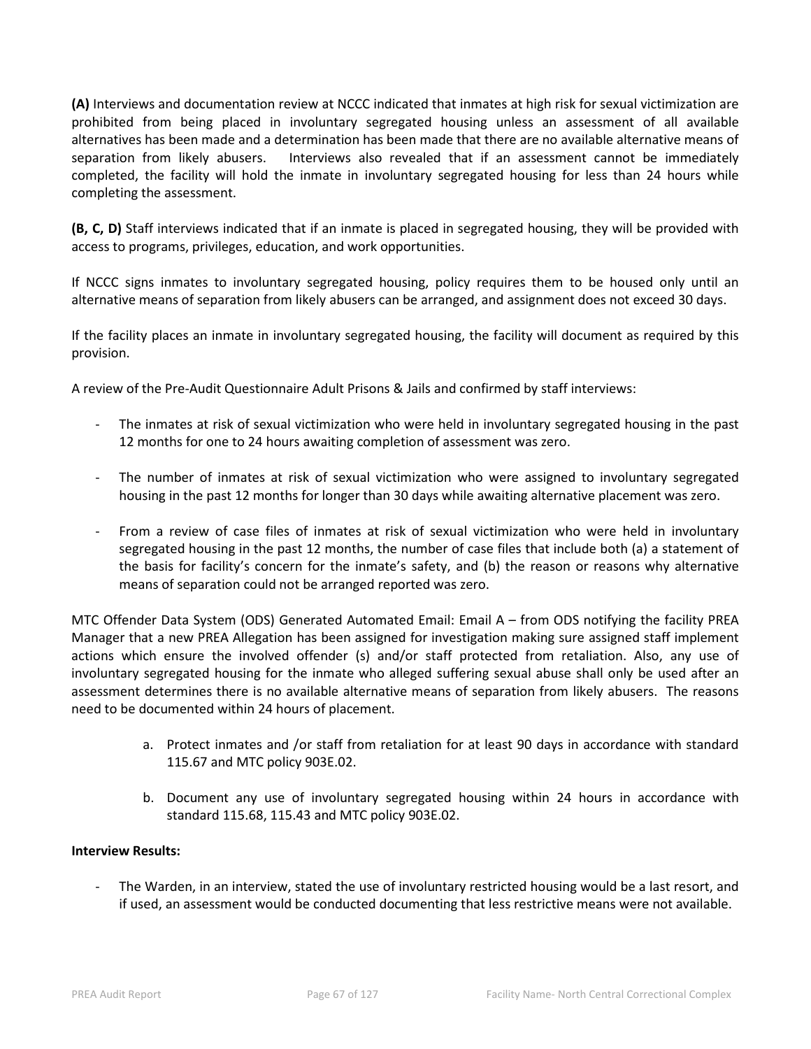**(A)** Interviews and documentation review at NCCC indicated that inmates at high risk for sexual victimization are prohibited from being placed in involuntary segregated housing unless an assessment of all available alternatives has been made and a determination has been made that there are no available alternative means of separation from likely abusers. Interviews also revealed that if an assessment cannot be immediately completed, the facility will hold the inmate in involuntary segregated housing for less than 24 hours while completing the assessment.

**(B, C, D)** Staff interviews indicated that if an inmate is placed in segregated housing, they will be provided with access to programs, privileges, education, and work opportunities.

If NCCC signs inmates to involuntary segregated housing, policy requires them to be housed only until an alternative means of separation from likely abusers can be arranged, and assignment does not exceed 30 days.

If the facility places an inmate in involuntary segregated housing, the facility will document as required by this provision.

A review of the Pre-Audit Questionnaire Adult Prisons & Jails and confirmed by staff interviews:

- The inmates at risk of sexual victimization who were held in involuntary segregated housing in the past 12 months for one to 24 hours awaiting completion of assessment was zero.
- The number of inmates at risk of sexual victimization who were assigned to involuntary segregated housing in the past 12 months for longer than 30 days while awaiting alternative placement was zero.
- From a review of case files of inmates at risk of sexual victimization who were held in involuntary segregated housing in the past 12 months, the number of case files that include both (a) a statement of the basis for facility's concern for the inmate's safety, and (b) the reason or reasons why alternative means of separation could not be arranged reported was zero.

MTC Offender Data System (ODS) Generated Automated Email: Email A – from ODS notifying the facility PREA Manager that a new PREA Allegation has been assigned for investigation making sure assigned staff implement actions which ensure the involved offender (s) and/or staff protected from retaliation. Also, any use of involuntary segregated housing for the inmate who alleged suffering sexual abuse shall only be used after an assessment determines there is no available alternative means of separation from likely abusers. The reasons need to be documented within 24 hours of placement.

a. Protect inmates and /or staff from retaliation for at least 90 days in accordance with standard 115.67 and MTC policy 903E.02.

b. Document any use of involuntary segregated housing within 24 hours in accordance with standard 115.68, 115.43 and MTC policy 903E.02.

**Interview Results:**

- The Warden, in an interview, stated the use of involuntary restricted housing would be a last resort, and if used, an assessment would be conducted documenting that less restrictive means were not available.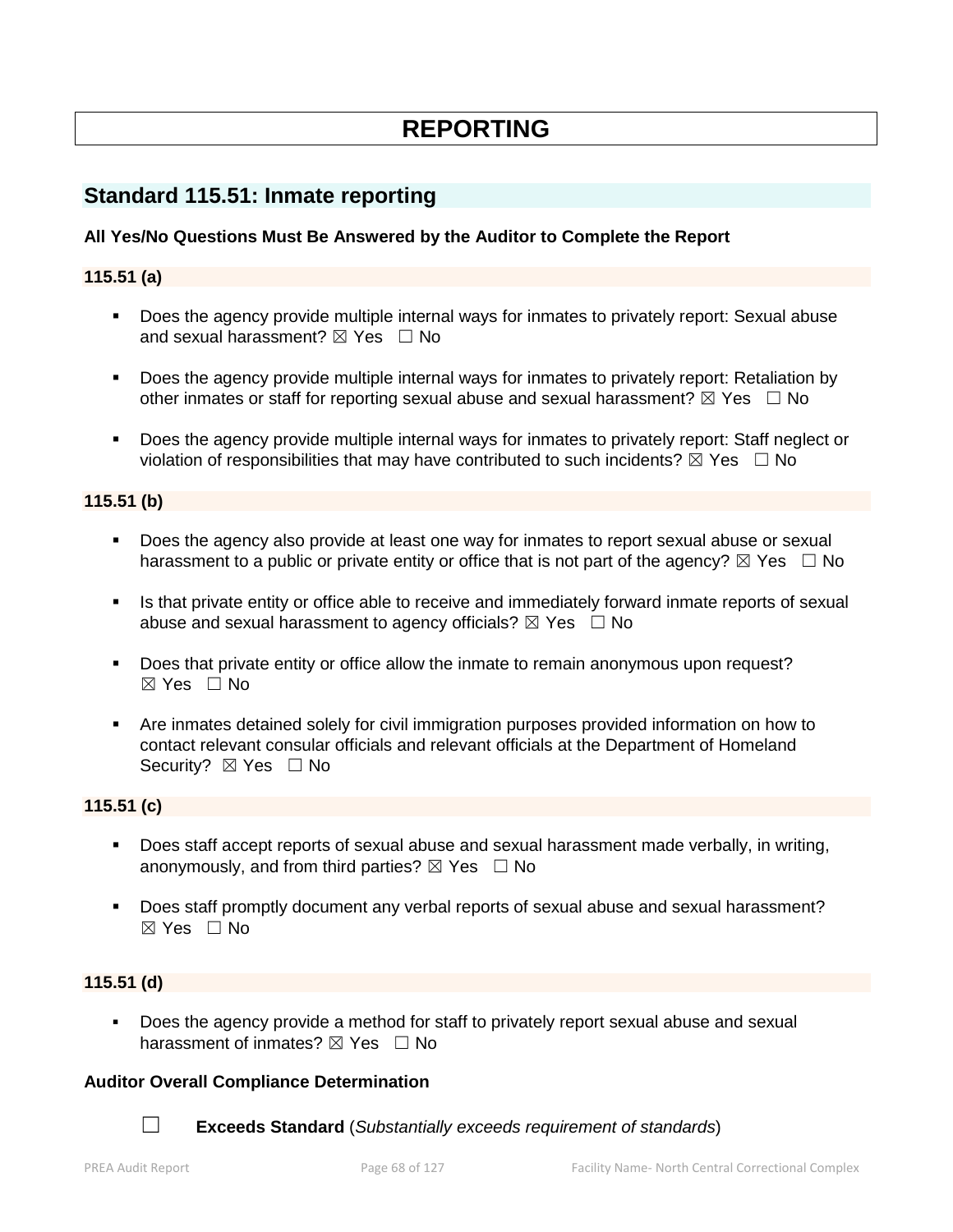# REPORTING

## Standard 115.51: Inmate reporting

**All Yes/No Questions Must Be Answered by the Auditor to Complete the Report**

**115.51 (a)**

- Does the agency provide multiple internal ways for inmates to privately report: Sexual abuse and sexual harassment? ☒ Yes ☐ No
- Does the agency provide multiple internal ways for inmates to privately report: Retaliation by other inmates or staff for reporting sexual abuse and sexual harassment? ☒ Yes ☐ No
- Does the agency provide multiple internal ways for inmates to privately report: Staff neglect or violation of responsibilities that may have contributed to such incidents? ☒ Yes ☐ No

**115.51 (b)**

- Does the agency also provide at least one way for inmates to report sexual abuse or sexual harassment to a public or private entity or office that is not part of the agency? ☒ Yes ☐ No
- Is that private entity or office able to receive and immediately forward inmate reports of sexual abuse and sexual harassment to agency officials? ☒ Yes ☐ No
- Does that private entity or office allow the inmate to remain anonymous upon request? ☒ Yes ☐ No
- Are inmates detained solely for civil immigration purposes provided information on how to contact relevant consular officials and relevant officials at the Department of Homeland Security? ☒ Yes ☐ No

**115.51 (c)**

- Does staff accept reports of sexual abuse and sexual harassment made verbally, in writing, anonymously, and from third parties? ☒ Yes ☐ No
- Does staff promptly document any verbal reports of sexual abuse and sexual harassment? ☒ Yes ☐ No

**115.51 (d)**

- Does the agency provide a method for staff to privately report sexual abuse and sexual harassment of inmates? ☒ Yes ☐ No

**Auditor Overall Compliance Determination**

☐ **Exceeds Standard** (*Substantially exceeds requirement of standards*)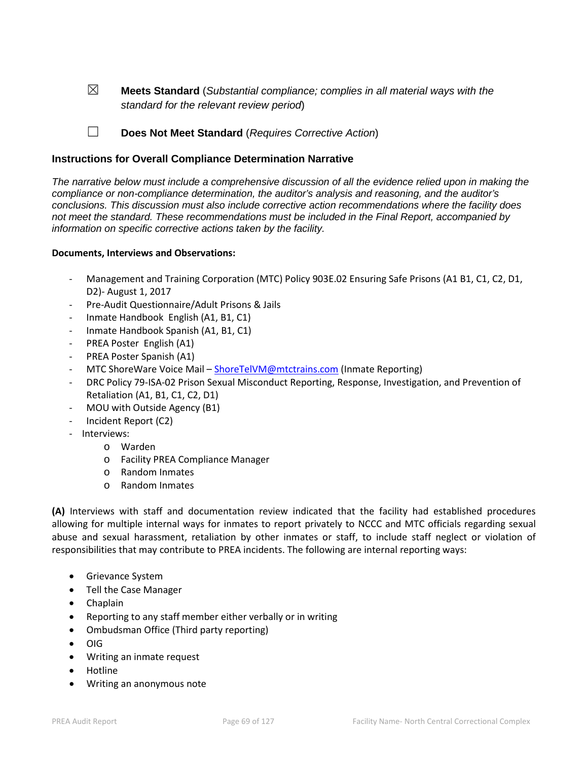☒ **Meets Standard** (*Substantial compliance; complies in all material ways with the standard for the relevant review period*)

☐ **Does Not Meet Standard** (*Requires Corrective Action*)

### Instructions for Overall Compliance Determination Narrative

*The narrative below must include a comprehensive discussion of all the evidence relied upon in making the compliance or non-compliance determination, the auditor's analysis and reasoning, and the auditor's conclusions. This discussion must also include corrective action recommendations where the facility does not meet the standard. These recommendations must be included in the Final Report, accompanied by information on specific corrective actions taken by the facility.*

**Documents, Interviews and Observations:**

- Management and Training Corporation (MTC) Policy 903E.02 Ensuring Safe Prisons (A1 B1, C1, C2, D1, D2)- August 1, 2017
- Pre-Audit Questionnaire/Adult Prisons & Jails
- Inmate Handbook English (A1, B1, C1)
- Inmate Handbook Spanish (A1, B1, C1)
- PREA Poster English (A1)
- PREA Poster Spanish (A1)
- MTC ShoreWare Voice Mail – ShoreTelVM@mtctrains.com (Inmate Reporting)
- DRC Policy 79-ISA-02 Prison Sexual Misconduct Reporting, Response, Investigation, and Prevention of Retaliation (A1, B1, C1, C2, D1)
- MOU with Outside Agency (B1)
- Incident Report (C2)
- Interviews:
  - Warden
  - Facility PREA Compliance Manager
  - Random Inmates
  - Random Inmates

**(A)** Interviews with staff and documentation review indicated that the facility had established procedures allowing for multiple internal ways for inmates to report privately to NCCC and MTC officials regarding sexual abuse and sexual harassment, retaliation by other inmates or staff, to include staff neglect or violation of responsibilities that may contribute to PREA incidents. The following are internal reporting ways:

- Grievance System
- Tell the Case Manager
- Chaplain
- Reporting to any staff member either verbally or in writing
- Ombudsman Office (Third party reporting)
- OIG
- Writing an inmate request
- Hotline
- Writing an anonymous note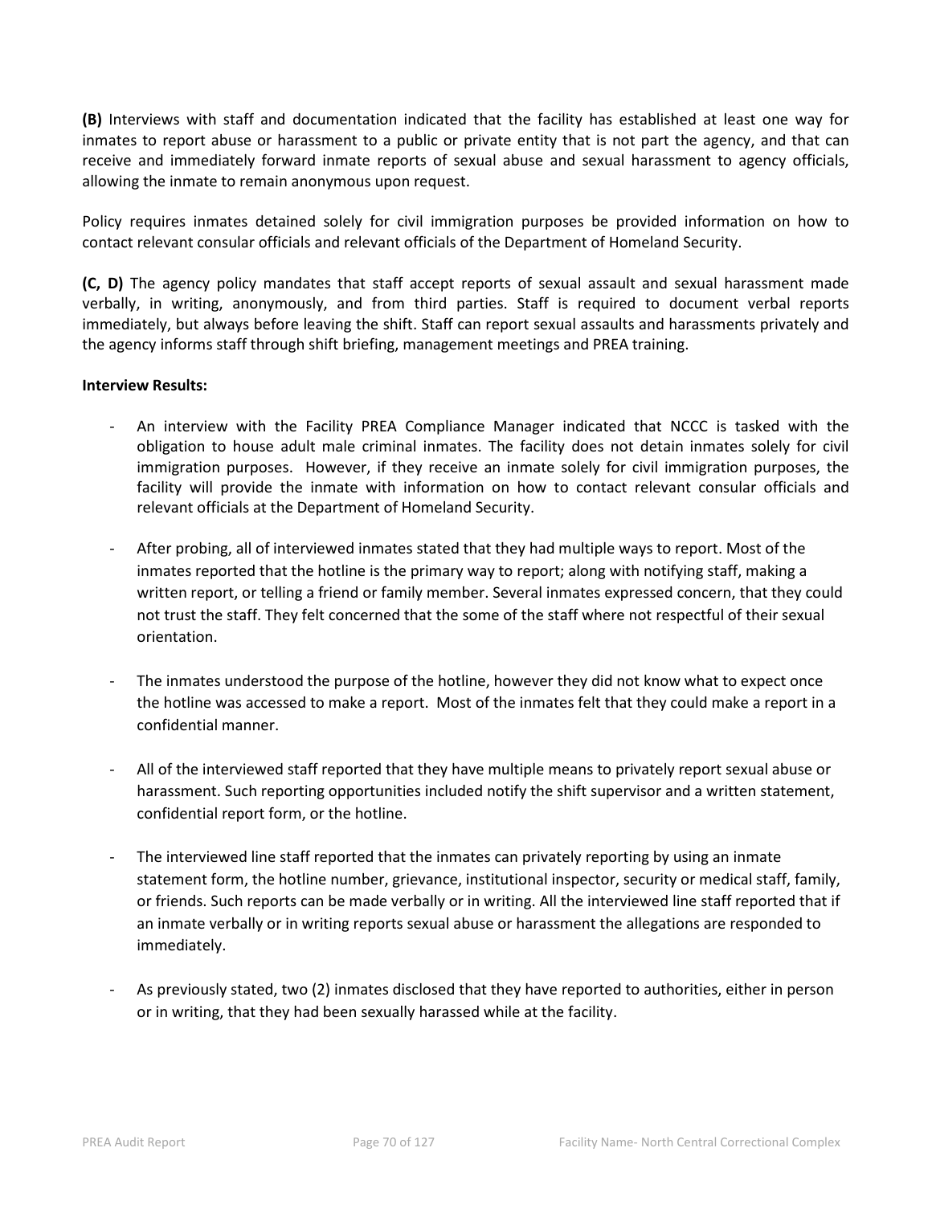**(B)** Interviews with staff and documentation indicated that the facility has established at least one way for inmates to report abuse or harassment to a public or private entity that is not part the agency, and that can receive and immediately forward inmate reports of sexual abuse and sexual harassment to agency officials, allowing the inmate to remain anonymous upon request.

Policy requires inmates detained solely for civil immigration purposes be provided information on how to contact relevant consular officials and relevant officials of the Department of Homeland Security.

**(C, D)** The agency policy mandates that staff accept reports of sexual assault and sexual harassment made verbally, in writing, anonymously, and from third parties. Staff is required to document verbal reports immediately, but always before leaving the shift. Staff can report sexual assaults and harassments privately and the agency informs staff through shift briefing, management meetings and PREA training.

**Interview Results:**

- An interview with the Facility PREA Compliance Manager indicated that NCCC is tasked with the obligation to house adult male criminal inmates. The facility does not detain inmates solely for civil immigration purposes. However, if they receive an inmate solely for civil immigration purposes, the facility will provide the inmate with information on how to contact relevant consular officials and relevant officials at the Department of Homeland Security.

- After probing, all of interviewed inmates stated that they had multiple ways to report. Most of the inmates reported that the hotline is the primary way to report; along with notifying staff, making a written report, or telling a friend or family member. Several inmates expressed concern, that they could not trust the staff. They felt concerned that the some of the staff where not respectful of their sexual orientation.

- The inmates understood the purpose of the hotline, however they did not know what to expect once the hotline was accessed to make a report. Most of the inmates felt that they could make a report in a confidential manner.

- All of the interviewed staff reported that they have multiple means to privately report sexual abuse or harassment. Such reporting opportunities included notify the shift supervisor and a written statement, confidential report form, or the hotline.

- The interviewed line staff reported that the inmates can privately reporting by using an inmate statement form, the hotline number, grievance, institutional inspector, security or medical staff, family, or friends. Such reports can be made verbally or in writing. All the interviewed line staff reported that if an inmate verbally or in writing reports sexual abuse or harassment the allegations are responded to immediately.

- As previously stated, two (2) inmates disclosed that they have reported to authorities, either in person or in writing, that they had been sexually harassed while at the facility.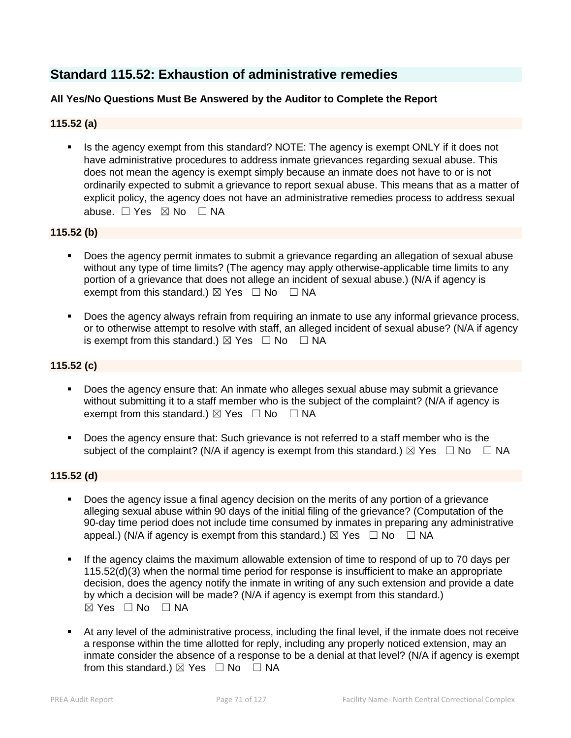## Standard 115.52: Exhaustion of administrative remedies

**All Yes/No Questions Must Be Answered by the Auditor to Complete the Report**

### 115.52 (a)

- Is the agency exempt from this standard? NOTE: The agency is exempt ONLY if it does not have administrative procedures to address inmate grievances regarding sexual abuse. This does not mean the agency is exempt simply because an inmate does not have to or is not ordinarily expected to submit a grievance to report sexual abuse. This means that as a matter of explicit policy, the agency does not have an administrative remedies process to address sexual abuse. ☐ Yes ☒ No ☐ NA

### 115.52 (b)

- Does the agency permit inmates to submit a grievance regarding an allegation of sexual abuse without any type of time limits? (The agency may apply otherwise-applicable time limits to any portion of a grievance that does not allege an incident of sexual abuse.) (N/A if agency is exempt from this standard.) ☒ Yes ☐ No ☐ NA
- Does the agency always refrain from requiring an inmate to use any informal grievance process, or to otherwise attempt to resolve with staff, an alleged incident of sexual abuse? (N/A if agency is exempt from this standard.) ☒ Yes ☐ No ☐ NA

### 115.52 (c)

- Does the agency ensure that: An inmate who alleges sexual abuse may submit a grievance without submitting it to a staff member who is the subject of the complaint? (N/A if agency is exempt from this standard.) ☒ Yes ☐ No ☐ NA
- Does the agency ensure that: Such grievance is not referred to a staff member who is the subject of the complaint? (N/A if agency is exempt from this standard.) ☒ Yes ☐ No ☐ NA

### 115.52 (d)

- Does the agency issue a final agency decision on the merits of any portion of a grievance alleging sexual abuse within 90 days of the initial filing of the grievance? (Computation of the 90-day time period does not include time consumed by inmates in preparing any administrative appeal.) (N/A if agency is exempt from this standard.) ☒ Yes ☐ No ☐ NA
- If the agency claims the maximum allowable extension of time to respond of up to 70 days per 115.52(d)(3) when the normal time period for response is insufficient to make an appropriate decision, does the agency notify the inmate in writing of any such extension and provide a date by which a decision will be made? (N/A if agency is exempt from this standard.) ☒ Yes ☐ No ☐ NA
- At any level of the administrative process, including the final level, if the inmate does not receive a response within the time allotted for reply, including any properly noticed extension, may an inmate consider the absence of a response to be a denial at that level? (N/A if agency is exempt from this standard.) ☒ Yes ☐ No ☐ NA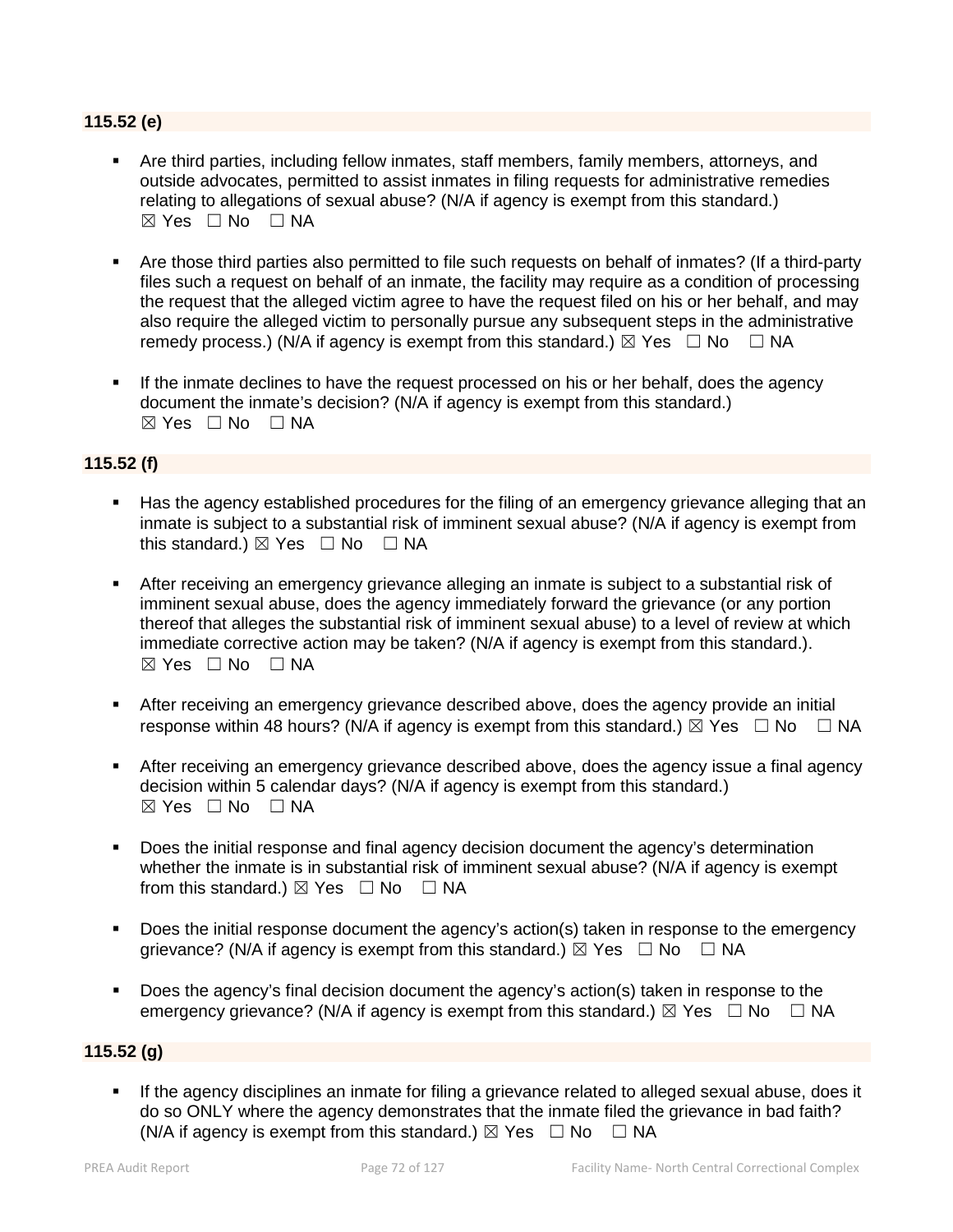### 115.52 (e)

- Are third parties, including fellow inmates, staff members, family members, attorneys, and outside advocates, permitted to assist inmates in filing requests for administrative remedies relating to allegations of sexual abuse? (N/A if agency is exempt from this standard.) ☒ Yes ☐ No ☐ NA
- Are those third parties also permitted to file such requests on behalf of inmates? (If a third-party files such a request on behalf of an inmate, the facility may require as a condition of processing the request that the alleged victim agree to have the request filed on his or her behalf, and may also require the alleged victim to personally pursue any subsequent steps in the administrative remedy process.) (N/A if agency is exempt from this standard.) ☒ Yes ☐ No ☐ NA
- If the inmate declines to have the request processed on his or her behalf, does the agency document the inmate's decision? (N/A if agency is exempt from this standard.) ☒ Yes ☐ No ☐ NA

### 115.52 (f)

- Has the agency established procedures for the filing of an emergency grievance alleging that an inmate is subject to a substantial risk of imminent sexual abuse? (N/A if agency is exempt from this standard.) ☒ Yes ☐ No ☐ NA
- After receiving an emergency grievance alleging an inmate is subject to a substantial risk of imminent sexual abuse, does the agency immediately forward the grievance (or any portion thereof that alleges the substantial risk of imminent sexual abuse) to a level of review at which immediate corrective action may be taken? (N/A if agency is exempt from this standard.). ☒ Yes ☐ No ☐ NA
- After receiving an emergency grievance described above, does the agency provide an initial response within 48 hours? (N/A if agency is exempt from this standard.) ☒ Yes ☐ No ☐ NA
- After receiving an emergency grievance described above, does the agency issue a final agency decision within 5 calendar days? (N/A if agency is exempt from this standard.) ☒ Yes ☐ No ☐ NA
- Does the initial response and final agency decision document the agency's determination whether the inmate is in substantial risk of imminent sexual abuse? (N/A if agency is exempt from this standard.) ☒ Yes ☐ No ☐ NA
- Does the initial response document the agency's action(s) taken in response to the emergency grievance? (N/A if agency is exempt from this standard.) ☒ Yes ☐ No ☐ NA
- Does the agency's final decision document the agency's action(s) taken in response to the emergency grievance? (N/A if agency is exempt from this standard.) ☒ Yes ☐ No ☐ NA

### 115.52 (g)

- If the agency disciplines an inmate for filing a grievance related to alleged sexual abuse, does it do so ONLY where the agency demonstrates that the inmate filed the grievance in bad faith? (N/A if agency is exempt from this standard.) ☒ Yes ☐ No ☐ NA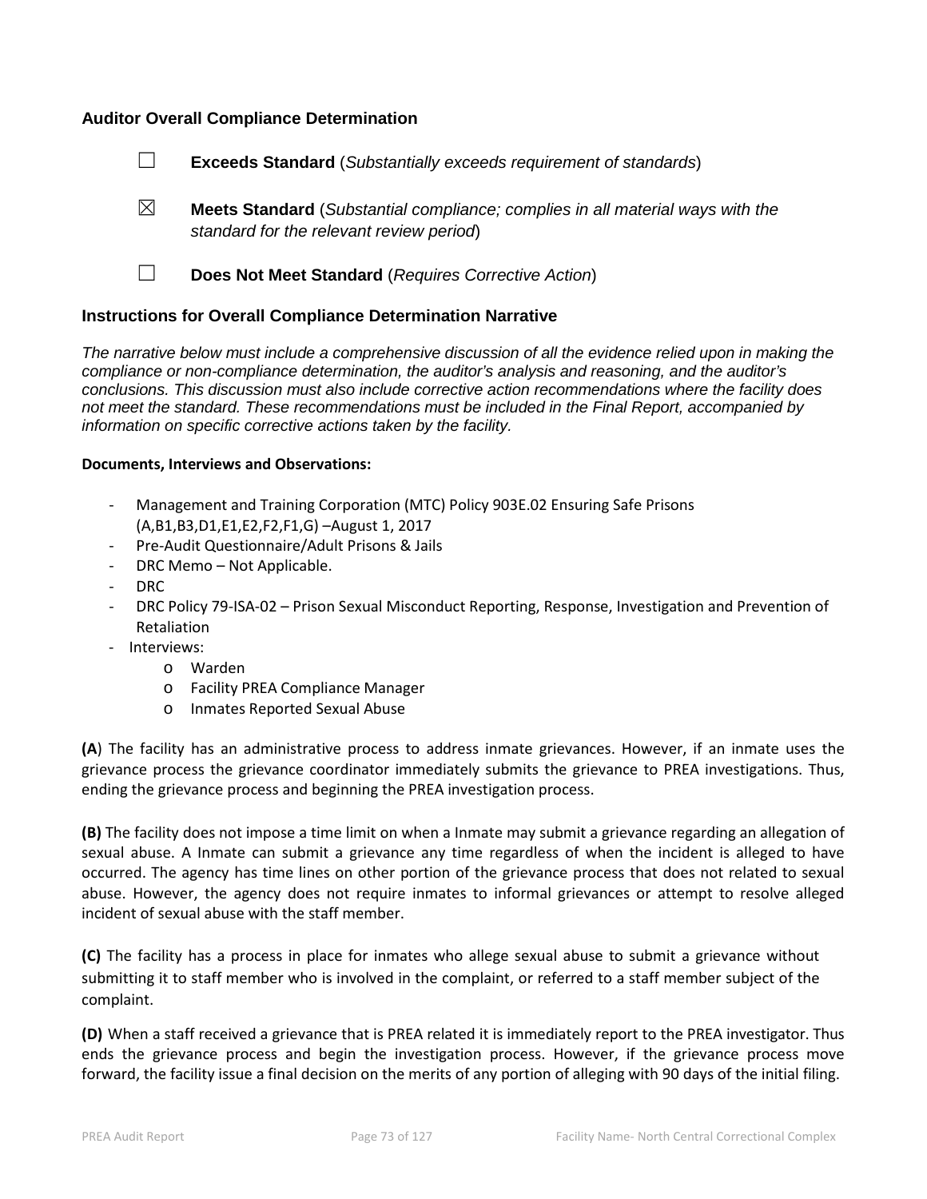### Auditor Overall Compliance Determination

☐ **Exceeds Standard** (*Substantially exceeds requirement of standards*)

☒ **Meets Standard** (*Substantial compliance; complies in all material ways with the standard for the relevant review period*)

☐ **Does Not Meet Standard** (*Requires Corrective Action*)

### Instructions for Overall Compliance Determination Narrative

*The narrative below must include a comprehensive discussion of all the evidence relied upon in making the compliance or non-compliance determination, the auditor's analysis and reasoning, and the auditor's conclusions. This discussion must also include corrective action recommendations where the facility does not meet the standard. These recommendations must be included in the Final Report, accompanied by information on specific corrective actions taken by the facility.*

**Documents, Interviews and Observations:**

- Management and Training Corporation (MTC) Policy 903E.02 Ensuring Safe Prisons (A,B1,B3,D1,E1,E2,F2,F1,G) –August 1, 2017
- Pre-Audit Questionnaire/Adult Prisons & Jails
- DRC Memo – Not Applicable.
- DRC
- DRC Policy 79-ISA-02 – Prison Sexual Misconduct Reporting, Response, Investigation and Prevention of Retaliation
- Interviews:
  - Warden
  - Facility PREA Compliance Manager
  - Inmates Reported Sexual Abuse

**(A**) The facility has an administrative process to address inmate grievances. However, if an inmate uses the grievance process the grievance coordinator immediately submits the grievance to PREA investigations. Thus, ending the grievance process and beginning the PREA investigation process.

**(B)** The facility does not impose a time limit on when a Inmate may submit a grievance regarding an allegation of sexual abuse. A Inmate can submit a grievance any time regardless of when the incident is alleged to have occurred. The agency has time lines on other portion of the grievance process that does not related to sexual abuse. However, the agency does not require inmates to informal grievances or attempt to resolve alleged incident of sexual abuse with the staff member.

**(C)** The facility has a process in place for inmates who allege sexual abuse to submit a grievance without submitting it to staff member who is involved in the complaint, or referred to a staff member subject of the complaint.

**(D)** When a staff received a grievance that is PREA related it is immediately report to the PREA investigator. Thus ends the grievance process and begin the investigation process. However, if the grievance process move forward, the facility issue a final decision on the merits of any portion of alleging with 90 days of the initial filing.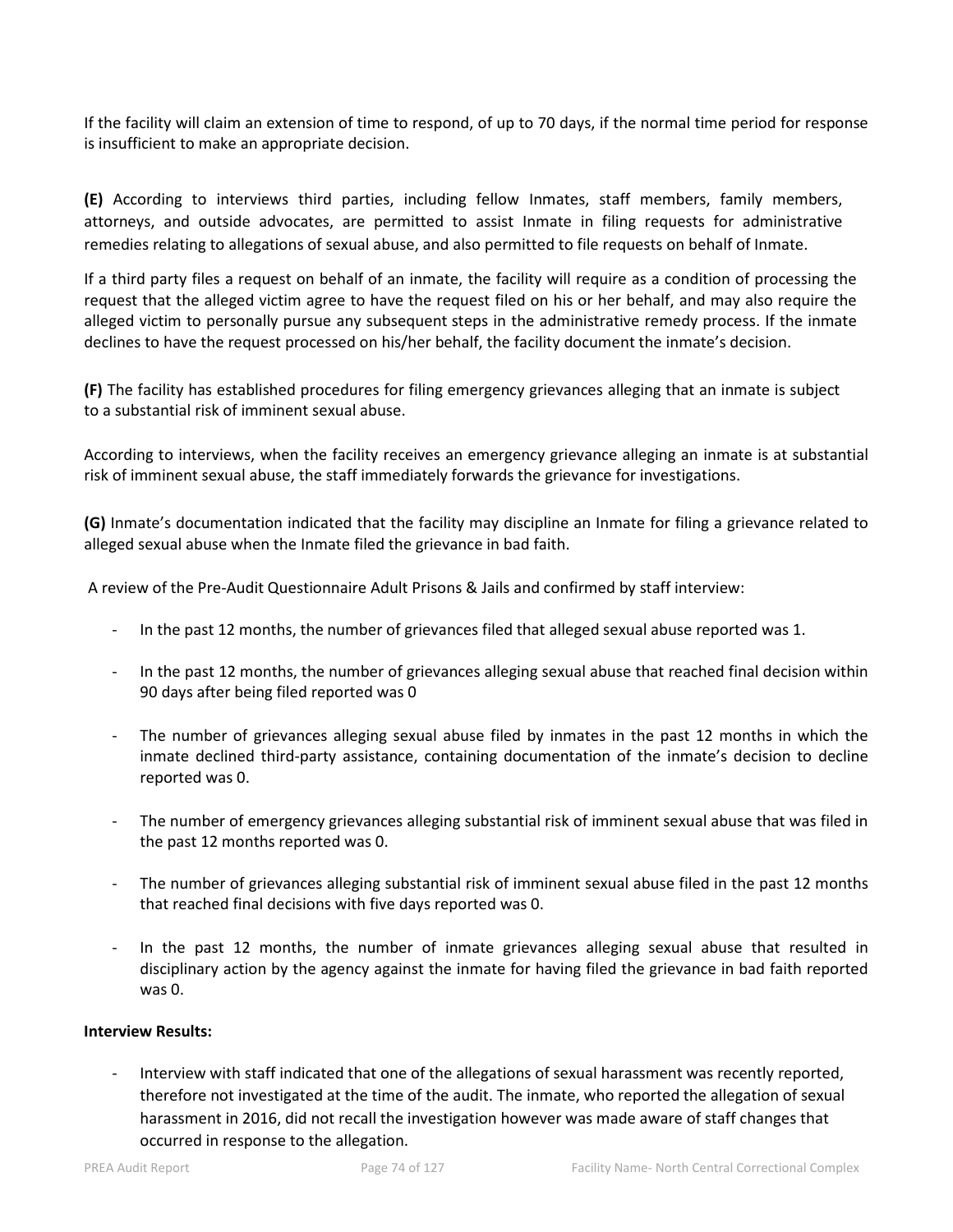If the facility will claim an extension of time to respond, of up to 70 days, if the normal time period for response is insufficient to make an appropriate decision.

**(E)** According to interviews third parties, including fellow Inmates, staff members, family members, attorneys, and outside advocates, are permitted to assist Inmate in filing requests for administrative remedies relating to allegations of sexual abuse, and also permitted to file requests on behalf of Inmate.

If a third party files a request on behalf of an inmate, the facility will require as a condition of processing the request that the alleged victim agree to have the request filed on his or her behalf, and may also require the alleged victim to personally pursue any subsequent steps in the administrative remedy process. If the inmate declines to have the request processed on his/her behalf, the facility document the inmate's decision.

**(F)** The facility has established procedures for filing emergency grievances alleging that an inmate is subject to a substantial risk of imminent sexual abuse.

According to interviews, when the facility receives an emergency grievance alleging an inmate is at substantial risk of imminent sexual abuse, the staff immediately forwards the grievance for investigations.

**(G)** Inmate's documentation indicated that the facility may discipline an Inmate for filing a grievance related to alleged sexual abuse when the Inmate filed the grievance in bad faith.

A review of the Pre-Audit Questionnaire Adult Prisons & Jails and confirmed by staff interview:

- In the past 12 months, the number of grievances filed that alleged sexual abuse reported was 1.
- In the past 12 months, the number of grievances alleging sexual abuse that reached final decision within 90 days after being filed reported was 0
- The number of grievances alleging sexual abuse filed by inmates in the past 12 months in which the inmate declined third-party assistance, containing documentation of the inmate's decision to decline reported was 0.
- The number of emergency grievances alleging substantial risk of imminent sexual abuse that was filed in the past 12 months reported was 0.
- The number of grievances alleging substantial risk of imminent sexual abuse filed in the past 12 months that reached final decisions with five days reported was 0.
- In the past 12 months, the number of inmate grievances alleging sexual abuse that resulted in disciplinary action by the agency against the inmate for having filed the grievance in bad faith reported was 0.

**Interview Results:**

- Interview with staff indicated that one of the allegations of sexual harassment was recently reported, therefore not investigated at the time of the audit. The inmate, who reported the allegation of sexual harassment in 2016, did not recall the investigation however was made aware of staff changes that occurred in response to the allegation.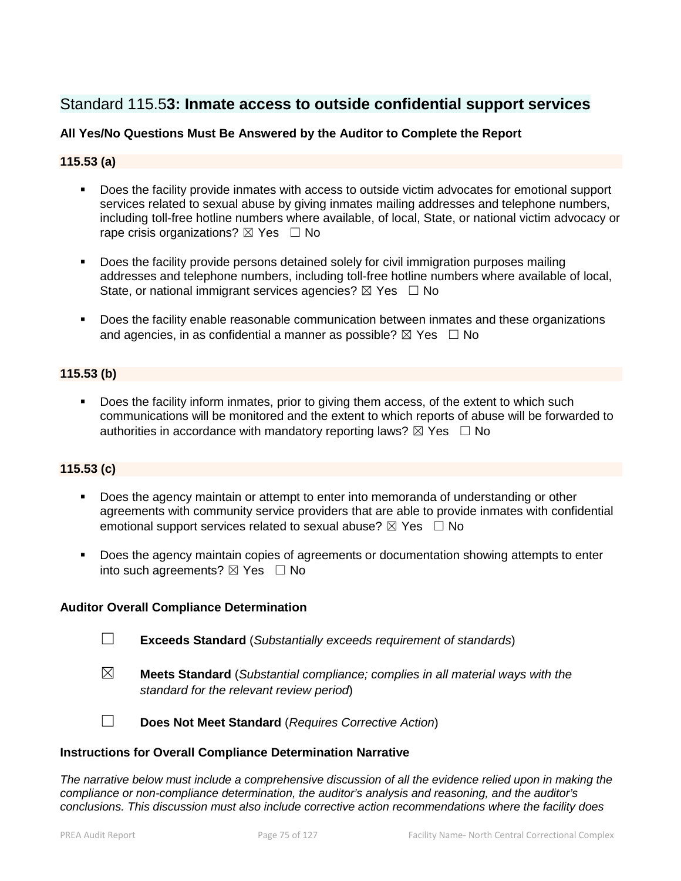## Standard 115.53: Inmate access to outside confidential support services

**All Yes/No Questions Must Be Answered by the Auditor to Complete the Report**

**115.53 (a)**

- Does the facility provide inmates with access to outside victim advocates for emotional support services related to sexual abuse by giving inmates mailing addresses and telephone numbers, including toll-free hotline numbers where available, of local, State, or national victim advocacy or rape crisis organizations? ☒ Yes ☐ No
- Does the facility provide persons detained solely for civil immigration purposes mailing addresses and telephone numbers, including toll-free hotline numbers where available of local, State, or national immigrant services agencies? ☒ Yes ☐ No
- Does the facility enable reasonable communication between inmates and these organizations and agencies, in as confidential a manner as possible? ☒ Yes ☐ No

**115.53 (b)**

- Does the facility inform inmates, prior to giving them access, of the extent to which such communications will be monitored and the extent to which reports of abuse will be forwarded to authorities in accordance with mandatory reporting laws? ☒ Yes ☐ No

**115.53 (c)**

- Does the agency maintain or attempt to enter into memoranda of understanding or other agreements with community service providers that are able to provide inmates with confidential emotional support services related to sexual abuse? ☒ Yes ☐ No
- Does the agency maintain copies of agreements or documentation showing attempts to enter into such agreements? ☒ Yes ☐ No

**Auditor Overall Compliance Determination**

☐ **Exceeds Standard** (*Substantially exceeds requirement of standards*)

☒ **Meets Standard** (*Substantial compliance; complies in all material ways with the standard for the relevant review period*)

☐ **Does Not Meet Standard** (*Requires Corrective Action*)

**Instructions for Overall Compliance Determination Narrative**

*The narrative below must include a comprehensive discussion of all the evidence relied upon in making the compliance or non-compliance determination, the auditor's analysis and reasoning, and the auditor's conclusions. This discussion must also include corrective action recommendations where the facility does*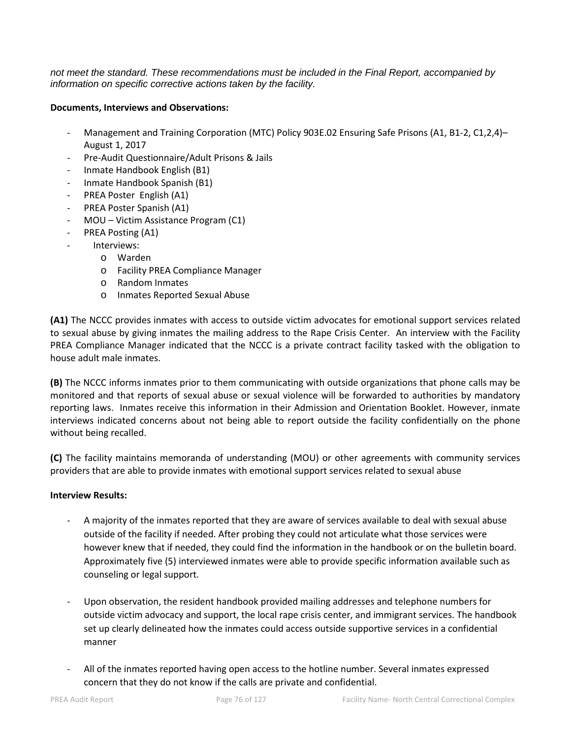*not meet the standard. These recommendations must be included in the Final Report, accompanied by information on specific corrective actions taken by the facility.*

**Documents, Interviews and Observations:**

- Management and Training Corporation (MTC) Policy 903E.02 Ensuring Safe Prisons (A1, B1-2, C1,2,4)– August 1, 2017
- Pre-Audit Questionnaire/Adult Prisons & Jails
- Inmate Handbook English (B1)
- Inmate Handbook Spanish (B1)
- PREA Poster English (A1)
- PREA Poster Spanish (A1)
- MOU – Victim Assistance Program (C1)
- PREA Posting (A1)
- Interviews:
    - Warden
    - Facility PREA Compliance Manager
    - Random Inmates
    - Inmates Reported Sexual Abuse

**(A1)** The NCCC provides inmates with access to outside victim advocates for emotional support services related to sexual abuse by giving inmates the mailing address to the Rape Crisis Center. An interview with the Facility PREA Compliance Manager indicated that the NCCC is a private contract facility tasked with the obligation to house adult male inmates.

**(B)** The NCCC informs inmates prior to them communicating with outside organizations that phone calls may be monitored and that reports of sexual abuse or sexual violence will be forwarded to authorities by mandatory reporting laws. Inmates receive this information in their Admission and Orientation Booklet. However, inmate interviews indicated concerns about not being able to report outside the facility confidentially on the phone without being recalled.

**(C)** The facility maintains memoranda of understanding (MOU) or other agreements with community services providers that are able to provide inmates with emotional support services related to sexual abuse

**Interview Results:**

- A majority of the inmates reported that they are aware of services available to deal with sexual abuse outside of the facility if needed. After probing they could not articulate what those services were however knew that if needed, they could find the information in the handbook or on the bulletin board. Approximately five (5) interviewed inmates were able to provide specific information available such as counseling or legal support.

- Upon observation, the resident handbook provided mailing addresses and telephone numbers for outside victim advocacy and support, the local rape crisis center, and immigrant services. The handbook set up clearly delineated how the inmates could access outside supportive services in a confidential manner

- All of the inmates reported having open access to the hotline number. Several inmates expressed concern that they do not know if the calls are private and confidential.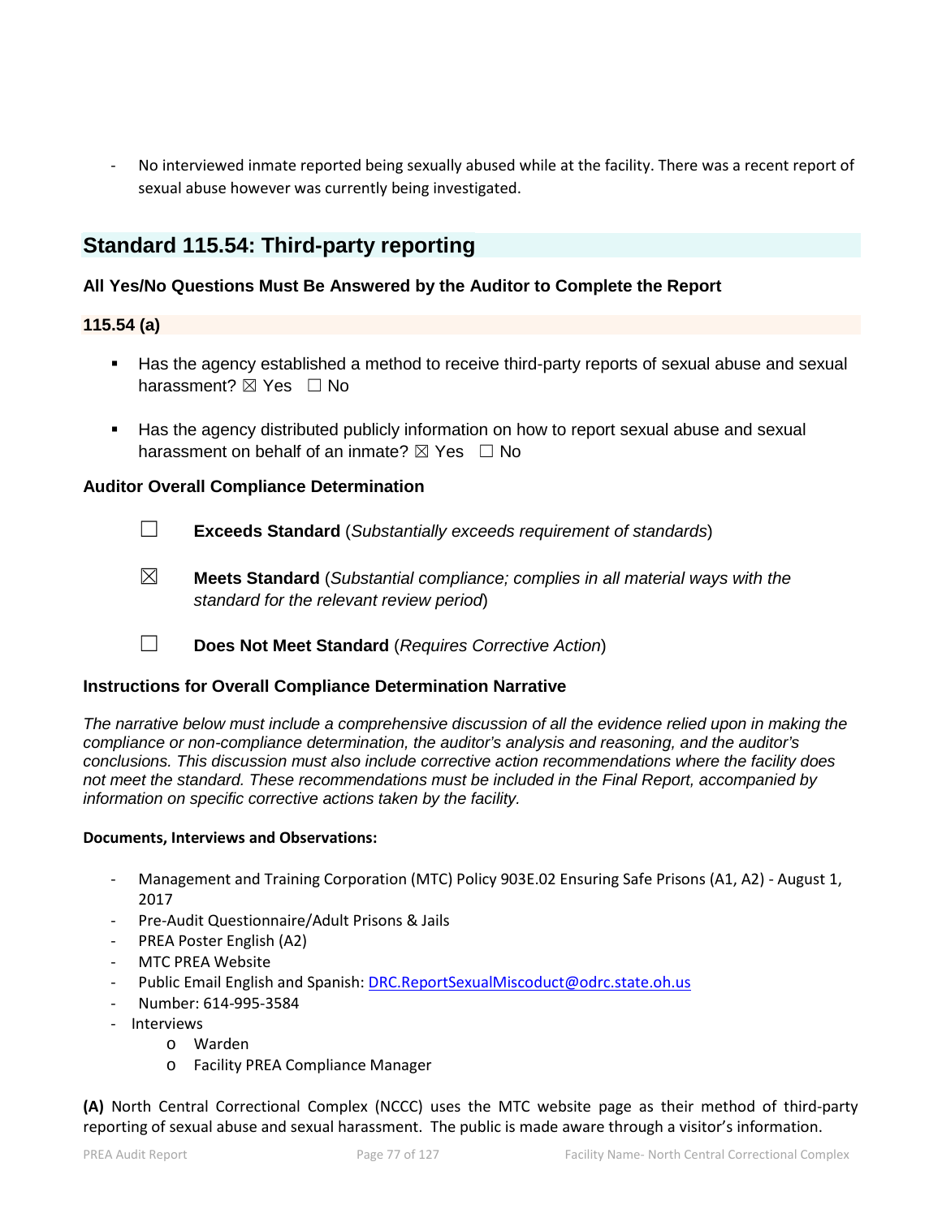- No interviewed inmate reported being sexually abused while at the facility. There was a recent report of sexual abuse however was currently being investigated.

## Standard 115.54: Third-party reporting

### All Yes/No Questions Must Be Answered by the Auditor to Complete the Report

#### 115.54 (a)

- Has the agency established a method to receive third-party reports of sexual abuse and sexual harassment? ☒ Yes ☐ No

- Has the agency distributed publicly information on how to report sexual abuse and sexual harassment on behalf of an inmate? ☒ Yes ☐ No

### Auditor Overall Compliance Determination

☐ **Exceeds Standard** (*Substantially exceeds requirement of standards*)

☒ **Meets Standard** (*Substantial compliance; complies in all material ways with the standard for the relevant review period*)

☐ **Does Not Meet Standard** (*Requires Corrective Action*)

### Instructions for Overall Compliance Determination Narrative

*The narrative below must include a comprehensive discussion of all the evidence relied upon in making the compliance or non-compliance determination, the auditor's analysis and reasoning, and the auditor's conclusions. This discussion must also include corrective action recommendations where the facility does not meet the standard. These recommendations must be included in the Final Report, accompanied by information on specific corrective actions taken by the facility.*

**Documents, Interviews and Observations:**

- Management and Training Corporation (MTC) Policy 903E.02 Ensuring Safe Prisons (A1, A2) - August 1, 2017
- Pre-Audit Questionnaire/Adult Prisons & Jails
- PREA Poster English (A2)
- MTC PREA Website
- Public Email English and Spanish: DRC.ReportSexualMiscoduct@odrc.state.oh.us
- Number: 614-995-3584
- Interviews
  - Warden
  - Facility PREA Compliance Manager

**(A)** North Central Correctional Complex (NCCC) uses the MTC website page as their method of third-party reporting of sexual abuse and sexual harassment. The public is made aware through a visitor's information.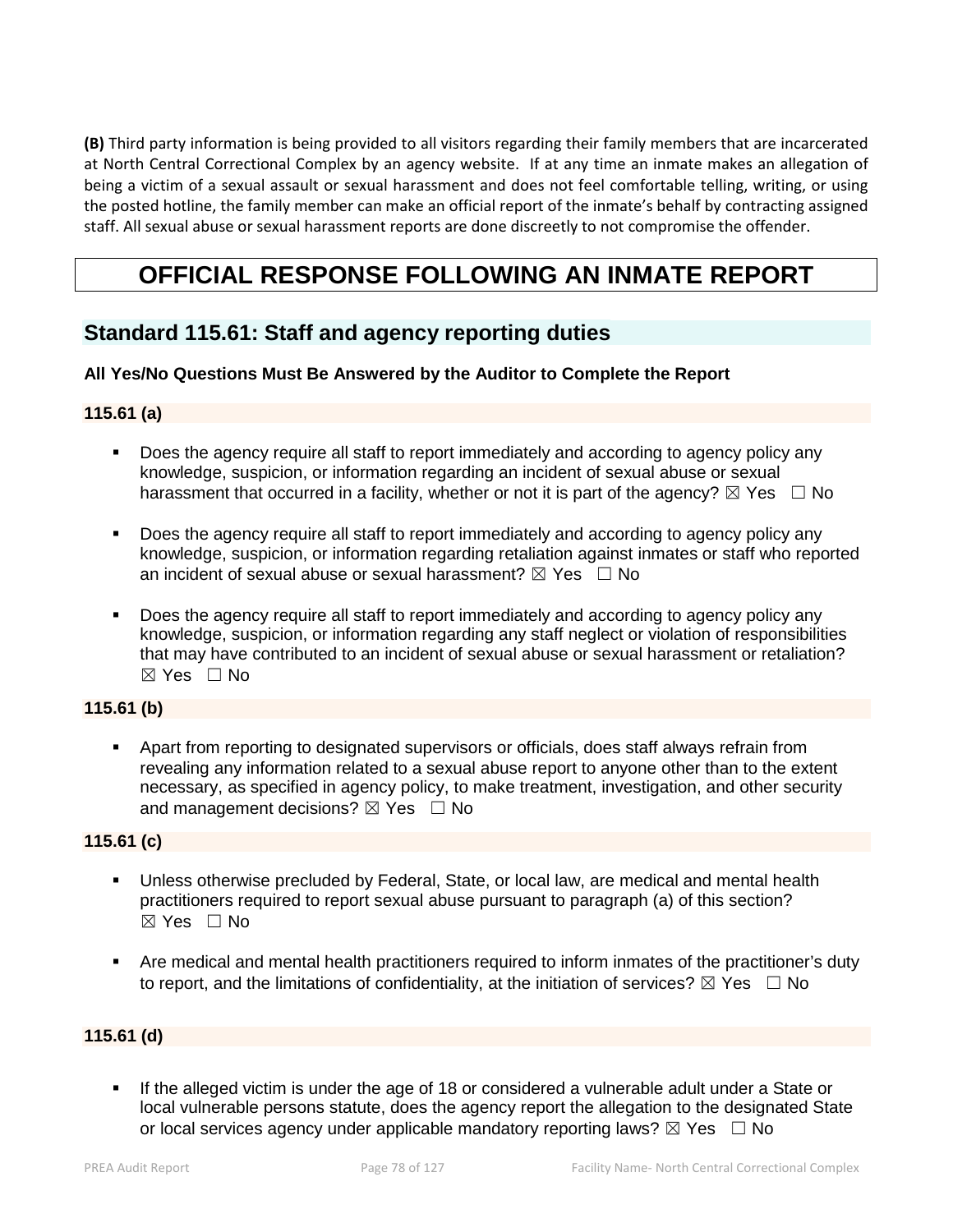**(B)** Third party information is being provided to all visitors regarding their family members that are incarcerated at North Central Correctional Complex by an agency website. If at any time an inmate makes an allegation of being a victim of a sexual assault or sexual harassment and does not feel comfortable telling, writing, or using the posted hotline, the family member can make an official report of the inmate's behalf by contracting assigned staff. All sexual abuse or sexual harassment reports are done discreetly to not compromise the offender.

# OFFICIAL RESPONSE FOLLOWING AN INMATE REPORT

## Standard 115.61: Staff and agency reporting duties

**All Yes/No Questions Must Be Answered by the Auditor to Complete the Report**

### 115.61 (a)

- Does the agency require all staff to report immediately and according to agency policy any knowledge, suspicion, or information regarding an incident of sexual abuse or sexual harassment that occurred in a facility, whether or not it is part of the agency? ☒ Yes ☐ No

- Does the agency require all staff to report immediately and according to agency policy any knowledge, suspicion, or information regarding retaliation against inmates or staff who reported an incident of sexual abuse or sexual harassment? ☒ Yes ☐ No

- Does the agency require all staff to report immediately and according to agency policy any knowledge, suspicion, or information regarding any staff neglect or violation of responsibilities that may have contributed to an incident of sexual abuse or sexual harassment or retaliation? ☒ Yes ☐ No

### 115.61 (b)

- Apart from reporting to designated supervisors or officials, does staff always refrain from revealing any information related to a sexual abuse report to anyone other than to the extent necessary, as specified in agency policy, to make treatment, investigation, and other security and management decisions? ☒ Yes ☐ No

### 115.61 (c)

- Unless otherwise precluded by Federal, State, or local law, are medical and mental health practitioners required to report sexual abuse pursuant to paragraph (a) of this section? ☒ Yes ☐ No

- Are medical and mental health practitioners required to inform inmates of the practitioner's duty to report, and the limitations of confidentiality, at the initiation of services? ☒ Yes ☐ No

### 115.61 (d)

- If the alleged victim is under the age of 18 or considered a vulnerable adult under a State or local vulnerable persons statute, does the agency report the allegation to the designated State or local services agency under applicable mandatory reporting laws? ☒ Yes ☐ No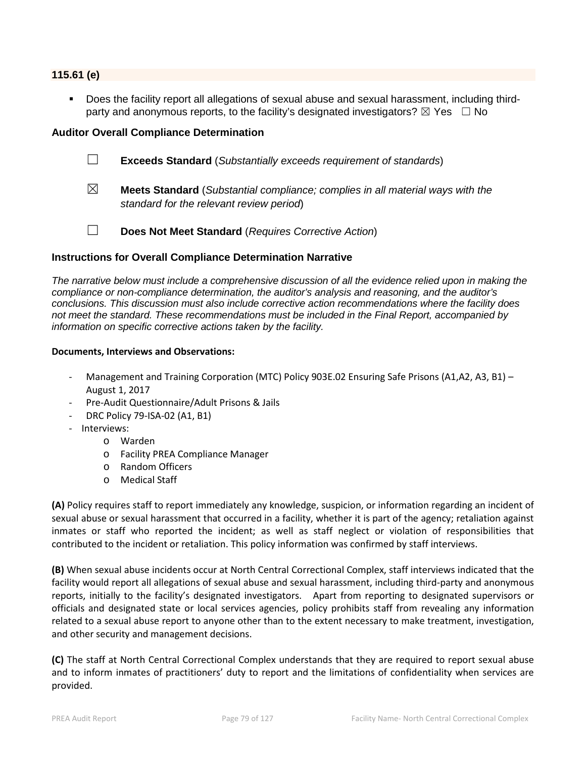### 115.61 (e)

- Does the facility report all allegations of sexual abuse and sexual harassment, including third-party and anonymous reports, to the facility's designated investigators? ☒ Yes ☐ No

### Auditor Overall Compliance Determination

☐ **Exceeds Standard** (*Substantially exceeds requirement of standards*)

☒ **Meets Standard** (*Substantial compliance; complies in all material ways with the standard for the relevant review period*)

☐ **Does Not Meet Standard** (*Requires Corrective Action*)

### Instructions for Overall Compliance Determination Narrative

*The narrative below must include a comprehensive discussion of all the evidence relied upon in making the compliance or non-compliance determination, the auditor's analysis and reasoning, and the auditor's conclusions. This discussion must also include corrective action recommendations where the facility does not meet the standard. These recommendations must be included in the Final Report, accompanied by information on specific corrective actions taken by the facility.*

**Documents, Interviews and Observations:**

- Management and Training Corporation (MTC) Policy 903E.02 Ensuring Safe Prisons (A1,A2, A3, B1) – August 1, 2017
- Pre-Audit Questionnaire/Adult Prisons & Jails
- DRC Policy 79-ISA-02 (A1, B1)
- Interviews:
  - Warden
  - Facility PREA Compliance Manager
  - Random Officers
  - Medical Staff

**(A)** Policy requires staff to report immediately any knowledge, suspicion, or information regarding an incident of sexual abuse or sexual harassment that occurred in a facility, whether it is part of the agency; retaliation against inmates or staff who reported the incident; as well as staff neglect or violation of responsibilities that contributed to the incident or retaliation. This policy information was confirmed by staff interviews.

**(B)** When sexual abuse incidents occur at North Central Correctional Complex, staff interviews indicated that the facility would report all allegations of sexual abuse and sexual harassment, including third-party and anonymous reports, initially to the facility's designated investigators. Apart from reporting to designated supervisors or officials and designated state or local services agencies, policy prohibits staff from revealing any information related to a sexual abuse report to anyone other than to the extent necessary to make treatment, investigation, and other security and management decisions.

**(C)** The staff at North Central Correctional Complex understands that they are required to report sexual abuse and to inform inmates of practitioners' duty to report and the limitations of confidentiality when services are provided.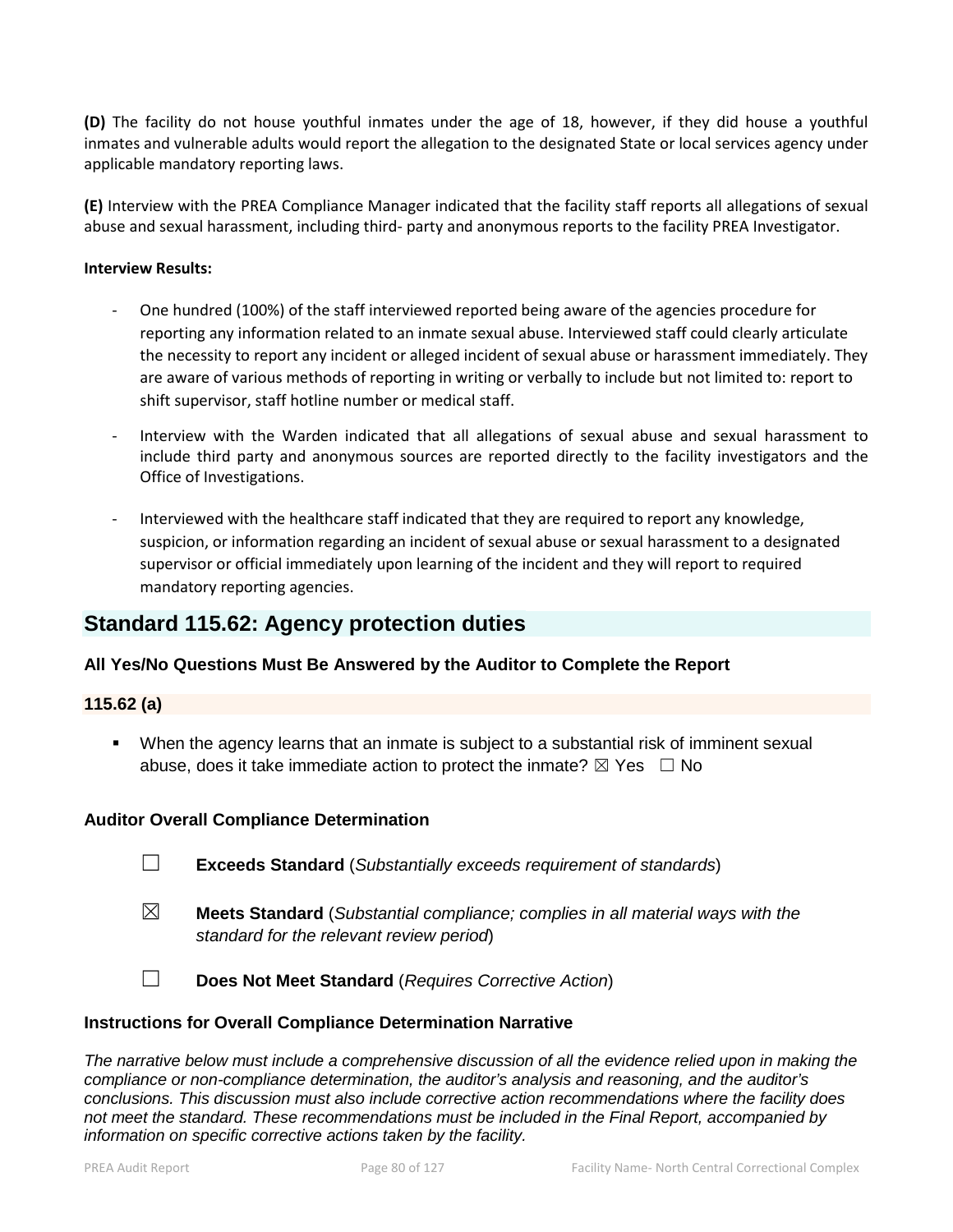**(D)** The facility do not house youthful inmates under the age of 18, however, if they did house a youthful inmates and vulnerable adults would report the allegation to the designated State or local services agency under applicable mandatory reporting laws.

**(E)** Interview with the PREA Compliance Manager indicated that the facility staff reports all allegations of sexual abuse and sexual harassment, including third- party and anonymous reports to the facility PREA Investigator.

**Interview Results:**

- One hundred (100%) of the staff interviewed reported being aware of the agencies procedure for reporting any information related to an inmate sexual abuse. Interviewed staff could clearly articulate the necessity to report any incident or alleged incident of sexual abuse or harassment immediately. They are aware of various methods of reporting in writing or verbally to include but not limited to: report to shift supervisor, staff hotline number or medical staff.
- Interview with the Warden indicated that all allegations of sexual abuse and sexual harassment to include third party and anonymous sources are reported directly to the facility investigators and the Office of Investigations.
- Interviewed with the healthcare staff indicated that they are required to report any knowledge, suspicion, or information regarding an incident of sexual abuse or sexual harassment to a designated supervisor or official immediately upon learning of the incident and they will report to required mandatory reporting agencies.

## Standard 115.62: Agency protection duties

### All Yes/No Questions Must Be Answered by the Auditor to Complete the Report

### 115.62 (a)

- When the agency learns that an inmate is subject to a substantial risk of imminent sexual abuse, does it take immediate action to protect the inmate? ☒ Yes ☐ No

### Auditor Overall Compliance Determination

☐ **Exceeds Standard** (*Substantially exceeds requirement of standards*)

☒ **Meets Standard** (*Substantial compliance; complies in all material ways with the standard for the relevant review period*)

☐ **Does Not Meet Standard** (*Requires Corrective Action*)

### Instructions for Overall Compliance Determination Narrative

*The narrative below must include a comprehensive discussion of all the evidence relied upon in making the compliance or non-compliance determination, the auditor's analysis and reasoning, and the auditor's conclusions. This discussion must also include corrective action recommendations where the facility does not meet the standard. These recommendations must be included in the Final Report, accompanied by information on specific corrective actions taken by the facility.*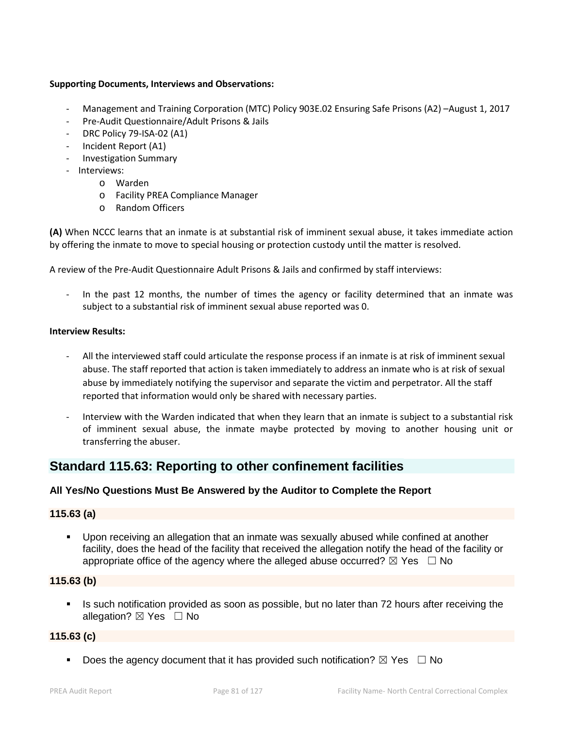**Supporting Documents, Interviews and Observations:**

- Management and Training Corporation (MTC) Policy 903E.02 Ensuring Safe Prisons (A2) –August 1, 2017
- Pre-Audit Questionnaire/Adult Prisons & Jails
- DRC Policy 79-ISA-02 (A1)
- Incident Report (A1)
- Investigation Summary
- Interviews:
  - Warden
  - Facility PREA Compliance Manager
  - Random Officers

**(A)** When NCCC learns that an inmate is at substantial risk of imminent sexual abuse, it takes immediate action by offering the inmate to move to special housing or protection custody until the matter is resolved.

A review of the Pre-Audit Questionnaire Adult Prisons & Jails and confirmed by staff interviews:

- In the past 12 months, the number of times the agency or facility determined that an inmate was subject to a substantial risk of imminent sexual abuse reported was 0.

**Interview Results:**

- All the interviewed staff could articulate the response process if an inmate is at risk of imminent sexual abuse. The staff reported that action is taken immediately to address an inmate who is at risk of sexual abuse by immediately notifying the supervisor and separate the victim and perpetrator. All the staff reported that information would only be shared with necessary parties.
- Interview with the Warden indicated that when they learn that an inmate is subject to a substantial risk of imminent sexual abuse, the inmate maybe protected by moving to another housing unit or transferring the abuser.

## Standard 115.63: Reporting to other confinement facilities

### All Yes/No Questions Must Be Answered by the Auditor to Complete the Report

**115.63 (a)**

- Upon receiving an allegation that an inmate was sexually abused while confined at another facility, does the head of the facility that received the allegation notify the head of the facility or appropriate office of the agency where the alleged abuse occurred? ☒ Yes ☐ No

**115.63 (b)**

- Is such notification provided as soon as possible, but no later than 72 hours after receiving the allegation? ☒ Yes ☐ No

**115.63 (c)**

- Does the agency document that it has provided such notification? ☒ Yes ☐ No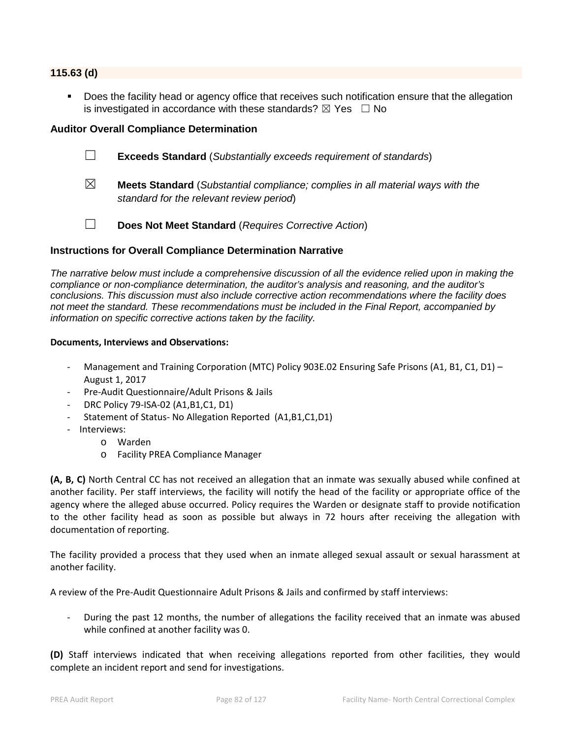### 115.63 (d)

- Does the facility head or agency office that receives such notification ensure that the allegation is investigated in accordance with these standards? ☒ Yes ☐ No

### Auditor Overall Compliance Determination

☐ **Exceeds Standard** (*Substantially exceeds requirement of standards*)

☒ **Meets Standard** (*Substantial compliance; complies in all material ways with the standard for the relevant review period*)

☐ **Does Not Meet Standard** (*Requires Corrective Action*)

### Instructions for Overall Compliance Determination Narrative

*The narrative below must include a comprehensive discussion of all the evidence relied upon in making the compliance or non-compliance determination, the auditor's analysis and reasoning, and the auditor's conclusions. This discussion must also include corrective action recommendations where the facility does not meet the standard. These recommendations must be included in the Final Report, accompanied by information on specific corrective actions taken by the facility.*

**Documents, Interviews and Observations:**

- Management and Training Corporation (MTC) Policy 903E.02 Ensuring Safe Prisons (A1, B1, C1, D1) – August 1, 2017
- Pre-Audit Questionnaire/Adult Prisons & Jails
- DRC Policy 79-ISA-02 (A1,B1,C1, D1)
- Statement of Status- No Allegation Reported (A1,B1,C1,D1)
- Interviews:
  - Warden
  - Facility PREA Compliance Manager

**(A, B, C)** North Central CC has not received an allegation that an inmate was sexually abused while confined at another facility. Per staff interviews, the facility will notify the head of the facility or appropriate office of the agency where the alleged abuse occurred. Policy requires the Warden or designate staff to provide notification to the other facility head as soon as possible but always in 72 hours after receiving the allegation with documentation of reporting.

The facility provided a process that they used when an inmate alleged sexual assault or sexual harassment at another facility.

A review of the Pre-Audit Questionnaire Adult Prisons & Jails and confirmed by staff interviews:

- During the past 12 months, the number of allegations the facility received that an inmate was abused while confined at another facility was 0.

**(D)** Staff interviews indicated that when receiving allegations reported from other facilities, they would complete an incident report and send for investigations.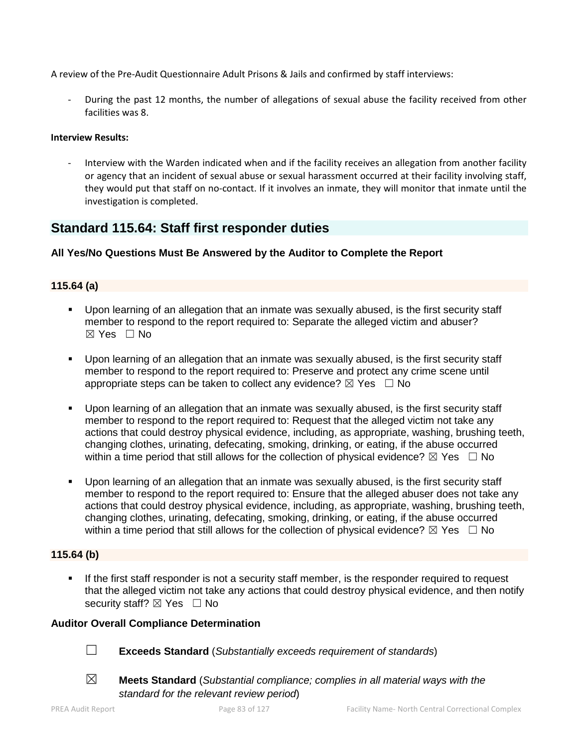A review of the Pre-Audit Questionnaire Adult Prisons & Jails and confirmed by staff interviews:

- During the past 12 months, the number of allegations of sexual abuse the facility received from other facilities was 8.

**Interview Results:**

- Interview with the Warden indicated when and if the facility receives an allegation from another facility or agency that an incident of sexual abuse or sexual harassment occurred at their facility involving staff, they would put that staff on no-contact. If it involves an inmate, they will monitor that inmate until the investigation is completed.

## Standard 115.64: Staff first responder duties

**All Yes/No Questions Must Be Answered by the Auditor to Complete the Report**

### 115.64 (a)

- Upon learning of an allegation that an inmate was sexually abused, is the first security staff member to respond to the report required to: Separate the alleged victim and abuser? ☒ Yes ☐ No
- Upon learning of an allegation that an inmate was sexually abused, is the first security staff member to respond to the report required to: Preserve and protect any crime scene until appropriate steps can be taken to collect any evidence? ☒ Yes ☐ No
- Upon learning of an allegation that an inmate was sexually abused, is the first security staff member to respond to the report required to: Request that the alleged victim not take any actions that could destroy physical evidence, including, as appropriate, washing, brushing teeth, changing clothes, urinating, defecating, smoking, drinking, or eating, if the abuse occurred within a time period that still allows for the collection of physical evidence? ☒ Yes ☐ No
- Upon learning of an allegation that an inmate was sexually abused, is the first security staff member to respond to the report required to: Ensure that the alleged abuser does not take any actions that could destroy physical evidence, including, as appropriate, washing, brushing teeth, changing clothes, urinating, defecating, smoking, drinking, or eating, if the abuse occurred within a time period that still allows for the collection of physical evidence? ☒ Yes ☐ No

### 115.64 (b)

- If the first staff responder is not a security staff member, is the responder required to request that the alleged victim not take any actions that could destroy physical evidence, and then notify security staff? ☒ Yes ☐ No

**Auditor Overall Compliance Determination**

☐ **Exceeds Standard** (*Substantially exceeds requirement of standards*)

☒ **Meets Standard** (*Substantial compliance; complies in all material ways with the standard for the relevant review period*)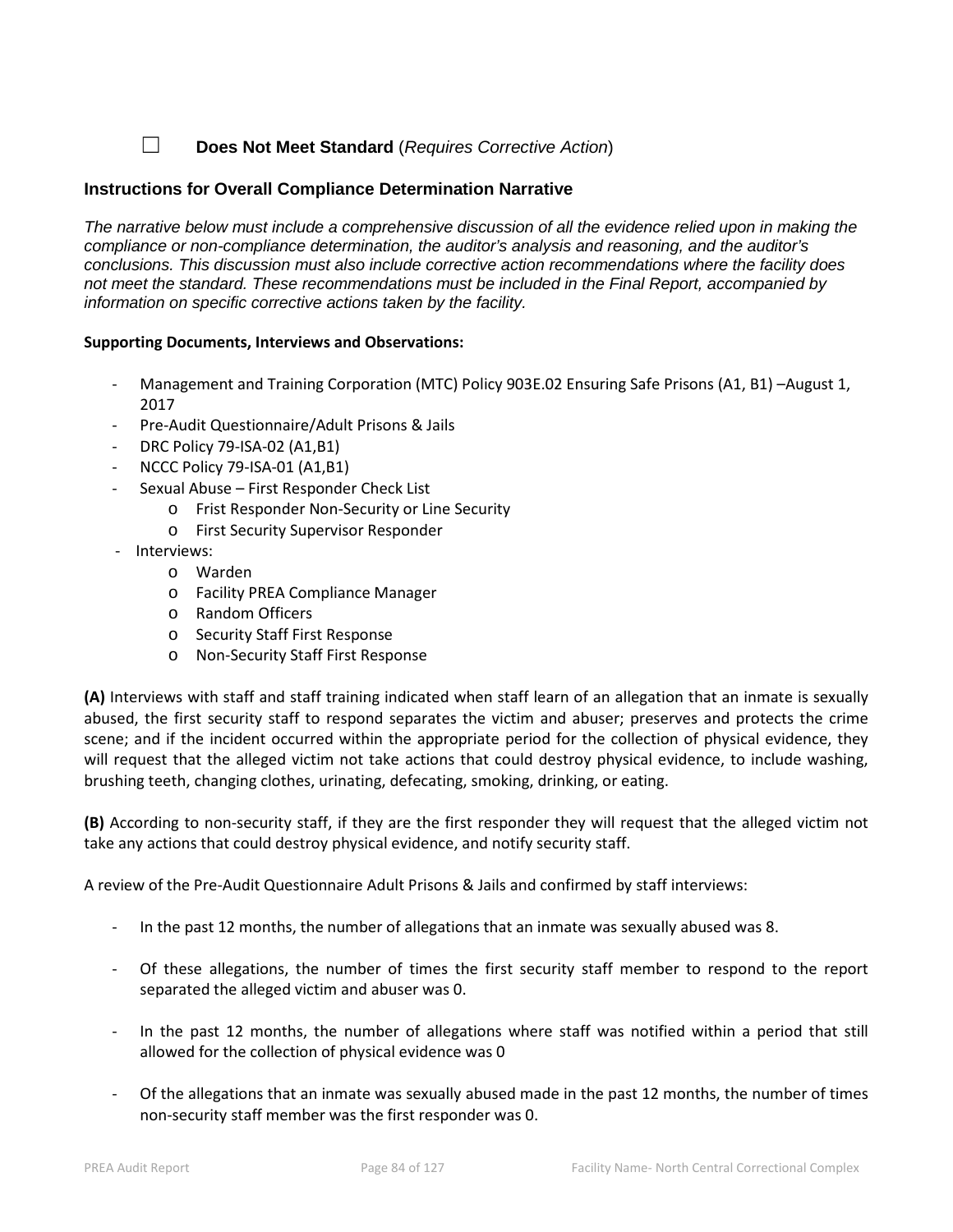☐ **Does Not Meet Standard** (*Requires Corrective Action*)

### Instructions for Overall Compliance Determination Narrative

*The narrative below must include a comprehensive discussion of all the evidence relied upon in making the compliance or non-compliance determination, the auditor's analysis and reasoning, and the auditor's conclusions. This discussion must also include corrective action recommendations where the facility does not meet the standard. These recommendations must be included in the Final Report, accompanied by information on specific corrective actions taken by the facility.*

**Supporting Documents, Interviews and Observations:**

- Management and Training Corporation (MTC) Policy 903E.02 Ensuring Safe Prisons (A1, B1) –August 1, 2017
- Pre-Audit Questionnaire/Adult Prisons & Jails
- DRC Policy 79-ISA-02 (A1,B1)
- NCCC Policy 79-ISA-01 (A1,B1)
- Sexual Abuse – First Responder Check List
  - Frist Responder Non-Security or Line Security
  - First Security Supervisor Responder
- Interviews:
  - Warden
  - Facility PREA Compliance Manager
  - Random Officers
  - Security Staff First Response
  - Non-Security Staff First Response

**(A)** Interviews with staff and staff training indicated when staff learn of an allegation that an inmate is sexually abused, the first security staff to respond separates the victim and abuser; preserves and protects the crime scene; and if the incident occurred within the appropriate period for the collection of physical evidence, they will request that the alleged victim not take actions that could destroy physical evidence, to include washing, brushing teeth, changing clothes, urinating, defecating, smoking, drinking, or eating.

**(B)** According to non-security staff, if they are the first responder they will request that the alleged victim not take any actions that could destroy physical evidence, and notify security staff.

A review of the Pre-Audit Questionnaire Adult Prisons & Jails and confirmed by staff interviews:

- In the past 12 months, the number of allegations that an inmate was sexually abused was 8.
- Of these allegations, the number of times the first security staff member to respond to the report separated the alleged victim and abuser was 0.
- In the past 12 months, the number of allegations where staff was notified within a period that still allowed for the collection of physical evidence was 0
- Of the allegations that an inmate was sexually abused made in the past 12 months, the number of times non-security staff member was the first responder was 0.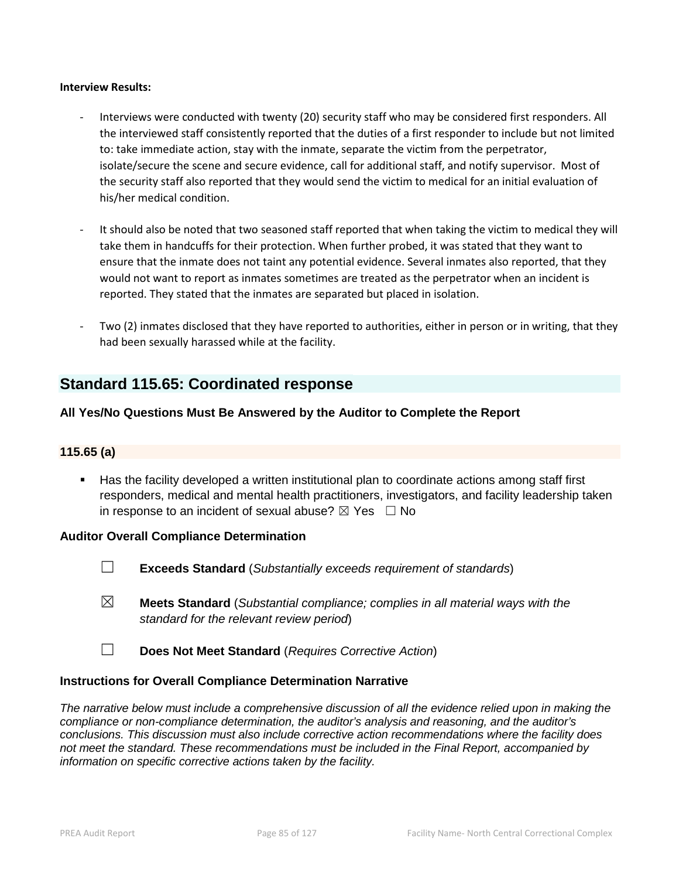**Interview Results:**

- Interviews were conducted with twenty (20) security staff who may be considered first responders. All the interviewed staff consistently reported that the duties of a first responder to include but not limited to: take immediate action, stay with the inmate, separate the victim from the perpetrator, isolate/secure the scene and secure evidence, call for additional staff, and notify supervisor. Most of the security staff also reported that they would send the victim to medical for an initial evaluation of his/her medical condition.

- It should also be noted that two seasoned staff reported that when taking the victim to medical they will take them in handcuffs for their protection. When further probed, it was stated that they want to ensure that the inmate does not taint any potential evidence. Several inmates also reported, that they would not want to report as inmates sometimes are treated as the perpetrator when an incident is reported. They stated that the inmates are separated but placed in isolation.

- Two (2) inmates disclosed that they have reported to authorities, either in person or in writing, that they had been sexually harassed while at the facility.

## Standard 115.65: Coordinated response

**All Yes/No Questions Must Be Answered by the Auditor to Complete the Report**

### 115.65 (a)

- Has the facility developed a written institutional plan to coordinate actions among staff first responders, medical and mental health practitioners, investigators, and facility leadership taken in response to an incident of sexual abuse? ☒ Yes ☐ No

**Auditor Overall Compliance Determination**

☐ **Exceeds Standard** (*Substantially exceeds requirement of standards*)

☒ **Meets Standard** (*Substantial compliance; complies in all material ways with the standard for the relevant review period*)

☐ **Does Not Meet Standard** (*Requires Corrective Action*)

**Instructions for Overall Compliance Determination Narrative**

*The narrative below must include a comprehensive discussion of all the evidence relied upon in making the compliance or non-compliance determination, the auditor's analysis and reasoning, and the auditor's conclusions. This discussion must also include corrective action recommendations where the facility does not meet the standard. These recommendations must be included in the Final Report, accompanied by information on specific corrective actions taken by the facility.*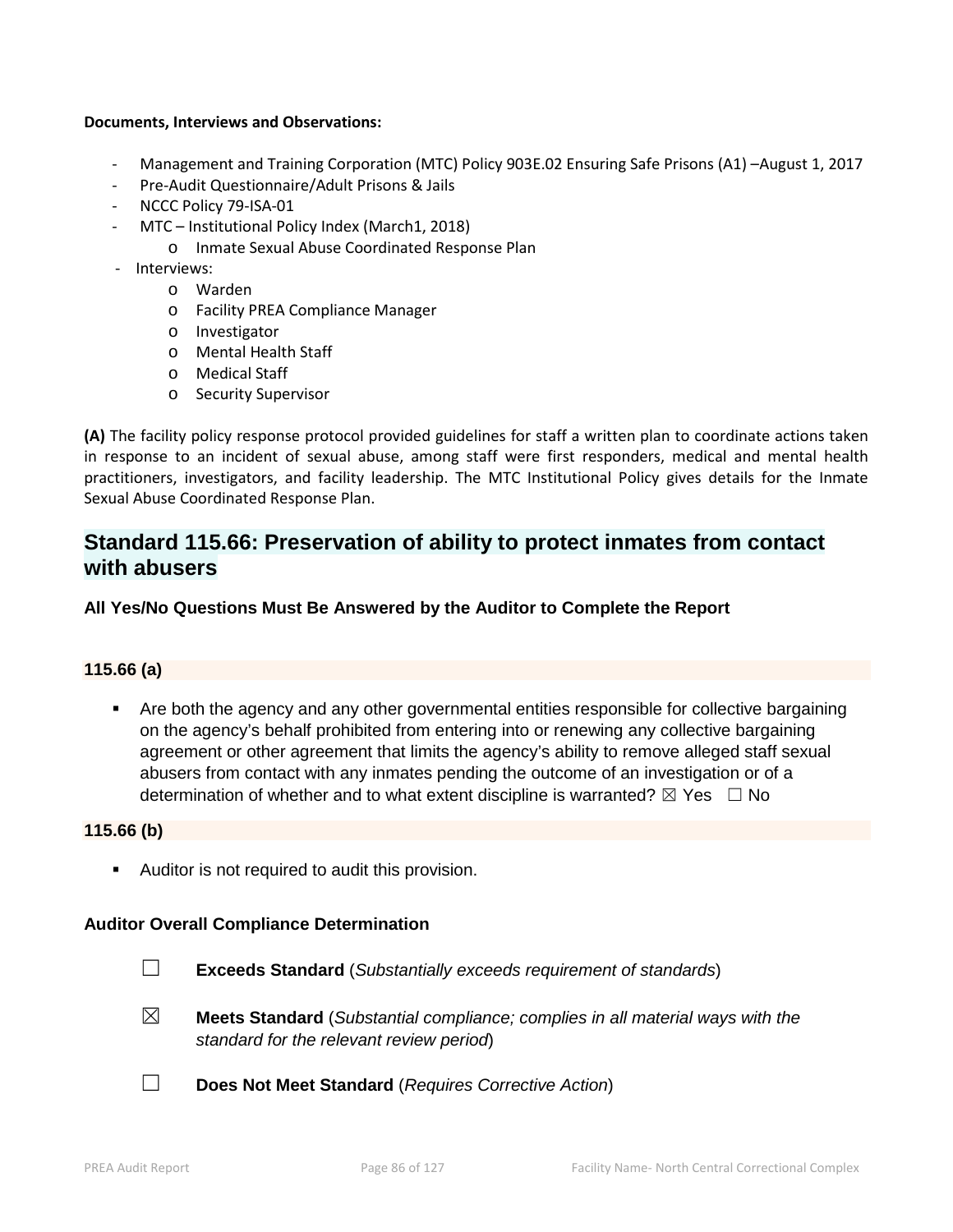**Documents, Interviews and Observations:**

- Management and Training Corporation (MTC) Policy 903E.02 Ensuring Safe Prisons (A1) –August 1, 2017
- Pre-Audit Questionnaire/Adult Prisons & Jails
- NCCC Policy 79-ISA-01
- MTC – Institutional Policy Index (March1, 2018)
    - Inmate Sexual Abuse Coordinated Response Plan
- Interviews:
    - Warden
    - Facility PREA Compliance Manager
    - Investigator
    - Mental Health Staff
    - Medical Staff
    - Security Supervisor

**(A)** The facility policy response protocol provided guidelines for staff a written plan to coordinate actions taken in response to an incident of sexual abuse, among staff were first responders, medical and mental health practitioners, investigators, and facility leadership. The MTC Institutional Policy gives details for the Inmate Sexual Abuse Coordinated Response Plan.

## Standard 115.66: Preservation of ability to protect inmates from contact with abusers

**All Yes/No Questions Must Be Answered by the Auditor to Complete the Report**

**115.66 (a)**

- Are both the agency and any other governmental entities responsible for collective bargaining on the agency's behalf prohibited from entering into or renewing any collective bargaining agreement or other agreement that limits the agency's ability to remove alleged staff sexual abusers from contact with any inmates pending the outcome of an investigation or of a determination of whether and to what extent discipline is warranted? ☒ Yes ☐ No

**115.66 (b)**

- Auditor is not required to audit this provision.

**Auditor Overall Compliance Determination**

☐ **Exceeds Standard** (*Substantially exceeds requirement of standards*)

☒ **Meets Standard** (*Substantial compliance; complies in all material ways with the standard for the relevant review period*)

☐ **Does Not Meet Standard** (*Requires Corrective Action*)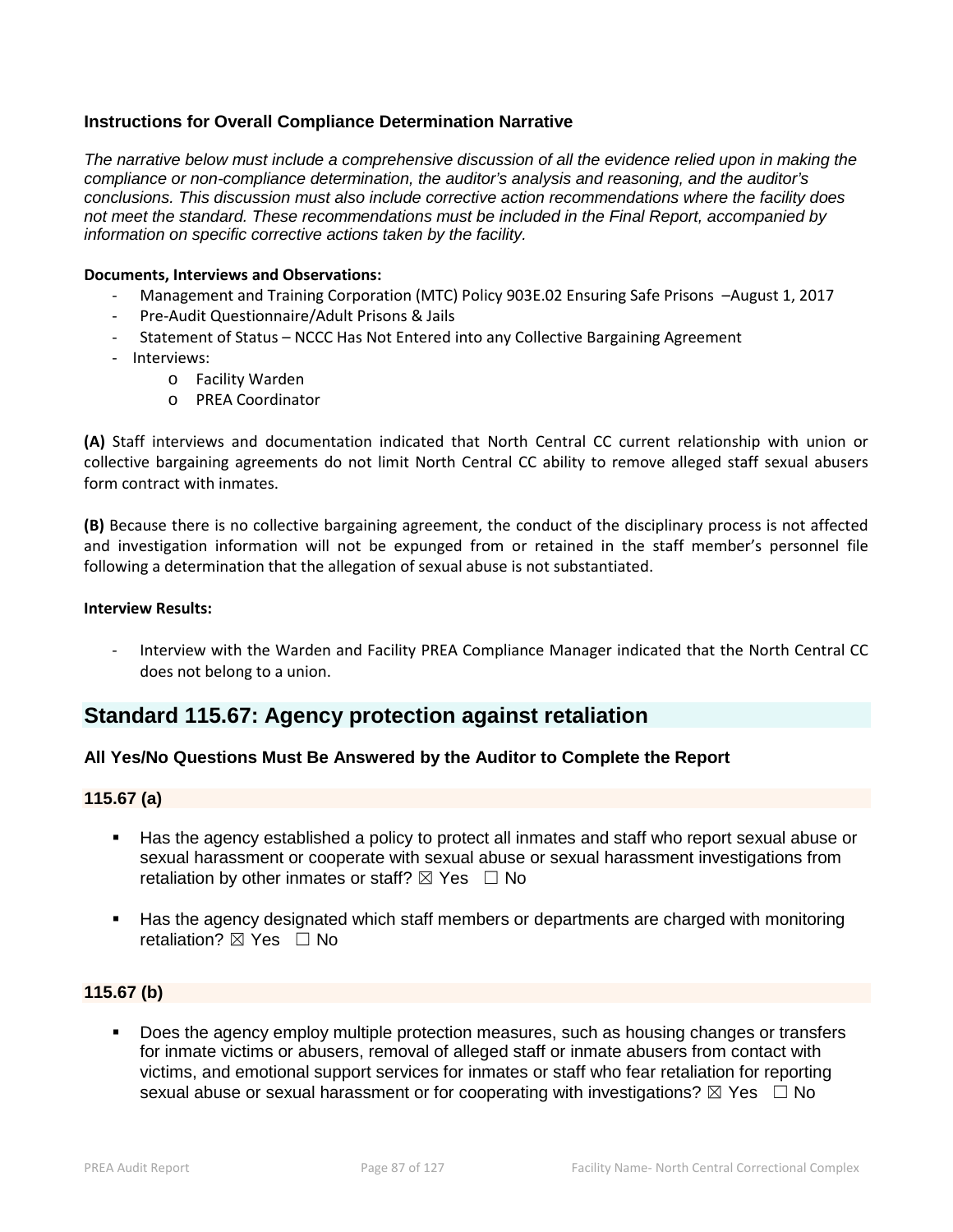### Instructions for Overall Compliance Determination Narrative

*The narrative below must include a comprehensive discussion of all the evidence relied upon in making the compliance or non-compliance determination, the auditor's analysis and reasoning, and the auditor's conclusions. This discussion must also include corrective action recommendations where the facility does not meet the standard. These recommendations must be included in the Final Report, accompanied by information on specific corrective actions taken by the facility.*

**Documents, Interviews and Observations:**

- Management and Training Corporation (MTC) Policy 903E.02 Ensuring Safe Prisons –August 1, 2017
- Pre-Audit Questionnaire/Adult Prisons & Jails
- Statement of Status – NCCC Has Not Entered into any Collective Bargaining Agreement
- Interviews:
    - Facility Warden
    - PREA Coordinator

**(A)** Staff interviews and documentation indicated that North Central CC current relationship with union or collective bargaining agreements do not limit North Central CC ability to remove alleged staff sexual abusers form contract with inmates.

**(B)** Because there is no collective bargaining agreement, the conduct of the disciplinary process is not affected and investigation information will not be expunged from or retained in the staff member's personnel file following a determination that the allegation of sexual abuse is not substantiated.

**Interview Results:**

- Interview with the Warden and Facility PREA Compliance Manager indicated that the North Central CC does not belong to a union.

## Standard 115.67: Agency protection against retaliation

### All Yes/No Questions Must Be Answered by the Auditor to Complete the Report

#### 115.67 (a)

- Has the agency established a policy to protect all inmates and staff who report sexual abuse or sexual harassment or cooperate with sexual abuse or sexual harassment investigations from retaliation by other inmates or staff? ☒ Yes ☐ No
- Has the agency designated which staff members or departments are charged with monitoring retaliation? ☒ Yes ☐ No

#### 115.67 (b)

- Does the agency employ multiple protection measures, such as housing changes or transfers for inmate victims or abusers, removal of alleged staff or inmate abusers from contact with victims, and emotional support services for inmates or staff who fear retaliation for reporting sexual abuse or sexual harassment or for cooperating with investigations? ☒ Yes ☐ No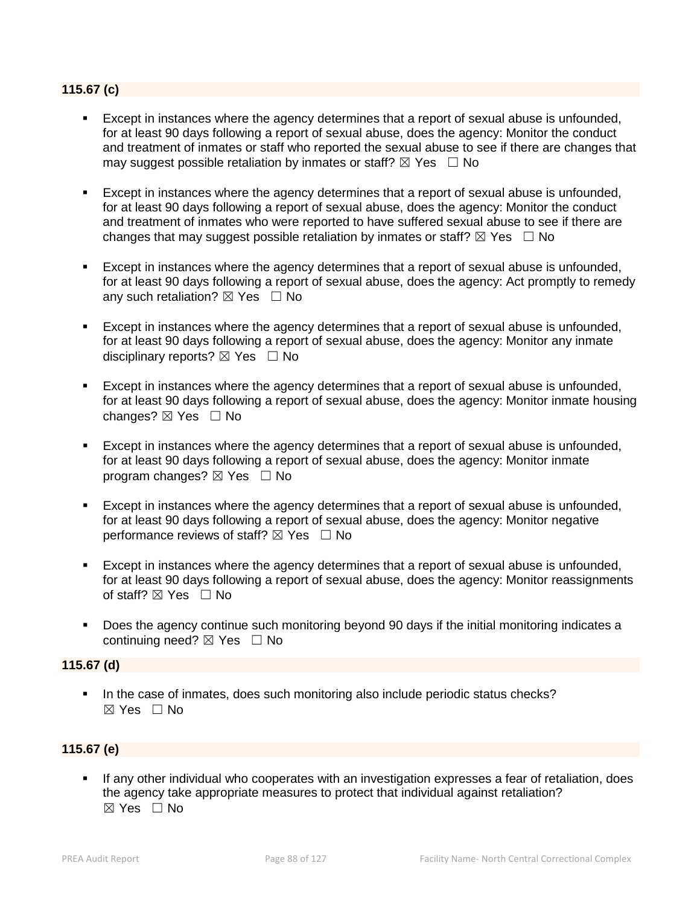**115.67 (c)**

- Except in instances where the agency determines that a report of sexual abuse is unfounded, for at least 90 days following a report of sexual abuse, does the agency: Monitor the conduct and treatment of inmates or staff who reported the sexual abuse to see if there are changes that may suggest possible retaliation by inmates or staff? ☒ Yes ☐ No

- Except in instances where the agency determines that a report of sexual abuse is unfounded, for at least 90 days following a report of sexual abuse, does the agency: Monitor the conduct and treatment of inmates who were reported to have suffered sexual abuse to see if there are changes that may suggest possible retaliation by inmates or staff? ☒ Yes ☐ No

- Except in instances where the agency determines that a report of sexual abuse is unfounded, for at least 90 days following a report of sexual abuse, does the agency: Act promptly to remedy any such retaliation? ☒ Yes ☐ No

- Except in instances where the agency determines that a report of sexual abuse is unfounded, for at least 90 days following a report of sexual abuse, does the agency: Monitor any inmate disciplinary reports? ☒ Yes ☐ No

- Except in instances where the agency determines that a report of sexual abuse is unfounded, for at least 90 days following a report of sexual abuse, does the agency: Monitor inmate housing changes? ☒ Yes ☐ No

- Except in instances where the agency determines that a report of sexual abuse is unfounded, for at least 90 days following a report of sexual abuse, does the agency: Monitor inmate program changes? ☒ Yes ☐ No

- Except in instances where the agency determines that a report of sexual abuse is unfounded, for at least 90 days following a report of sexual abuse, does the agency: Monitor negative performance reviews of staff? ☒ Yes ☐ No

- Except in instances where the agency determines that a report of sexual abuse is unfounded, for at least 90 days following a report of sexual abuse, does the agency: Monitor reassignments of staff? ☒ Yes ☐ No

- Does the agency continue such monitoring beyond 90 days if the initial monitoring indicates a continuing need? ☒ Yes ☐ No

**115.67 (d)**

- In the case of inmates, does such monitoring also include periodic status checks? ☒ Yes ☐ No

**115.67 (e)**

- If any other individual who cooperates with an investigation expresses a fear of retaliation, does the agency take appropriate measures to protect that individual against retaliation? ☒ Yes ☐ No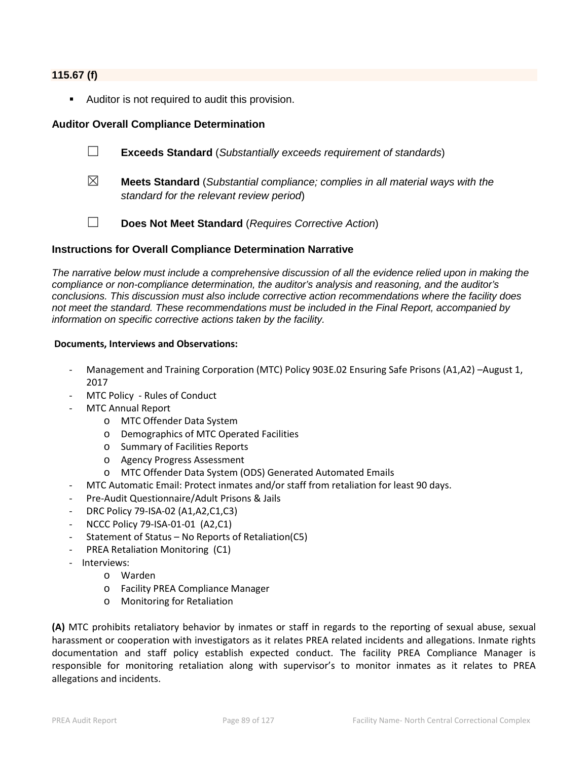**115.67 (f)**

- Auditor is not required to audit this provision.

**Auditor Overall Compliance Determination**

☐ **Exceeds Standard** (*Substantially exceeds requirement of standards*)

☒ **Meets Standard** (*Substantial compliance; complies in all material ways with the standard for the relevant review period*)

☐ **Does Not Meet Standard** (*Requires Corrective Action*)

**Instructions for Overall Compliance Determination Narrative**

*The narrative below must include a comprehensive discussion of all the evidence relied upon in making the compliance or non-compliance determination, the auditor's analysis and reasoning, and the auditor's conclusions. This discussion must also include corrective action recommendations where the facility does not meet the standard. These recommendations must be included in the Final Report, accompanied by information on specific corrective actions taken by the facility.*

**Documents, Interviews and Observations:**

- Management and Training Corporation (MTC) Policy 903E.02 Ensuring Safe Prisons (A1,A2) –August 1, 2017
- MTC Policy - Rules of Conduct
- MTC Annual Report
  - MTC Offender Data System
  - Demographics of MTC Operated Facilities
  - Summary of Facilities Reports
  - Agency Progress Assessment
  - MTC Offender Data System (ODS) Generated Automated Emails
- MTC Automatic Email: Protect inmates and/or staff from retaliation for least 90 days.
- Pre-Audit Questionnaire/Adult Prisons & Jails
- DRC Policy 79-ISA-02 (A1,A2,C1,C3)
- NCCC Policy 79-ISA-01-01 (A2,C1)
- Statement of Status – No Reports of Retaliation(C5)
- PREA Retaliation Monitoring (C1)
- Interviews:
  - Warden
  - Facility PREA Compliance Manager
  - Monitoring for Retaliation

**(A)** MTC prohibits retaliatory behavior by inmates or staff in regards to the reporting of sexual abuse, sexual harassment or cooperation with investigators as it relates PREA related incidents and allegations. Inmate rights documentation and staff policy establish expected conduct. The facility PREA Compliance Manager is responsible for monitoring retaliation along with supervisor's to monitor inmates as it relates to PREA allegations and incidents.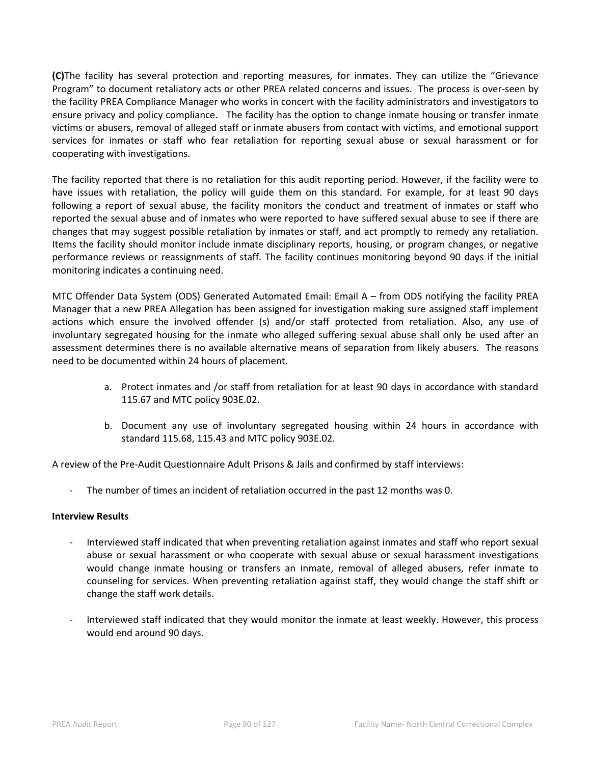**(C)**The facility has several protection and reporting measures, for inmates. They can utilize the "Grievance Program" to document retaliatory acts or other PREA related concerns and issues. The process is over-seen by the facility PREA Compliance Manager who works in concert with the facility administrators and investigators to ensure privacy and policy compliance. The facility has the option to change inmate housing or transfer inmate victims or abusers, removal of alleged staff or inmate abusers from contact with victims, and emotional support services for inmates or staff who fear retaliation for reporting sexual abuse or sexual harassment or for cooperating with investigations.

The facility reported that there is no retaliation for this audit reporting period. However, if the facility were to have issues with retaliation, the policy will guide them on this standard. For example, for at least 90 days following a report of sexual abuse, the facility monitors the conduct and treatment of inmates or staff who reported the sexual abuse and of inmates who were reported to have suffered sexual abuse to see if there are changes that may suggest possible retaliation by inmates or staff, and act promptly to remedy any retaliation. Items the facility should monitor include inmate disciplinary reports, housing, or program changes, or negative performance reviews or reassignments of staff. The facility continues monitoring beyond 90 days if the initial monitoring indicates a continuing need.

MTC Offender Data System (ODS) Generated Automated Email: Email A – from ODS notifying the facility PREA Manager that a new PREA Allegation has been assigned for investigation making sure assigned staff implement actions which ensure the involved offender (s) and/or staff protected from retaliation. Also, any use of involuntary segregated housing for the inmate who alleged suffering sexual abuse shall only be used after an assessment determines there is no available alternative means of separation from likely abusers. The reasons need to be documented within 24 hours of placement.

a. Protect inmates and /or staff from retaliation for at least 90 days in accordance with standard 115.67 and MTC policy 903E.02.

b. Document any use of involuntary segregated housing within 24 hours in accordance with standard 115.68, 115.43 and MTC policy 903E.02.

A review of the Pre-Audit Questionnaire Adult Prisons & Jails and confirmed by staff interviews:

- The number of times an incident of retaliation occurred in the past 12 months was 0.

**Interview Results**

- Interviewed staff indicated that when preventing retaliation against inmates and staff who report sexual abuse or sexual harassment or who cooperate with sexual abuse or sexual harassment investigations would change inmate housing or transfers an inmate, removal of alleged abusers, refer inmate to counseling for services. When preventing retaliation against staff, they would change the staff shift or change the staff work details.

- Interviewed staff indicated that they would monitor the inmate at least weekly. However, this process would end around 90 days.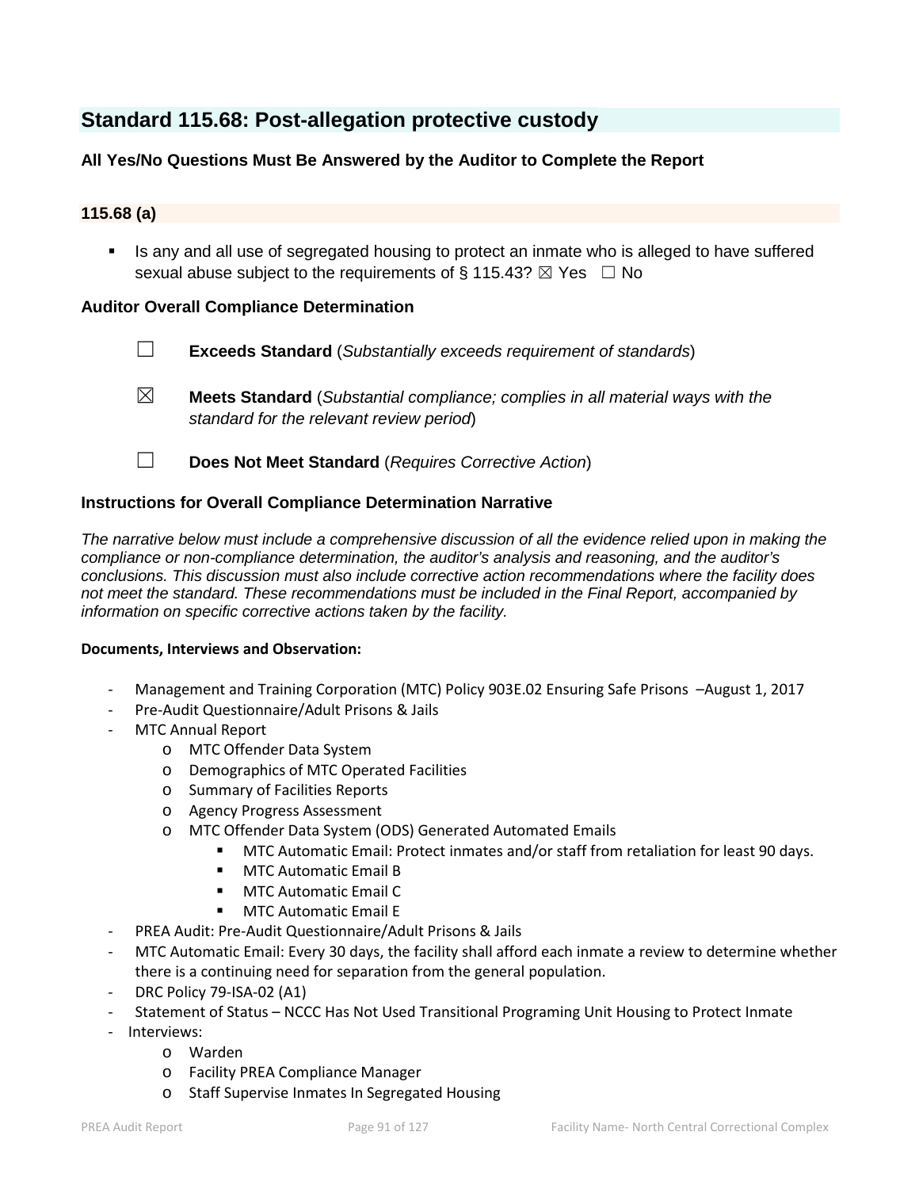## Standard 115.68: Post-allegation protective custody

### All Yes/No Questions Must Be Answered by the Auditor to Complete the Report

#### 115.68 (a)

- Is any and all use of segregated housing to protect an inmate who is alleged to have suffered sexual abuse subject to the requirements of § 115.43? ☒ Yes ☐ No

### Auditor Overall Compliance Determination

☐ **Exceeds Standard** (*Substantially exceeds requirement of standards*)

☒ **Meets Standard** (*Substantial compliance; complies in all material ways with the standard for the relevant review period*)

☐ **Does Not Meet Standard** (*Requires Corrective Action*)

### Instructions for Overall Compliance Determination Narrative

*The narrative below must include a comprehensive discussion of all the evidence relied upon in making the compliance or non-compliance determination, the auditor's analysis and reasoning, and the auditor's conclusions. This discussion must also include corrective action recommendations where the facility does not meet the standard. These recommendations must be included in the Final Report, accompanied by information on specific corrective actions taken by the facility.*

**Documents, Interviews and Observation:**

- Management and Training Corporation (MTC) Policy 903E.02 Ensuring Safe Prisons –August 1, 2017
- Pre-Audit Questionnaire/Adult Prisons & Jails
- MTC Annual Report
  - MTC Offender Data System
  - Demographics of MTC Operated Facilities
  - Summary of Facilities Reports
  - Agency Progress Assessment
  - MTC Offender Data System (ODS) Generated Automated Emails
    - MTC Automatic Email: Protect inmates and/or staff from retaliation for least 90 days.
    - MTC Automatic Email B
    - MTC Automatic Email C
    - MTC Automatic Email E
- PREA Audit: Pre-Audit Questionnaire/Adult Prisons & Jails
- MTC Automatic Email: Every 30 days, the facility shall afford each inmate a review to determine whether there is a continuing need for separation from the general population.
- DRC Policy 79-ISA-02 (A1)
- Statement of Status – NCCC Has Not Used Transitional Programing Unit Housing to Protect Inmate
- Interviews:
  - Warden
  - Facility PREA Compliance Manager
  - Staff Supervise Inmates In Segregated Housing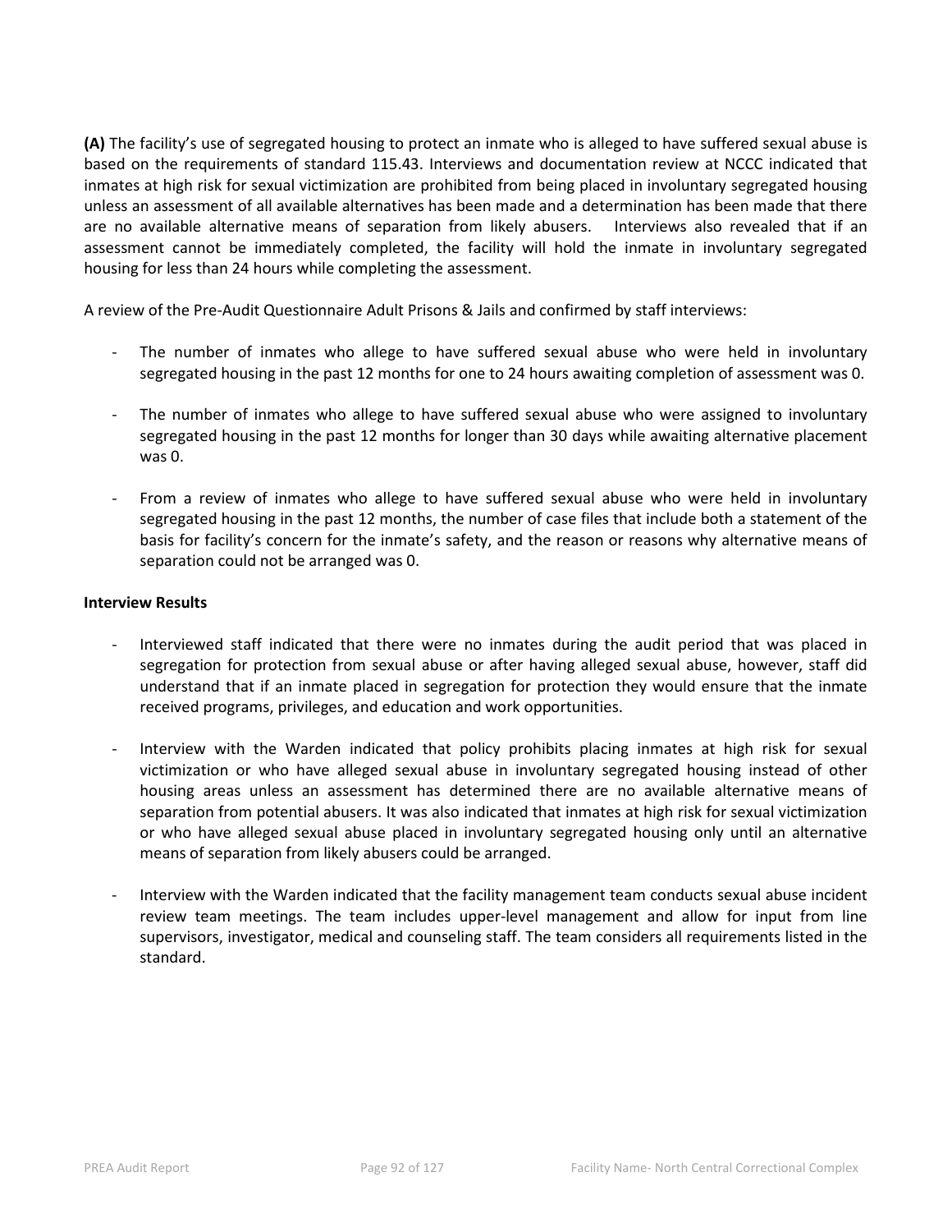**(A)** The facility's use of segregated housing to protect an inmate who is alleged to have suffered sexual abuse is based on the requirements of standard 115.43. Interviews and documentation review at NCCC indicated that inmates at high risk for sexual victimization are prohibited from being placed in involuntary segregated housing unless an assessment of all available alternatives has been made and a determination has been made that there are no available alternative means of separation from likely abusers. Interviews also revealed that if an assessment cannot be immediately completed, the facility will hold the inmate in involuntary segregated housing for less than 24 hours while completing the assessment.

A review of the Pre-Audit Questionnaire Adult Prisons & Jails and confirmed by staff interviews:

- The number of inmates who allege to have suffered sexual abuse who were held in involuntary segregated housing in the past 12 months for one to 24 hours awaiting completion of assessment was 0.
- The number of inmates who allege to have suffered sexual abuse who were assigned to involuntary segregated housing in the past 12 months for longer than 30 days while awaiting alternative placement was 0.
- From a review of inmates who allege to have suffered sexual abuse who were held in involuntary segregated housing in the past 12 months, the number of case files that include both a statement of the basis for facility's concern for the inmate's safety, and the reason or reasons why alternative means of separation could not be arranged was 0.

**Interview Results**

- Interviewed staff indicated that there were no inmates during the audit period that was placed in segregation for protection from sexual abuse or after having alleged sexual abuse, however, staff did understand that if an inmate placed in segregation for protection they would ensure that the inmate received programs, privileges, and education and work opportunities.
- Interview with the Warden indicated that policy prohibits placing inmates at high risk for sexual victimization or who have alleged sexual abuse in involuntary segregated housing instead of other housing areas unless an assessment has determined there are no available alternative means of separation from potential abusers. It was also indicated that inmates at high risk for sexual victimization or who have alleged sexual abuse placed in involuntary segregated housing only until an alternative means of separation from likely abusers could be arranged.
- Interview with the Warden indicated that the facility management team conducts sexual abuse incident review team meetings. The team includes upper-level management and allow for input from line supervisors, investigator, medical and counseling staff. The team considers all requirements listed in the standard.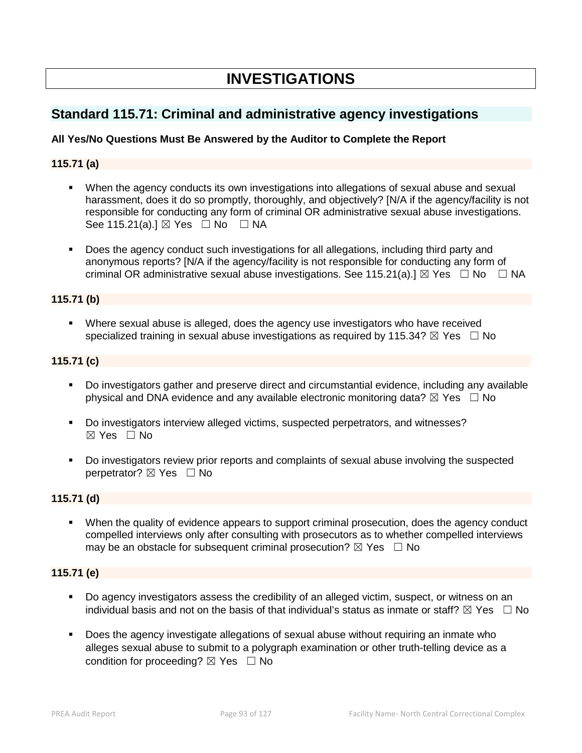# INVESTIGATIONS

## Standard 115.71: Criminal and administrative agency investigations

**All Yes/No Questions Must Be Answered by the Auditor to Complete the Report**

### 115.71 (a)

- When the agency conducts its own investigations into allegations of sexual abuse and sexual harassment, does it do so promptly, thoroughly, and objectively? [N/A if the agency/facility is not responsible for conducting any form of criminal OR administrative sexual abuse investigations. See 115.21(a).] ☒ Yes ☐ No ☐ NA
- Does the agency conduct such investigations for all allegations, including third party and anonymous reports? [N/A if the agency/facility is not responsible for conducting any form of criminal OR administrative sexual abuse investigations. See 115.21(a).] ☒ Yes ☐ No ☐ NA

### 115.71 (b)

- Where sexual abuse is alleged, does the agency use investigators who have received specialized training in sexual abuse investigations as required by 115.34? ☒ Yes ☐ No

### 115.71 (c)

- Do investigators gather and preserve direct and circumstantial evidence, including any available physical and DNA evidence and any available electronic monitoring data? ☒ Yes ☐ No
- Do investigators interview alleged victims, suspected perpetrators, and witnesses? ☒ Yes ☐ No
- Do investigators review prior reports and complaints of sexual abuse involving the suspected perpetrator? ☒ Yes ☐ No

### 115.71 (d)

- When the quality of evidence appears to support criminal prosecution, does the agency conduct compelled interviews only after consulting with prosecutors as to whether compelled interviews may be an obstacle for subsequent criminal prosecution? ☒ Yes ☐ No

### 115.71 (e)

- Do agency investigators assess the credibility of an alleged victim, suspect, or witness on an individual basis and not on the basis of that individual's status as inmate or staff? ☒ Yes ☐ No
- Does the agency investigate allegations of sexual abuse without requiring an inmate who alleges sexual abuse to submit to a polygraph examination or other truth-telling device as a condition for proceeding? ☒ Yes ☐ No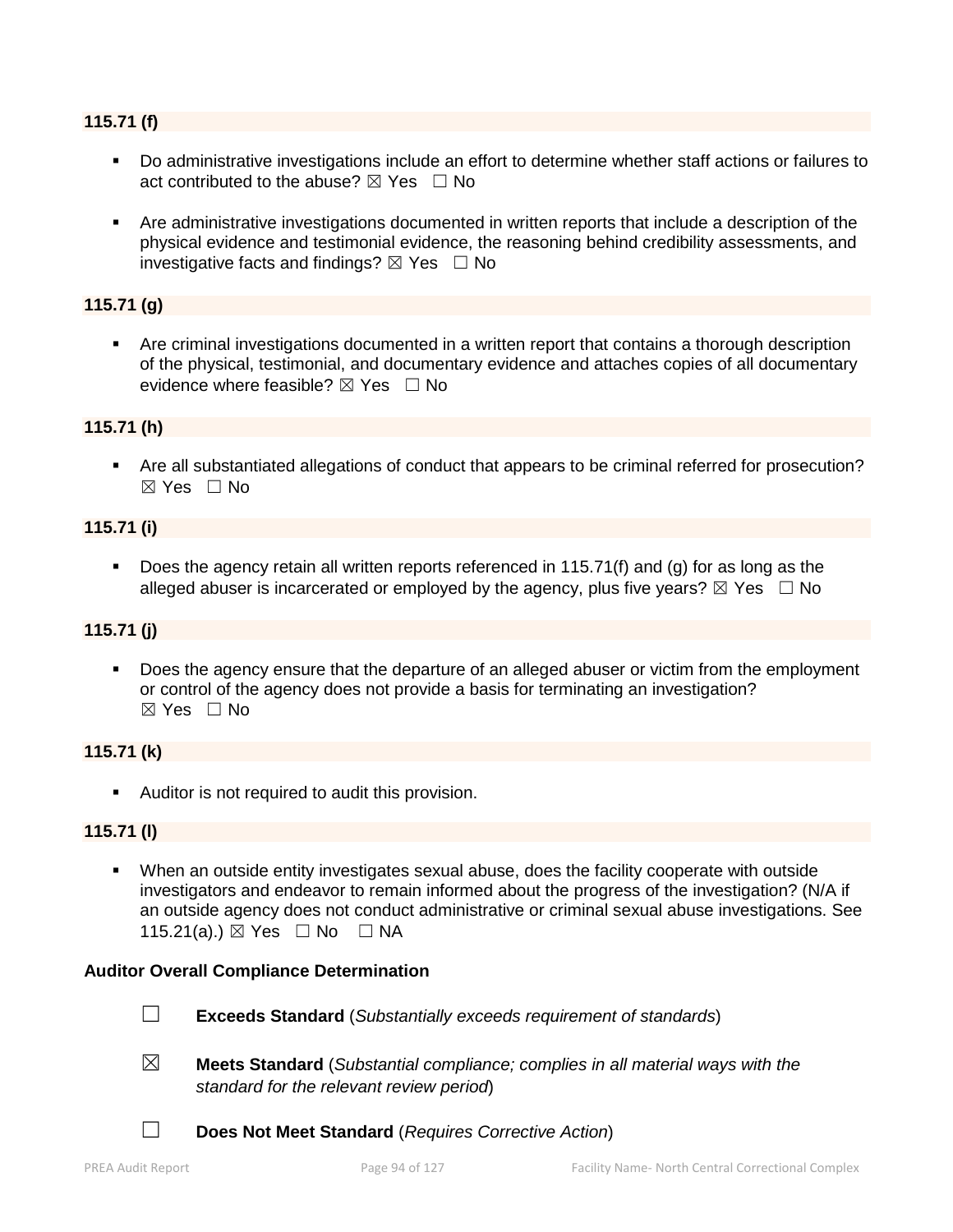**115.71 (f)**

- Do administrative investigations include an effort to determine whether staff actions or failures to act contributed to the abuse? ☒ Yes ☐ No

- Are administrative investigations documented in written reports that include a description of the physical evidence and testimonial evidence, the reasoning behind credibility assessments, and investigative facts and findings? ☒ Yes ☐ No

**115.71 (g)**

- Are criminal investigations documented in a written report that contains a thorough description of the physical, testimonial, and documentary evidence and attaches copies of all documentary evidence where feasible? ☒ Yes ☐ No

**115.71 (h)**

- Are all substantiated allegations of conduct that appears to be criminal referred for prosecution? ☒ Yes ☐ No

**115.71 (i)**

- Does the agency retain all written reports referenced in 115.71(f) and (g) for as long as the alleged abuser is incarcerated or employed by the agency, plus five years? ☒ Yes ☐ No

**115.71 (j)**

- Does the agency ensure that the departure of an alleged abuser or victim from the employment or control of the agency does not provide a basis for terminating an investigation? ☒ Yes ☐ No

**115.71 (k)**

- Auditor is not required to audit this provision.

**115.71 (l)**

- When an outside entity investigates sexual abuse, does the facility cooperate with outside investigators and endeavor to remain informed about the progress of the investigation? (N/A if an outside agency does not conduct administrative or criminal sexual abuse investigations. See 115.21(a).) ☒ Yes ☐ No ☐ NA

**Auditor Overall Compliance Determination**

☐ **Exceeds Standard** (*Substantially exceeds requirement of standards*)

☒ **Meets Standard** (*Substantial compliance; complies in all material ways with the standard for the relevant review period*)

☐ **Does Not Meet Standard** (*Requires Corrective Action*)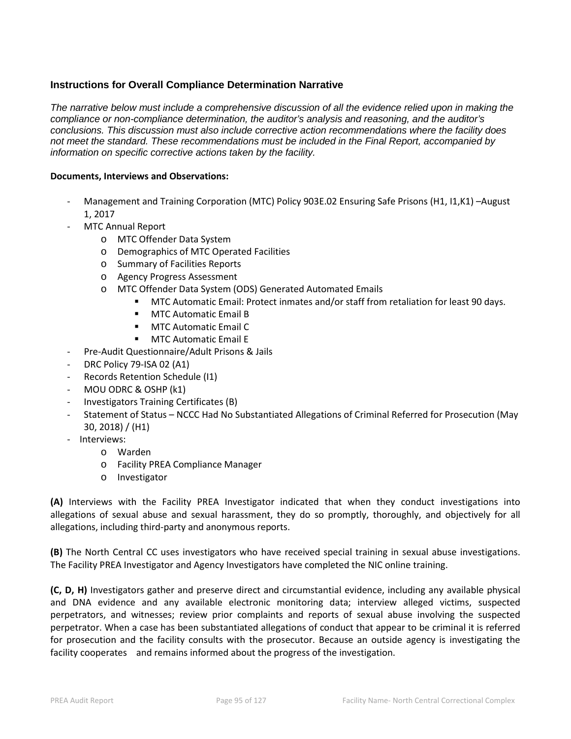### Instructions for Overall Compliance Determination Narrative

*The narrative below must include a comprehensive discussion of all the evidence relied upon in making the compliance or non-compliance determination, the auditor's analysis and reasoning, and the auditor's conclusions. This discussion must also include corrective action recommendations where the facility does not meet the standard. These recommendations must be included in the Final Report, accompanied by information on specific corrective actions taken by the facility.*

**Documents, Interviews and Observations:**

- Management and Training Corporation (MTC) Policy 903E.02 Ensuring Safe Prisons (H1, I1,K1) –August 1, 2017
- MTC Annual Report
    - MTC Offender Data System
    - Demographics of MTC Operated Facilities
    - Summary of Facilities Reports
    - Agency Progress Assessment
    - MTC Offender Data System (ODS) Generated Automated Emails
        - MTC Automatic Email: Protect inmates and/or staff from retaliation for least 90 days.
        - MTC Automatic Email B
        - MTC Automatic Email C
        - MTC Automatic Email E
- Pre-Audit Questionnaire/Adult Prisons & Jails
- DRC Policy 79-ISA 02 (A1)
- Records Retention Schedule (I1)
- MOU ODRC & OSHP (k1)
- Investigators Training Certificates (B)
- Statement of Status – NCCC Had No Substantiated Allegations of Criminal Referred for Prosecution (May 30, 2018) / (H1)
- Interviews:
    - Warden
    - Facility PREA Compliance Manager
    - Investigator

**(A)** Interviews with the Facility PREA Investigator indicated that when they conduct investigations into allegations of sexual abuse and sexual harassment, they do so promptly, thoroughly, and objectively for all allegations, including third-party and anonymous reports.

**(B)** The North Central CC uses investigators who have received special training in sexual abuse investigations. The Facility PREA Investigator and Agency Investigators have completed the NIC online training.

**(C, D, H)** Investigators gather and preserve direct and circumstantial evidence, including any available physical and DNA evidence and any available electronic monitoring data; interview alleged victims, suspected perpetrators, and witnesses; review prior complaints and reports of sexual abuse involving the suspected perpetrator. When a case has been substantiated allegations of conduct that appear to be criminal it is referred for prosecution and the facility consults with the prosecutor. Because an outside agency is investigating the facility cooperates and remains informed about the progress of the investigation.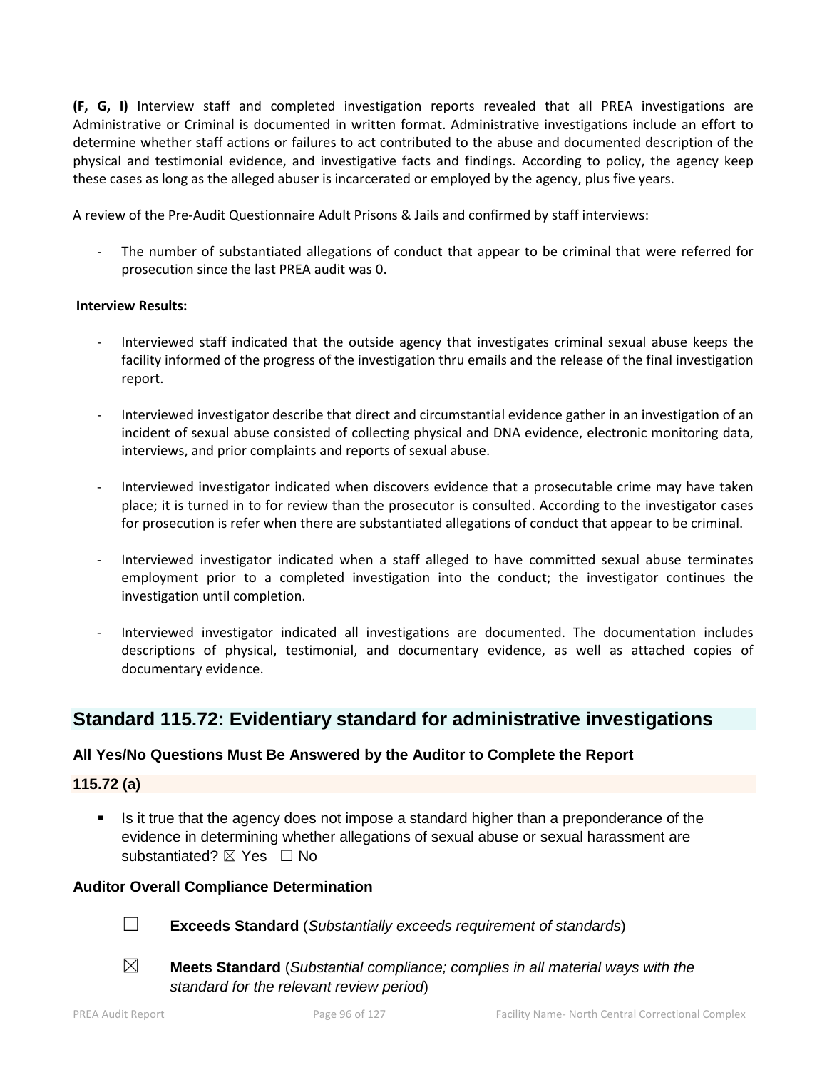**(F, G, I)** Interview staff and completed investigation reports revealed that all PREA investigations are Administrative or Criminal is documented in written format. Administrative investigations include an effort to determine whether staff actions or failures to act contributed to the abuse and documented description of the physical and testimonial evidence, and investigative facts and findings. According to policy, the agency keep these cases as long as the alleged abuser is incarcerated or employed by the agency, plus five years.

A review of the Pre-Audit Questionnaire Adult Prisons & Jails and confirmed by staff interviews:

- The number of substantiated allegations of conduct that appear to be criminal that were referred for prosecution since the last PREA audit was 0.

**Interview Results:**

- Interviewed staff indicated that the outside agency that investigates criminal sexual abuse keeps the facility informed of the progress of the investigation thru emails and the release of the final investigation report.

- Interviewed investigator describe that direct and circumstantial evidence gather in an investigation of an incident of sexual abuse consisted of collecting physical and DNA evidence, electronic monitoring data, interviews, and prior complaints and reports of sexual abuse.

- Interviewed investigator indicated when discovers evidence that a prosecutable crime may have taken place; it is turned in to for review than the prosecutor is consulted. According to the investigator cases for prosecution is refer when there are substantiated allegations of conduct that appear to be criminal.

- Interviewed investigator indicated when a staff alleged to have committed sexual abuse terminates employment prior to a completed investigation into the conduct; the investigator continues the investigation until completion.

- Interviewed investigator indicated all investigations are documented. The documentation includes descriptions of physical, testimonial, and documentary evidence, as well as attached copies of documentary evidence.

## Standard 115.72: Evidentiary standard for administrative investigations

### All Yes/No Questions Must Be Answered by the Auditor to Complete the Report

**115.72 (a)**

- Is it true that the agency does not impose a standard higher than a preponderance of the evidence in determining whether allegations of sexual abuse or sexual harassment are substantiated? ☒ Yes ☐ No

### Auditor Overall Compliance Determination

☐ **Exceeds Standard** (*Substantially exceeds requirement of standards*)

☒ **Meets Standard** (*Substantial compliance; complies in all material ways with the standard for the relevant review period*)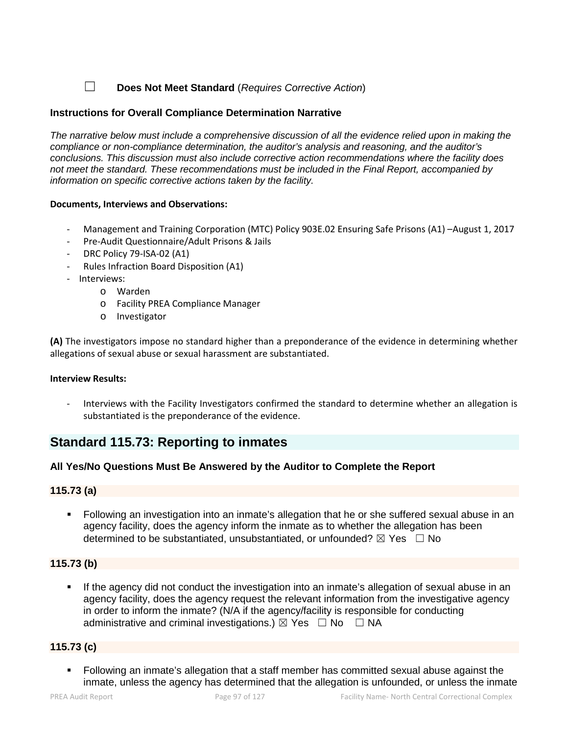☐ **Does Not Meet Standard** (*Requires Corrective Action*)

**Instructions for Overall Compliance Determination Narrative**

*The narrative below must include a comprehensive discussion of all the evidence relied upon in making the compliance or non-compliance determination, the auditor's analysis and reasoning, and the auditor's conclusions. This discussion must also include corrective action recommendations where the facility does not meet the standard. These recommendations must be included in the Final Report, accompanied by information on specific corrective actions taken by the facility.*

**Documents, Interviews and Observations:**

- Management and Training Corporation (MTC) Policy 903E.02 Ensuring Safe Prisons (A1) –August 1, 2017
- Pre-Audit Questionnaire/Adult Prisons & Jails
- DRC Policy 79-ISA-02 (A1)
- Rules Infraction Board Disposition (A1)
- Interviews:
  - Warden
  - Facility PREA Compliance Manager
  - Investigator

**(A)** The investigators impose no standard higher than a preponderance of the evidence in determining whether allegations of sexual abuse or sexual harassment are substantiated.

**Interview Results:**

- Interviews with the Facility Investigators confirmed the standard to determine whether an allegation is substantiated is the preponderance of the evidence.

## Standard 115.73: Reporting to inmates

**All Yes/No Questions Must Be Answered by the Auditor to Complete the Report**

**115.73 (a)**

- Following an investigation into an inmate's allegation that he or she suffered sexual abuse in an agency facility, does the agency inform the inmate as to whether the allegation has been determined to be substantiated, unsubstantiated, or unfounded? ☒ Yes ☐ No

**115.73 (b)**

- If the agency did not conduct the investigation into an inmate's allegation of sexual abuse in an agency facility, does the agency request the relevant information from the investigative agency in order to inform the inmate? (N/A if the agency/facility is responsible for conducting administrative and criminal investigations.) ☒ Yes ☐ No ☐ NA

**115.73 (c)**

- Following an inmate's allegation that a staff member has committed sexual abuse against the inmate, unless the agency has determined that the allegation is unfounded, or unless the inmate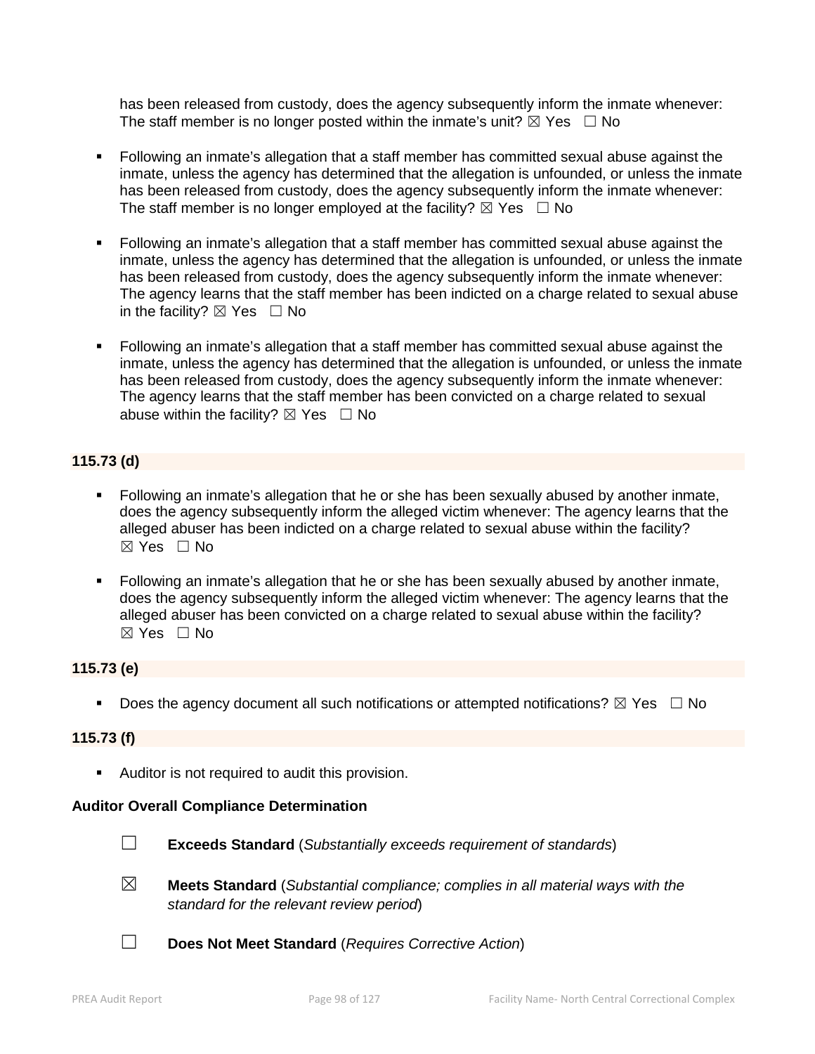has been released from custody, does the agency subsequently inform the inmate whenever: The staff member is no longer posted within the inmate's unit? ☒ Yes ☐ No

- Following an inmate's allegation that a staff member has committed sexual abuse against the inmate, unless the agency has determined that the allegation is unfounded, or unless the inmate has been released from custody, does the agency subsequently inform the inmate whenever: The staff member is no longer employed at the facility? ☒ Yes ☐ No
- Following an inmate's allegation that a staff member has committed sexual abuse against the inmate, unless the agency has determined that the allegation is unfounded, or unless the inmate has been released from custody, does the agency subsequently inform the inmate whenever: The agency learns that the staff member has been indicted on a charge related to sexual abuse in the facility? ☒ Yes ☐ No
- Following an inmate's allegation that a staff member has committed sexual abuse against the inmate, unless the agency has determined that the allegation is unfounded, or unless the inmate has been released from custody, does the agency subsequently inform the inmate whenever: The agency learns that the staff member has been convicted on a charge related to sexual abuse within the facility? ☒ Yes ☐ No

**115.73 (d)**

- Following an inmate's allegation that he or she has been sexually abused by another inmate, does the agency subsequently inform the alleged victim whenever: The agency learns that the alleged abuser has been indicted on a charge related to sexual abuse within the facility? ☒ Yes ☐ No
- Following an inmate's allegation that he or she has been sexually abused by another inmate, does the agency subsequently inform the alleged victim whenever: The agency learns that the alleged abuser has been convicted on a charge related to sexual abuse within the facility? ☒ Yes ☐ No

**115.73 (e)**

- Does the agency document all such notifications or attempted notifications? ☒ Yes ☐ No

**115.73 (f)**

- Auditor is not required to audit this provision.

**Auditor Overall Compliance Determination**

☐ **Exceeds Standard** (*Substantially exceeds requirement of standards*)

☒ **Meets Standard** (*Substantial compliance; complies in all material ways with the standard for the relevant review period*)

☐ **Does Not Meet Standard** (*Requires Corrective Action*)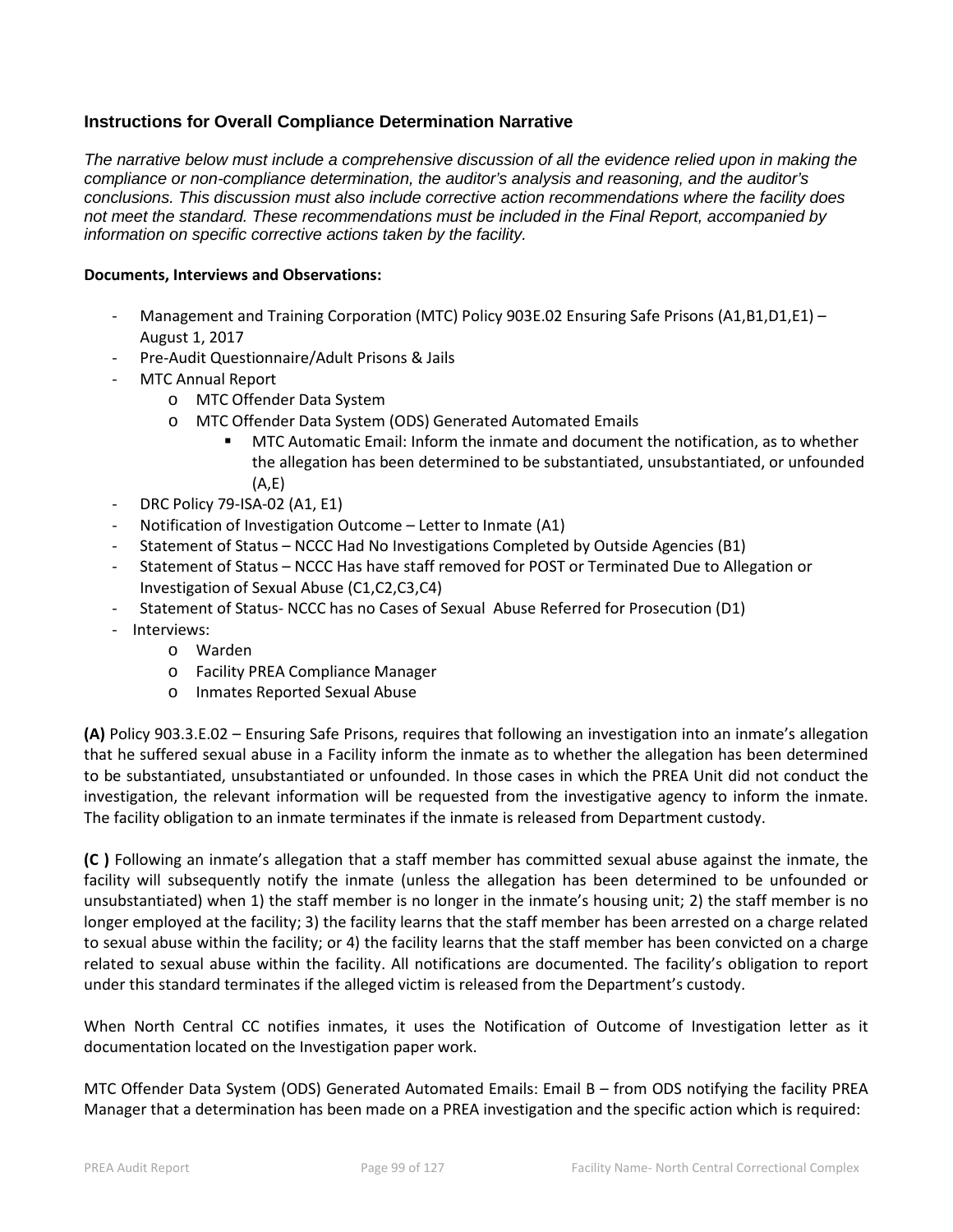### Instructions for Overall Compliance Determination Narrative

*The narrative below must include a comprehensive discussion of all the evidence relied upon in making the compliance or non-compliance determination, the auditor's analysis and reasoning, and the auditor's conclusions. This discussion must also include corrective action recommendations where the facility does not meet the standard. These recommendations must be included in the Final Report, accompanied by information on specific corrective actions taken by the facility.*

**Documents, Interviews and Observations:**

- Management and Training Corporation (MTC) Policy 903E.02 Ensuring Safe Prisons (A1,B1,D1,E1) – August 1, 2017
- Pre-Audit Questionnaire/Adult Prisons & Jails
- MTC Annual Report
  - MTC Offender Data System
  - MTC Offender Data System (ODS) Generated Automated Emails
    - MTC Automatic Email: Inform the inmate and document the notification, as to whether the allegation has been determined to be substantiated, unsubstantiated, or unfounded (A,E)
- DRC Policy 79-ISA-02 (A1, E1)
- Notification of Investigation Outcome – Letter to Inmate (A1)
- Statement of Status – NCCC Had No Investigations Completed by Outside Agencies (B1)
- Statement of Status – NCCC Has have staff removed for POST or Terminated Due to Allegation or Investigation of Sexual Abuse (C1,C2,C3,C4)
- Statement of Status- NCCC has no Cases of Sexual Abuse Referred for Prosecution (D1)
- Interviews:
  - Warden
  - Facility PREA Compliance Manager
  - Inmates Reported Sexual Abuse

**(A)** Policy 903.3.E.02 – Ensuring Safe Prisons, requires that following an investigation into an inmate's allegation that he suffered sexual abuse in a Facility inform the inmate as to whether the allegation has been determined to be substantiated, unsubstantiated or unfounded. In those cases in which the PREA Unit did not conduct the investigation, the relevant information will be requested from the investigative agency to inform the inmate. The facility obligation to an inmate terminates if the inmate is released from Department custody.

**(C )** Following an inmate's allegation that a staff member has committed sexual abuse against the inmate, the facility will subsequently notify the inmate (unless the allegation has been determined to be unfounded or unsubstantiated) when 1) the staff member is no longer in the inmate's housing unit; 2) the staff member is no longer employed at the facility; 3) the facility learns that the staff member has been arrested on a charge related to sexual abuse within the facility; or 4) the facility learns that the staff member has been convicted on a charge related to sexual abuse within the facility. All notifications are documented. The facility's obligation to report under this standard terminates if the alleged victim is released from the Department's custody.

When North Central CC notifies inmates, it uses the Notification of Outcome of Investigation letter as it documentation located on the Investigation paper work.

MTC Offender Data System (ODS) Generated Automated Emails: Email B – from ODS notifying the facility PREA Manager that a determination has been made on a PREA investigation and the specific action which is required: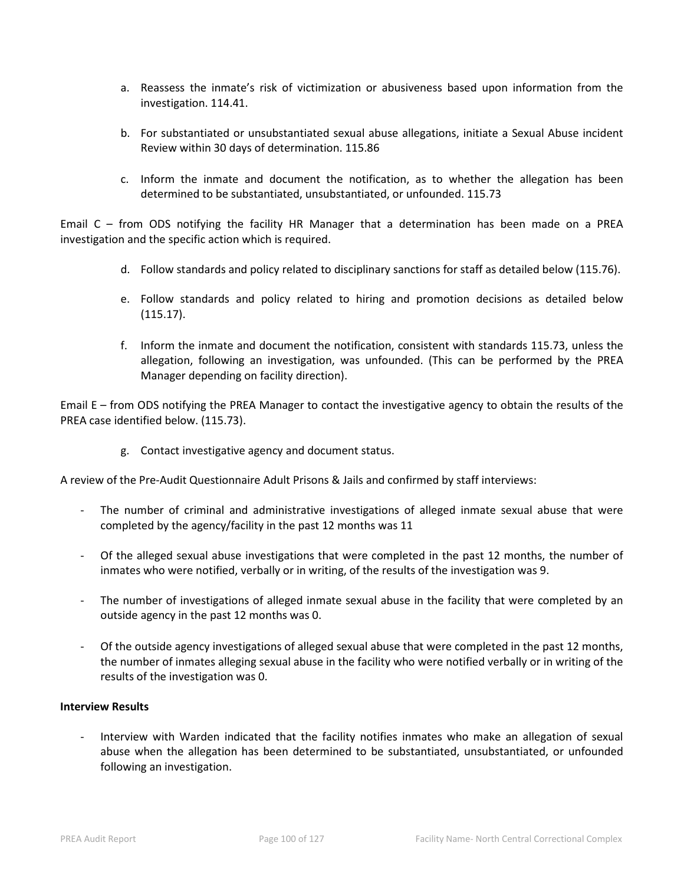a. Reassess the inmate's risk of victimization or abusiveness based upon information from the investigation. 114.41.

b. For substantiated or unsubstantiated sexual abuse allegations, initiate a Sexual Abuse incident Review within 30 days of determination. 115.86

c. Inform the inmate and document the notification, as to whether the allegation has been determined to be substantiated, unsubstantiated, or unfounded. 115.73

Email C – from ODS notifying the facility HR Manager that a determination has been made on a PREA investigation and the specific action which is required.

d. Follow standards and policy related to disciplinary sanctions for staff as detailed below (115.76).

e. Follow standards and policy related to hiring and promotion decisions as detailed below (115.17).

f. Inform the inmate and document the notification, consistent with standards 115.73, unless the allegation, following an investigation, was unfounded. (This can be performed by the PREA Manager depending on facility direction).

Email E – from ODS notifying the PREA Manager to contact the investigative agency to obtain the results of the PREA case identified below. (115.73).

g. Contact investigative agency and document status.

A review of the Pre-Audit Questionnaire Adult Prisons & Jails and confirmed by staff interviews:

- The number of criminal and administrative investigations of alleged inmate sexual abuse that were completed by the agency/facility in the past 12 months was 11
- Of the alleged sexual abuse investigations that were completed in the past 12 months, the number of inmates who were notified, verbally or in writing, of the results of the investigation was 9.
- The number of investigations of alleged inmate sexual abuse in the facility that were completed by an outside agency in the past 12 months was 0.
- Of the outside agency investigations of alleged sexual abuse that were completed in the past 12 months, the number of inmates alleging sexual abuse in the facility who were notified verbally or in writing of the results of the investigation was 0.

**Interview Results**

- Interview with Warden indicated that the facility notifies inmates who make an allegation of sexual abuse when the allegation has been determined to be substantiated, unsubstantiated, or unfounded following an investigation.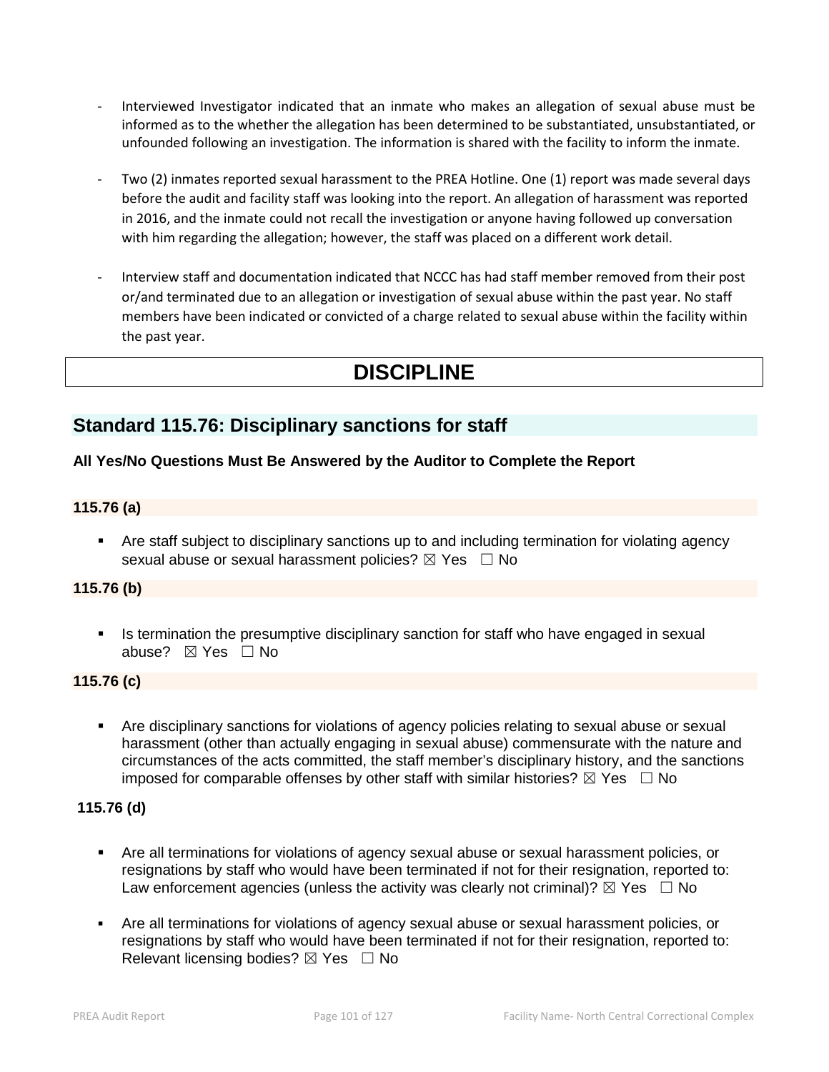- Interviewed Investigator indicated that an inmate who makes an allegation of sexual abuse must be informed as to the whether the allegation has been determined to be substantiated, unsubstantiated, or unfounded following an investigation. The information is shared with the facility to inform the inmate.

- Two (2) inmates reported sexual harassment to the PREA Hotline. One (1) report was made several days before the audit and facility staff was looking into the report. An allegation of harassment was reported in 2016, and the inmate could not recall the investigation or anyone having followed up conversation with him regarding the allegation; however, the staff was placed on a different work detail.

- Interview staff and documentation indicated that NCCC has had staff member removed from their post or/and terminated due to an allegation or investigation of sexual abuse within the past year. No staff members have been indicated or convicted of a charge related to sexual abuse within the facility within the past year.

# DISCIPLINE

## Standard 115.76: Disciplinary sanctions for staff

**All Yes/No Questions Must Be Answered by the Auditor to Complete the Report**

### 115.76 (a)

- Are staff subject to disciplinary sanctions up to and including termination for violating agency sexual abuse or sexual harassment policies? ☒ Yes ☐ No

### 115.76 (b)

- Is termination the presumptive disciplinary sanction for staff who have engaged in sexual abuse? ☒ Yes ☐ No

### 115.76 (c)

- Are disciplinary sanctions for violations of agency policies relating to sexual abuse or sexual harassment (other than actually engaging in sexual abuse) commensurate with the nature and circumstances of the acts committed, the staff member's disciplinary history, and the sanctions imposed for comparable offenses by other staff with similar histories? ☒ Yes ☐ No

### 115.76 (d)

- Are all terminations for violations of agency sexual abuse or sexual harassment policies, or resignations by staff who would have been terminated if not for their resignation, reported to: Law enforcement agencies (unless the activity was clearly not criminal)? ☒ Yes ☐ No

- Are all terminations for violations of agency sexual abuse or sexual harassment policies, or resignations by staff who would have been terminated if not for their resignation, reported to: Relevant licensing bodies? ☒ Yes ☐ No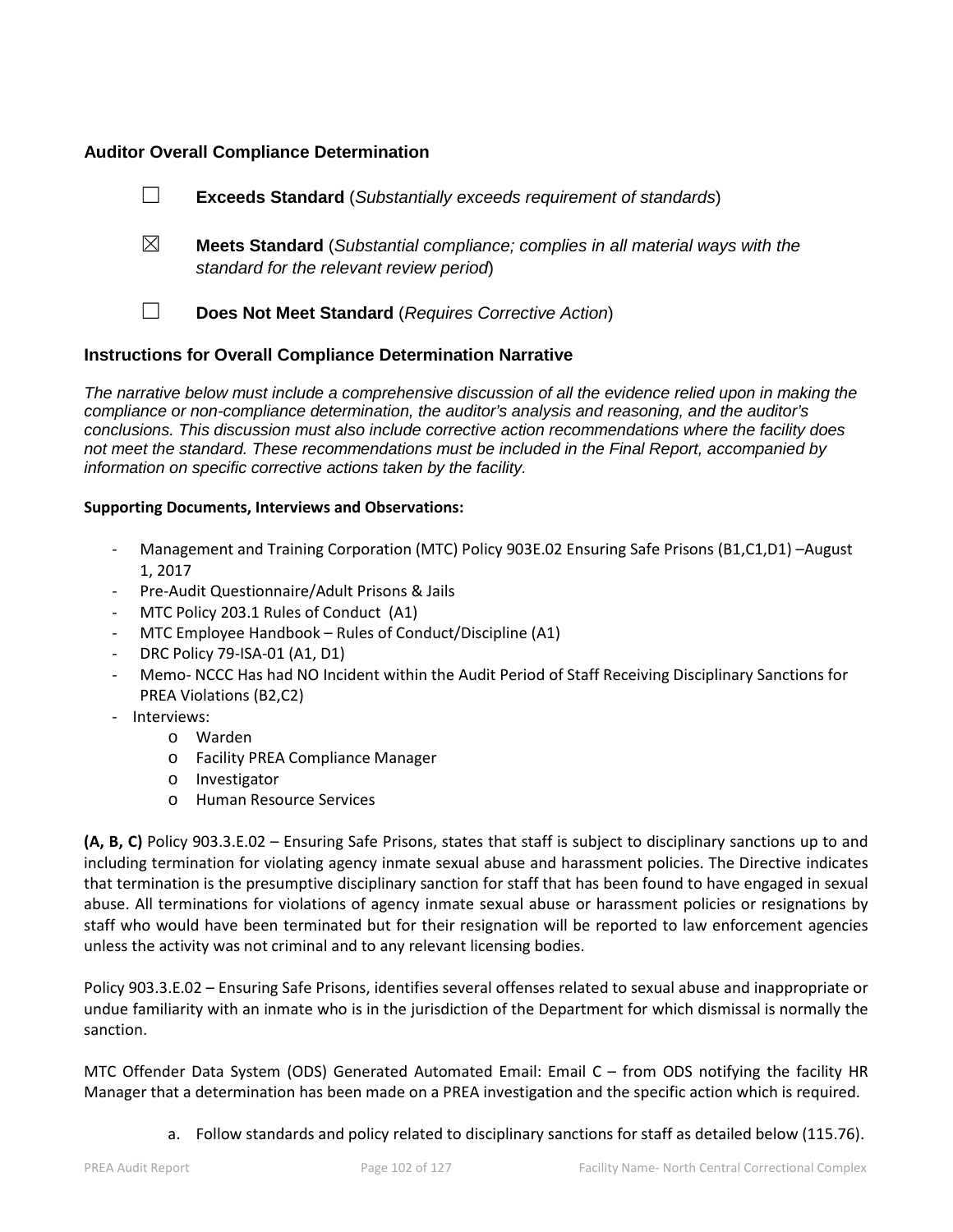### Auditor Overall Compliance Determination

☐ **Exceeds Standard** (*Substantially exceeds requirement of standards*)

☒ **Meets Standard** (*Substantial compliance; complies in all material ways with the standard for the relevant review period*)

☐ **Does Not Meet Standard** (*Requires Corrective Action*)

### Instructions for Overall Compliance Determination Narrative

*The narrative below must include a comprehensive discussion of all the evidence relied upon in making the compliance or non-compliance determination, the auditor's analysis and reasoning, and the auditor's conclusions. This discussion must also include corrective action recommendations where the facility does not meet the standard. These recommendations must be included in the Final Report, accompanied by information on specific corrective actions taken by the facility.*

**Supporting Documents, Interviews and Observations:**

- Management and Training Corporation (MTC) Policy 903E.02 Ensuring Safe Prisons (B1,C1,D1) –August 1, 2017
- Pre-Audit Questionnaire/Adult Prisons & Jails
- MTC Policy 203.1 Rules of Conduct (A1)
- MTC Employee Handbook – Rules of Conduct/Discipline (A1)
- DRC Policy 79-ISA-01 (A1, D1)
- Memo- NCCC Has had NO Incident within the Audit Period of Staff Receiving Disciplinary Sanctions for PREA Violations (B2,C2)
- Interviews:
  - Warden
  - Facility PREA Compliance Manager
  - Investigator
  - Human Resource Services

**(A, B, C)** Policy 903.3.E.02 – Ensuring Safe Prisons, states that staff is subject to disciplinary sanctions up to and including termination for violating agency inmate sexual abuse and harassment policies. The Directive indicates that termination is the presumptive disciplinary sanction for staff that has been found to have engaged in sexual abuse. All terminations for violations of agency inmate sexual abuse or harassment policies or resignations by staff who would have been terminated but for their resignation will be reported to law enforcement agencies unless the activity was not criminal and to any relevant licensing bodies.

Policy 903.3.E.02 – Ensuring Safe Prisons, identifies several offenses related to sexual abuse and inappropriate or undue familiarity with an inmate who is in the jurisdiction of the Department for which dismissal is normally the sanction.

MTC Offender Data System (ODS) Generated Automated Email: Email C – from ODS notifying the facility HR Manager that a determination has been made on a PREA investigation and the specific action which is required.

a. Follow standards and policy related to disciplinary sanctions for staff as detailed below (115.76).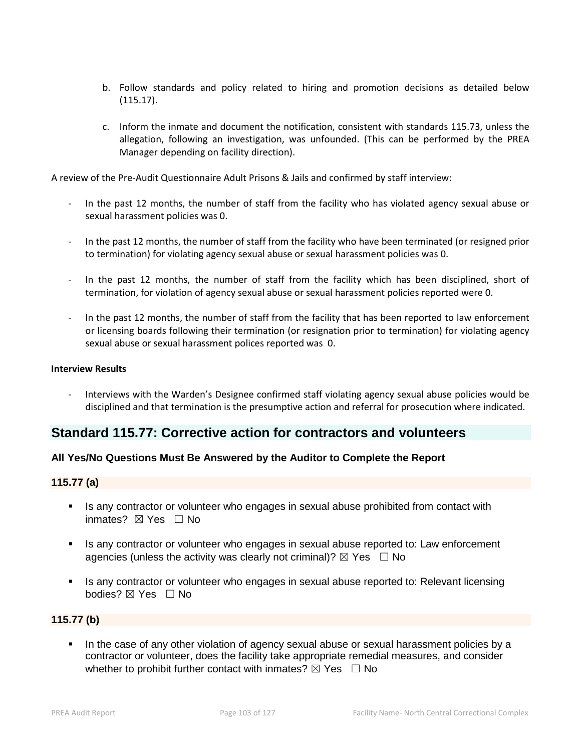b. Follow standards and policy related to hiring and promotion decisions as detailed below (115.17).

c. Inform the inmate and document the notification, consistent with standards 115.73, unless the allegation, following an investigation, was unfounded. (This can be performed by the PREA Manager depending on facility direction).

A review of the Pre-Audit Questionnaire Adult Prisons & Jails and confirmed by staff interview:

- In the past 12 months, the number of staff from the facility who has violated agency sexual abuse or sexual harassment policies was 0.
- In the past 12 months, the number of staff from the facility who have been terminated (or resigned prior to termination) for violating agency sexual abuse or sexual harassment policies was 0.
- In the past 12 months, the number of staff from the facility which has been disciplined, short of termination, for violation of agency sexual abuse or sexual harassment policies reported were 0.
- In the past 12 months, the number of staff from the facility that has been reported to law enforcement or licensing boards following their termination (or resignation prior to termination) for violating agency sexual abuse or sexual harassment polices reported was 0.

**Interview Results**

- Interviews with the Warden's Designee confirmed staff violating agency sexual abuse policies would be disciplined and that termination is the presumptive action and referral for prosecution where indicated.

## Standard 115.77: Corrective action for contractors and volunteers

**All Yes/No Questions Must Be Answered by the Auditor to Complete the Report**

**115.77 (a)**

- Is any contractor or volunteer who engages in sexual abuse prohibited from contact with inmates? ☒ Yes ☐ No
- Is any contractor or volunteer who engages in sexual abuse reported to: Law enforcement agencies (unless the activity was clearly not criminal)? ☒ Yes ☐ No
- Is any contractor or volunteer who engages in sexual abuse reported to: Relevant licensing bodies? ☒ Yes ☐ No

**115.77 (b)**

- In the case of any other violation of agency sexual abuse or sexual harassment policies by a contractor or volunteer, does the facility take appropriate remedial measures, and consider whether to prohibit further contact with inmates? ☒ Yes ☐ No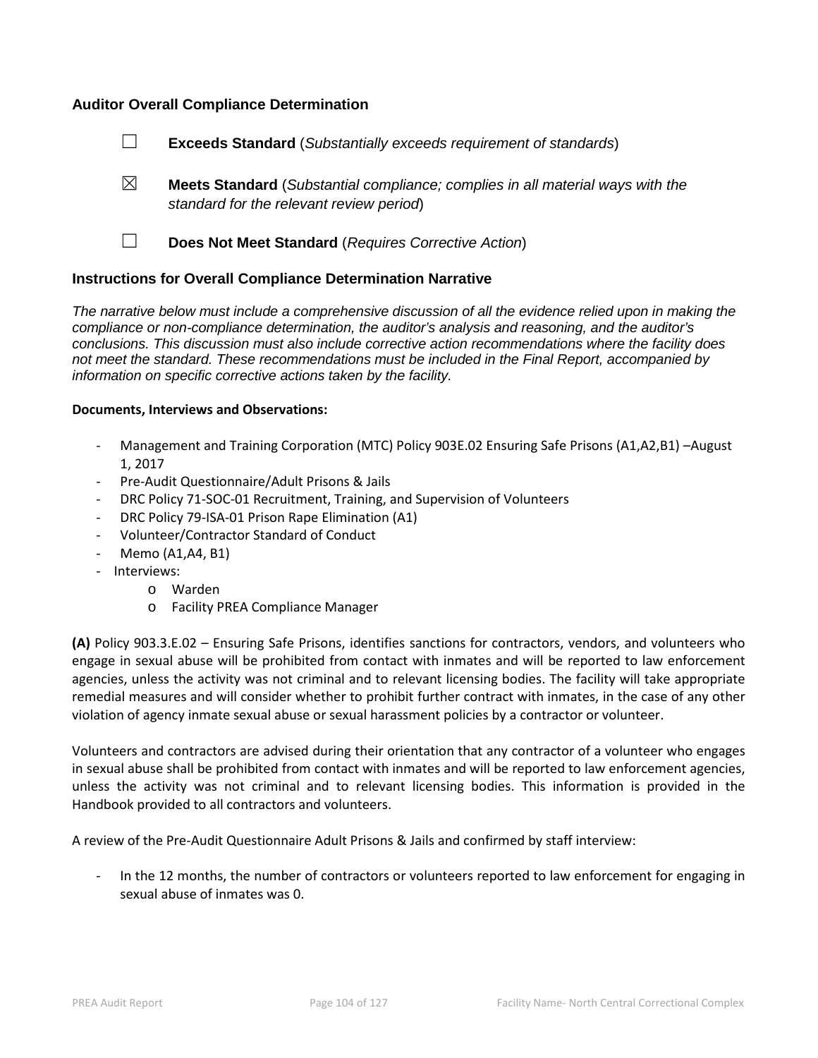### Auditor Overall Compliance Determination

☐ **Exceeds Standard** (*Substantially exceeds requirement of standards*)

☒ **Meets Standard** (*Substantial compliance; complies in all material ways with the standard for the relevant review period*)

☐ **Does Not Meet Standard** (*Requires Corrective Action*)

### Instructions for Overall Compliance Determination Narrative

*The narrative below must include a comprehensive discussion of all the evidence relied upon in making the compliance or non-compliance determination, the auditor's analysis and reasoning, and the auditor's conclusions. This discussion must also include corrective action recommendations where the facility does not meet the standard. These recommendations must be included in the Final Report, accompanied by information on specific corrective actions taken by the facility.*

**Documents, Interviews and Observations:**

- Management and Training Corporation (MTC) Policy 903E.02 Ensuring Safe Prisons (A1,A2,B1) –August 1, 2017
- Pre-Audit Questionnaire/Adult Prisons & Jails
- DRC Policy 71-SOC-01 Recruitment, Training, and Supervision of Volunteers
- DRC Policy 79-ISA-01 Prison Rape Elimination (A1)
- Volunteer/Contractor Standard of Conduct
- Memo (A1,A4, B1)
- Interviews:
    - Warden
    - Facility PREA Compliance Manager

**(A)** Policy 903.3.E.02 – Ensuring Safe Prisons, identifies sanctions for contractors, vendors, and volunteers who engage in sexual abuse will be prohibited from contact with inmates and will be reported to law enforcement agencies, unless the activity was not criminal and to relevant licensing bodies. The facility will take appropriate remedial measures and will consider whether to prohibit further contract with inmates, in the case of any other violation of agency inmate sexual abuse or sexual harassment policies by a contractor or volunteer.

Volunteers and contractors are advised during their orientation that any contractor of a volunteer who engages in sexual abuse shall be prohibited from contact with inmates and will be reported to law enforcement agencies, unless the activity was not criminal and to relevant licensing bodies. This information is provided in the Handbook provided to all contractors and volunteers.

A review of the Pre-Audit Questionnaire Adult Prisons & Jails and confirmed by staff interview:

- In the 12 months, the number of contractors or volunteers reported to law enforcement for engaging in sexual abuse of inmates was 0.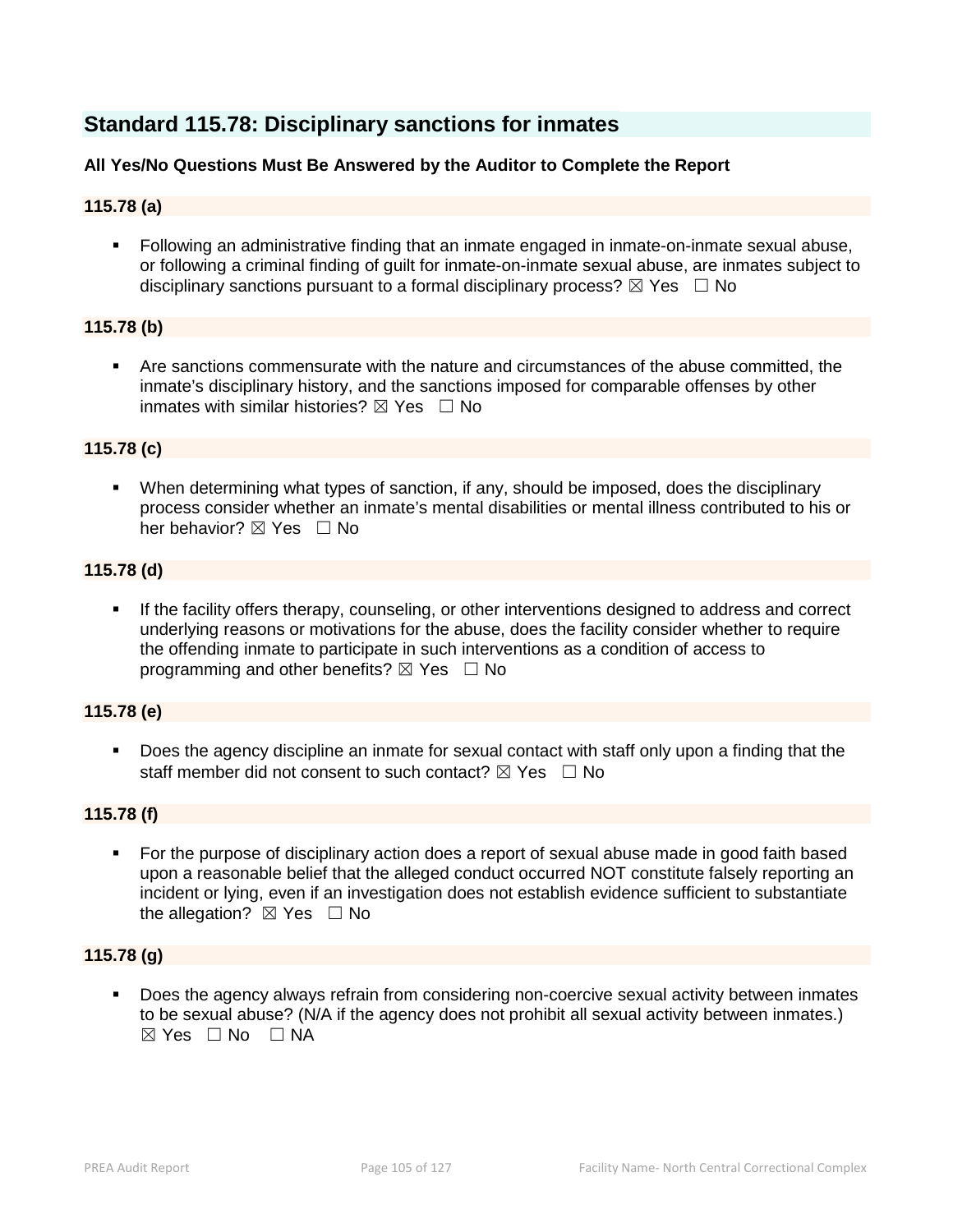## Standard 115.78: Disciplinary sanctions for inmates

**All Yes/No Questions Must Be Answered by the Auditor to Complete the Report**

**115.78 (a)**

- Following an administrative finding that an inmate engaged in inmate-on-inmate sexual abuse, or following a criminal finding of guilt for inmate-on-inmate sexual abuse, are inmates subject to disciplinary sanctions pursuant to a formal disciplinary process? ☒ Yes ☐ No

**115.78 (b)**

- Are sanctions commensurate with the nature and circumstances of the abuse committed, the inmate's disciplinary history, and the sanctions imposed for comparable offenses by other inmates with similar histories? ☒ Yes ☐ No

**115.78 (c)**

- When determining what types of sanction, if any, should be imposed, does the disciplinary process consider whether an inmate's mental disabilities or mental illness contributed to his or her behavior? ☒ Yes ☐ No

**115.78 (d)**

- If the facility offers therapy, counseling, or other interventions designed to address and correct underlying reasons or motivations for the abuse, does the facility consider whether to require the offending inmate to participate in such interventions as a condition of access to programming and other benefits? ☒ Yes ☐ No

**115.78 (e)**

- Does the agency discipline an inmate for sexual contact with staff only upon a finding that the staff member did not consent to such contact? ☒ Yes ☐ No

**115.78 (f)**

- For the purpose of disciplinary action does a report of sexual abuse made in good faith based upon a reasonable belief that the alleged conduct occurred NOT constitute falsely reporting an incident or lying, even if an investigation does not establish evidence sufficient to substantiate the allegation? ☒ Yes ☐ No

**115.78 (g)**

- Does the agency always refrain from considering non-coercive sexual activity between inmates to be sexual abuse? (N/A if the agency does not prohibit all sexual activity between inmates.) ☒ Yes ☐ No ☐ NA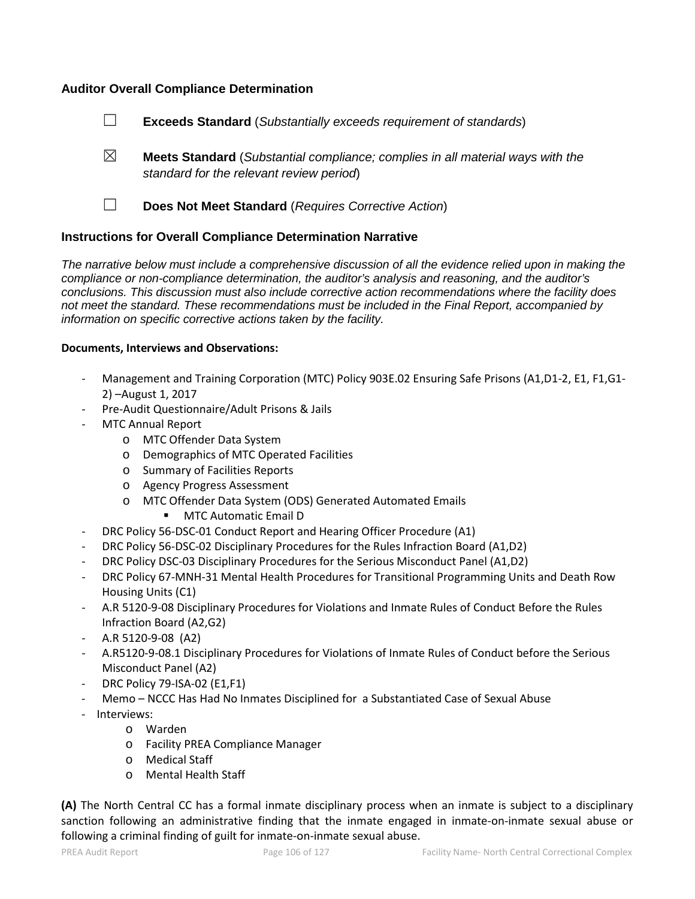### Auditor Overall Compliance Determination

☐ **Exceeds Standard** (*Substantially exceeds requirement of standards*)

☒ **Meets Standard** (*Substantial compliance; complies in all material ways with the standard for the relevant review period*)

☐ **Does Not Meet Standard** (*Requires Corrective Action*)

### Instructions for Overall Compliance Determination Narrative

*The narrative below must include a comprehensive discussion of all the evidence relied upon in making the compliance or non-compliance determination, the auditor's analysis and reasoning, and the auditor's conclusions. This discussion must also include corrective action recommendations where the facility does not meet the standard. These recommendations must be included in the Final Report, accompanied by information on specific corrective actions taken by the facility.*

**Documents, Interviews and Observations:**

- Management and Training Corporation (MTC) Policy 903E.02 Ensuring Safe Prisons (A1,D1-2, E1, F1,G1-2) –August 1, 2017
- Pre-Audit Questionnaire/Adult Prisons & Jails
- MTC Annual Report
  - MTC Offender Data System
  - Demographics of MTC Operated Facilities
  - Summary of Facilities Reports
  - Agency Progress Assessment
  - MTC Offender Data System (ODS) Generated Automated Emails
    - MTC Automatic Email D
- DRC Policy 56-DSC-01 Conduct Report and Hearing Officer Procedure (A1)
- DRC Policy 56-DSC-02 Disciplinary Procedures for the Rules Infraction Board (A1,D2)
- DRC Policy DSC-03 Disciplinary Procedures for the Serious Misconduct Panel (A1,D2)
- DRC Policy 67-MNH-31 Mental Health Procedures for Transitional Programming Units and Death Row Housing Units (C1)
- A.R 5120-9-08 Disciplinary Procedures for Violations and Inmate Rules of Conduct Before the Rules Infraction Board (A2,G2)
- A.R 5120-9-08 (A2)
- A.R5120-9-08.1 Disciplinary Procedures for Violations of Inmate Rules of Conduct before the Serious Misconduct Panel (A2)
- DRC Policy 79-ISA-02 (E1,F1)
- Memo – NCCC Has Had No Inmates Disciplined for a Substantiated Case of Sexual Abuse
- Interviews:
  - Warden
  - Facility PREA Compliance Manager
  - Medical Staff
  - Mental Health Staff

**(A)** The North Central CC has a formal inmate disciplinary process when an inmate is subject to a disciplinary sanction following an administrative finding that the inmate engaged in inmate-on-inmate sexual abuse or following a criminal finding of guilt for inmate-on-inmate sexual abuse.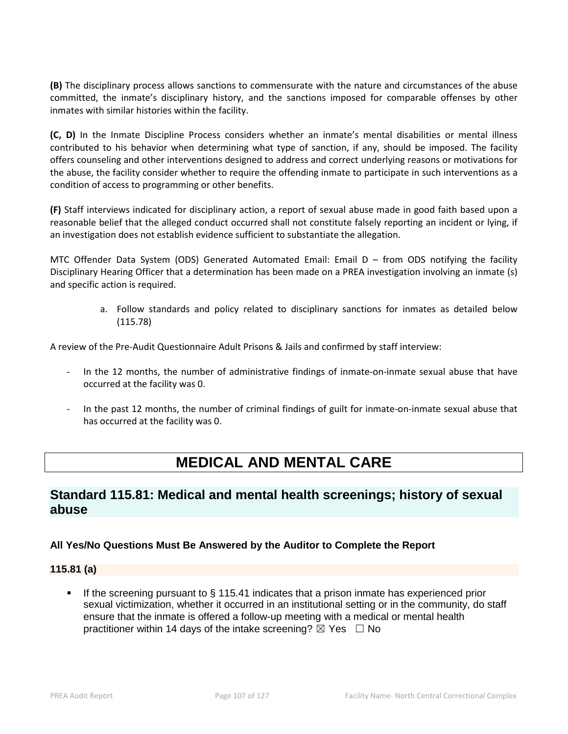**(B)** The disciplinary process allows sanctions to commensurate with the nature and circumstances of the abuse committed, the inmate's disciplinary history, and the sanctions imposed for comparable offenses by other inmates with similar histories within the facility.

**(C, D)** In the Inmate Discipline Process considers whether an inmate's mental disabilities or mental illness contributed to his behavior when determining what type of sanction, if any, should be imposed. The facility offers counseling and other interventions designed to address and correct underlying reasons or motivations for the abuse, the facility consider whether to require the offending inmate to participate in such interventions as a condition of access to programming or other benefits.

**(F)** Staff interviews indicated for disciplinary action, a report of sexual abuse made in good faith based upon a reasonable belief that the alleged conduct occurred shall not constitute falsely reporting an incident or lying, if an investigation does not establish evidence sufficient to substantiate the allegation.

MTC Offender Data System (ODS) Generated Automated Email: Email D – from ODS notifying the facility Disciplinary Hearing Officer that a determination has been made on a PREA investigation involving an inmate (s) and specific action is required.

a. Follow standards and policy related to disciplinary sanctions for inmates as detailed below (115.78)

A review of the Pre-Audit Questionnaire Adult Prisons & Jails and confirmed by staff interview:

- In the 12 months, the number of administrative findings of inmate-on-inmate sexual abuse that have occurred at the facility was 0.
- In the past 12 months, the number of criminal findings of guilt for inmate-on-inmate sexual abuse that has occurred at the facility was 0.

# MEDICAL AND MENTAL CARE

## Standard 115.81: Medical and mental health screenings; history of sexual abuse

### All Yes/No Questions Must Be Answered by the Auditor to Complete the Report

#### 115.81 (a)

- If the screening pursuant to § 115.41 indicates that a prison inmate has experienced prior sexual victimization, whether it occurred in an institutional setting or in the community, do staff ensure that the inmate is offered a follow-up meeting with a medical or mental health practitioner within 14 days of the intake screening? ☒ Yes ☐ No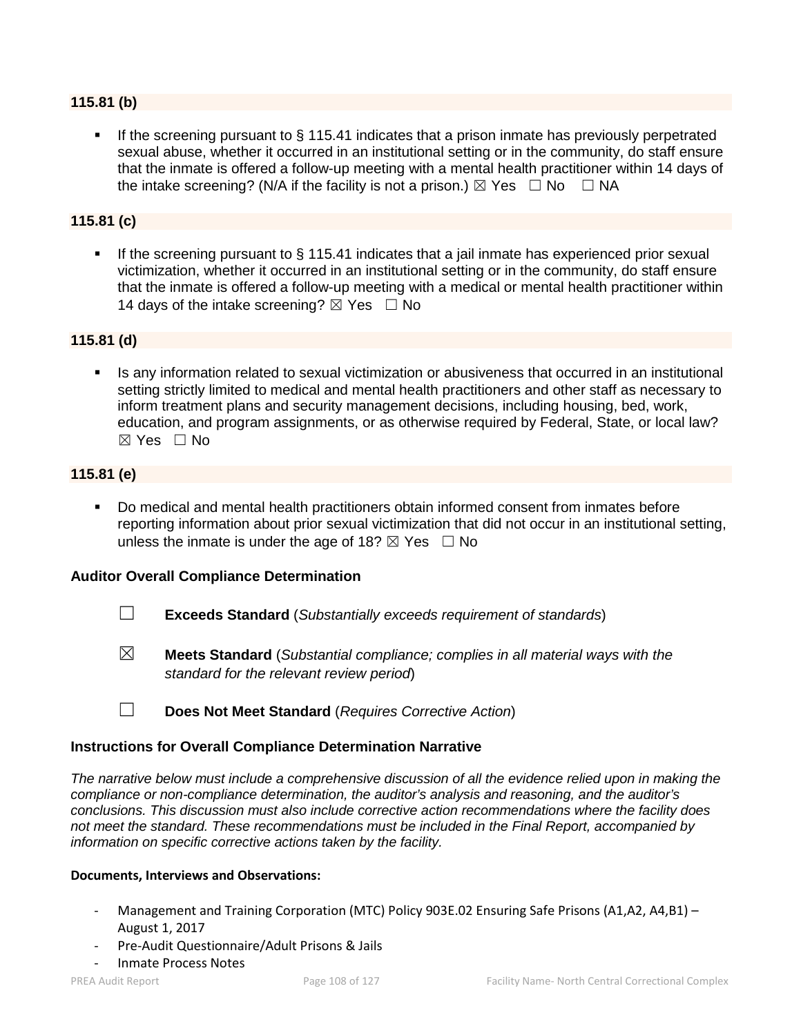**115.81 (b)**

- If the screening pursuant to § 115.41 indicates that a prison inmate has previously perpetrated sexual abuse, whether it occurred in an institutional setting or in the community, do staff ensure that the inmate is offered a follow-up meeting with a mental health practitioner within 14 days of the intake screening? (N/A if the facility is not a prison.) ☒ Yes ☐ No ☐ NA

**115.81 (c)**

- If the screening pursuant to § 115.41 indicates that a jail inmate has experienced prior sexual victimization, whether it occurred in an institutional setting or in the community, do staff ensure that the inmate is offered a follow-up meeting with a medical or mental health practitioner within 14 days of the intake screening? ☒ Yes ☐ No

**115.81 (d)**

- Is any information related to sexual victimization or abusiveness that occurred in an institutional setting strictly limited to medical and mental health practitioners and other staff as necessary to inform treatment plans and security management decisions, including housing, bed, work, education, and program assignments, or as otherwise required by Federal, State, or local law? ☒ Yes ☐ No

**115.81 (e)**

- Do medical and mental health practitioners obtain informed consent from inmates before reporting information about prior sexual victimization that did not occur in an institutional setting, unless the inmate is under the age of 18? ☒ Yes ☐ No

**Auditor Overall Compliance Determination**

☐ **Exceeds Standard** (*Substantially exceeds requirement of standards*)

☒ **Meets Standard** (*Substantial compliance; complies in all material ways with the standard for the relevant review period*)

☐ **Does Not Meet Standard** (*Requires Corrective Action*)

**Instructions for Overall Compliance Determination Narrative**

*The narrative below must include a comprehensive discussion of all the evidence relied upon in making the compliance or non-compliance determination, the auditor's analysis and reasoning, and the auditor's conclusions. This discussion must also include corrective action recommendations where the facility does not meet the standard. These recommendations must be included in the Final Report, accompanied by information on specific corrective actions taken by the facility.*

**Documents, Interviews and Observations:**

- Management and Training Corporation (MTC) Policy 903E.02 Ensuring Safe Prisons (A1,A2, A4,B1) – August 1, 2017
- Pre-Audit Questionnaire/Adult Prisons & Jails
- Inmate Process Notes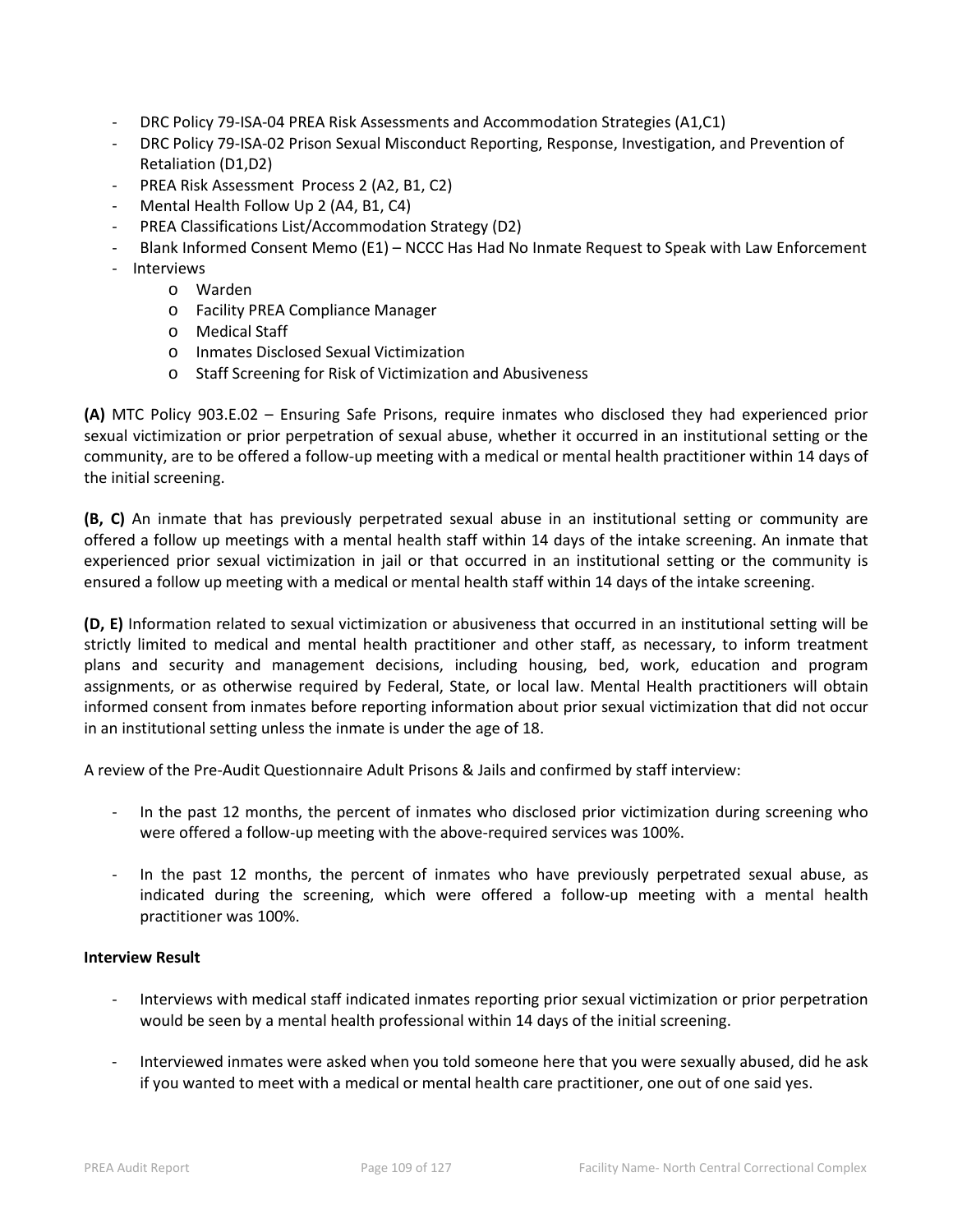- DRC Policy 79-ISA-04 PREA Risk Assessments and Accommodation Strategies (A1,C1)
- DRC Policy 79-ISA-02 Prison Sexual Misconduct Reporting, Response, Investigation, and Prevention of Retaliation (D1,D2)
- PREA Risk Assessment Process 2 (A2, B1, C2)
- Mental Health Follow Up 2 (A4, B1, C4)
- PREA Classifications List/Accommodation Strategy (D2)
- Blank Informed Consent Memo (E1) – NCCC Has Had No Inmate Request to Speak with Law Enforcement
- Interviews
  - Warden
  - Facility PREA Compliance Manager
  - Medical Staff
  - Inmates Disclosed Sexual Victimization
  - Staff Screening for Risk of Victimization and Abusiveness

**(A)** MTC Policy 903.E.02 – Ensuring Safe Prisons, require inmates who disclosed they had experienced prior sexual victimization or prior perpetration of sexual abuse, whether it occurred in an institutional setting or the community, are to be offered a follow-up meeting with a medical or mental health practitioner within 14 days of the initial screening.

**(B, C)** An inmate that has previously perpetrated sexual abuse in an institutional setting or community are offered a follow up meetings with a mental health staff within 14 days of the intake screening. An inmate that experienced prior sexual victimization in jail or that occurred in an institutional setting or the community is ensured a follow up meeting with a medical or mental health staff within 14 days of the intake screening.

**(D, E)** Information related to sexual victimization or abusiveness that occurred in an institutional setting will be strictly limited to medical and mental health practitioner and other staff, as necessary, to inform treatment plans and security and management decisions, including housing, bed, work, education and program assignments, or as otherwise required by Federal, State, or local law. Mental Health practitioners will obtain informed consent from inmates before reporting information about prior sexual victimization that did not occur in an institutional setting unless the inmate is under the age of 18.

A review of the Pre-Audit Questionnaire Adult Prisons & Jails and confirmed by staff interview:

- In the past 12 months, the percent of inmates who disclosed prior victimization during screening who were offered a follow-up meeting with the above-required services was 100%.

- In the past 12 months, the percent of inmates who have previously perpetrated sexual abuse, as indicated during the screening, which were offered a follow-up meeting with a mental health practitioner was 100%.

**Interview Result**

- Interviews with medical staff indicated inmates reporting prior sexual victimization or prior perpetration would be seen by a mental health professional within 14 days of the initial screening.

- Interviewed inmates were asked when you told someone here that you were sexually abused, did he ask if you wanted to meet with a medical or mental health care practitioner, one out of one said yes.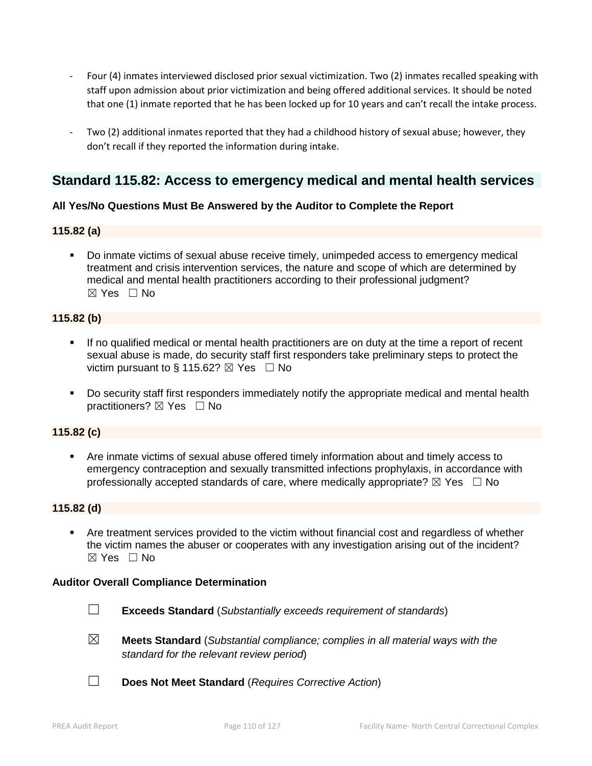- Four (4) inmates interviewed disclosed prior sexual victimization. Two (2) inmates recalled speaking with staff upon admission about prior victimization and being offered additional services. It should be noted that one (1) inmate reported that he has been locked up for 10 years and can't recall the intake process.

- Two (2) additional inmates reported that they had a childhood history of sexual abuse; however, they don't recall if they reported the information during intake.

## Standard 115.82: Access to emergency medical and mental health services

**All Yes/No Questions Must Be Answered by the Auditor to Complete the Report**

**115.82 (a)**

- Do inmate victims of sexual abuse receive timely, unimpeded access to emergency medical treatment and crisis intervention services, the nature and scope of which are determined by medical and mental health practitioners according to their professional judgment? ☒ Yes ☐ No

**115.82 (b)**

- If no qualified medical or mental health practitioners are on duty at the time a report of recent sexual abuse is made, do security staff first responders take preliminary steps to protect the victim pursuant to § 115.62? ☒ Yes ☐ No

- Do security staff first responders immediately notify the appropriate medical and mental health practitioners? ☒ Yes ☐ No

**115.82 (c)**

- Are inmate victims of sexual abuse offered timely information about and timely access to emergency contraception and sexually transmitted infections prophylaxis, in accordance with professionally accepted standards of care, where medically appropriate? ☒ Yes ☐ No

**115.82 (d)**

- Are treatment services provided to the victim without financial cost and regardless of whether the victim names the abuser or cooperates with any investigation arising out of the incident? ☒ Yes ☐ No

**Auditor Overall Compliance Determination**

☐ **Exceeds Standard** (*Substantially exceeds requirement of standards*)

☒ **Meets Standard** (*Substantial compliance; complies in all material ways with the standard for the relevant review period*)

☐ **Does Not Meet Standard** (*Requires Corrective Action*)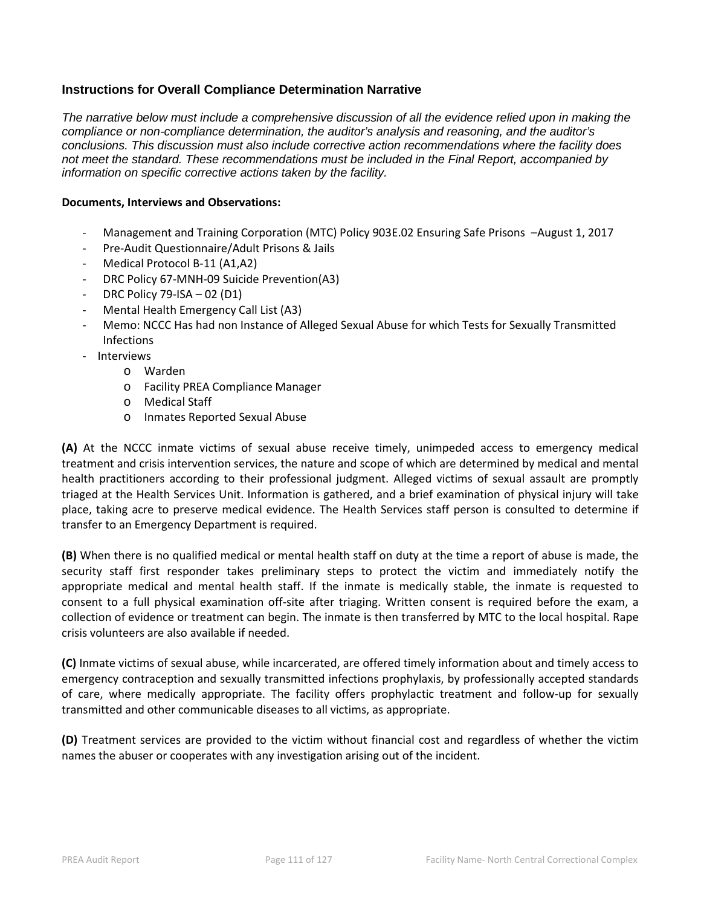### Instructions for Overall Compliance Determination Narrative

*The narrative below must include a comprehensive discussion of all the evidence relied upon in making the compliance or non-compliance determination, the auditor's analysis and reasoning, and the auditor's conclusions. This discussion must also include corrective action recommendations where the facility does not meet the standard. These recommendations must be included in the Final Report, accompanied by information on specific corrective actions taken by the facility.*

**Documents, Interviews and Observations:**

- Management and Training Corporation (MTC) Policy 903E.02 Ensuring Safe Prisons –August 1, 2017
- Pre-Audit Questionnaire/Adult Prisons & Jails
- Medical Protocol B-11 (A1,A2)
- DRC Policy 67-MNH-09 Suicide Prevention(A3)
- DRC Policy 79-ISA – 02 (D1)
- Mental Health Emergency Call List (A3)
- Memo: NCCC Has had non Instance of Alleged Sexual Abuse for which Tests for Sexually Transmitted Infections
- Interviews
    - Warden
    - Facility PREA Compliance Manager
    - Medical Staff
    - Inmates Reported Sexual Abuse

**(A)** At the NCCC inmate victims of sexual abuse receive timely, unimpeded access to emergency medical treatment and crisis intervention services, the nature and scope of which are determined by medical and mental health practitioners according to their professional judgment. Alleged victims of sexual assault are promptly triaged at the Health Services Unit. Information is gathered, and a brief examination of physical injury will take place, taking acre to preserve medical evidence. The Health Services staff person is consulted to determine if transfer to an Emergency Department is required.

**(B)** When there is no qualified medical or mental health staff on duty at the time a report of abuse is made, the security staff first responder takes preliminary steps to protect the victim and immediately notify the appropriate medical and mental health staff. If the inmate is medically stable, the inmate is requested to consent to a full physical examination off-site after triaging. Written consent is required before the exam, a collection of evidence or treatment can begin. The inmate is then transferred by MTC to the local hospital. Rape crisis volunteers are also available if needed.

**(C)** Inmate victims of sexual abuse, while incarcerated, are offered timely information about and timely access to emergency contraception and sexually transmitted infections prophylaxis, by professionally accepted standards of care, where medically appropriate. The facility offers prophylactic treatment and follow-up for sexually transmitted and other communicable diseases to all victims, as appropriate.

**(D)** Treatment services are provided to the victim without financial cost and regardless of whether the victim names the abuser or cooperates with any investigation arising out of the incident.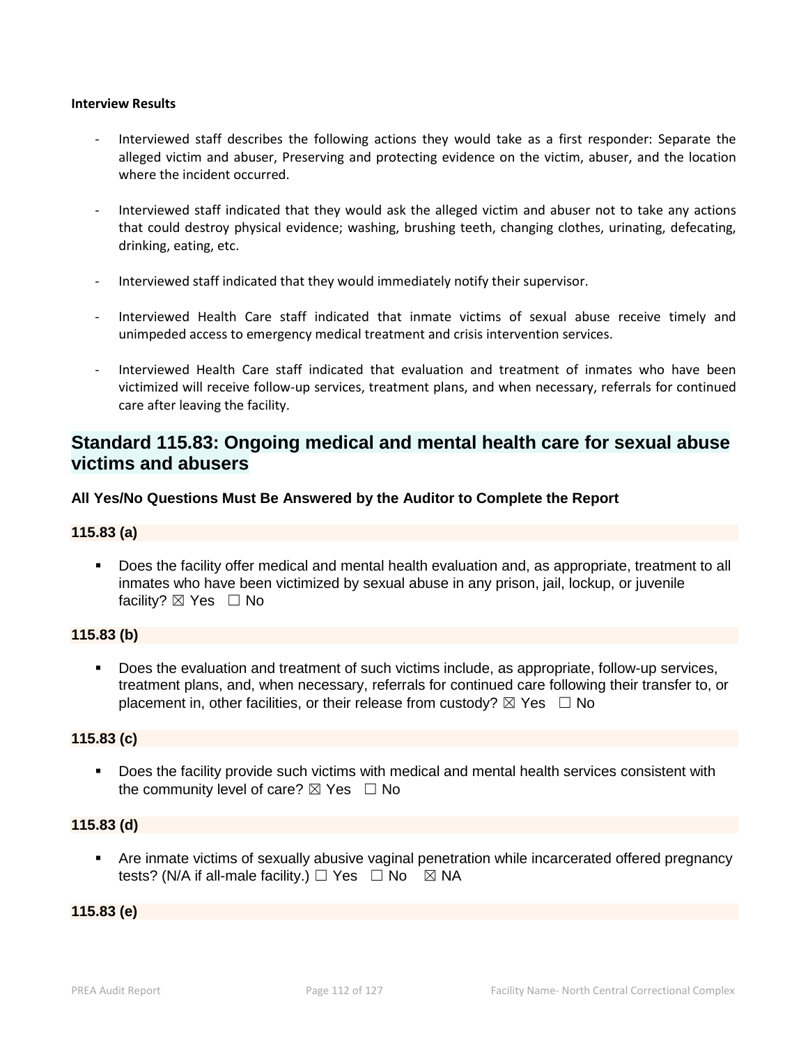**Interview Results**

- Interviewed staff describes the following actions they would take as a first responder: Separate the alleged victim and abuser, Preserving and protecting evidence on the victim, abuser, and the location where the incident occurred.

- Interviewed staff indicated that they would ask the alleged victim and abuser not to take any actions that could destroy physical evidence; washing, brushing teeth, changing clothes, urinating, defecating, drinking, eating, etc.

- Interviewed staff indicated that they would immediately notify their supervisor.

- Interviewed Health Care staff indicated that inmate victims of sexual abuse receive timely and unimpeded access to emergency medical treatment and crisis intervention services.

- Interviewed Health Care staff indicated that evaluation and treatment of inmates who have been victimized will receive follow-up services, treatment plans, and when necessary, referrals for continued care after leaving the facility.

## Standard 115.83: Ongoing medical and mental health care for sexual abuse victims and abusers

**All Yes/No Questions Must Be Answered by the Auditor to Complete the Report**

**115.83 (a)**

- Does the facility offer medical and mental health evaluation and, as appropriate, treatment to all inmates who have been victimized by sexual abuse in any prison, jail, lockup, or juvenile facility? ☒ Yes ☐ No

**115.83 (b)**

- Does the evaluation and treatment of such victims include, as appropriate, follow-up services, treatment plans, and, when necessary, referrals for continued care following their transfer to, or placement in, other facilities, or their release from custody? ☒ Yes ☐ No

**115.83 (c)**

- Does the facility provide such victims with medical and mental health services consistent with the community level of care? ☒ Yes ☐ No

**115.83 (d)**

- Are inmate victims of sexually abusive vaginal penetration while incarcerated offered pregnancy tests? (N/A if all-male facility.) ☐ Yes ☐ No ☒ NA

**115.83 (e)**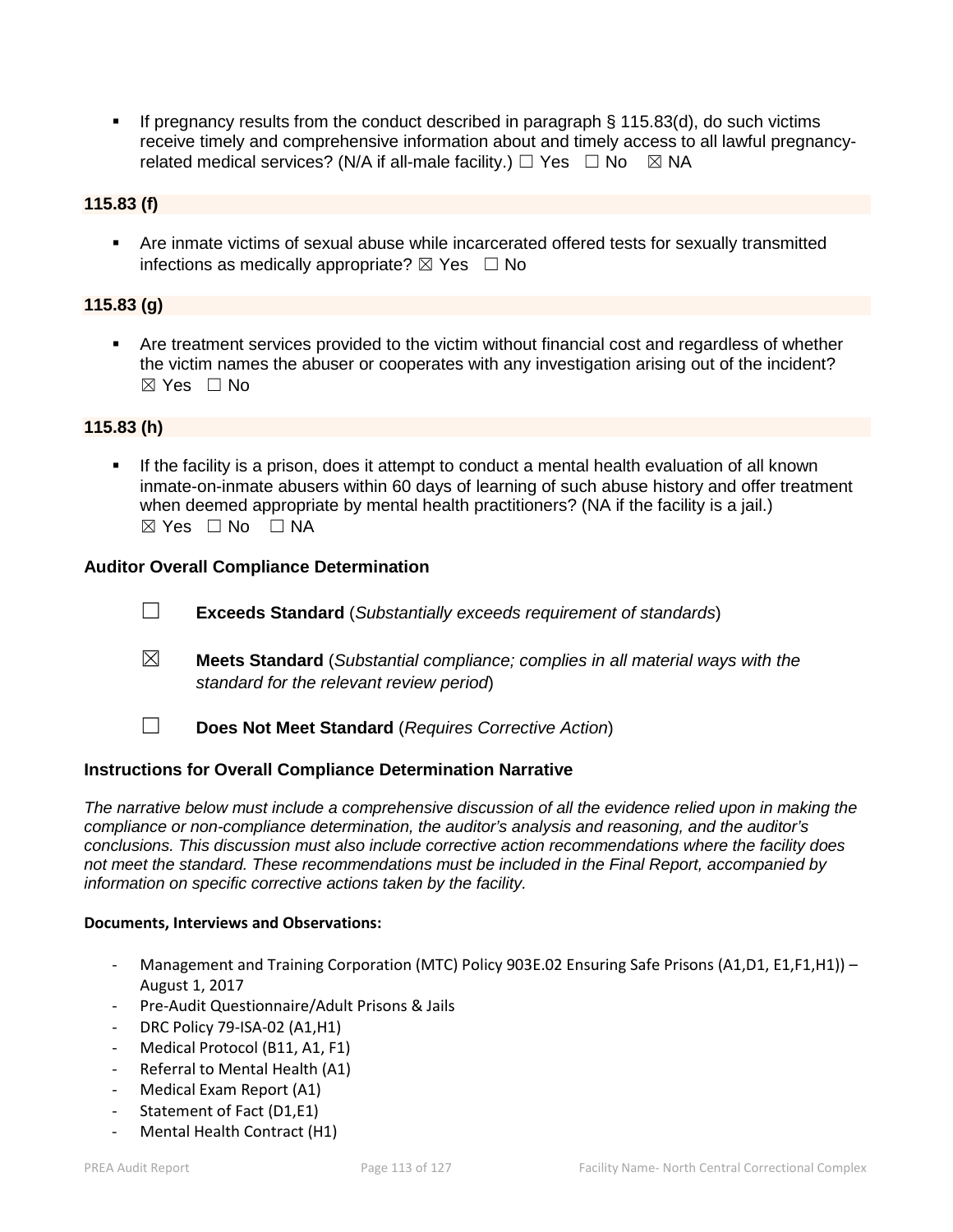- If pregnancy results from the conduct described in paragraph § 115.83(d), do such victims receive timely and comprehensive information about and timely access to all lawful pregnancy-related medical services? (N/A if all-male facility.) ☐ Yes ☐ No ☒ NA

**115.83 (f)**

- Are inmate victims of sexual abuse while incarcerated offered tests for sexually transmitted infections as medically appropriate? ☒ Yes ☐ No

**115.83 (g)**

- Are treatment services provided to the victim without financial cost and regardless of whether the victim names the abuser or cooperates with any investigation arising out of the incident? ☒ Yes ☐ No

**115.83 (h)**

- If the facility is a prison, does it attempt to conduct a mental health evaluation of all known inmate-on-inmate abusers within 60 days of learning of such abuse history and offer treatment when deemed appropriate by mental health practitioners? (NA if the facility is a jail.) ☒ Yes ☐ No ☐ NA

**Auditor Overall Compliance Determination**

☐ **Exceeds Standard** (*Substantially exceeds requirement of standards*)

☒ **Meets Standard** (*Substantial compliance; complies in all material ways with the standard for the relevant review period*)

☐ **Does Not Meet Standard** (*Requires Corrective Action*)

**Instructions for Overall Compliance Determination Narrative**

*The narrative below must include a comprehensive discussion of all the evidence relied upon in making the compliance or non-compliance determination, the auditor's analysis and reasoning, and the auditor's conclusions. This discussion must also include corrective action recommendations where the facility does not meet the standard. These recommendations must be included in the Final Report, accompanied by information on specific corrective actions taken by the facility.*

**Documents, Interviews and Observations:**

- Management and Training Corporation (MTC) Policy 903E.02 Ensuring Safe Prisons (A1,D1, E1,F1,H1)) – August 1, 2017
- Pre-Audit Questionnaire/Adult Prisons & Jails
- DRC Policy 79-ISA-02 (A1,H1)
- Medical Protocol (B11, A1, F1)
- Referral to Mental Health (A1)
- Medical Exam Report (A1)
- Statement of Fact (D1,E1)
- Mental Health Contract (H1)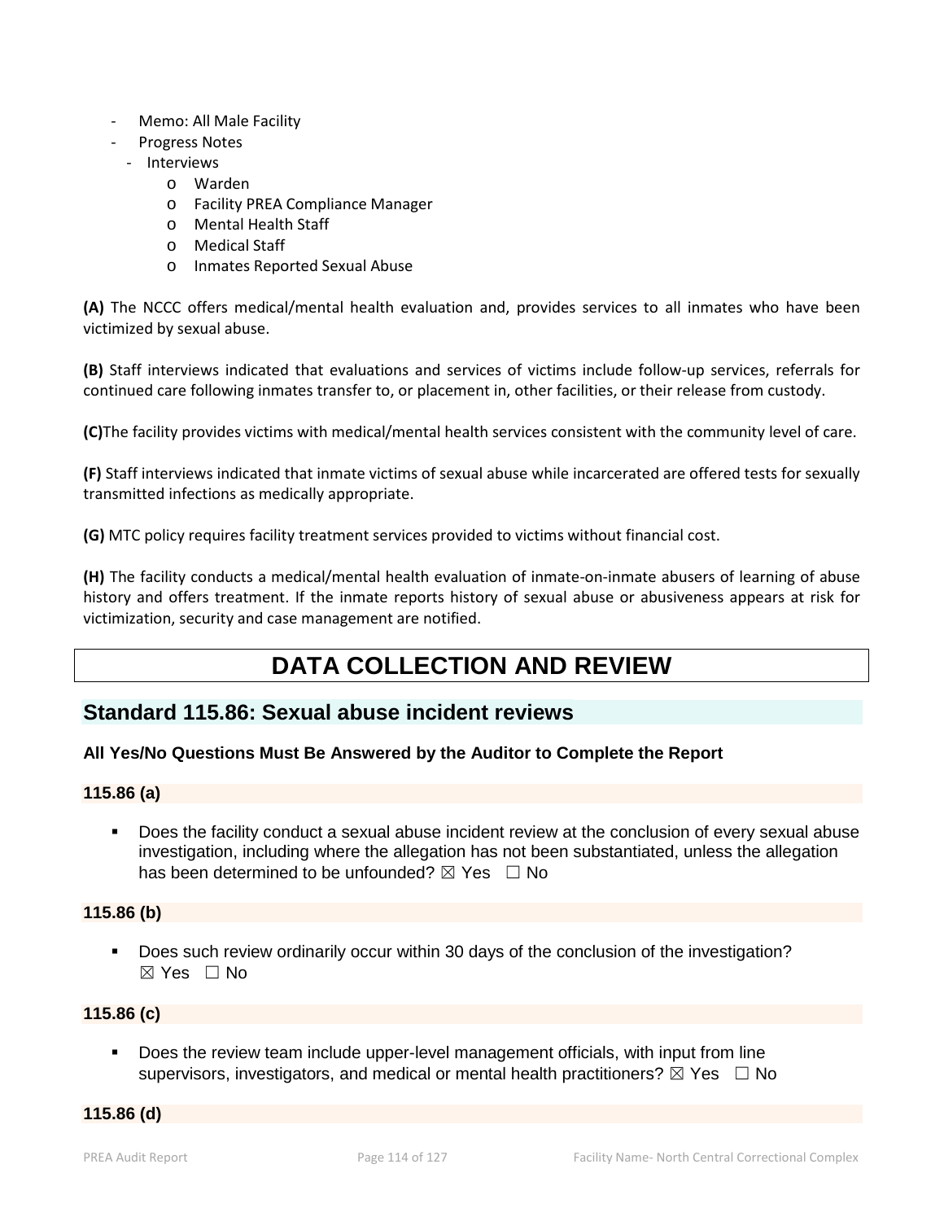- Memo: All Male Facility
- Progress Notes
- Interviews
  - o Warden
  - o Facility PREA Compliance Manager
  - o Mental Health Staff
  - o Medical Staff
  - o Inmates Reported Sexual Abuse

**(A)** The NCCC offers medical/mental health evaluation and, provides services to all inmates who have been victimized by sexual abuse.

**(B)** Staff interviews indicated that evaluations and services of victims include follow-up services, referrals for continued care following inmates transfer to, or placement in, other facilities, or their release from custody.

**(C)**The facility provides victims with medical/mental health services consistent with the community level of care.

**(F)** Staff interviews indicated that inmate victims of sexual abuse while incarcerated are offered tests for sexually transmitted infections as medically appropriate.

**(G)** MTC policy requires facility treatment services provided to victims without financial cost.

**(H)** The facility conducts a medical/mental health evaluation of inmate-on-inmate abusers of learning of abuse history and offers treatment. If the inmate reports history of sexual abuse or abusiveness appears at risk for victimization, security and case management are notified.

# DATA COLLECTION AND REVIEW

## Standard 115.86: Sexual abuse incident reviews

**All Yes/No Questions Must Be Answered by the Auditor to Complete the Report**

**115.86 (a)**

- Does the facility conduct a sexual abuse incident review at the conclusion of every sexual abuse investigation, including where the allegation has not been substantiated, unless the allegation has been determined to be unfounded? ☒ Yes ☐ No

**115.86 (b)**

- Does such review ordinarily occur within 30 days of the conclusion of the investigation? ☒ Yes ☐ No

**115.86 (c)**

- Does the review team include upper-level management officials, with input from line supervisors, investigators, and medical or mental health practitioners? ☒ Yes ☐ No

**115.86 (d)**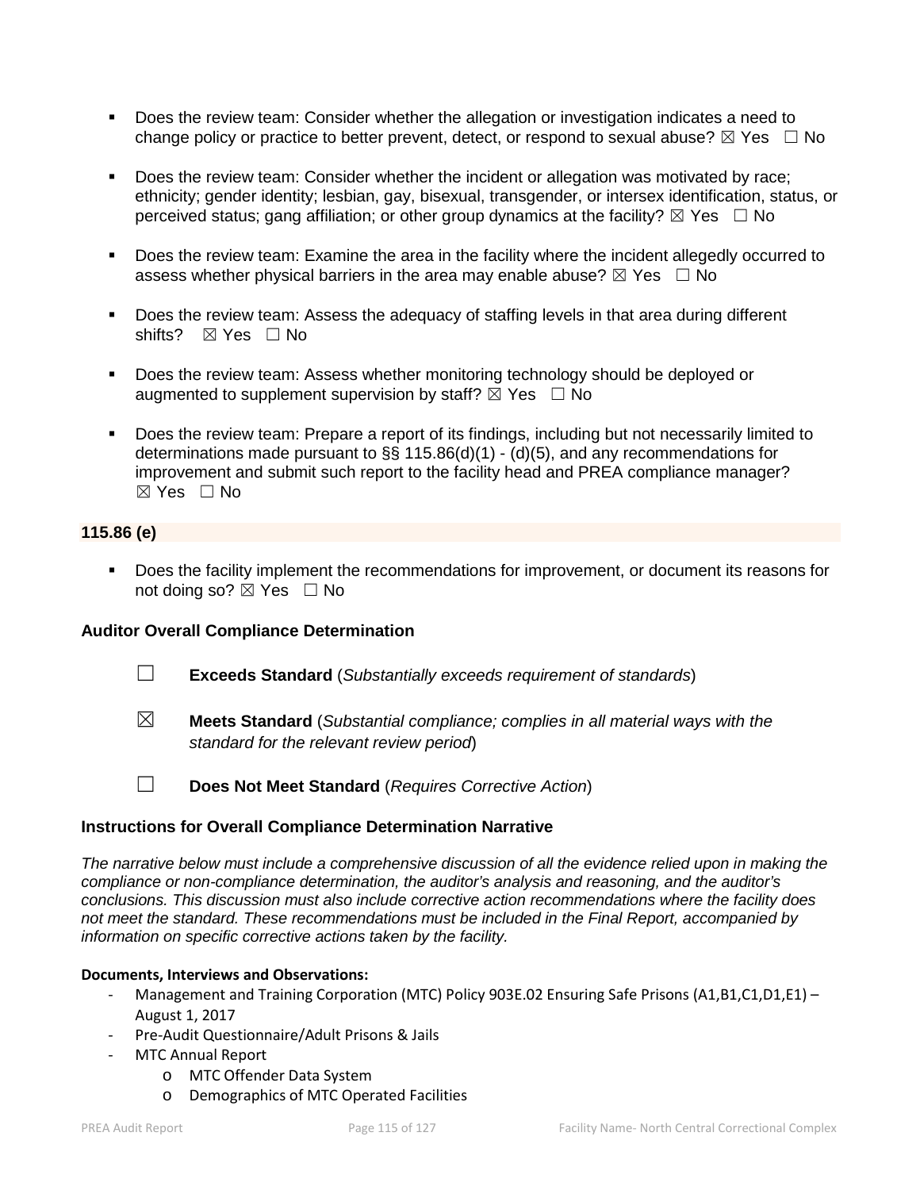- Does the review team: Consider whether the allegation or investigation indicates a need to change policy or practice to better prevent, detect, or respond to sexual abuse? ☒ Yes ☐ No

- Does the review team: Consider whether the incident or allegation was motivated by race; ethnicity; gender identity; lesbian, gay, bisexual, transgender, or intersex identification, status, or perceived status; gang affiliation; or other group dynamics at the facility? ☒ Yes ☐ No

- Does the review team: Examine the area in the facility where the incident allegedly occurred to assess whether physical barriers in the area may enable abuse? ☒ Yes ☐ No

- Does the review team: Assess the adequacy of staffing levels in that area during different shifts? ☒ Yes ☐ No

- Does the review team: Assess whether monitoring technology should be deployed or augmented to supplement supervision by staff? ☒ Yes ☐ No

- Does the review team: Prepare a report of its findings, including but not necessarily limited to determinations made pursuant to §§ 115.86(d)(1) - (d)(5), and any recommendations for improvement and submit such report to the facility head and PREA compliance manager? ☒ Yes ☐ No

**115.86 (e)**

- Does the facility implement the recommendations for improvement, or document its reasons for not doing so? ☒ Yes ☐ No

**Auditor Overall Compliance Determination**

☐ **Exceeds Standard** (*Substantially exceeds requirement of standards*)

☒ **Meets Standard** (*Substantial compliance; complies in all material ways with the standard for the relevant review period*)

☐ **Does Not Meet Standard** (*Requires Corrective Action*)

**Instructions for Overall Compliance Determination Narrative**

*The narrative below must include a comprehensive discussion of all the evidence relied upon in making the compliance or non-compliance determination, the auditor's analysis and reasoning, and the auditor's conclusions. This discussion must also include corrective action recommendations where the facility does not meet the standard. These recommendations must be included in the Final Report, accompanied by information on specific corrective actions taken by the facility.*

**Documents, Interviews and Observations:**

- Management and Training Corporation (MTC) Policy 903E.02 Ensuring Safe Prisons (A1,B1,C1,D1,E1) – August 1, 2017
- Pre-Audit Questionnaire/Adult Prisons & Jails
- MTC Annual Report
    - MTC Offender Data System
    - Demographics of MTC Operated Facilities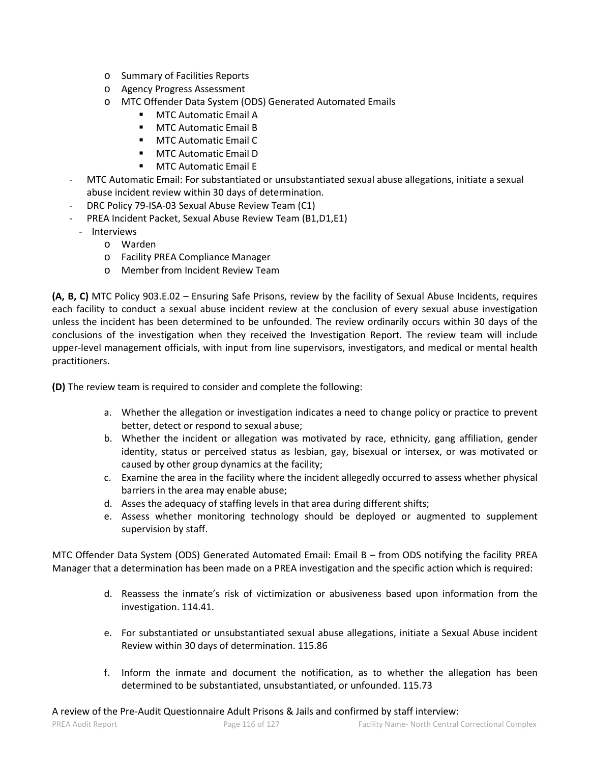- Summary of Facilities Reports
    - Agency Progress Assessment
    - MTC Offender Data System (ODS) Generated Automated Emails
        - MTC Automatic Email A
        - MTC Automatic Email B
        - MTC Automatic Email C
        - MTC Automatic Email D
        - MTC Automatic Email E
- MTC Automatic Email: For substantiated or unsubstantiated sexual abuse allegations, initiate a sexual abuse incident review within 30 days of determination.
- DRC Policy 79-ISA-03 Sexual Abuse Review Team (C1)
- PREA Incident Packet, Sexual Abuse Review Team (B1,D1,E1)
- Interviews
    - Warden
    - Facility PREA Compliance Manager
    - Member from Incident Review Team

**(A, B, C)** MTC Policy 903.E.02 – Ensuring Safe Prisons, review by the facility of Sexual Abuse Incidents, requires each facility to conduct a sexual abuse incident review at the conclusion of every sexual abuse investigation unless the incident has been determined to be unfounded. The review ordinarily occurs within 30 days of the conclusions of the investigation when they received the Investigation Report. The review team will include upper-level management officials, with input from line supervisors, investigators, and medical or mental health practitioners.

**(D)** The review team is required to consider and complete the following:

a. Whether the allegation or investigation indicates a need to change policy or practice to prevent better, detect or respond to sexual abuse;
b. Whether the incident or allegation was motivated by race, ethnicity, gang affiliation, gender identity, status or perceived status as lesbian, gay, bisexual or intersex, or was motivated or caused by other group dynamics at the facility;
c. Examine the area in the facility where the incident allegedly occurred to assess whether physical barriers in the area may enable abuse;
d. Asses the adequacy of staffing levels in that area during different shifts;
e. Assess whether monitoring technology should be deployed or augmented to supplement supervision by staff.

MTC Offender Data System (ODS) Generated Automated Email: Email B – from ODS notifying the facility PREA Manager that a determination has been made on a PREA investigation and the specific action which is required:

d. Reassess the inmate's risk of victimization or abusiveness based upon information from the investigation. 114.41.

e. For substantiated or unsubstantiated sexual abuse allegations, initiate a Sexual Abuse incident Review within 30 days of determination. 115.86

f. Inform the inmate and document the notification, as to whether the allegation has been determined to be substantiated, unsubstantiated, or unfounded. 115.73

A review of the Pre-Audit Questionnaire Adult Prisons & Jails and confirmed by staff interview: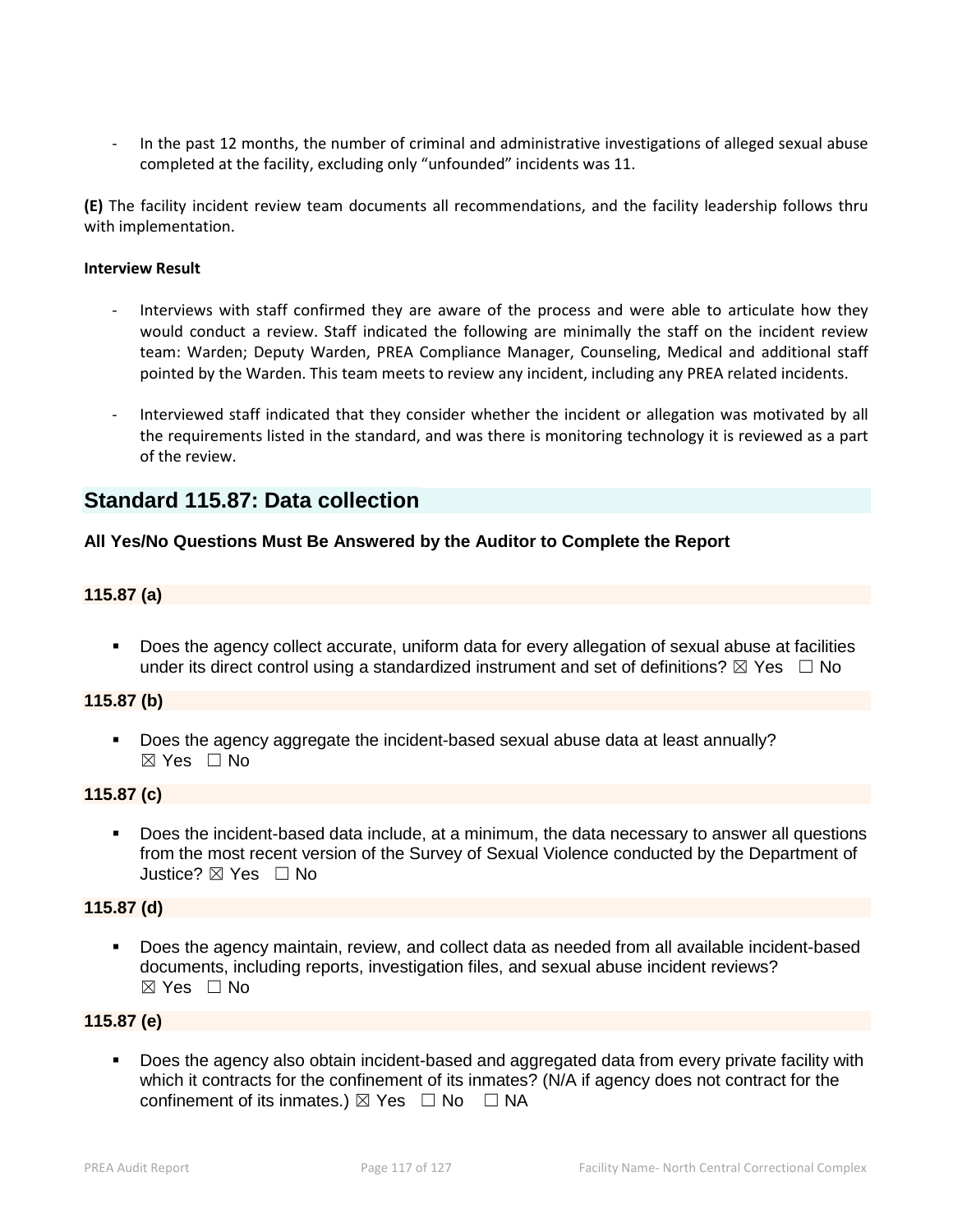- In the past 12 months, the number of criminal and administrative investigations of alleged sexual abuse completed at the facility, excluding only "unfounded" incidents was 11.

**(E)** The facility incident review team documents all recommendations, and the facility leadership follows thru with implementation.

**Interview Result**

- Interviews with staff confirmed they are aware of the process and were able to articulate how they would conduct a review. Staff indicated the following are minimally the staff on the incident review team: Warden; Deputy Warden, PREA Compliance Manager, Counseling, Medical and additional staff pointed by the Warden. This team meets to review any incident, including any PREA related incidents.

- Interviewed staff indicated that they consider whether the incident or allegation was motivated by all the requirements listed in the standard, and was there is monitoring technology it is reviewed as a part of the review.

## Standard 115.87: Data collection

**All Yes/No Questions Must Be Answered by the Auditor to Complete the Report**

**115.87 (a)**

- Does the agency collect accurate, uniform data for every allegation of sexual abuse at facilities under its direct control using a standardized instrument and set of definitions? ☒ Yes ☐ No

**115.87 (b)**

- Does the agency aggregate the incident-based sexual abuse data at least annually? ☒ Yes ☐ No

**115.87 (c)**

- Does the incident-based data include, at a minimum, the data necessary to answer all questions from the most recent version of the Survey of Sexual Violence conducted by the Department of Justice? ☒ Yes ☐ No

**115.87 (d)**

- Does the agency maintain, review, and collect data as needed from all available incident-based documents, including reports, investigation files, and sexual abuse incident reviews? ☒ Yes ☐ No

**115.87 (e)**

- Does the agency also obtain incident-based and aggregated data from every private facility with which it contracts for the confinement of its inmates? (N/A if agency does not contract for the confinement of its inmates.) ☒ Yes ☐ No ☐ NA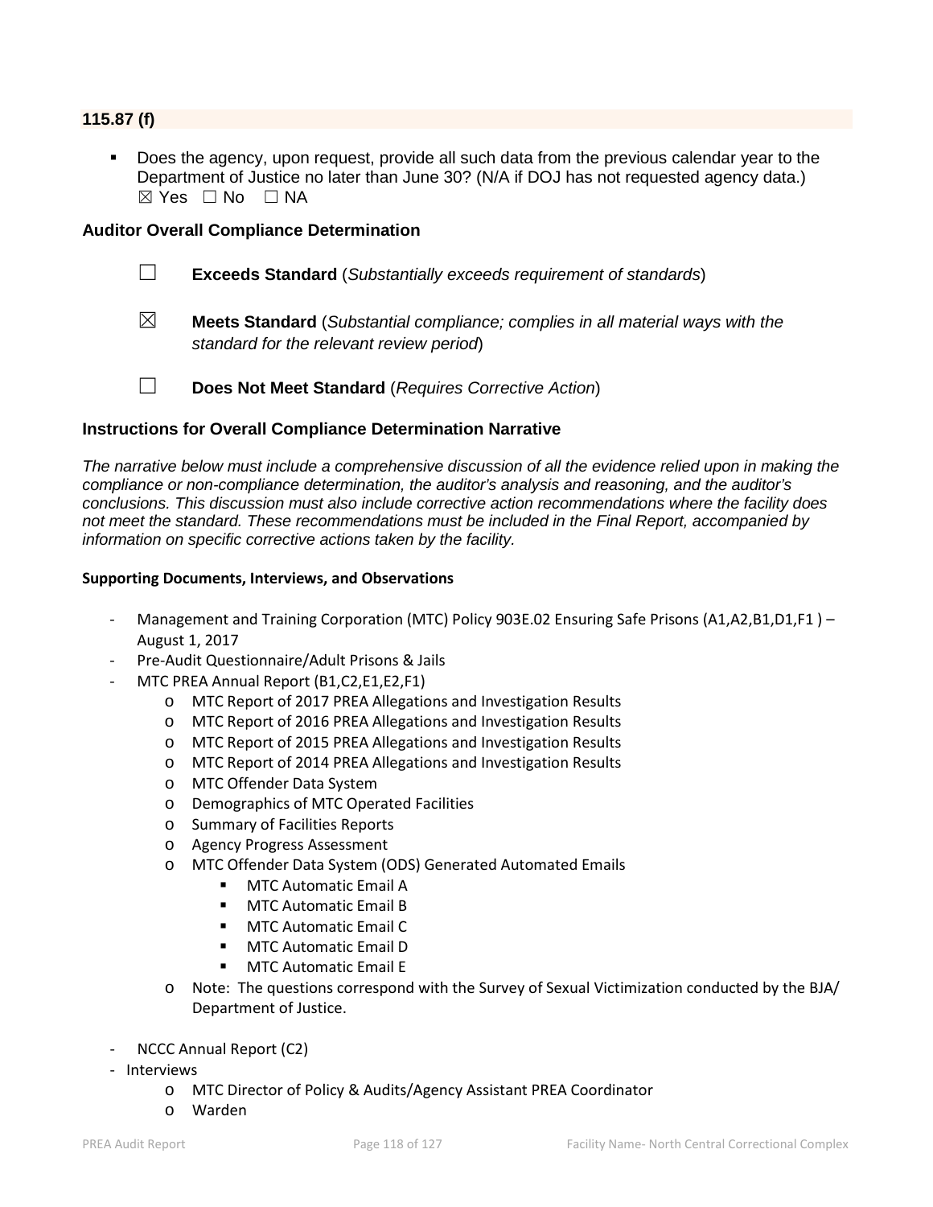**115.87 (f)**

- Does the agency, upon request, provide all such data from the previous calendar year to the Department of Justice no later than June 30? (N/A if DOJ has not requested agency data.)
  ☒ Yes ☐ No ☐ NA

### Auditor Overall Compliance Determination

☐ **Exceeds Standard** (*Substantially exceeds requirement of standards*)

☒ **Meets Standard** (*Substantial compliance; complies in all material ways with the standard for the relevant review period*)

☐ **Does Not Meet Standard** (*Requires Corrective Action*)

### Instructions for Overall Compliance Determination Narrative

*The narrative below must include a comprehensive discussion of all the evidence relied upon in making the compliance or non-compliance determination, the auditor's analysis and reasoning, and the auditor's conclusions. This discussion must also include corrective action recommendations where the facility does not meet the standard. These recommendations must be included in the Final Report, accompanied by information on specific corrective actions taken by the facility.*

**Supporting Documents, Interviews, and Observations**

- Management and Training Corporation (MTC) Policy 903E.02 Ensuring Safe Prisons (A1,A2,B1,D1,F1 ) – August 1, 2017
- Pre-Audit Questionnaire/Adult Prisons & Jails
- MTC PREA Annual Report (B1,C2,E1,E2,F1)
  - MTC Report of 2017 PREA Allegations and Investigation Results
  - MTC Report of 2016 PREA Allegations and Investigation Results
  - MTC Report of 2015 PREA Allegations and Investigation Results
  - MTC Report of 2014 PREA Allegations and Investigation Results
  - MTC Offender Data System
  - Demographics of MTC Operated Facilities
  - Summary of Facilities Reports
  - Agency Progress Assessment
  - MTC Offender Data System (ODS) Generated Automated Emails
    - MTC Automatic Email A
    - MTC Automatic Email B
    - MTC Automatic Email C
    - MTC Automatic Email D
    - MTC Automatic Email E
  - Note: The questions correspond with the Survey of Sexual Victimization conducted by the BJA/ Department of Justice.
- NCCC Annual Report (C2)
- Interviews
  - MTC Director of Policy & Audits/Agency Assistant PREA Coordinator
  - Warden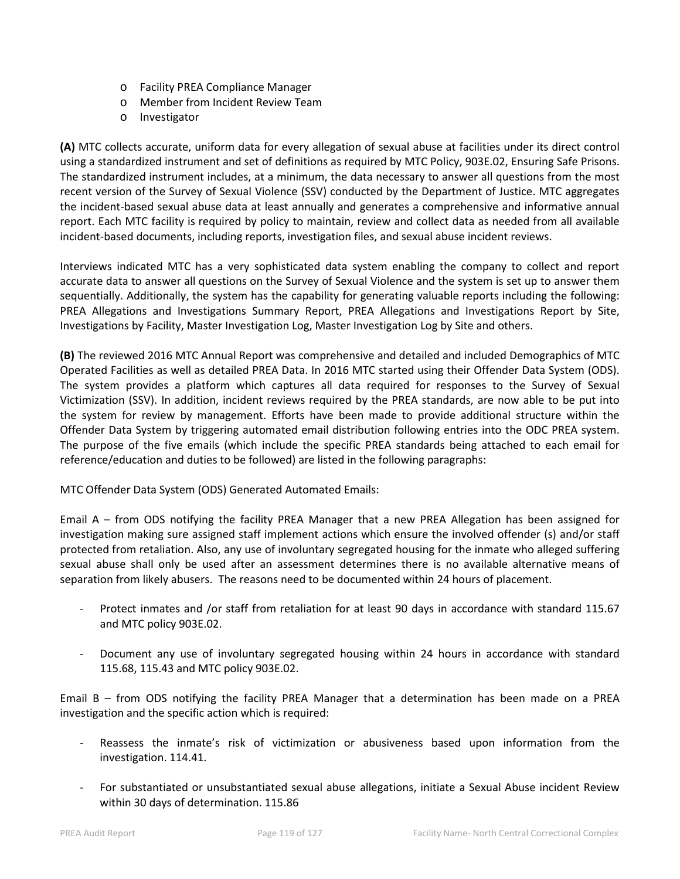- Facility PREA Compliance Manager
- Member from Incident Review Team
- Investigator

**(A)** MTC collects accurate, uniform data for every allegation of sexual abuse at facilities under its direct control using a standardized instrument and set of definitions as required by MTC Policy, 903E.02, Ensuring Safe Prisons. The standardized instrument includes, at a minimum, the data necessary to answer all questions from the most recent version of the Survey of Sexual Violence (SSV) conducted by the Department of Justice. MTC aggregates the incident-based sexual abuse data at least annually and generates a comprehensive and informative annual report. Each MTC facility is required by policy to maintain, review and collect data as needed from all available incident-based documents, including reports, investigation files, and sexual abuse incident reviews.

Interviews indicated MTC has a very sophisticated data system enabling the company to collect and report accurate data to answer all questions on the Survey of Sexual Violence and the system is set up to answer them sequentially. Additionally, the system has the capability for generating valuable reports including the following: PREA Allegations and Investigations Summary Report, PREA Allegations and Investigations Report by Site, Investigations by Facility, Master Investigation Log, Master Investigation Log by Site and others.

**(B)** The reviewed 2016 MTC Annual Report was comprehensive and detailed and included Demographics of MTC Operated Facilities as well as detailed PREA Data. In 2016 MTC started using their Offender Data System (ODS). The system provides a platform which captures all data required for responses to the Survey of Sexual Victimization (SSV). In addition, incident reviews required by the PREA standards, are now able to be put into the system for review by management. Efforts have been made to provide additional structure within the Offender Data System by triggering automated email distribution following entries into the ODC PREA system. The purpose of the five emails (which include the specific PREA standards being attached to each email for reference/education and duties to be followed) are listed in the following paragraphs:

MTC Offender Data System (ODS) Generated Automated Emails:

Email A – from ODS notifying the facility PREA Manager that a new PREA Allegation has been assigned for investigation making sure assigned staff implement actions which ensure the involved offender (s) and/or staff protected from retaliation. Also, any use of involuntary segregated housing for the inmate who alleged suffering sexual abuse shall only be used after an assessment determines there is no available alternative means of separation from likely abusers. The reasons need to be documented within 24 hours of placement.

- Protect inmates and /or staff from retaliation for at least 90 days in accordance with standard 115.67 and MTC policy 903E.02.
- Document any use of involuntary segregated housing within 24 hours in accordance with standard 115.68, 115.43 and MTC policy 903E.02.

Email B – from ODS notifying the facility PREA Manager that a determination has been made on a PREA investigation and the specific action which is required:

- Reassess the inmate's risk of victimization or abusiveness based upon information from the investigation. 114.41.
- For substantiated or unsubstantiated sexual abuse allegations, initiate a Sexual Abuse incident Review within 30 days of determination. 115.86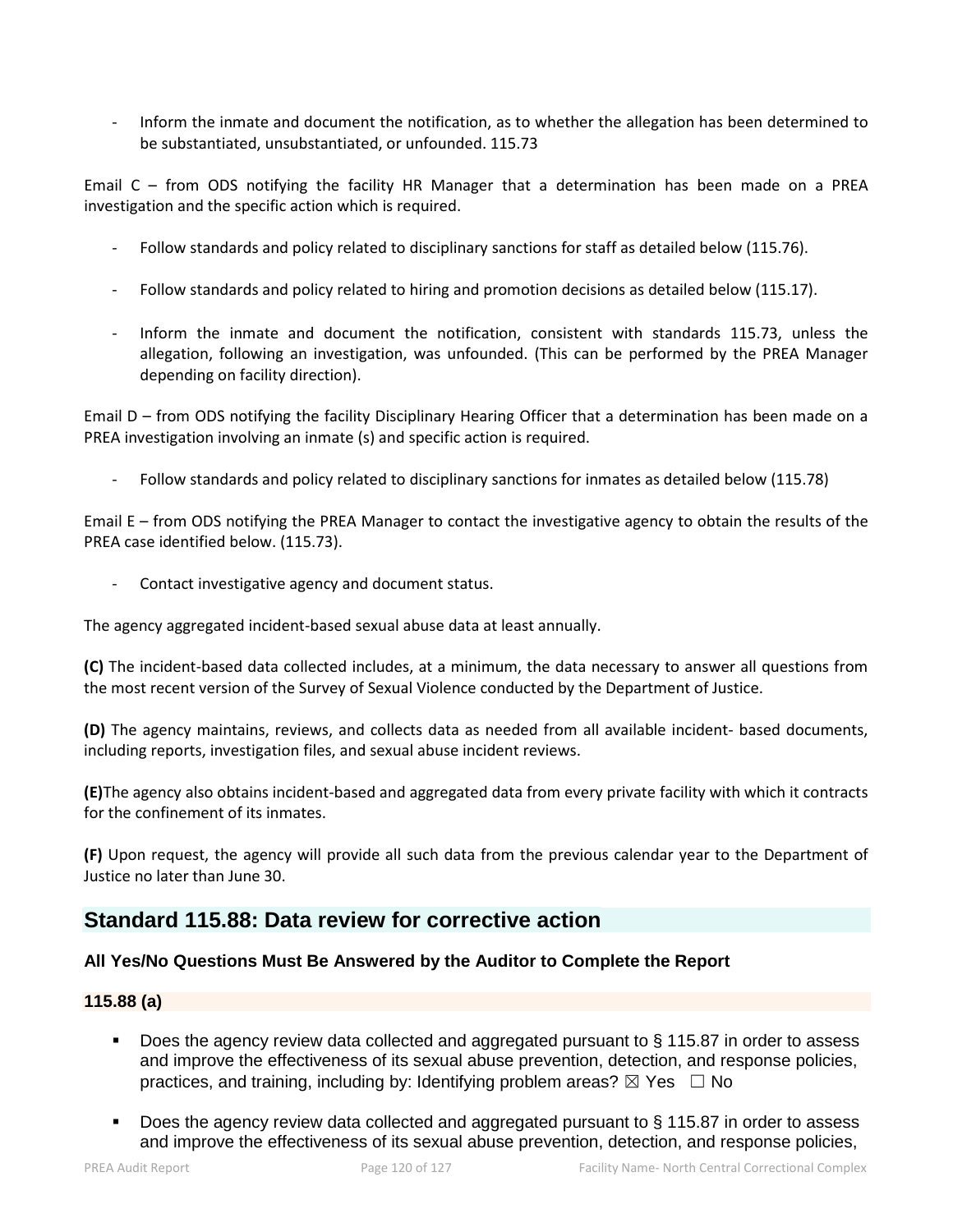- Inform the inmate and document the notification, as to whether the allegation has been determined to be substantiated, unsubstantiated, or unfounded. 115.73

Email C – from ODS notifying the facility HR Manager that a determination has been made on a PREA investigation and the specific action which is required.

- Follow standards and policy related to disciplinary sanctions for staff as detailed below (115.76).
- Follow standards and policy related to hiring and promotion decisions as detailed below (115.17).
- Inform the inmate and document the notification, consistent with standards 115.73, unless the allegation, following an investigation, was unfounded. (This can be performed by the PREA Manager depending on facility direction).

Email D – from ODS notifying the facility Disciplinary Hearing Officer that a determination has been made on a PREA investigation involving an inmate (s) and specific action is required.

- Follow standards and policy related to disciplinary sanctions for inmates as detailed below (115.78)

Email E – from ODS notifying the PREA Manager to contact the investigative agency to obtain the results of the PREA case identified below. (115.73).

- Contact investigative agency and document status.

The agency aggregated incident-based sexual abuse data at least annually.

**(C)** The incident-based data collected includes, at a minimum, the data necessary to answer all questions from the most recent version of the Survey of Sexual Violence conducted by the Department of Justice.

**(D)** The agency maintains, reviews, and collects data as needed from all available incident- based documents, including reports, investigation files, and sexual abuse incident reviews.

**(E)**The agency also obtains incident-based and aggregated data from every private facility with which it contracts for the confinement of its inmates.

**(F)** Upon request, the agency will provide all such data from the previous calendar year to the Department of Justice no later than June 30.

## Standard 115.88: Data review for corrective action

**All Yes/No Questions Must Be Answered by the Auditor to Complete the Report**

**115.88 (a)**

- Does the agency review data collected and aggregated pursuant to § 115.87 in order to assess and improve the effectiveness of its sexual abuse prevention, detection, and response policies, practices, and training, including by: Identifying problem areas? ☒ Yes ☐ No
- Does the agency review data collected and aggregated pursuant to § 115.87 in order to assess and improve the effectiveness of its sexual abuse prevention, detection, and response policies,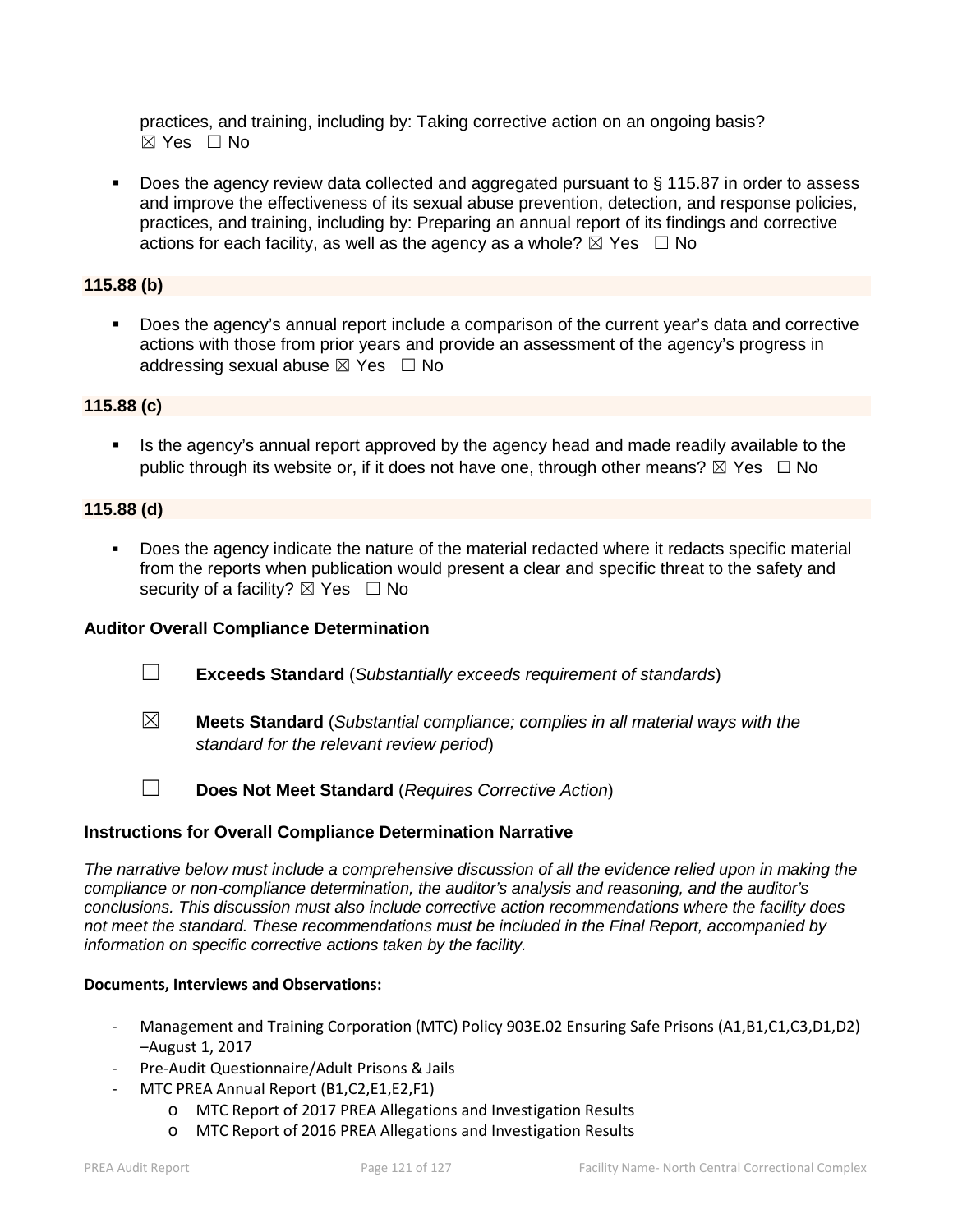practices, and training, including by: Taking corrective action on an ongoing basis? ☒ Yes ☐ No

- Does the agency review data collected and aggregated pursuant to § 115.87 in order to assess and improve the effectiveness of its sexual abuse prevention, detection, and response policies, practices, and training, including by: Preparing an annual report of its findings and corrective actions for each facility, as well as the agency as a whole? ☒ Yes ☐ No

**115.88 (b)**

- Does the agency's annual report include a comparison of the current year's data and corrective actions with those from prior years and provide an assessment of the agency's progress in addressing sexual abuse ☒ Yes ☐ No

**115.88 (c)**

- Is the agency's annual report approved by the agency head and made readily available to the public through its website or, if it does not have one, through other means? ☒ Yes ☐ No

**115.88 (d)**

- Does the agency indicate the nature of the material redacted where it redacts specific material from the reports when publication would present a clear and specific threat to the safety and security of a facility? ☒ Yes ☐ No

**Auditor Overall Compliance Determination**

☐ **Exceeds Standard** (*Substantially exceeds requirement of standards*)

☒ **Meets Standard** (*Substantial compliance; complies in all material ways with the standard for the relevant review period*)

☐ **Does Not Meet Standard** (*Requires Corrective Action*)

**Instructions for Overall Compliance Determination Narrative**

*The narrative below must include a comprehensive discussion of all the evidence relied upon in making the compliance or non-compliance determination, the auditor's analysis and reasoning, and the auditor's conclusions. This discussion must also include corrective action recommendations where the facility does not meet the standard. These recommendations must be included in the Final Report, accompanied by information on specific corrective actions taken by the facility.*

**Documents, Interviews and Observations:**

- Management and Training Corporation (MTC) Policy 903E.02 Ensuring Safe Prisons (A1,B1,C1,C3,D1,D2) –August 1, 2017
- Pre-Audit Questionnaire/Adult Prisons & Jails
- MTC PREA Annual Report (B1,C2,E1,E2,F1)
  - MTC Report of 2017 PREA Allegations and Investigation Results
  - MTC Report of 2016 PREA Allegations and Investigation Results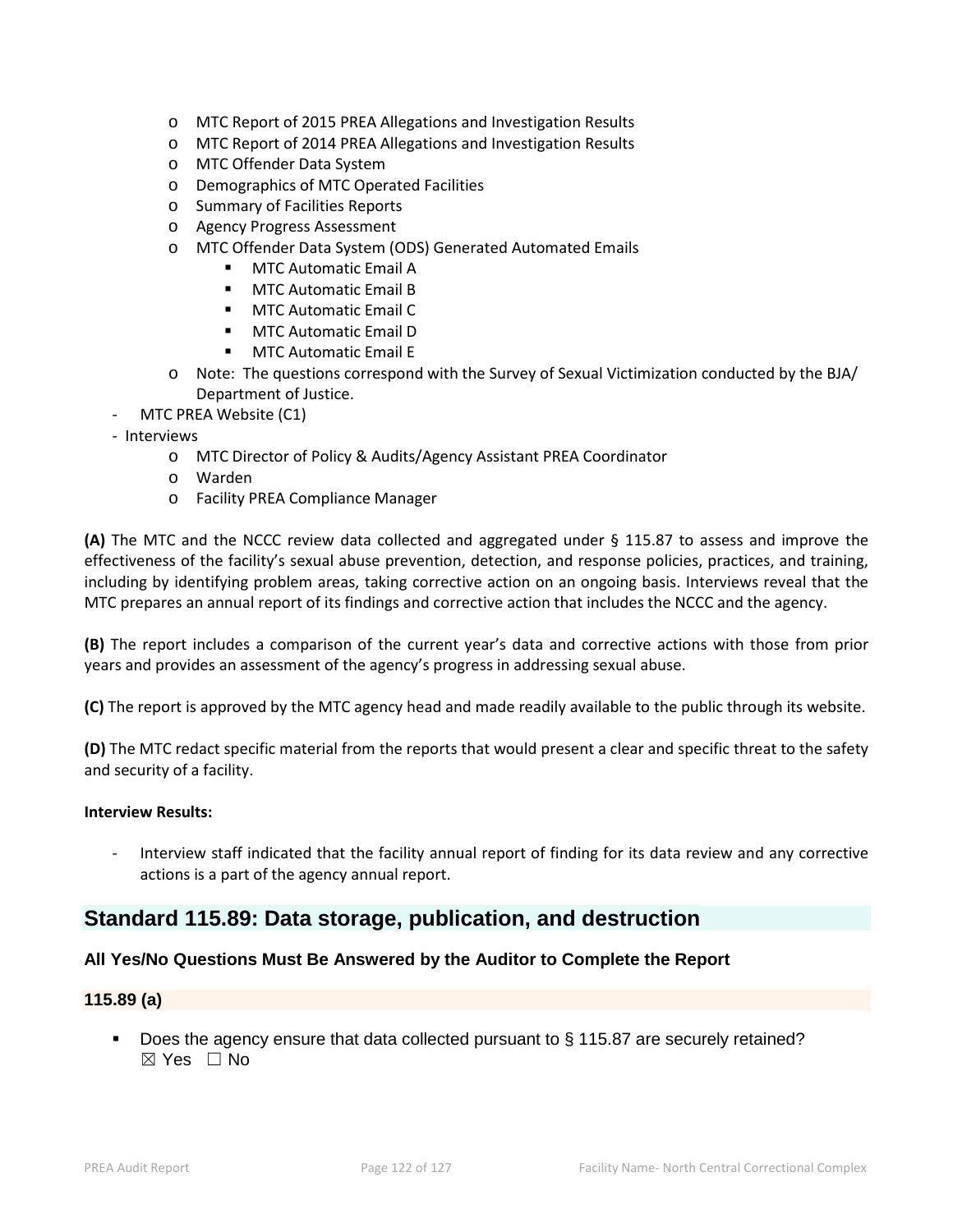- MTC Report of 2015 PREA Allegations and Investigation Results
    - MTC Report of 2014 PREA Allegations and Investigation Results
    - MTC Offender Data System
    - Demographics of MTC Operated Facilities
    - Summary of Facilities Reports
    - Agency Progress Assessment
    - MTC Offender Data System (ODS) Generated Automated Emails
        - MTC Automatic Email A
        - MTC Automatic Email B
        - MTC Automatic Email C
        - MTC Automatic Email D
        - MTC Automatic Email E
    - Note: The questions correspond with the Survey of Sexual Victimization conducted by the BJA/ Department of Justice.
- MTC PREA Website (C1)
- Interviews
    - MTC Director of Policy & Audits/Agency Assistant PREA Coordinator
    - Warden
    - Facility PREA Compliance Manager

**(A)** The MTC and the NCCC review data collected and aggregated under § 115.87 to assess and improve the effectiveness of the facility's sexual abuse prevention, detection, and response policies, practices, and training, including by identifying problem areas, taking corrective action on an ongoing basis. Interviews reveal that the MTC prepares an annual report of its findings and corrective action that includes the NCCC and the agency.

**(B)** The report includes a comparison of the current year's data and corrective actions with those from prior years and provides an assessment of the agency's progress in addressing sexual abuse.

**(C)** The report is approved by the MTC agency head and made readily available to the public through its website.

**(D)** The MTC redact specific material from the reports that would present a clear and specific threat to the safety and security of a facility.

**Interview Results:**

- Interview staff indicated that the facility annual report of finding for its data review and any corrective actions is a part of the agency annual report.

## Standard 115.89: Data storage, publication, and destruction

### All Yes/No Questions Must Be Answered by the Auditor to Complete the Report

### 115.89 (a)

- Does the agency ensure that data collected pursuant to § 115.87 are securely retained?
  ☒ Yes ☐ No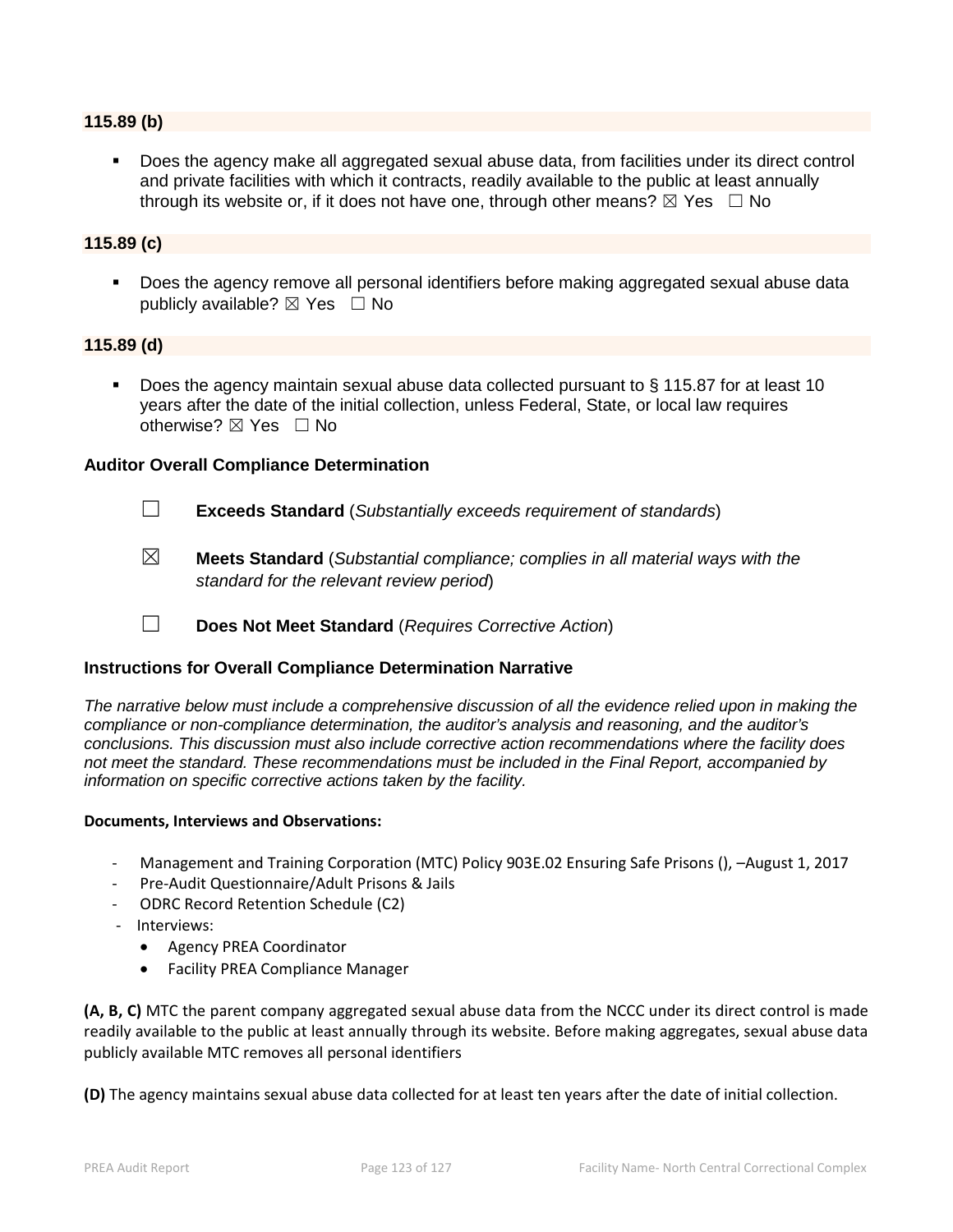### 115.89 (b)

- Does the agency make all aggregated sexual abuse data, from facilities under its direct control and private facilities with which it contracts, readily available to the public at least annually through its website or, if it does not have one, through other means? ☒ Yes ☐ No

### 115.89 (c)

- Does the agency remove all personal identifiers before making aggregated sexual abuse data publicly available? ☒ Yes ☐ No

### 115.89 (d)

- Does the agency maintain sexual abuse data collected pursuant to § 115.87 for at least 10 years after the date of the initial collection, unless Federal, State, or local law requires otherwise? ☒ Yes ☐ No

### Auditor Overall Compliance Determination

☐ **Exceeds Standard** (*Substantially exceeds requirement of standards*)

☒ **Meets Standard** (*Substantial compliance; complies in all material ways with the standard for the relevant review period*)

☐ **Does Not Meet Standard** (*Requires Corrective Action*)

### Instructions for Overall Compliance Determination Narrative

*The narrative below must include a comprehensive discussion of all the evidence relied upon in making the compliance or non-compliance determination, the auditor's analysis and reasoning, and the auditor's conclusions. This discussion must also include corrective action recommendations where the facility does not meet the standard. These recommendations must be included in the Final Report, accompanied by information on specific corrective actions taken by the facility.*

**Documents, Interviews and Observations:**

- Management and Training Corporation (MTC) Policy 903E.02 Ensuring Safe Prisons (), –August 1, 2017
- Pre-Audit Questionnaire/Adult Prisons & Jails
- ODRC Record Retention Schedule (C2)
- Interviews:
  - Agency PREA Coordinator
  - Facility PREA Compliance Manager

**(A, B, C)** MTC the parent company aggregated sexual abuse data from the NCCC under its direct control is made readily available to the public at least annually through its website. Before making aggregates, sexual abuse data publicly available MTC removes all personal identifiers

**(D)** The agency maintains sexual abuse data collected for at least ten years after the date of initial collection.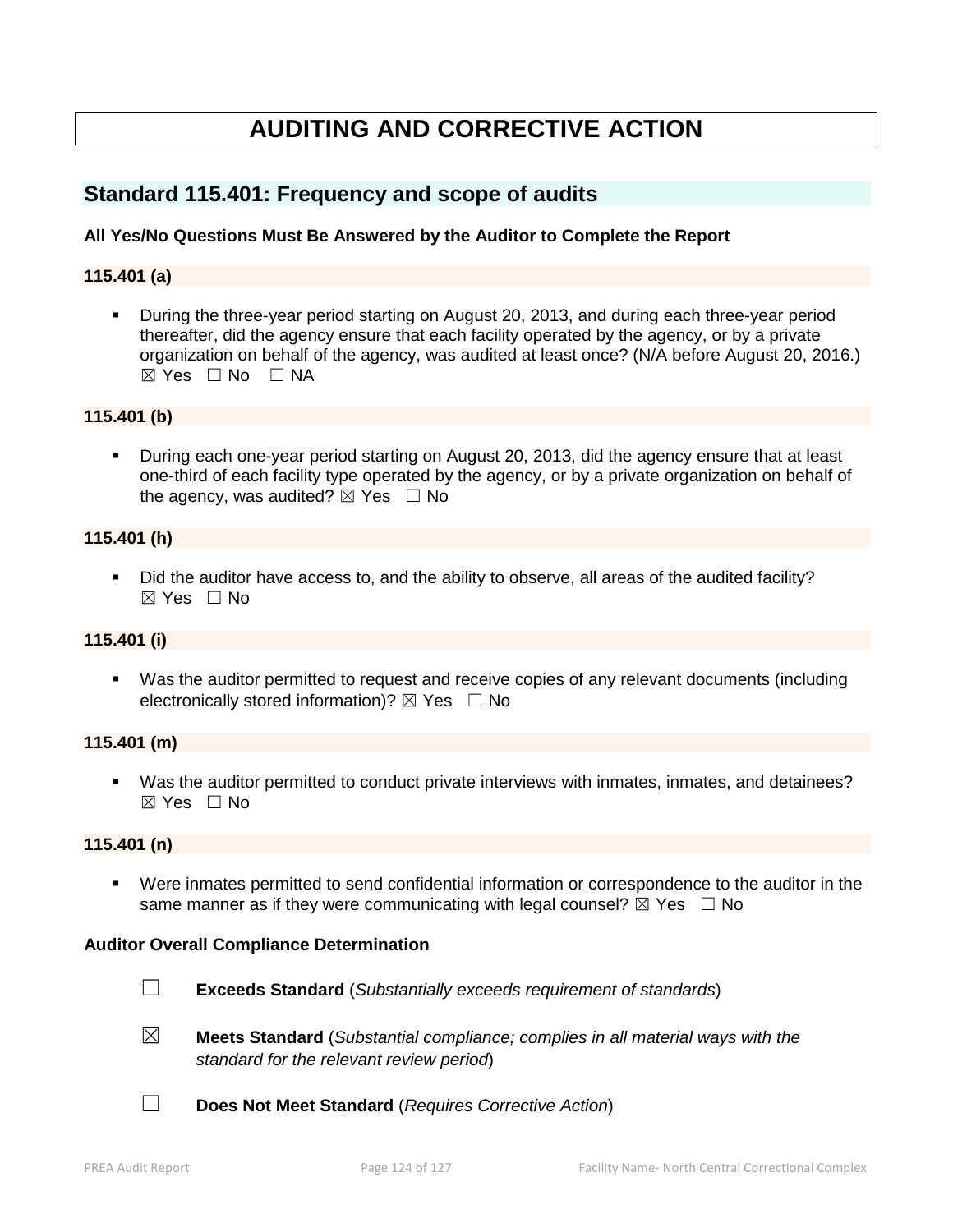# AUDITING AND CORRECTIVE ACTION

## Standard 115.401: Frequency and scope of audits

**All Yes/No Questions Must Be Answered by the Auditor to Complete the Report**

**115.401 (a)**

- During the three-year period starting on August 20, 2013, and during each three-year period thereafter, did the agency ensure that each facility operated by the agency, or by a private organization on behalf of the agency, was audited at least once? (N/A before August 20, 2016.) ☒ Yes ☐ No ☐ NA

**115.401 (b)**

- During each one-year period starting on August 20, 2013, did the agency ensure that at least one-third of each facility type operated by the agency, or by a private organization on behalf of the agency, was audited? ☒ Yes ☐ No

**115.401 (h)**

- Did the auditor have access to, and the ability to observe, all areas of the audited facility? ☒ Yes ☐ No

**115.401 (i)**

- Was the auditor permitted to request and receive copies of any relevant documents (including electronically stored information)? ☒ Yes ☐ No

**115.401 (m)**

- Was the auditor permitted to conduct private interviews with inmates, inmates, and detainees? ☒ Yes ☐ No

**115.401 (n)**

- Were inmates permitted to send confidential information or correspondence to the auditor in the same manner as if they were communicating with legal counsel? ☒ Yes ☐ No

**Auditor Overall Compliance Determination**

☐ **Exceeds Standard** (*Substantially exceeds requirement of standards*)

☒ **Meets Standard** (*Substantial compliance; complies in all material ways with the standard for the relevant review period*)

☐ **Does Not Meet Standard** (*Requires Corrective Action*)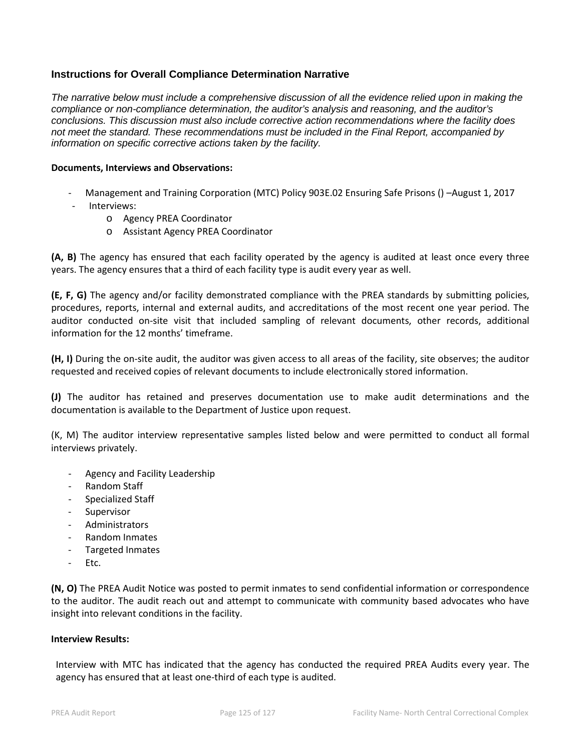### Instructions for Overall Compliance Determination Narrative

*The narrative below must include a comprehensive discussion of all the evidence relied upon in making the compliance or non-compliance determination, the auditor's analysis and reasoning, and the auditor's conclusions. This discussion must also include corrective action recommendations where the facility does not meet the standard. These recommendations must be included in the Final Report, accompanied by information on specific corrective actions taken by the facility.*

**Documents, Interviews and Observations:**

- Management and Training Corporation (MTC) Policy 903E.02 Ensuring Safe Prisons () –August 1, 2017
- Interviews:
  - Agency PREA Coordinator
  - Assistant Agency PREA Coordinator

**(A, B)** The agency has ensured that each facility operated by the agency is audited at least once every three years. The agency ensures that a third of each facility type is audit every year as well.

**(E, F, G)** The agency and/or facility demonstrated compliance with the PREA standards by submitting policies, procedures, reports, internal and external audits, and accreditations of the most recent one year period. The auditor conducted on-site visit that included sampling of relevant documents, other records, additional information for the 12 months' timeframe.

**(H, I)** During the on-site audit, the auditor was given access to all areas of the facility, site observes; the auditor requested and received copies of relevant documents to include electronically stored information.

**(J)** The auditor has retained and preserves documentation use to make audit determinations and the documentation is available to the Department of Justice upon request.

(K, M) The auditor interview representative samples listed below and were permitted to conduct all formal interviews privately.

- Agency and Facility Leadership
- Random Staff
- Specialized Staff
- Supervisor
- Administrators
- Random Inmates
- Targeted Inmates
- Etc.

**(N, O)** The PREA Audit Notice was posted to permit inmates to send confidential information or correspondence to the auditor. The audit reach out and attempt to communicate with community based advocates who have insight into relevant conditions in the facility.

**Interview Results:**

Interview with MTC has indicated that the agency has conducted the required PREA Audits every year. The agency has ensured that at least one-third of each type is audited.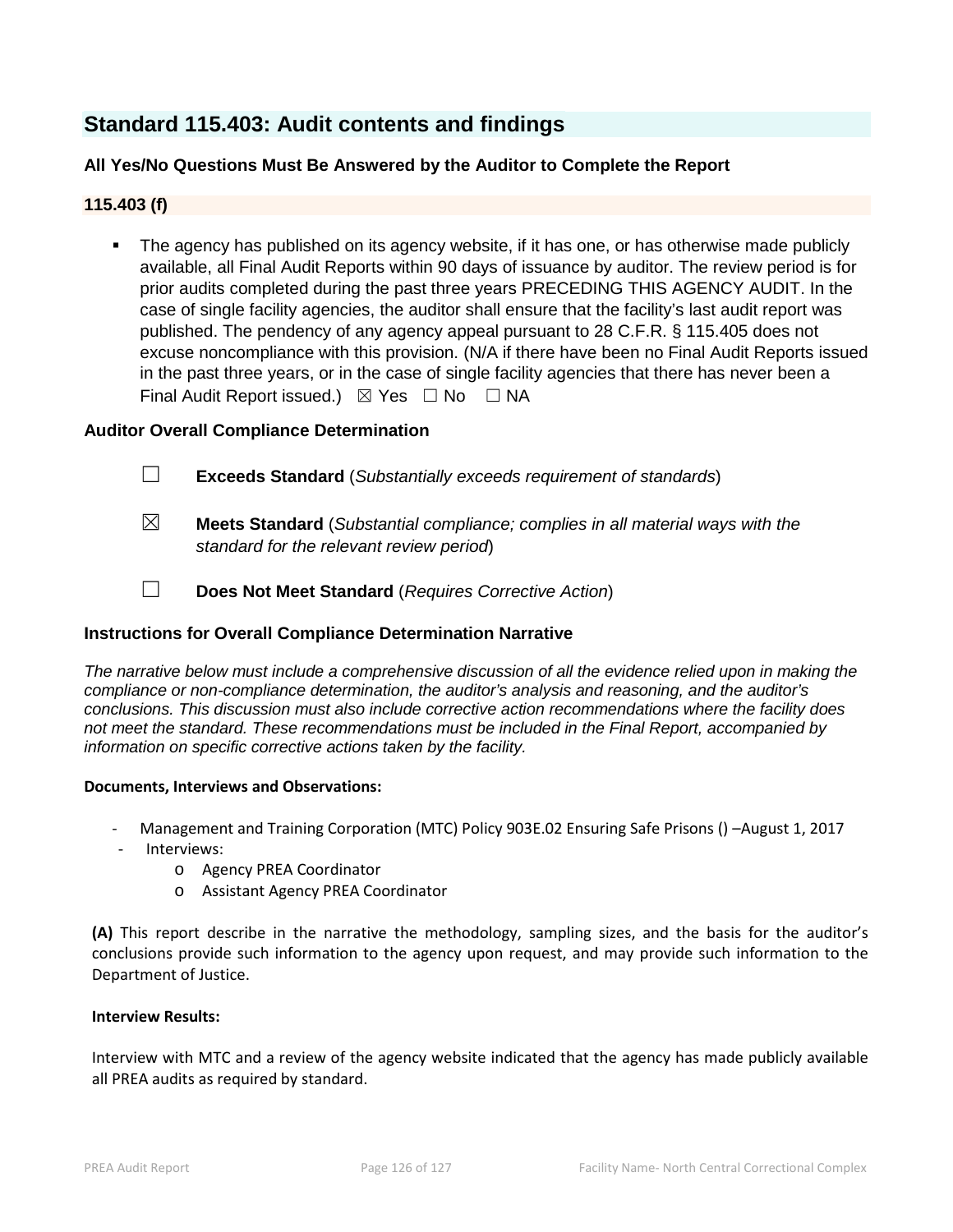## Standard 115.403: Audit contents and findings

**All Yes/No Questions Must Be Answered by the Auditor to Complete the Report**

**115.403 (f)**

- The agency has published on its agency website, if it has one, or has otherwise made publicly available, all Final Audit Reports within 90 days of issuance by auditor. The review period is for prior audits completed during the past three years PRECEDING THIS AGENCY AUDIT. In the case of single facility agencies, the auditor shall ensure that the facility's last audit report was published. The pendency of any agency appeal pursuant to 28 C.F.R. § 115.405 does not excuse noncompliance with this provision. (N/A if there have been no Final Audit Reports issued in the past three years, or in the case of single facility agencies that there has never been a Final Audit Report issued.) ☒ Yes ☐ No ☐ NA

**Auditor Overall Compliance Determination**

☐ **Exceeds Standard** (*Substantially exceeds requirement of standards*)

☒ **Meets Standard** (*Substantial compliance; complies in all material ways with the standard for the relevant review period*)

☐ **Does Not Meet Standard** (*Requires Corrective Action*)

**Instructions for Overall Compliance Determination Narrative**

*The narrative below must include a comprehensive discussion of all the evidence relied upon in making the compliance or non-compliance determination, the auditor's analysis and reasoning, and the auditor's conclusions. This discussion must also include corrective action recommendations where the facility does not meet the standard. These recommendations must be included in the Final Report, accompanied by information on specific corrective actions taken by the facility.*

**Documents, Interviews and Observations:**

- Management and Training Corporation (MTC) Policy 903E.02 Ensuring Safe Prisons () –August 1, 2017
- Interviews:
  - Agency PREA Coordinator
  - Assistant Agency PREA Coordinator

**(A)** This report describe in the narrative the methodology, sampling sizes, and the basis for the auditor's conclusions provide such information to the agency upon request, and may provide such information to the Department of Justice.

**Interview Results:**

Interview with MTC and a review of the agency website indicated that the agency has made publicly available all PREA audits as required by standard.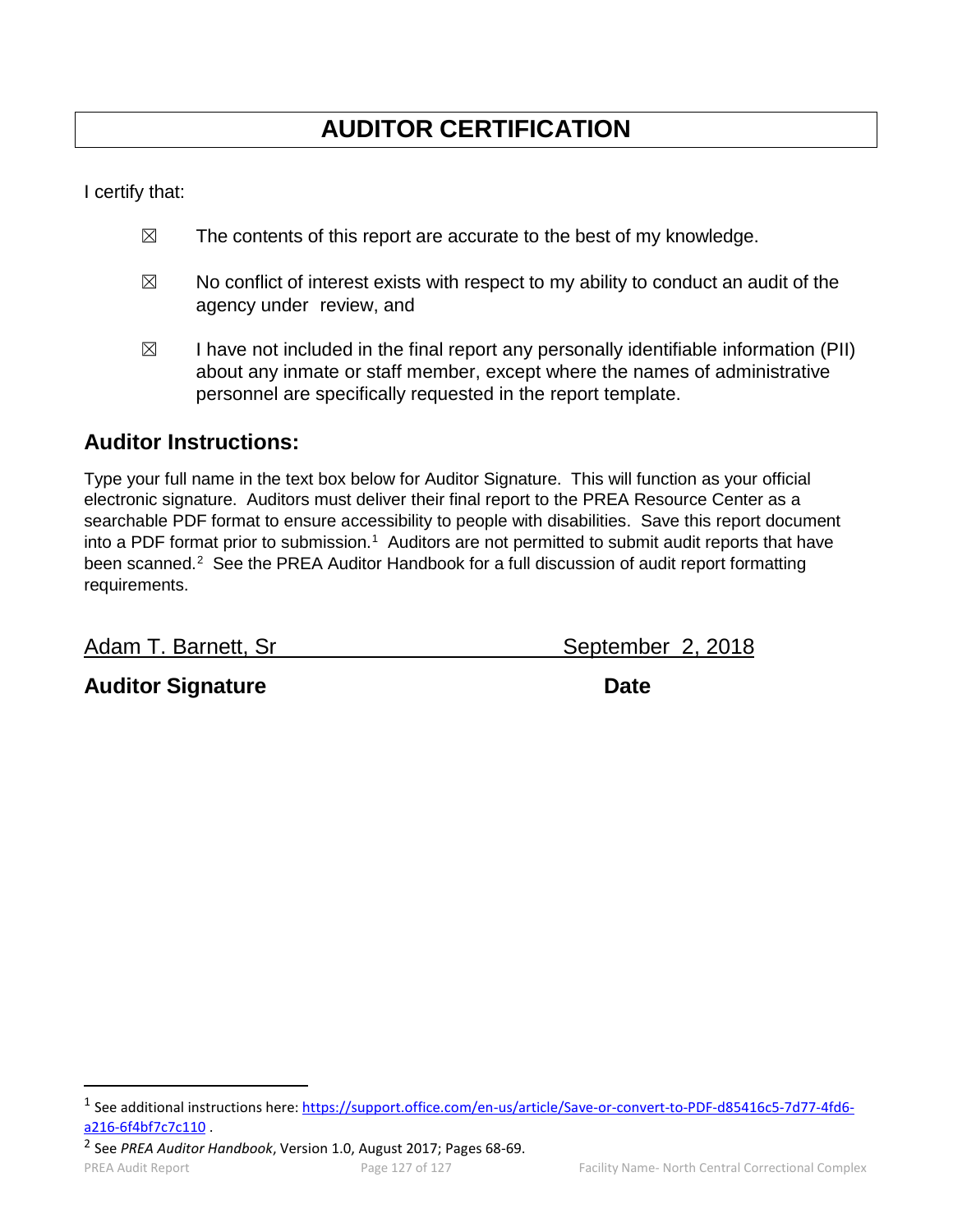# AUDITOR CERTIFICATION

I certify that:

☒ The contents of this report are accurate to the best of my knowledge.

☒ No conflict of interest exists with respect to my ability to conduct an audit of the agency under review, and

☒ I have not included in the final report any personally identifiable information (PII) about any inmate or staff member, except where the names of administrative personnel are specifically requested in the report template.

## Auditor Instructions:

Type your full name in the text box below for Auditor Signature. This will function as your official electronic signature. Auditors must deliver their final report to the PREA Resource Center as a searchable PDF format to ensure accessibility to people with disabilities. Save this report document into a PDF format prior to submission.[1] Auditors are not permitted to submit audit reports that have been scanned.[2] See the PREA Auditor Handbook for a full discussion of audit report formatting requirements.

Adam T. Barnett, Sr                                        September 2, 2018

**Auditor Signature**                                        **Date**

---

[1] See additional instructions here: https://support.office.com/en-us/article/Save-or-convert-to-PDF-d85416c5-7d77-4fd6-a216-6f4bf7c7c110 .

[2] See *PREA Auditor Handbook*, Version 1.0, August 2017; Pages 68-69.